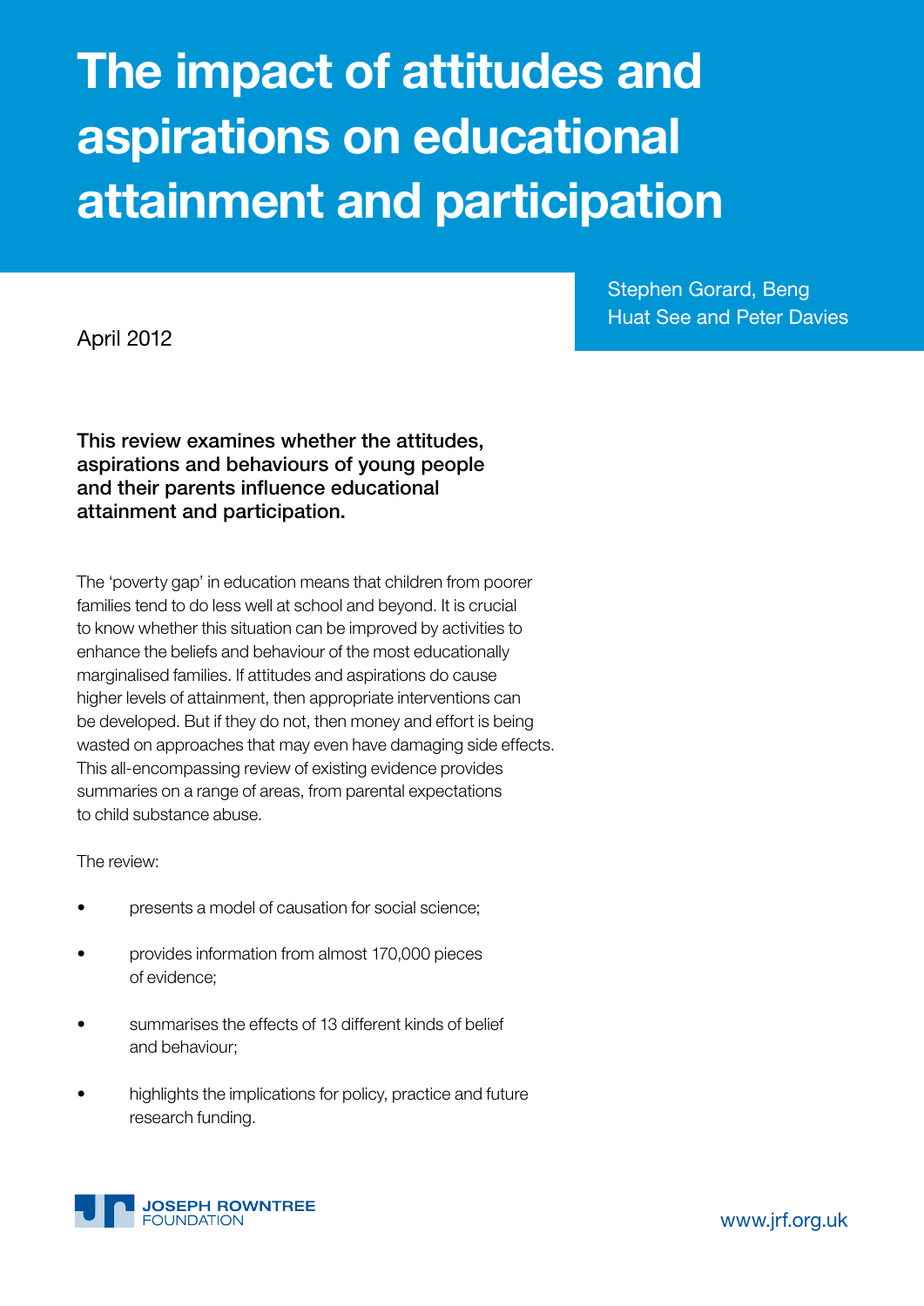# The impact of attitudes and aspirations on educational attainment and participation

Stephen Gorard, Beng Huat See and Peter Davies

April 2012

**This review examines whether the attitudes, aspirations and behaviours of young people and their parents influence educational attainment and participation.**

The 'poverty gap' in education means that children from poorer families tend to do less well at school and beyond. It is crucial to know whether this situation can be improved by activities to enhance the beliefs and behaviour of the most educationally marginalised families. If attitudes and aspirations do cause higher levels of attainment, then appropriate interventions can be developed. But if they do not, then money and effort is being wasted on approaches that may even have damaging side effects. This all-encompassing review of existing evidence provides summaries on a range of areas, from parental expectations to child substance abuse.

The review:

- presents a model of causation for social science;
- provides information from almost 170,000 pieces of evidence;
- summarises the effects of 13 different kinds of belief and behaviour;
- highlights the implications for policy, practice and future research funding.

JOSEPH ROWNTREE FOUNDATION

www.jrf.org.uk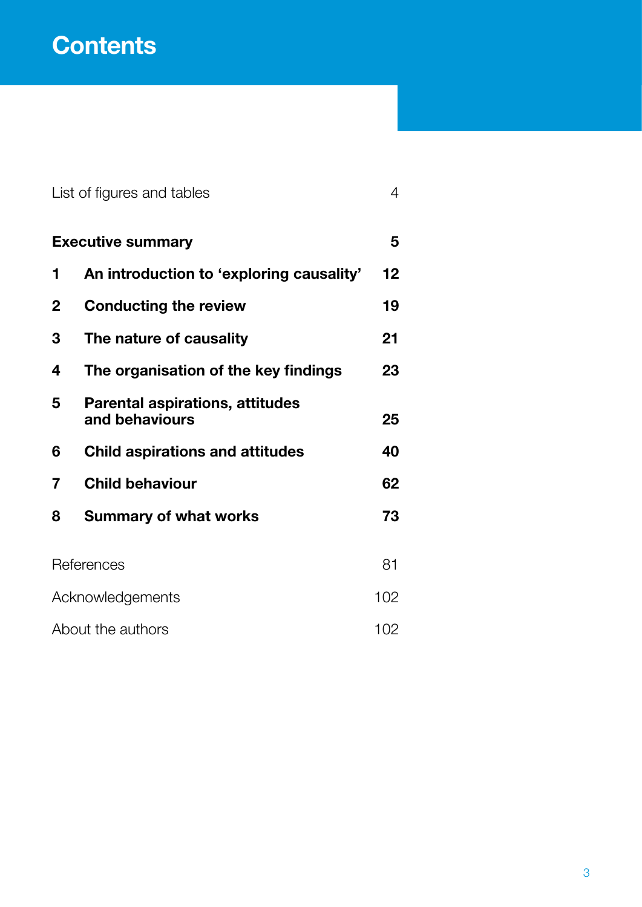# Contents

| | |
|---|---|
| List of figures and tables | 4 |
| **Executive summary** | **5** |
| **1 An introduction to 'exploring causality'** | **12** |
| **2 Conducting the review** | **19** |
| **3 The nature of causality** | **21** |
| **4 The organisation of the key findings** | **23** |
| **5 Parental aspirations, attitudes and behaviours** | **25** |
| **6 Child aspirations and attitudes** | **40** |
| **7 Child behaviour** | **62** |
| **8 Summary of what works** | **73** |
| References | 81 |
| Acknowledgements | 102 |
| About the authors | 102 |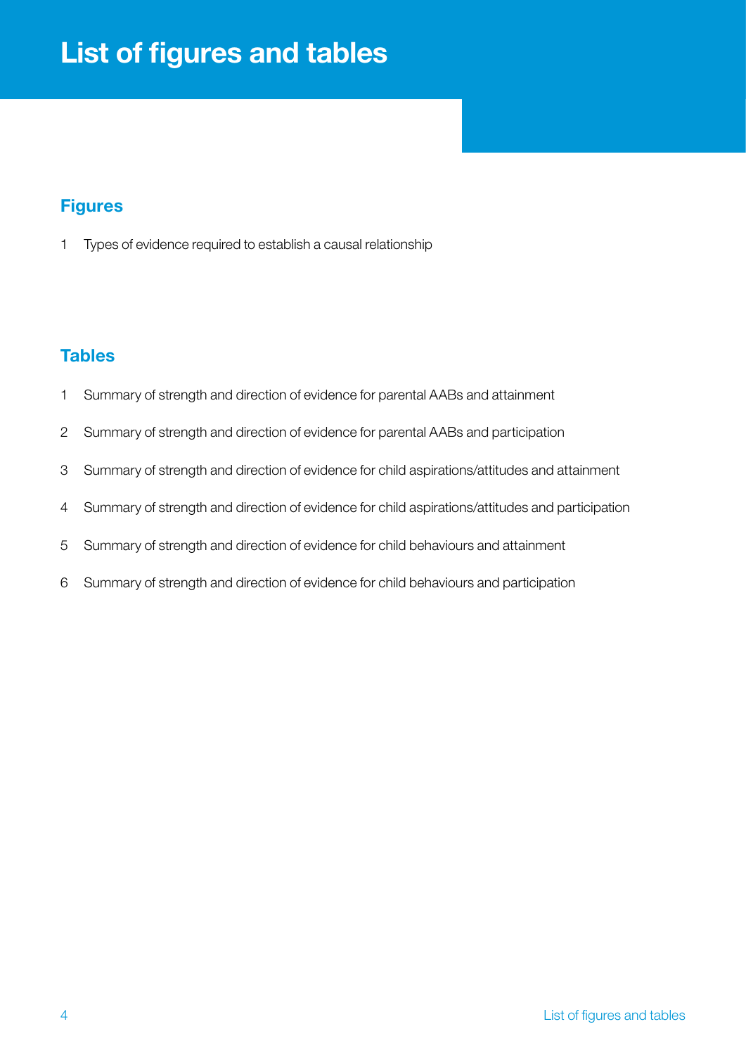# List of figures and tables

## Figures

1 Types of evidence required to establish a causal relationship

## Tables

1 Summary of strength and direction of evidence for parental AABs and attainment

2 Summary of strength and direction of evidence for parental AABs and participation

3 Summary of strength and direction of evidence for child aspirations/attitudes and attainment

4 Summary of strength and direction of evidence for child aspirations/attitudes and participation

5 Summary of strength and direction of evidence for child behaviours and attainment

6 Summary of strength and direction of evidence for child behaviours and participation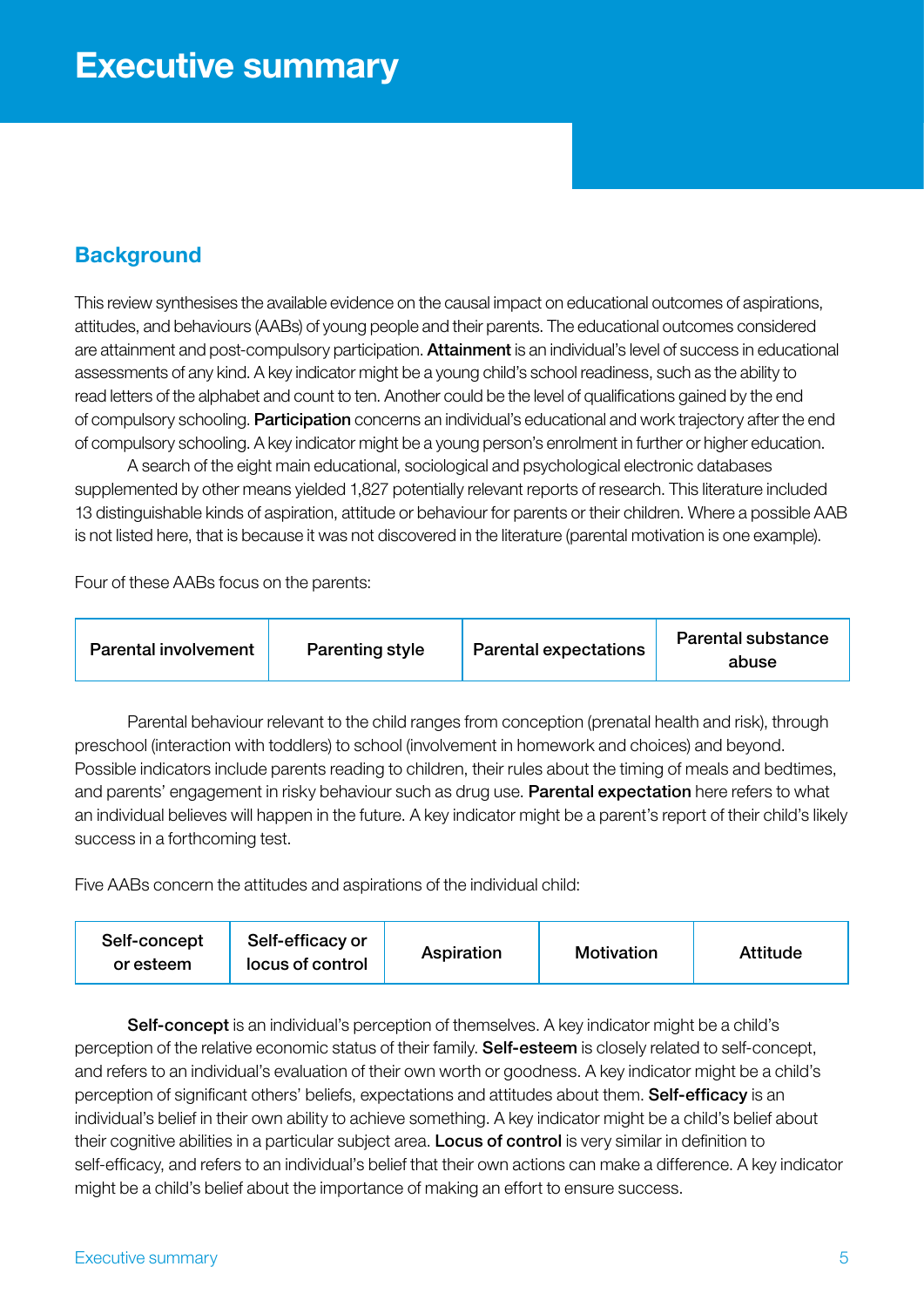# Executive summary

## Background

This review synthesises the available evidence on the causal impact on educational outcomes of aspirations, attitudes, and behaviours (AABs) of young people and their parents. The educational outcomes considered are attainment and post-compulsory participation. **Attainment** is an individual's level of success in educational assessments of any kind. A key indicator might be a young child's school readiness, such as the ability to read letters of the alphabet and count to ten. Another could be the level of qualifications gained by the end of compulsory schooling. **Participation** concerns an individual's educational and work trajectory after the end of compulsory schooling. A key indicator might be a young person's enrolment in further or higher education.

A search of the eight main educational, sociological and psychological electronic databases supplemented by other means yielded 1,827 potentially relevant reports of research. This literature included 13 distinguishable kinds of aspiration, attitude or behaviour for parents or their children. Where a possible AAB is not listed here, that is because it was not discovered in the literature (parental motivation is one example).

Four of these AABs focus on the parents:

| Parental involvement | Parenting style | Parental expectations | Parental substance abuse |
|---|---|---|---|

Parental behaviour relevant to the child ranges from conception (prenatal health and risk), through preschool (interaction with toddlers) to school (involvement in homework and choices) and beyond. Possible indicators include parents reading to children, their rules about the timing of meals and bedtimes, and parents' engagement in risky behaviour such as drug use. **Parental expectation** here refers to what an individual believes will happen in the future. A key indicator might be a parent's report of their child's likely success in a forthcoming test.

Five AABs concern the attitudes and aspirations of the individual child:

| Self-concept or esteem | Self-efficacy or locus of control | Aspiration | Motivation | Attitude |
|---|---|---|---|---|

**Self-concept** is an individual's perception of themselves. A key indicator might be a child's perception of the relative economic status of their family. **Self-esteem** is closely related to self-concept, and refers to an individual's evaluation of their own worth or goodness. A key indicator might be a child's perception of significant others' beliefs, expectations and attitudes about them. **Self-efficacy** is an individual's belief in their own ability to achieve something. A key indicator might be a child's belief about their cognitive abilities in a particular subject area. **Locus of control** is very similar in definition to self-efficacy, and refers to an individual's belief that their own actions can make a difference. A key indicator might be a child's belief about the importance of making an effort to ensure success.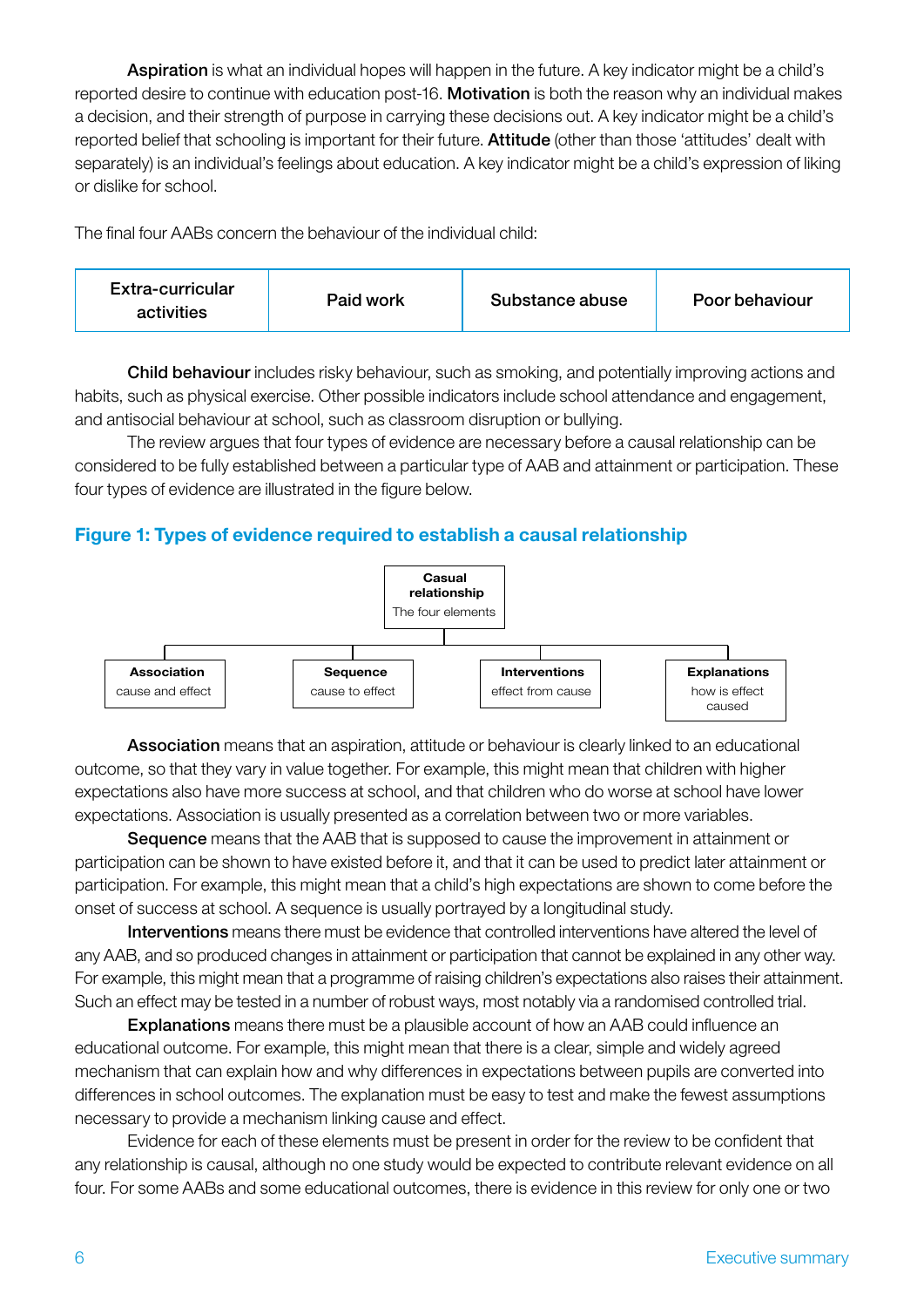**Aspiration** is what an individual hopes will happen in the future. A key indicator might be a child's reported desire to continue with education post-16. **Motivation** is both the reason why an individual makes a decision, and their strength of purpose in carrying these decisions out. A key indicator might be a child's reported belief that schooling is important for their future. **Attitude** (other than those 'attitudes' dealt with separately) is an individual's feelings about education. A key indicator might be a child's expression of liking or dislike for school.

The final four AABs concern the behaviour of the individual child:

| Extra-curricular activities | Paid work | Substance abuse | Poor behaviour |
|---|---|---|---|

**Child behaviour** includes risky behaviour, such as smoking, and potentially improving actions and habits, such as physical exercise. Other possible indicators include school attendance and engagement, and antisocial behaviour at school, such as classroom disruption or bullying.

The review argues that four types of evidence are necessary before a causal relationship can be considered to be fully established between a particular type of AAB and attainment or participation. These four types of evidence are illustrated in the figure below.

### Figure 1: Types of evidence required to establish a causal relationship

**Casual relationship**
The four elements

- **Association** – cause and effect
- **Sequence** – cause to effect
- **Interventions** – effect from cause
- **Explanations** – how is effect caused

**Association** means that an aspiration, attitude or behaviour is clearly linked to an educational outcome, so that they vary in value together. For example, this might mean that children with higher expectations also have more success at school, and that children who do worse at school have lower expectations. Association is usually presented as a correlation between two or more variables.

**Sequence** means that the AAB that is supposed to cause the improvement in attainment or participation can be shown to have existed before it, and that it can be used to predict later attainment or participation. For example, this might mean that a child's high expectations are shown to come before the onset of success at school. A sequence is usually portrayed by a longitudinal study.

**Interventions** means there must be evidence that controlled interventions have altered the level of any AAB, and so produced changes in attainment or participation that cannot be explained in any other way. For example, this might mean that a programme of raising children's expectations also raises their attainment. Such an effect may be tested in a number of robust ways, most notably via a randomised controlled trial.

**Explanations** means there must be a plausible account of how an AAB could influence an educational outcome. For example, this might mean that there is a clear, simple and widely agreed mechanism that can explain how and why differences in expectations between pupils are converted into differences in school outcomes. The explanation must be easy to test and make the fewest assumptions necessary to provide a mechanism linking cause and effect.

Evidence for each of these elements must be present in order for the review to be confident that any relationship is causal, although no one study would be expected to contribute relevant evidence on all four. For some AABs and some educational outcomes, there is evidence in this review for only one or two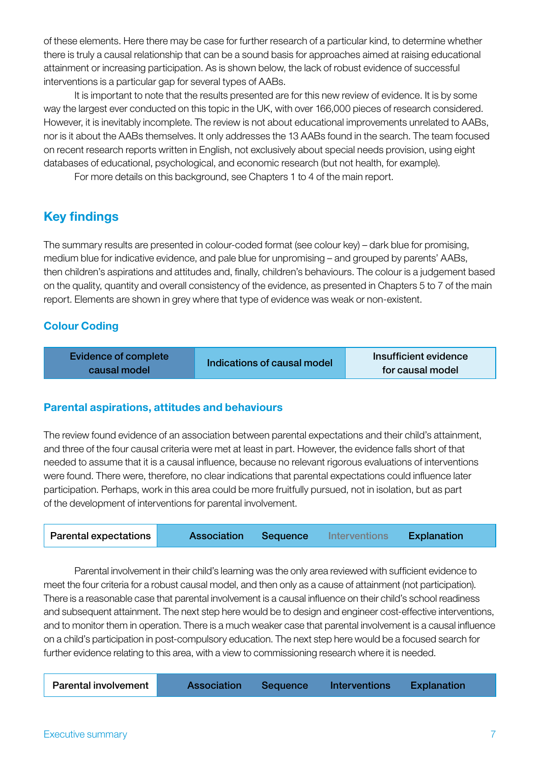of these elements. Here there may be case for further research of a particular kind, to determine whether there is truly a causal relationship that can be a sound basis for approaches aimed at raising educational attainment or increasing participation. As is shown below, the lack of robust evidence of successful interventions is a particular gap for several types of AABs.

It is important to note that the results presented are for this new review of evidence. It is by some way the largest ever conducted on this topic in the UK, with over 166,000 pieces of research considered. However, it is inevitably incomplete. The review is not about educational improvements unrelated to AABs, nor is it about the AABs themselves. It only addresses the 13 AABs found in the search. The team focused on recent research reports written in English, not exclusively about special needs provision, using eight databases of educational, psychological, and economic research (but not health, for example).

For more details on this background, see Chapters 1 to 4 of the main report.

## Key findings

The summary results are presented in colour-coded format (see colour key) – dark blue for promising, medium blue for indicative evidence, and pale blue for unpromising – and grouped by parents' AABs, then children's aspirations and attitudes and, finally, children's behaviours. The colour is a judgement based on the quality, quantity and overall consistency of the evidence, as presented in Chapters 5 to 7 of the main report. Elements are shown in grey where that type of evidence was weak or non-existent.

### Colour Coding

| Evidence of complete causal model | Indications of causal model | Insufficient evidence for causal model |
|---|---|---|

### Parental aspirations, attitudes and behaviours

The review found evidence of an association between parental expectations and their child's attainment, and three of the four causal criteria were met at least in part. However, the evidence falls short of that needed to assume that it is a causal influence, because no relevant rigorous evaluations of interventions were found. There were, therefore, no clear indications that parental expectations could influence later participation. Perhaps, work in this area could be more fruitfully pursued, not in isolation, but as part of the development of interventions for parental involvement.

| Parental expectations | Association | Sequence | Interventions | Explanation |
|---|---|---|---|---|

Parental involvement in their child's learning was the only area reviewed with sufficient evidence to meet the four criteria for a robust causal model, and then only as a cause of attainment (not participation). There is a reasonable case that parental involvement is a causal influence on their child's school readiness and subsequent attainment. The next step here would be to design and engineer cost-effective interventions, and to monitor them in operation. There is a much weaker case that parental involvement is a causal influence on a child's participation in post-compulsory education. The next step here would be a focused search for further evidence relating to this area, with a view to commissioning research where it is needed.

| Parental involvement | Association | Sequence | Interventions | Explanation |
|---|---|---|---|---|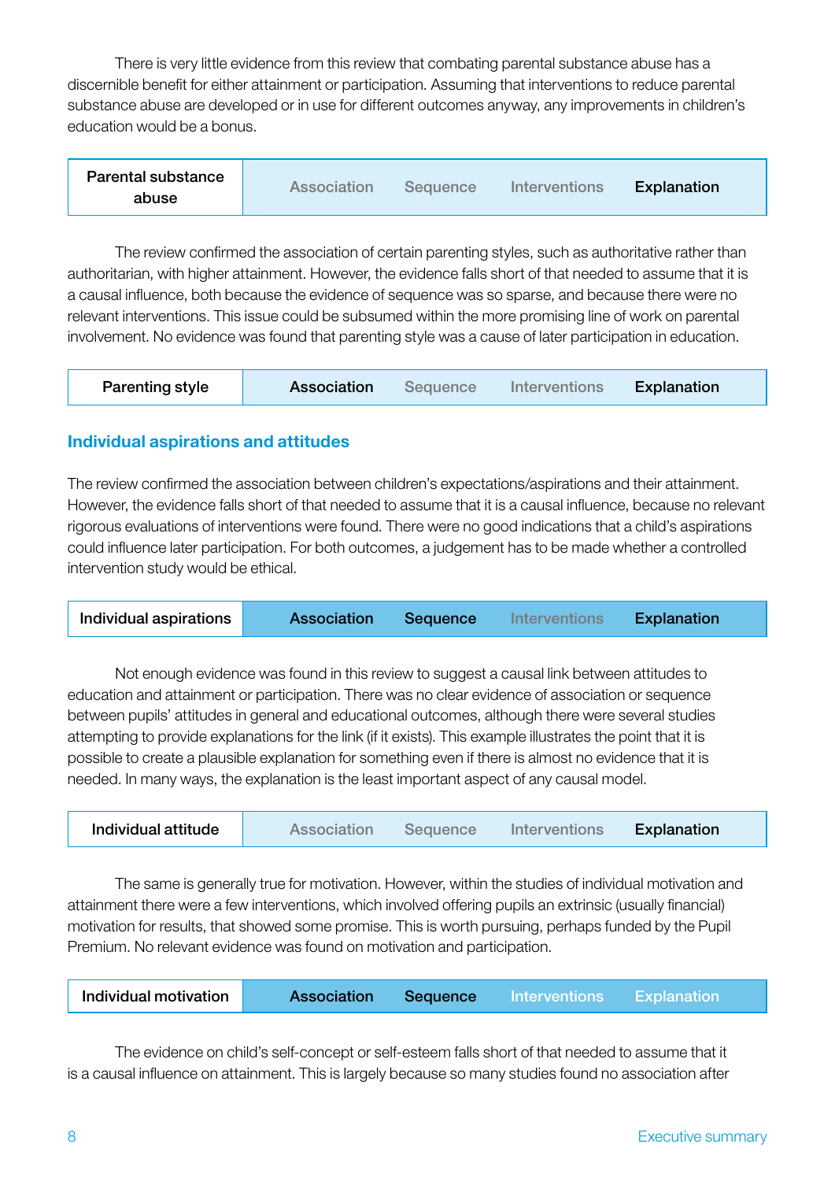There is very little evidence from this review that combating parental substance abuse has a discernible benefit for either attainment or participation. Assuming that interventions to reduce parental substance abuse are developed or in use for different outcomes anyway, any improvements in children's education would be a bonus.

| Parental substance abuse | Association | Sequence | Interventions | **Explanation** |
|---|---|---|---|---|

The review confirmed the association of certain parenting styles, such as authoritative rather than authoritarian, with higher attainment. However, the evidence falls short of that needed to assume that it is a causal influence, both because the evidence of sequence was so sparse, and because there were no relevant interventions. This issue could be subsumed within the more promising line of work on parental involvement. No evidence was found that parenting style was a cause of later participation in education.

| Parenting style | **Association** | Sequence | Interventions | **Explanation** |
|---|---|---|---|---|

## Individual aspirations and attitudes

The review confirmed the association between children's expectations/aspirations and their attainment. However, the evidence falls short of that needed to assume that it is a causal influence, because no relevant rigorous evaluations of interventions were found. There were no good indications that a child's aspirations could influence later participation. For both outcomes, a judgement has to be made whether a controlled intervention study would be ethical.

| Individual aspirations | **Association** | **Sequence** | Interventions | **Explanation** |
|---|---|---|---|---|

Not enough evidence was found in this review to suggest a causal link between attitudes to education and attainment or participation. There was no clear evidence of association or sequence between pupils' attitudes in general and educational outcomes, although there were several studies attempting to provide explanations for the link (if it exists). This example illustrates the point that it is possible to create a plausible explanation for something even if there is almost no evidence that it is needed. In many ways, the explanation is the least important aspect of any causal model.

| Individual attitude | Association | Sequence | Interventions | **Explanation** |
|---|---|---|---|---|

The same is generally true for motivation. However, within the studies of individual motivation and attainment there were a few interventions, which involved offering pupils an extrinsic (usually financial) motivation for results, that showed some promise. This is worth pursuing, perhaps funded by the Pupil Premium. No relevant evidence was found on motivation and participation.

| Individual motivation | **Association** | **Sequence** | Interventions | Explanation |
|---|---|---|---|---|

The evidence on child's self-concept or self-esteem falls short of that needed to assume that it is a causal influence on attainment. This is largely because so many studies found no association after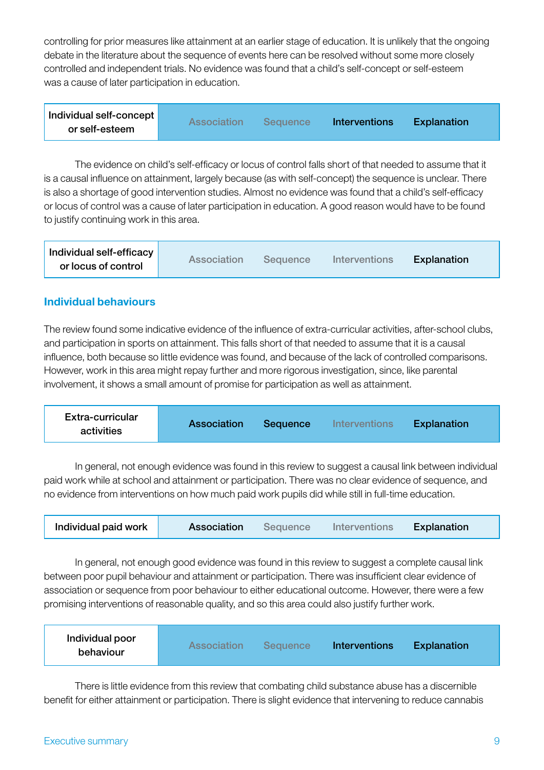controlling for prior measures like attainment at an earlier stage of education. It is unlikely that the ongoing debate in the literature about the sequence of events here can be resolved without some more closely controlled and independent trials. No evidence was found that a child's self-concept or self-esteem was a cause of later participation in education.

| Individual self-concept or self-esteem | Association | Sequence | **Interventions** | **Explanation** |
|---|---|---|---|---|

The evidence on child's self-efficacy or locus of control falls short of that needed to assume that it is a causal influence on attainment, largely because (as with self-concept) the sequence is unclear. There is also a shortage of good intervention studies. Almost no evidence was found that a child's self-efficacy or locus of control was a cause of later participation in education. A good reason would have to be found to justify continuing work in this area.

| Individual self-efficacy or locus of control | Association | Sequence | Interventions | **Explanation** |
|---|---|---|---|---|

## Individual behaviours

The review found some indicative evidence of the influence of extra-curricular activities, after-school clubs, and participation in sports on attainment. This falls short of that needed to assume that it is a causal influence, both because so little evidence was found, and because of the lack of controlled comparisons. However, work in this area might repay further and more rigorous investigation, since, like parental involvement, it shows a small amount of promise for participation as well as attainment.

| Extra-curricular activities | **Association** | **Sequence** | Interventions | **Explanation** |
|---|---|---|---|---|

In general, not enough evidence was found in this review to suggest a causal link between individual paid work while at school and attainment or participation. There was no clear evidence of sequence, and no evidence from interventions on how much paid work pupils did while still in full-time education.

| Individual paid work | **Association** | Sequence | Interventions | **Explanation** |
|---|---|---|---|---|

In general, not enough good evidence was found in this review to suggest a complete causal link between poor pupil behaviour and attainment or participation. There was insufficient clear evidence of association or sequence from poor behaviour to either educational outcome. However, there were a few promising interventions of reasonable quality, and so this area could also justify further work.

| Individual poor behaviour | Association | Sequence | **Interventions** | **Explanation** |
|---|---|---|---|---|

There is little evidence from this review that combating child substance abuse has a discernible benefit for either attainment or participation. There is slight evidence that intervening to reduce cannabis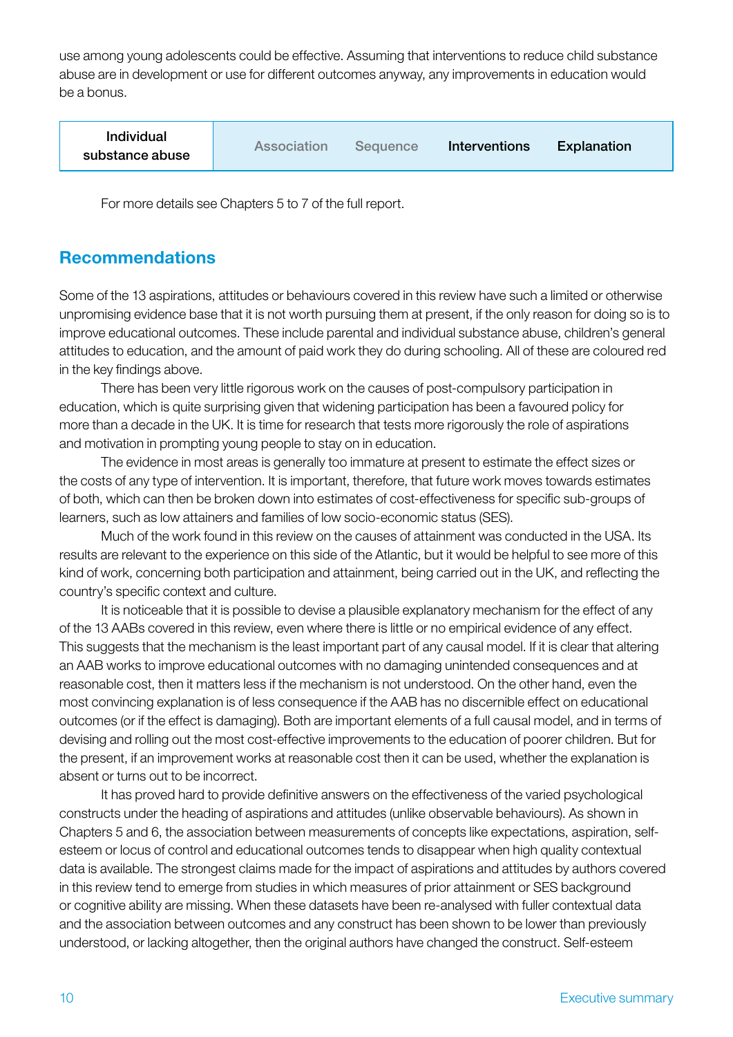use among young adolescents could be effective. Assuming that interventions to reduce child substance abuse are in development or use for different outcomes anyway, any improvements in education would be a bonus.

| Individual substance abuse | Association | Sequence | Interventions | Explanation |
|---|---|---|---|---|

For more details see Chapters 5 to 7 of the full report.

## Recommendations

Some of the 13 aspirations, attitudes or behaviours covered in this review have such a limited or otherwise unpromising evidence base that it is not worth pursuing them at present, if the only reason for doing so is to improve educational outcomes. These include parental and individual substance abuse, children's general attitudes to education, and the amount of paid work they do during schooling. All of these are coloured red in the key findings above.

There has been very little rigorous work on the causes of post-compulsory participation in education, which is quite surprising given that widening participation has been a favoured policy for more than a decade in the UK. It is time for research that tests more rigorously the role of aspirations and motivation in prompting young people to stay on in education.

The evidence in most areas is generally too immature at present to estimate the effect sizes or the costs of any type of intervention. It is important, therefore, that future work moves towards estimates of both, which can then be broken down into estimates of cost-effectiveness for specific sub-groups of learners, such as low attainers and families of low socio-economic status (SES).

Much of the work found in this review on the causes of attainment was conducted in the USA. Its results are relevant to the experience on this side of the Atlantic, but it would be helpful to see more of this kind of work, concerning both participation and attainment, being carried out in the UK, and reflecting the country's specific context and culture.

It is noticeable that it is possible to devise a plausible explanatory mechanism for the effect of any of the 13 AABs covered in this review, even where there is little or no empirical evidence of any effect. This suggests that the mechanism is the least important part of any causal model. If it is clear that altering an AAB works to improve educational outcomes with no damaging unintended consequences and at reasonable cost, then it matters less if the mechanism is not understood. On the other hand, even the most convincing explanation is of less consequence if the AAB has no discernible effect on educational outcomes (or if the effect is damaging). Both are important elements of a full causal model, and in terms of devising and rolling out the most cost-effective improvements to the education of poorer children. But for the present, if an improvement works at reasonable cost then it can be used, whether the explanation is absent or turns out to be incorrect.

It has proved hard to provide definitive answers on the effectiveness of the varied psychological constructs under the heading of aspirations and attitudes (unlike observable behaviours). As shown in Chapters 5 and 6, the association between measurements of concepts like expectations, aspiration, self-esteem or locus of control and educational outcomes tends to disappear when high quality contextual data is available. The strongest claims made for the impact of aspirations and attitudes by authors covered in this review tend to emerge from studies in which measures of prior attainment or SES background or cognitive ability are missing. When these datasets have been re-analysed with fuller contextual data and the association between outcomes and any construct has been shown to be lower than previously understood, or lacking altogether, then the original authors have changed the construct. Self-esteem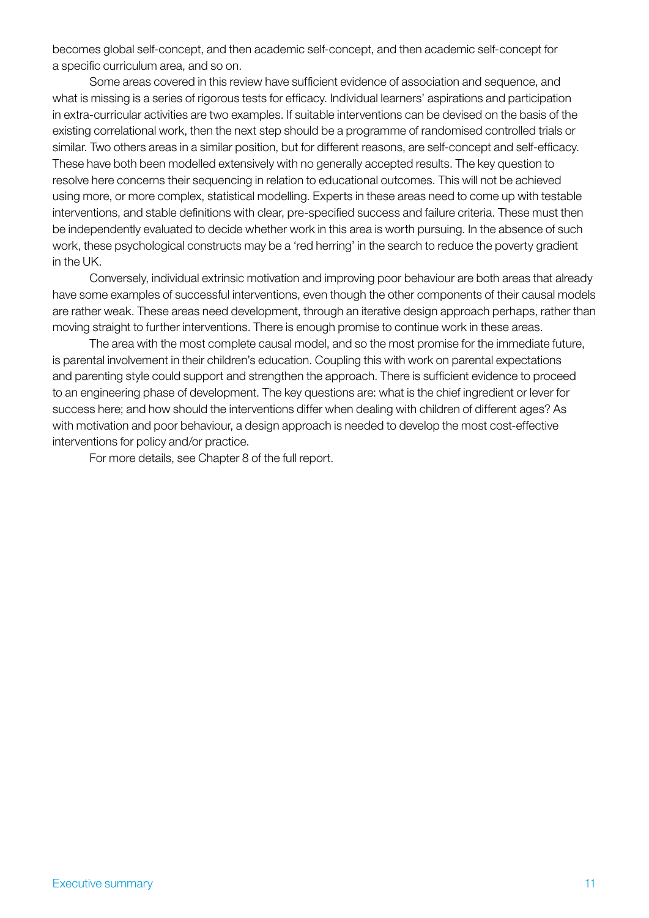becomes global self-concept, and then academic self-concept, and then academic self-concept for a specific curriculum area, and so on.

Some areas covered in this review have sufficient evidence of association and sequence, and what is missing is a series of rigorous tests for efficacy. Individual learners' aspirations and participation in extra-curricular activities are two examples. If suitable interventions can be devised on the basis of the existing correlational work, then the next step should be a programme of randomised controlled trials or similar. Two others areas in a similar position, but for different reasons, are self-concept and self-efficacy. These have both been modelled extensively with no generally accepted results. The key question to resolve here concerns their sequencing in relation to educational outcomes. This will not be achieved using more, or more complex, statistical modelling. Experts in these areas need to come up with testable interventions, and stable definitions with clear, pre-specified success and failure criteria. These must then be independently evaluated to decide whether work in this area is worth pursuing. In the absence of such work, these psychological constructs may be a 'red herring' in the search to reduce the poverty gradient in the UK.

Conversely, individual extrinsic motivation and improving poor behaviour are both areas that already have some examples of successful interventions, even though the other components of their causal models are rather weak. These areas need development, through an iterative design approach perhaps, rather than moving straight to further interventions. There is enough promise to continue work in these areas.

The area with the most complete causal model, and so the most promise for the immediate future, is parental involvement in their children's education. Coupling this with work on parental expectations and parenting style could support and strengthen the approach. There is sufficient evidence to proceed to an engineering phase of development. The key questions are: what is the chief ingredient or lever for success here; and how should the interventions differ when dealing with children of different ages? As with motivation and poor behaviour, a design approach is needed to develop the most cost-effective interventions for policy and/or practice.

For more details, see Chapter 8 of the full report.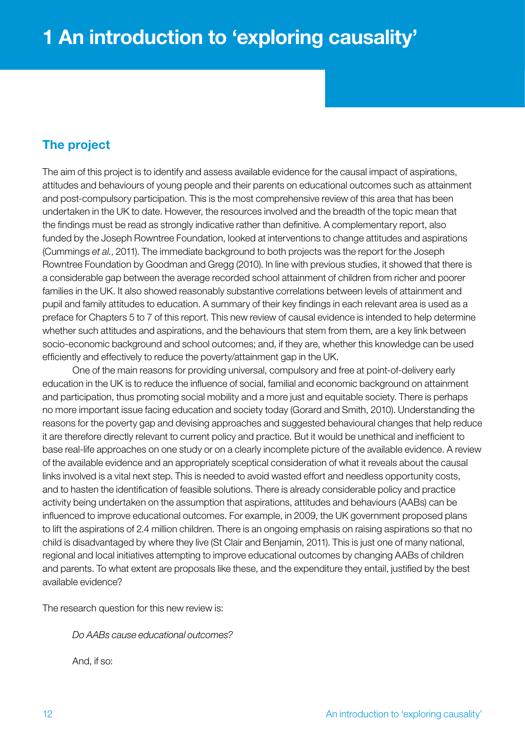# 1 An introduction to 'exploring causality'

## The project

The aim of this project is to identify and assess available evidence for the causal impact of aspirations, attitudes and behaviours of young people and their parents on educational outcomes such as attainment and post-compulsory participation. This is the most comprehensive review of this area that has been undertaken in the UK to date. However, the resources involved and the breadth of the topic mean that the findings must be read as strongly indicative rather than definitive. A complementary report, also funded by the Joseph Rowntree Foundation, looked at interventions to change attitudes and aspirations (Cummings *et al.*, 2011). The immediate background to both projects was the report for the Joseph Rowntree Foundation by Goodman and Gregg (2010). In line with previous studies, it showed that there is a considerable gap between the average recorded school attainment of children from richer and poorer families in the UK. It also showed reasonably substantive correlations between levels of attainment and pupil and family attitudes to education. A summary of their key findings in each relevant area is used as a preface for Chapters 5 to 7 of this report. This new review of causal evidence is intended to help determine whether such attitudes and aspirations, and the behaviours that stem from them, are a key link between socio-economic background and school outcomes; and, if they are, whether this knowledge can be used efficiently and effectively to reduce the poverty/attainment gap in the UK.

One of the main reasons for providing universal, compulsory and free at point-of-delivery early education in the UK is to reduce the influence of social, familial and economic background on attainment and participation, thus promoting social mobility and a more just and equitable society. There is perhaps no more important issue facing education and society today (Gorard and Smith, 2010). Understanding the reasons for the poverty gap and devising approaches and suggested behavioural changes that help reduce it are therefore directly relevant to current policy and practice. But it would be unethical and inefficient to base real-life approaches on one study or on a clearly incomplete picture of the available evidence. A review of the available evidence and an appropriately sceptical consideration of what it reveals about the causal links involved is a vital next step. This is needed to avoid wasted effort and needless opportunity costs, and to hasten the identification of feasible solutions. There is already considerable policy and practice activity being undertaken on the assumption that aspirations, attitudes and behaviours (AABs) can be influenced to improve educational outcomes. For example, in 2009, the UK government proposed plans to lift the aspirations of 2.4 million children. There is an ongoing emphasis on raising aspirations so that no child is disadvantaged by where they live (St Clair and Benjamin, 2011). This is just one of many national, regional and local initiatives attempting to improve educational outcomes by changing AABs of children and parents. To what extent are proposals like these, and the expenditure they entail, justified by the best available evidence?

The research question for this new review is:

> *Do AABs cause educational outcomes?*
>
> And, if so: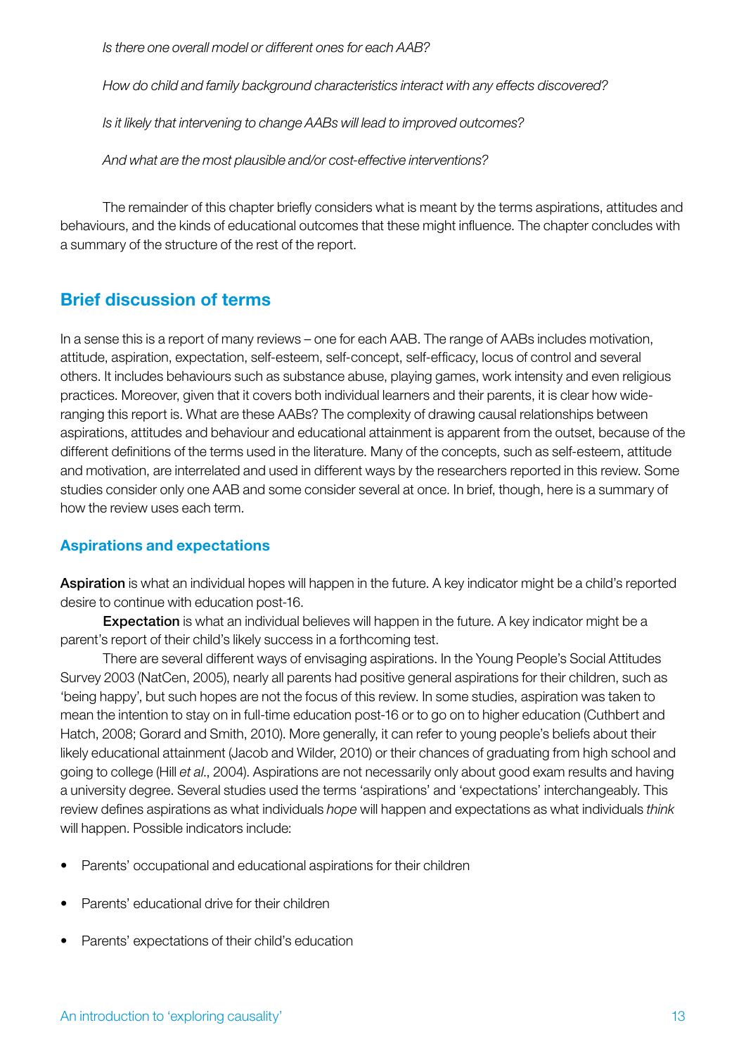*Is there one overall model or different ones for each AAB?*

*How do child and family background characteristics interact with any effects discovered?*

*Is it likely that intervening to change AABs will lead to improved outcomes?*

*And what are the most plausible and/or cost-effective interventions?*

The remainder of this chapter briefly considers what is meant by the terms aspirations, attitudes and behaviours, and the kinds of educational outcomes that these might influence. The chapter concludes with a summary of the structure of the rest of the report.

## Brief discussion of terms

In a sense this is a report of many reviews – one for each AAB. The range of AABs includes motivation, attitude, aspiration, expectation, self-esteem, self-concept, self-efficacy, locus of control and several others. It includes behaviours such as substance abuse, playing games, work intensity and even religious practices. Moreover, given that it covers both individual learners and their parents, it is clear how wide-ranging this report is. What are these AABs? The complexity of drawing causal relationships between aspirations, attitudes and behaviour and educational attainment is apparent from the outset, because of the different definitions of the terms used in the literature. Many of the concepts, such as self-esteem, attitude and motivation, are interrelated and used in different ways by the researchers reported in this review. Some studies consider only one AAB and some consider several at once. In brief, though, here is a summary of how the review uses each term.

### Aspirations and expectations

**Aspiration** is what an individual hopes will happen in the future. A key indicator might be a child's reported desire to continue with education post-16.

**Expectation** is what an individual believes will happen in the future. A key indicator might be a parent's report of their child's likely success in a forthcoming test.

There are several different ways of envisaging aspirations. In the Young People's Social Attitudes Survey 2003 (NatCen, 2005), nearly all parents had positive general aspirations for their children, such as 'being happy', but such hopes are not the focus of this review. In some studies, aspiration was taken to mean the intention to stay on in full-time education post-16 or to go on to higher education (Cuthbert and Hatch, 2008; Gorard and Smith, 2010). More generally, it can refer to young people's beliefs about their likely educational attainment (Jacob and Wilder, 2010) or their chances of graduating from high school and going to college (Hill *et al*., 2004). Aspirations are not necessarily only about good exam results and having a university degree. Several studies used the terms 'aspirations' and 'expectations' interchangeably. This review defines aspirations as what individuals *hope* will happen and expectations as what individuals *think* will happen. Possible indicators include:

- Parents' occupational and educational aspirations for their children
- Parents' educational drive for their children
- Parents' expectations of their child's education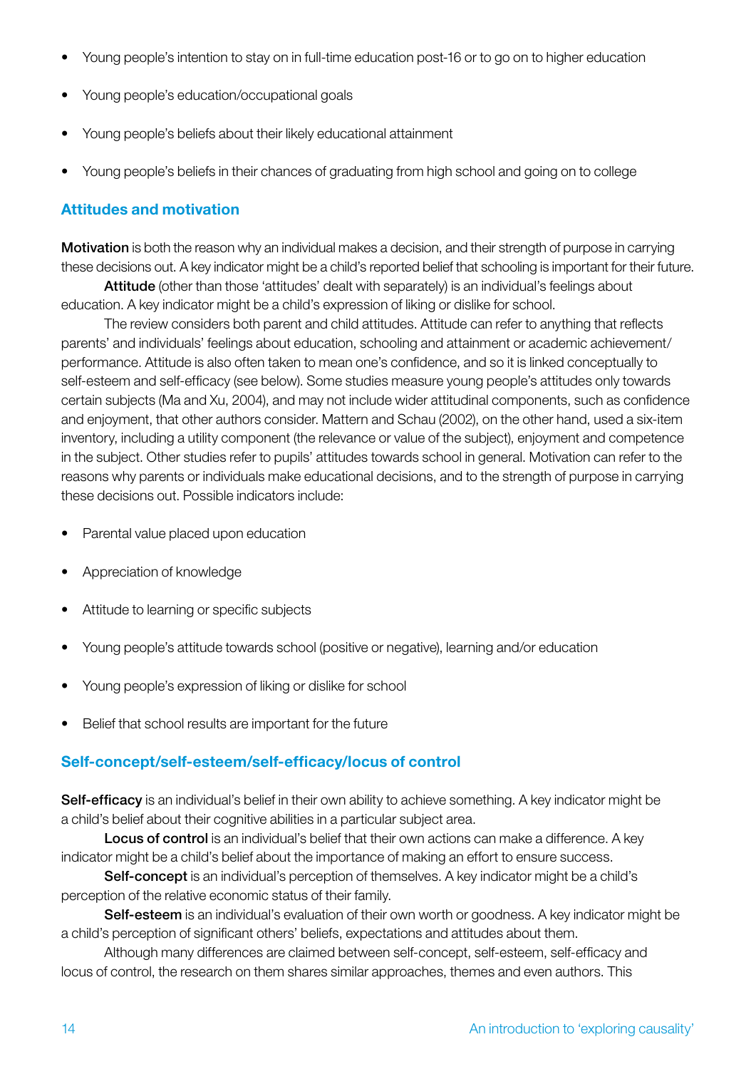- Young people's intention to stay on in full-time education post-16 or to go on to higher education
- Young people's education/occupational goals
- Young people's beliefs about their likely educational attainment
- Young people's beliefs in their chances of graduating from high school and going on to college

## Attitudes and motivation

**Motivation** is both the reason why an individual makes a decision, and their strength of purpose in carrying these decisions out. A key indicator might be a child's reported belief that schooling is important for their future.

**Attitude** (other than those 'attitudes' dealt with separately) is an individual's feelings about education. A key indicator might be a child's expression of liking or dislike for school.

The review considers both parent and child attitudes. Attitude can refer to anything that reflects parents' and individuals' feelings about education, schooling and attainment or academic achievement/performance. Attitude is also often taken to mean one's confidence, and so it is linked conceptually to self-esteem and self-efficacy (see below). Some studies measure young people's attitudes only towards certain subjects (Ma and Xu, 2004), and may not include wider attitudinal components, such as confidence and enjoyment, that other authors consider. Mattern and Schau (2002), on the other hand, used a six-item inventory, including a utility component (the relevance or value of the subject), enjoyment and competence in the subject. Other studies refer to pupils' attitudes towards school in general. Motivation can refer to the reasons why parents or individuals make educational decisions, and to the strength of purpose in carrying these decisions out. Possible indicators include:

- Parental value placed upon education
- Appreciation of knowledge
- Attitude to learning or specific subjects
- Young people's attitude towards school (positive or negative), learning and/or education
- Young people's expression of liking or dislike for school
- Belief that school results are important for the future

## Self-concept/self-esteem/self-efficacy/locus of control

**Self-efficacy** is an individual's belief in their own ability to achieve something. A key indicator might be a child's belief about their cognitive abilities in a particular subject area.

**Locus of control** is an individual's belief that their own actions can make a difference. A key indicator might be a child's belief about the importance of making an effort to ensure success.

**Self-concept** is an individual's perception of themselves. A key indicator might be a child's perception of the relative economic status of their family.

**Self-esteem** is an individual's evaluation of their own worth or goodness. A key indicator might be a child's perception of significant others' beliefs, expectations and attitudes about them.

Although many differences are claimed between self-concept, self-esteem, self-efficacy and locus of control, the research on them shares similar approaches, themes and even authors. This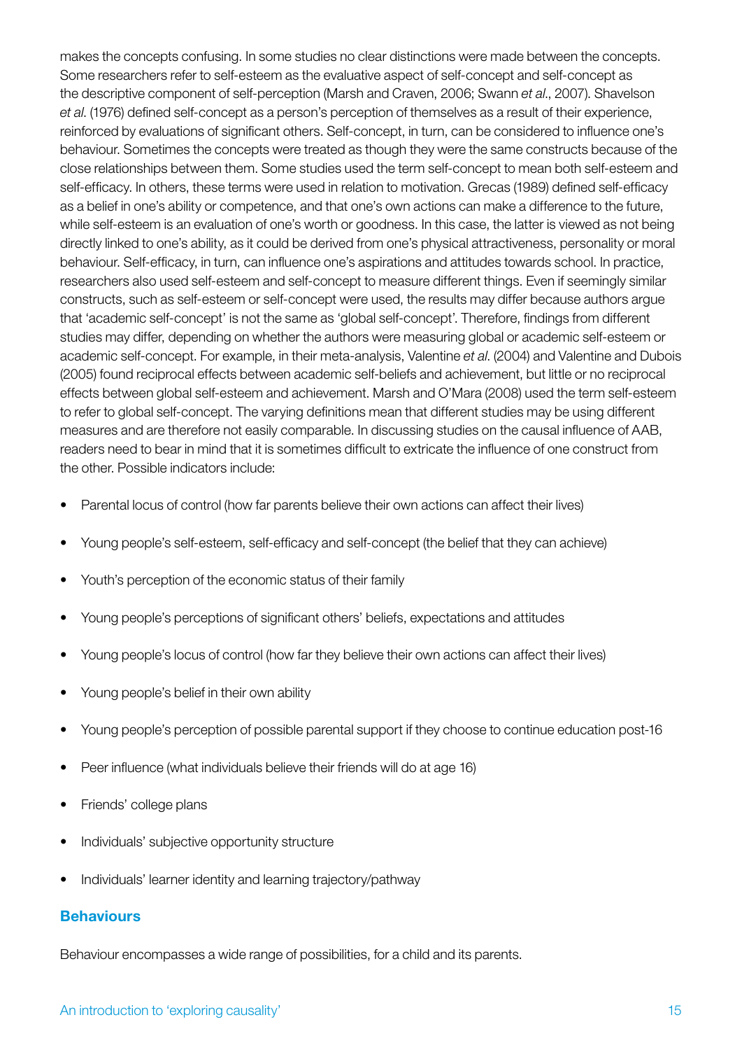makes the concepts confusing. In some studies no clear distinctions were made between the concepts. Some researchers refer to self-esteem as the evaluative aspect of self-concept and self-concept as the descriptive component of self-perception (Marsh and Craven, 2006; Swann *et al*., 2007). Shavelson *et al*. (1976) defined self-concept as a person's perception of themselves as a result of their experience, reinforced by evaluations of significant others. Self-concept, in turn, can be considered to influence one's behaviour. Sometimes the concepts were treated as though they were the same constructs because of the close relationships between them. Some studies used the term self-concept to mean both self-esteem and self-efficacy. In others, these terms were used in relation to motivation. Grecas (1989) defined self-efficacy as a belief in one's ability or competence, and that one's own actions can make a difference to the future, while self-esteem is an evaluation of one's worth or goodness. In this case, the latter is viewed as not being directly linked to one's ability, as it could be derived from one's physical attractiveness, personality or moral behaviour. Self-efficacy, in turn, can influence one's aspirations and attitudes towards school. In practice, researchers also used self-esteem and self-concept to measure different things. Even if seemingly similar constructs, such as self-esteem or self-concept were used, the results may differ because authors argue that 'academic self-concept' is not the same as 'global self-concept'. Therefore, findings from different studies may differ, depending on whether the authors were measuring global or academic self-esteem or academic self-concept. For example, in their meta-analysis, Valentine *et al*. (2004) and Valentine and Dubois (2005) found reciprocal effects between academic self-beliefs and achievement, but little or no reciprocal effects between global self-esteem and achievement. Marsh and O'Mara (2008) used the term self-esteem to refer to global self-concept. The varying definitions mean that different studies may be using different measures and are therefore not easily comparable. In discussing studies on the causal influence of AAB, readers need to bear in mind that it is sometimes difficult to extricate the influence of one construct from the other. Possible indicators include:

- Parental locus of control (how far parents believe their own actions can affect their lives)
- Young people's self-esteem, self-efficacy and self-concept (the belief that they can achieve)
- Youth's perception of the economic status of their family
- Young people's perceptions of significant others' beliefs, expectations and attitudes
- Young people's locus of control (how far they believe their own actions can affect their lives)
- Young people's belief in their own ability
- Young people's perception of possible parental support if they choose to continue education post-16
- Peer influence (what individuals believe their friends will do at age 16)
- Friends' college plans
- Individuals' subjective opportunity structure
- Individuals' learner identity and learning trajectory/pathway

### Behaviours

Behaviour encompasses a wide range of possibilities, for a child and its parents.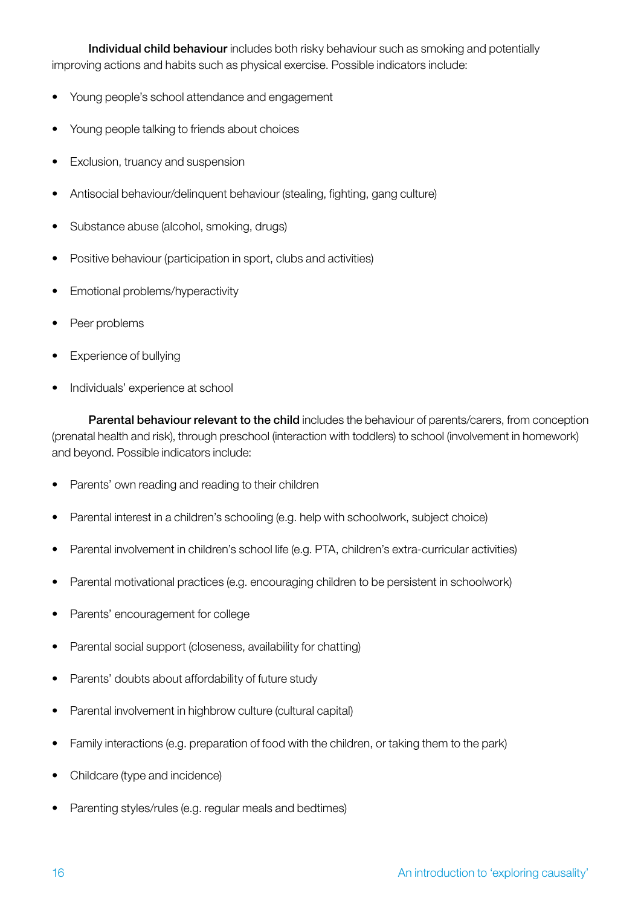**Individual child behaviour** includes both risky behaviour such as smoking and potentially improving actions and habits such as physical exercise. Possible indicators include:

- Young people's school attendance and engagement
- Young people talking to friends about choices
- Exclusion, truancy and suspension
- Antisocial behaviour/delinquent behaviour (stealing, fighting, gang culture)
- Substance abuse (alcohol, smoking, drugs)
- Positive behaviour (participation in sport, clubs and activities)
- Emotional problems/hyperactivity
- Peer problems
- Experience of bullying
- Individuals' experience at school

**Parental behaviour relevant to the child** includes the behaviour of parents/carers, from conception (prenatal health and risk), through preschool (interaction with toddlers) to school (involvement in homework) and beyond. Possible indicators include:

- Parents' own reading and reading to their children
- Parental interest in a children's schooling (e.g. help with schoolwork, subject choice)
- Parental involvement in children's school life (e.g. PTA, children's extra-curricular activities)
- Parental motivational practices (e.g. encouraging children to be persistent in schoolwork)
- Parents' encouragement for college
- Parental social support (closeness, availability for chatting)
- Parents' doubts about affordability of future study
- Parental involvement in highbrow culture (cultural capital)
- Family interactions (e.g. preparation of food with the children, or taking them to the park)
- Childcare (type and incidence)
- Parenting styles/rules (e.g. regular meals and bedtimes)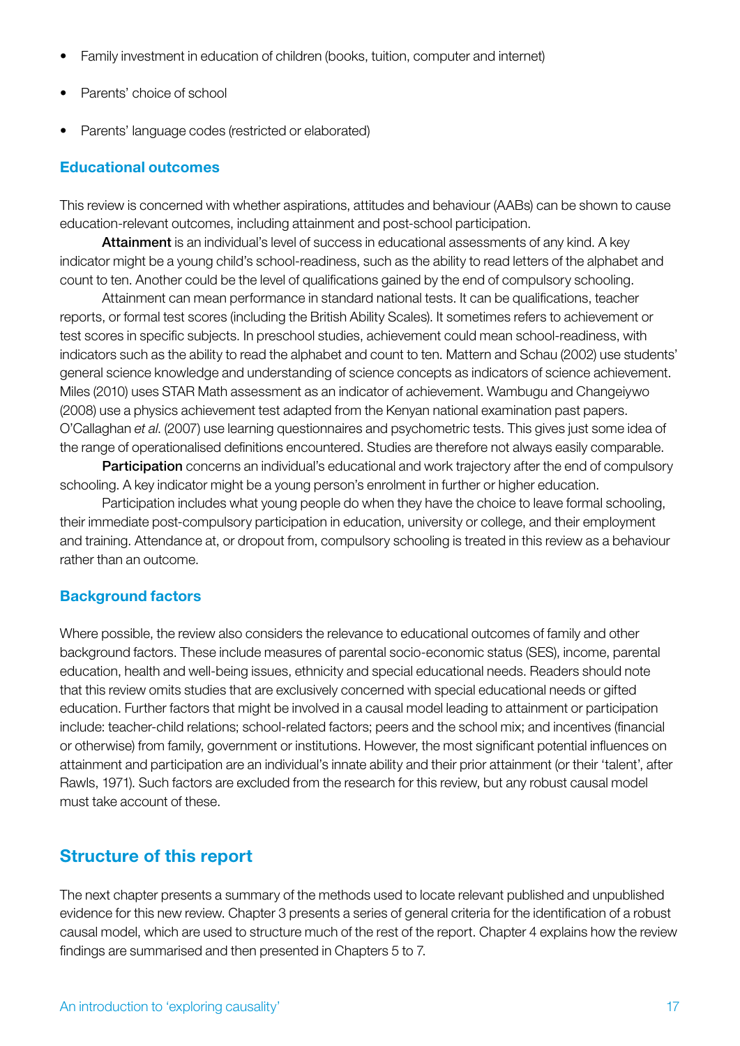- Family investment in education of children (books, tuition, computer and internet)
- Parents' choice of school
- Parents' language codes (restricted or elaborated)

### Educational outcomes

This review is concerned with whether aspirations, attitudes and behaviour (AABs) can be shown to cause education-relevant outcomes, including attainment and post-school participation.

**Attainment** is an individual's level of success in educational assessments of any kind. A key indicator might be a young child's school-readiness, such as the ability to read letters of the alphabet and count to ten. Another could be the level of qualifications gained by the end of compulsory schooling.

Attainment can mean performance in standard national tests. It can be qualifications, teacher reports, or formal test scores (including the British Ability Scales). It sometimes refers to achievement or test scores in specific subjects. In preschool studies, achievement could mean school-readiness, with indicators such as the ability to read the alphabet and count to ten. Mattern and Schau (2002) use students' general science knowledge and understanding of science concepts as indicators of science achievement. Miles (2010) uses STAR Math assessment as an indicator of achievement. Wambugu and Changeiywo (2008) use a physics achievement test adapted from the Kenyan national examination past papers. O'Callaghan *et al.* (2007) use learning questionnaires and psychometric tests. This gives just some idea of the range of operationalised definitions encountered. Studies are therefore not always easily comparable.

**Participation** concerns an individual's educational and work trajectory after the end of compulsory schooling. A key indicator might be a young person's enrolment in further or higher education.

Participation includes what young people do when they have the choice to leave formal schooling, their immediate post-compulsory participation in education, university or college, and their employment and training. Attendance at, or dropout from, compulsory schooling is treated in this review as a behaviour rather than an outcome.

### Background factors

Where possible, the review also considers the relevance to educational outcomes of family and other background factors. These include measures of parental socio-economic status (SES), income, parental education, health and well-being issues, ethnicity and special educational needs. Readers should note that this review omits studies that are exclusively concerned with special educational needs or gifted education. Further factors that might be involved in a causal model leading to attainment or participation include: teacher-child relations; school-related factors; peers and the school mix; and incentives (financial or otherwise) from family, government or institutions. However, the most significant potential influences on attainment and participation are an individual's innate ability and their prior attainment (or their 'talent', after Rawls, 1971). Such factors are excluded from the research for this review, but any robust causal model must take account of these.

## Structure of this report

The next chapter presents a summary of the methods used to locate relevant published and unpublished evidence for this new review. Chapter 3 presents a series of general criteria for the identification of a robust causal model, which are used to structure much of the rest of the report. Chapter 4 explains how the review findings are summarised and then presented in Chapters 5 to 7.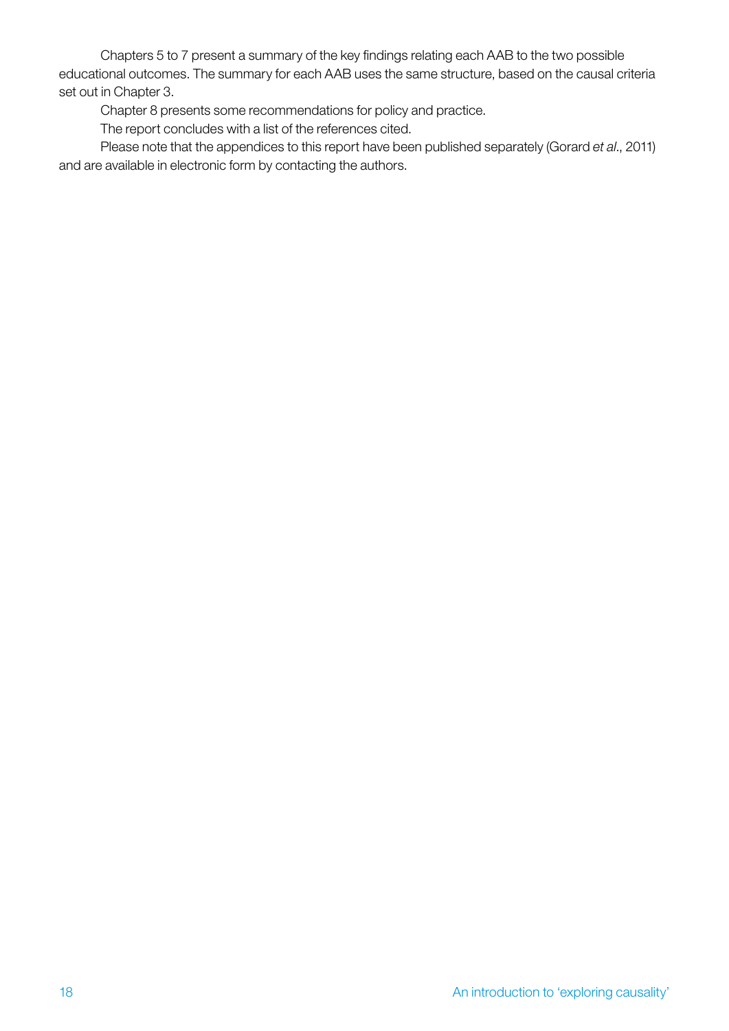Chapters 5 to 7 present a summary of the key findings relating each AAB to the two possible educational outcomes. The summary for each AAB uses the same structure, based on the causal criteria set out in Chapter 3.

Chapter 8 presents some recommendations for policy and practice.

The report concludes with a list of the references cited.

Please note that the appendices to this report have been published separately (Gorard *et al*., 2011) and are available in electronic form by contacting the authors.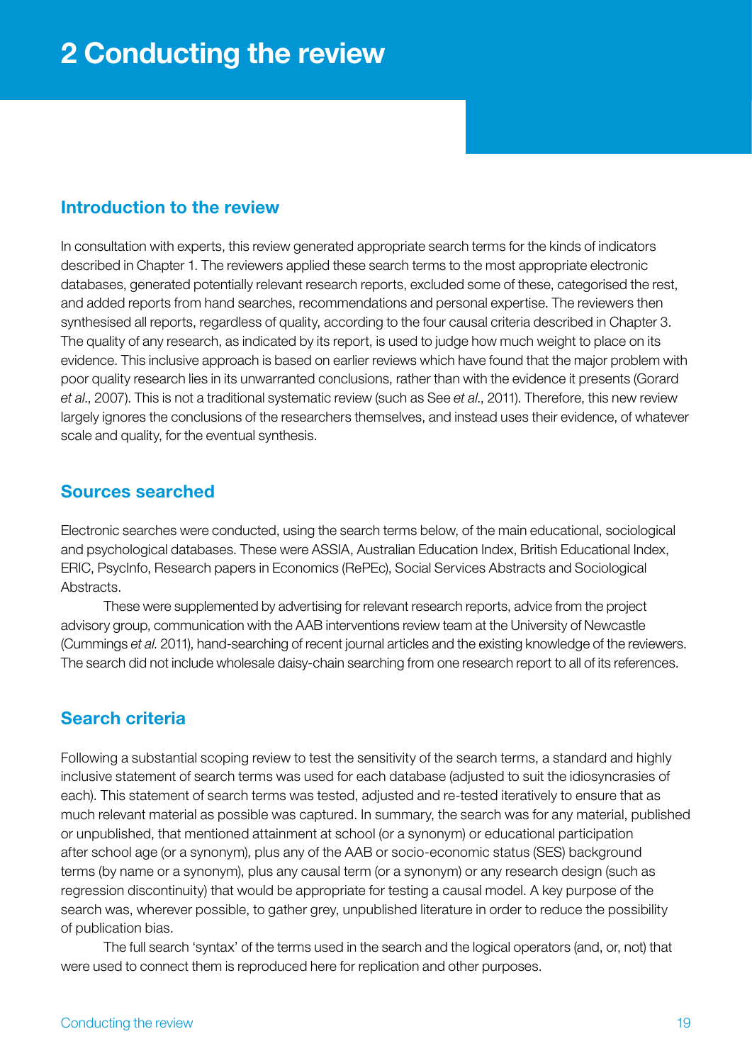# 2 Conducting the review

## Introduction to the review

In consultation with experts, this review generated appropriate search terms for the kinds of indicators described in Chapter 1. The reviewers applied these search terms to the most appropriate electronic databases, generated potentially relevant research reports, excluded some of these, categorised the rest, and added reports from hand searches, recommendations and personal expertise. The reviewers then synthesised all reports, regardless of quality, according to the four causal criteria described in Chapter 3. The quality of any research, as indicated by its report, is used to judge how much weight to place on its evidence. This inclusive approach is based on earlier reviews which have found that the major problem with poor quality research lies in its unwarranted conclusions, rather than with the evidence it presents (Gorard *et al*., 2007). This is not a traditional systematic review (such as See *et al*., 2011). Therefore, this new review largely ignores the conclusions of the researchers themselves, and instead uses their evidence, of whatever scale and quality, for the eventual synthesis.

## Sources searched

Electronic searches were conducted, using the search terms below, of the main educational, sociological and psychological databases. These were ASSIA, Australian Education Index, British Educational Index, ERIC, PsycInfo, Research papers in Economics (RePEc), Social Services Abstracts and Sociological Abstracts.

These were supplemented by advertising for relevant research reports, advice from the project advisory group, communication with the AAB interventions review team at the University of Newcastle (Cummings *et al*. 2011), hand-searching of recent journal articles and the existing knowledge of the reviewers. The search did not include wholesale daisy-chain searching from one research report to all of its references.

## Search criteria

Following a substantial scoping review to test the sensitivity of the search terms, a standard and highly inclusive statement of search terms was used for each database (adjusted to suit the idiosyncrasies of each). This statement of search terms was tested, adjusted and re-tested iteratively to ensure that as much relevant material as possible was captured. In summary, the search was for any material, published or unpublished, that mentioned attainment at school (or a synonym) or educational participation after school age (or a synonym), plus any of the AAB or socio-economic status (SES) background terms (by name or a synonym), plus any causal term (or a synonym) or any research design (such as regression discontinuity) that would be appropriate for testing a causal model. A key purpose of the search was, wherever possible, to gather grey, unpublished literature in order to reduce the possibility of publication bias.

The full search 'syntax' of the terms used in the search and the logical operators (and, or, not) that were used to connect them is reproduced here for replication and other purposes.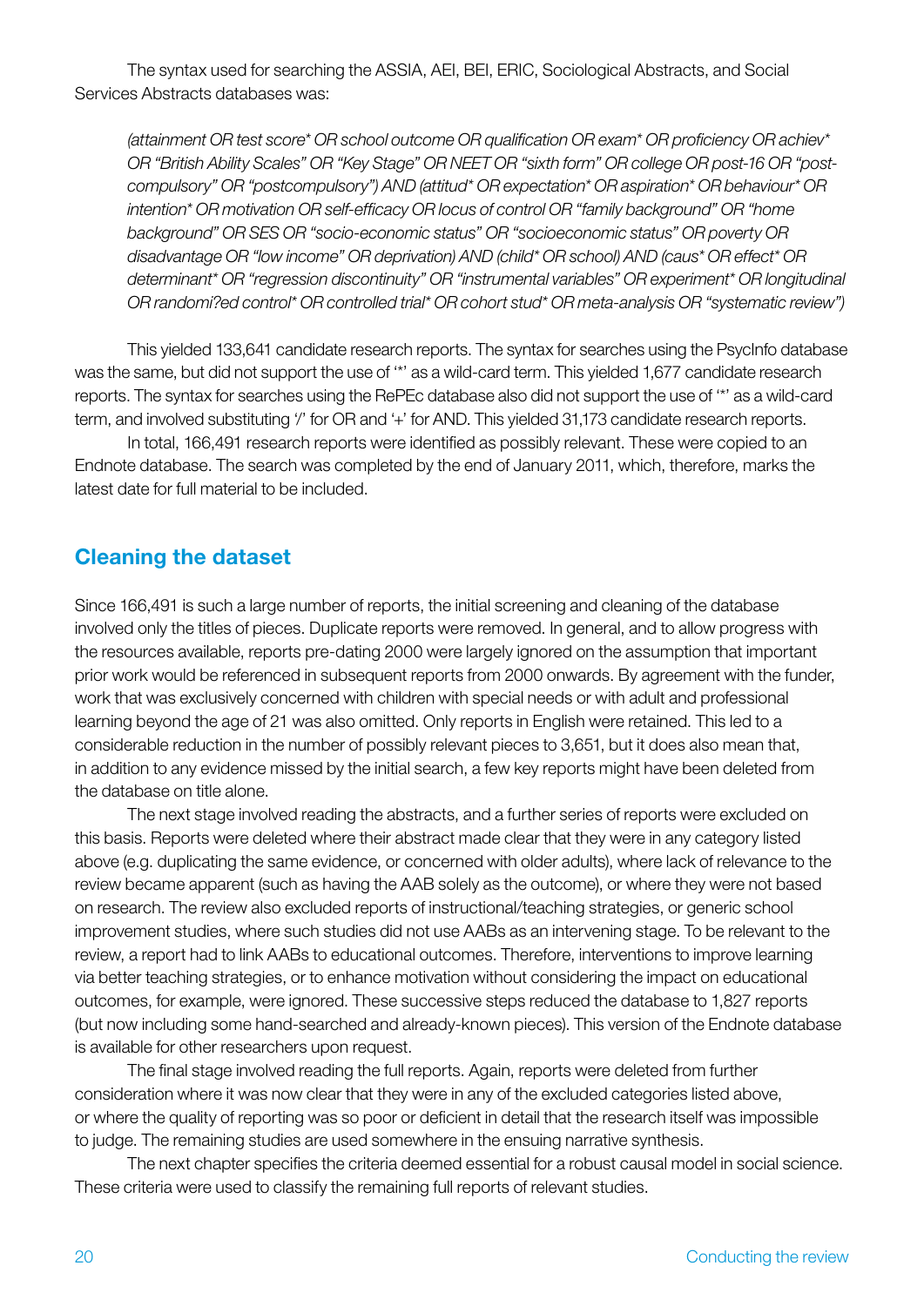The syntax used for searching the ASSIA, AEI, BEI, ERIC, Sociological Abstracts, and Social Services Abstracts databases was:

*(attainment OR test score* OR school outcome OR qualification OR exam* OR proficiency OR achiev* OR "British Ability Scales" OR "Key Stage" OR NEET OR "sixth form" OR college OR post-16 OR "post-compulsory" OR "postcompulsory") AND (attitud* OR expectation* OR aspiration* OR behaviour* OR intention* OR motivation OR self-efficacy OR locus of control OR "family background" OR "home background" OR SES OR "socio-economic status" OR "socioeconomic status" OR poverty OR disadvantage OR "low income" OR deprivation) AND (child* OR school) AND (caus* OR effect* OR determinant* OR "regression discontinuity" OR "instrumental variables" OR experiment* OR longitudinal OR randomi?ed control* OR controlled trial* OR cohort stud* OR meta-analysis OR "systematic review")*

This yielded 133,641 candidate research reports. The syntax for searches using the PsycInfo database was the same, but did not support the use of '*' as a wild-card term. This yielded 1,677 candidate research reports. The syntax for searches using the RePEc database also did not support the use of '*' as a wild-card term, and involved substituting '/' for OR and '+' for AND. This yielded 31,173 candidate research reports.

In total, 166,491 research reports were identified as possibly relevant. These were copied to an Endnote database. The search was completed by the end of January 2011, which, therefore, marks the latest date for full material to be included.

## Cleaning the dataset

Since 166,491 is such a large number of reports, the initial screening and cleaning of the database involved only the titles of pieces. Duplicate reports were removed. In general, and to allow progress with the resources available, reports pre-dating 2000 were largely ignored on the assumption that important prior work would be referenced in subsequent reports from 2000 onwards. By agreement with the funder, work that was exclusively concerned with children with special needs or with adult and professional learning beyond the age of 21 was also omitted. Only reports in English were retained. This led to a considerable reduction in the number of possibly relevant pieces to 3,651, but it does also mean that, in addition to any evidence missed by the initial search, a few key reports might have been deleted from the database on title alone.

The next stage involved reading the abstracts, and a further series of reports were excluded on this basis. Reports were deleted where their abstract made clear that they were in any category listed above (e.g. duplicating the same evidence, or concerned with older adults), where lack of relevance to the review became apparent (such as having the AAB solely as the outcome), or where they were not based on research. The review also excluded reports of instructional/teaching strategies, or generic school improvement studies, where such studies did not use AABs as an intervening stage. To be relevant to the review, a report had to link AABs to educational outcomes. Therefore, interventions to improve learning via better teaching strategies, or to enhance motivation without considering the impact on educational outcomes, for example, were ignored. These successive steps reduced the database to 1,827 reports (but now including some hand-searched and already-known pieces). This version of the Endnote database is available for other researchers upon request.

The final stage involved reading the full reports. Again, reports were deleted from further consideration where it was now clear that they were in any of the excluded categories listed above, or where the quality of reporting was so poor or deficient in detail that the research itself was impossible to judge. The remaining studies are used somewhere in the ensuing narrative synthesis.

The next chapter specifies the criteria deemed essential for a robust causal model in social science. These criteria were used to classify the remaining full reports of relevant studies.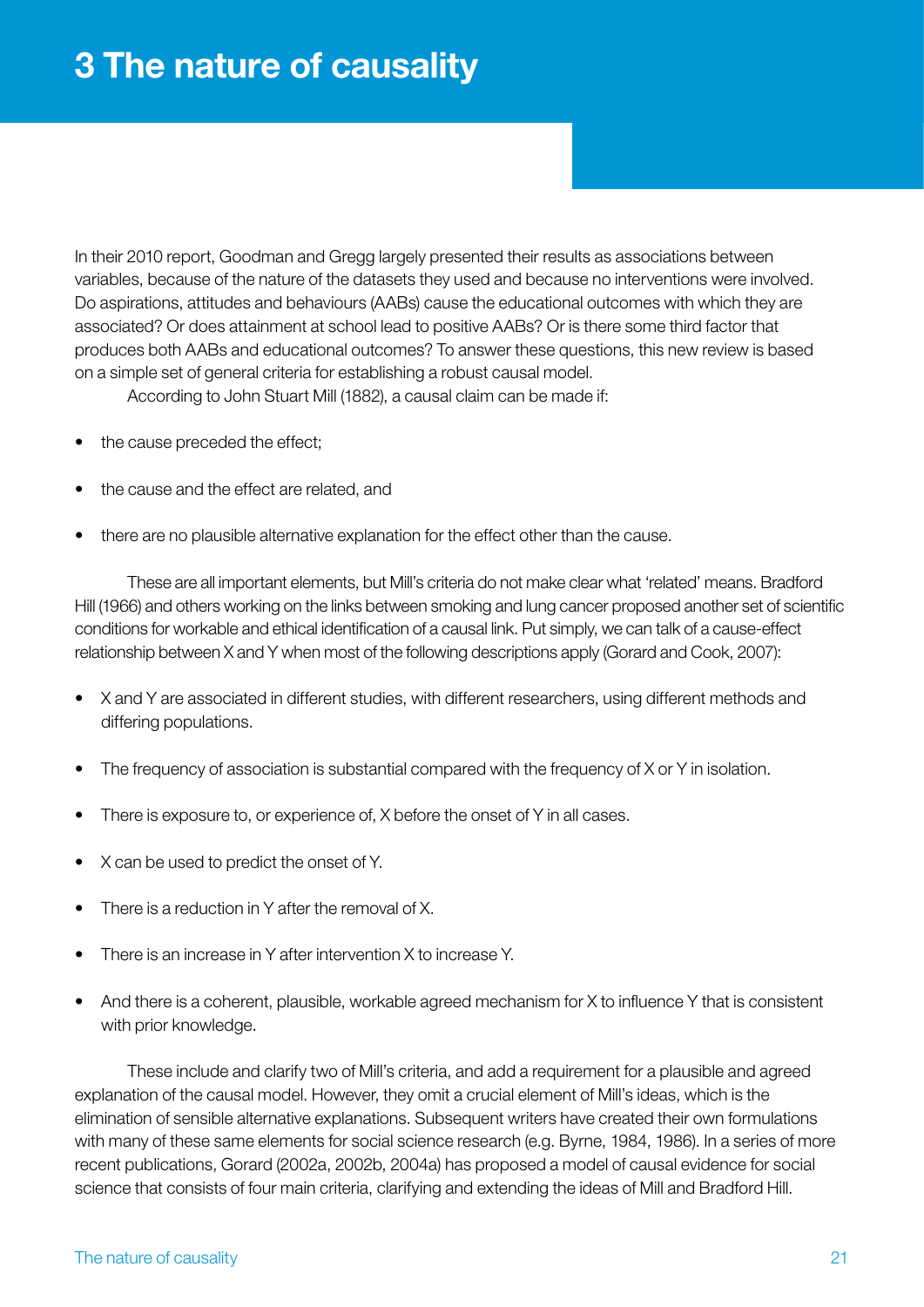# 3 The nature of causality

In their 2010 report, Goodman and Gregg largely presented their results as associations between variables, because of the nature of the datasets they used and because no interventions were involved. Do aspirations, attitudes and behaviours (AABs) cause the educational outcomes with which they are associated? Or does attainment at school lead to positive AABs? Or is there some third factor that produces both AABs and educational outcomes? To answer these questions, this new review is based on a simple set of general criteria for establishing a robust causal model.

According to John Stuart Mill (1882), a causal claim can be made if:

- the cause preceded the effect;
- the cause and the effect are related, and
- there are no plausible alternative explanation for the effect other than the cause.

These are all important elements, but Mill's criteria do not make clear what 'related' means. Bradford Hill (1966) and others working on the links between smoking and lung cancer proposed another set of scientific conditions for workable and ethical identification of a causal link. Put simply, we can talk of a cause-effect relationship between X and Y when most of the following descriptions apply (Gorard and Cook, 2007):

- X and Y are associated in different studies, with different researchers, using different methods and differing populations.
- The frequency of association is substantial compared with the frequency of X or Y in isolation.
- There is exposure to, or experience of, X before the onset of Y in all cases.
- X can be used to predict the onset of Y.
- There is a reduction in Y after the removal of X.
- There is an increase in Y after intervention X to increase Y.
- And there is a coherent, plausible, workable agreed mechanism for X to influence Y that is consistent with prior knowledge.

These include and clarify two of Mill's criteria, and add a requirement for a plausible and agreed explanation of the causal model. However, they omit a crucial element of Mill's ideas, which is the elimination of sensible alternative explanations. Subsequent writers have created their own formulations with many of these same elements for social science research (e.g. Byrne, 1984, 1986). In a series of more recent publications, Gorard (2002a, 2002b, 2004a) has proposed a model of causal evidence for social science that consists of four main criteria, clarifying and extending the ideas of Mill and Bradford Hill.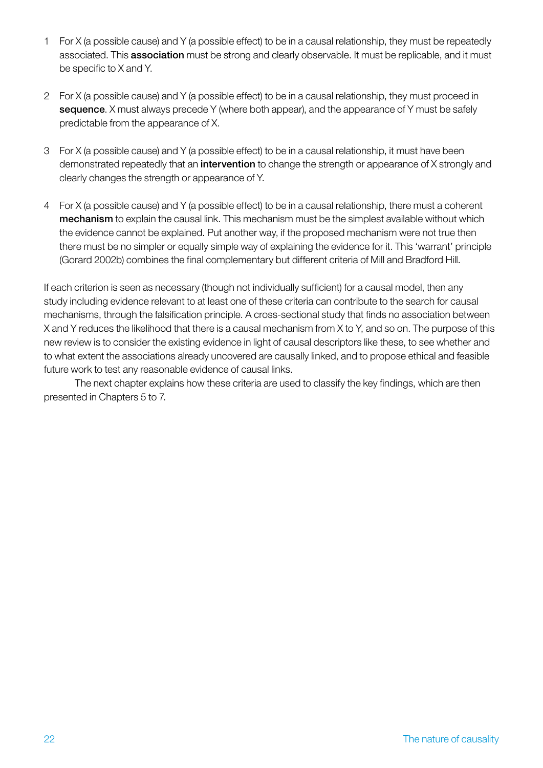1. For X (a possible cause) and Y (a possible effect) to be in a causal relationship, they must be repeatedly associated. This **association** must be strong and clearly observable. It must be replicable, and it must be specific to X and Y.

2. For X (a possible cause) and Y (a possible effect) to be in a causal relationship, they must proceed in **sequence**. X must always precede Y (where both appear), and the appearance of Y must be safely predictable from the appearance of X.

3. For X (a possible cause) and Y (a possible effect) to be in a causal relationship, it must have been demonstrated repeatedly that an **intervention** to change the strength or appearance of X strongly and clearly changes the strength or appearance of Y.

4. For X (a possible cause) and Y (a possible effect) to be in a causal relationship, there must a coherent **mechanism** to explain the causal link. This mechanism must be the simplest available without which the evidence cannot be explained. Put another way, if the proposed mechanism were not true then there must be no simpler or equally simple way of explaining the evidence for it. This 'warrant' principle (Gorard 2002b) combines the final complementary but different criteria of Mill and Bradford Hill.

If each criterion is seen as necessary (though not individually sufficient) for a causal model, then any study including evidence relevant to at least one of these criteria can contribute to the search for causal mechanisms, through the falsification principle. A cross-sectional study that finds no association between X and Y reduces the likelihood that there is a causal mechanism from X to Y, and so on. The purpose of this new review is to consider the existing evidence in light of causal descriptors like these, to see whether and to what extent the associations already uncovered are causally linked, and to propose ethical and feasible future work to test any reasonable evidence of causal links.

The next chapter explains how these criteria are used to classify the key findings, which are then presented in Chapters 5 to 7.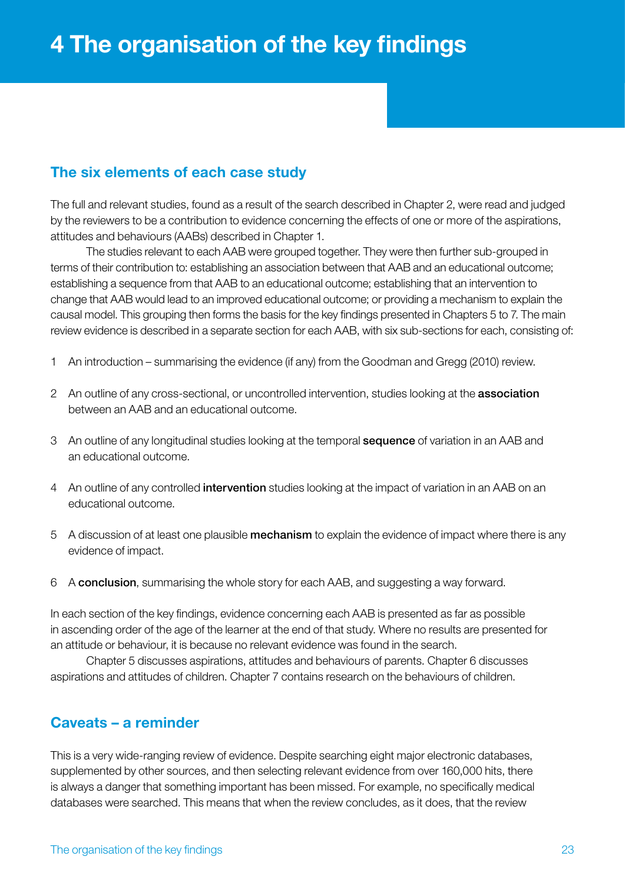# 4 The organisation of the key findings

## The six elements of each case study

The full and relevant studies, found as a result of the search described in Chapter 2, were read and judged by the reviewers to be a contribution to evidence concerning the effects of one or more of the aspirations, attitudes and behaviours (AABs) described in Chapter 1.

The studies relevant to each AAB were grouped together. They were then further sub-grouped in terms of their contribution to: establishing an association between that AAB and an educational outcome; establishing a sequence from that AAB to an educational outcome; establishing that an intervention to change that AAB would lead to an improved educational outcome; or providing a mechanism to explain the causal model. This grouping then forms the basis for the key findings presented in Chapters 5 to 7. The main review evidence is described in a separate section for each AAB, with six sub-sections for each, consisting of:

1. An introduction – summarising the evidence (if any) from the Goodman and Gregg (2010) review.
2. An outline of any cross-sectional, or uncontrolled intervention, studies looking at the **association** between an AAB and an educational outcome.
3. An outline of any longitudinal studies looking at the temporal **sequence** of variation in an AAB and an educational outcome.
4. An outline of any controlled **intervention** studies looking at the impact of variation in an AAB on an educational outcome.
5. A discussion of at least one plausible **mechanism** to explain the evidence of impact where there is any evidence of impact.
6. A **conclusion**, summarising the whole story for each AAB, and suggesting a way forward.

In each section of the key findings, evidence concerning each AAB is presented as far as possible in ascending order of the age of the learner at the end of that study. Where no results are presented for an attitude or behaviour, it is because no relevant evidence was found in the search.

Chapter 5 discusses aspirations, attitudes and behaviours of parents. Chapter 6 discusses aspirations and attitudes of children. Chapter 7 contains research on the behaviours of children.

## Caveats – a reminder

This is a very wide-ranging review of evidence. Despite searching eight major electronic databases, supplemented by other sources, and then selecting relevant evidence from over 160,000 hits, there is always a danger that something important has been missed. For example, no specifically medical databases were searched. This means that when the review concludes, as it does, that the review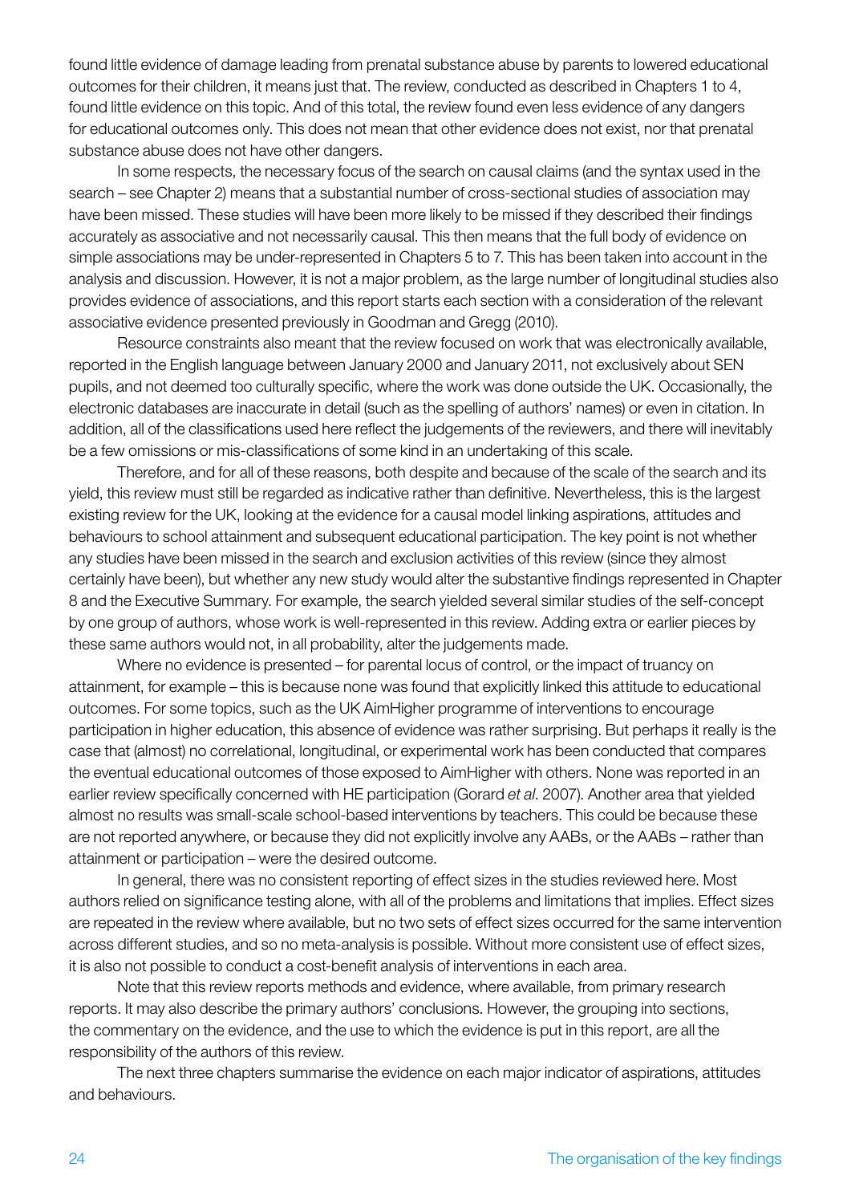found little evidence of damage leading from prenatal substance abuse by parents to lowered educational outcomes for their children, it means just that. The review, conducted as described in Chapters 1 to 4, found little evidence on this topic. And of this total, the review found even less evidence of any dangers for educational outcomes only. This does not mean that other evidence does not exist, nor that prenatal substance abuse does not have other dangers.

In some respects, the necessary focus of the search on causal claims (and the syntax used in the search – see Chapter 2) means that a substantial number of cross-sectional studies of association may have been missed. These studies will have been more likely to be missed if they described their findings accurately as associative and not necessarily causal. This then means that the full body of evidence on simple associations may be under-represented in Chapters 5 to 7. This has been taken into account in the analysis and discussion. However, it is not a major problem, as the large number of longitudinal studies also provides evidence of associations, and this report starts each section with a consideration of the relevant associative evidence presented previously in Goodman and Gregg (2010).

Resource constraints also meant that the review focused on work that was electronically available, reported in the English language between January 2000 and January 2011, not exclusively about SEN pupils, and not deemed too culturally specific, where the work was done outside the UK. Occasionally, the electronic databases are inaccurate in detail (such as the spelling of authors' names) or even in citation. In addition, all of the classifications used here reflect the judgements of the reviewers, and there will inevitably be a few omissions or mis-classifications of some kind in an undertaking of this scale.

Therefore, and for all of these reasons, both despite and because of the scale of the search and its yield, this review must still be regarded as indicative rather than definitive. Nevertheless, this is the largest existing review for the UK, looking at the evidence for a causal model linking aspirations, attitudes and behaviours to school attainment and subsequent educational participation. The key point is not whether any studies have been missed in the search and exclusion activities of this review (since they almost certainly have been), but whether any new study would alter the substantive findings represented in Chapter 8 and the Executive Summary. For example, the search yielded several similar studies of the self-concept by one group of authors, whose work is well-represented in this review. Adding extra or earlier pieces by these same authors would not, in all probability, alter the judgements made.

Where no evidence is presented – for parental locus of control, or the impact of truancy on attainment, for example – this is because none was found that explicitly linked this attitude to educational outcomes. For some topics, such as the UK AimHigher programme of interventions to encourage participation in higher education, this absence of evidence was rather surprising. But perhaps it really is the case that (almost) no correlational, longitudinal, or experimental work has been conducted that compares the eventual educational outcomes of those exposed to AimHigher with others. None was reported in an earlier review specifically concerned with HE participation (Gorard *et al*. 2007). Another area that yielded almost no results was small-scale school-based interventions by teachers. This could be because these are not reported anywhere, or because they did not explicitly involve any AABs, or the AABs – rather than attainment or participation – were the desired outcome.

In general, there was no consistent reporting of effect sizes in the studies reviewed here. Most authors relied on significance testing alone, with all of the problems and limitations that implies. Effect sizes are repeated in the review where available, but no two sets of effect sizes occurred for the same intervention across different studies, and so no meta-analysis is possible. Without more consistent use of effect sizes, it is also not possible to conduct a cost-benefit analysis of interventions in each area.

Note that this review reports methods and evidence, where available, from primary research reports. It may also describe the primary authors' conclusions. However, the grouping into sections, the commentary on the evidence, and the use to which the evidence is put in this report, are all the responsibility of the authors of this review.

The next three chapters summarise the evidence on each major indicator of aspirations, attitudes and behaviours.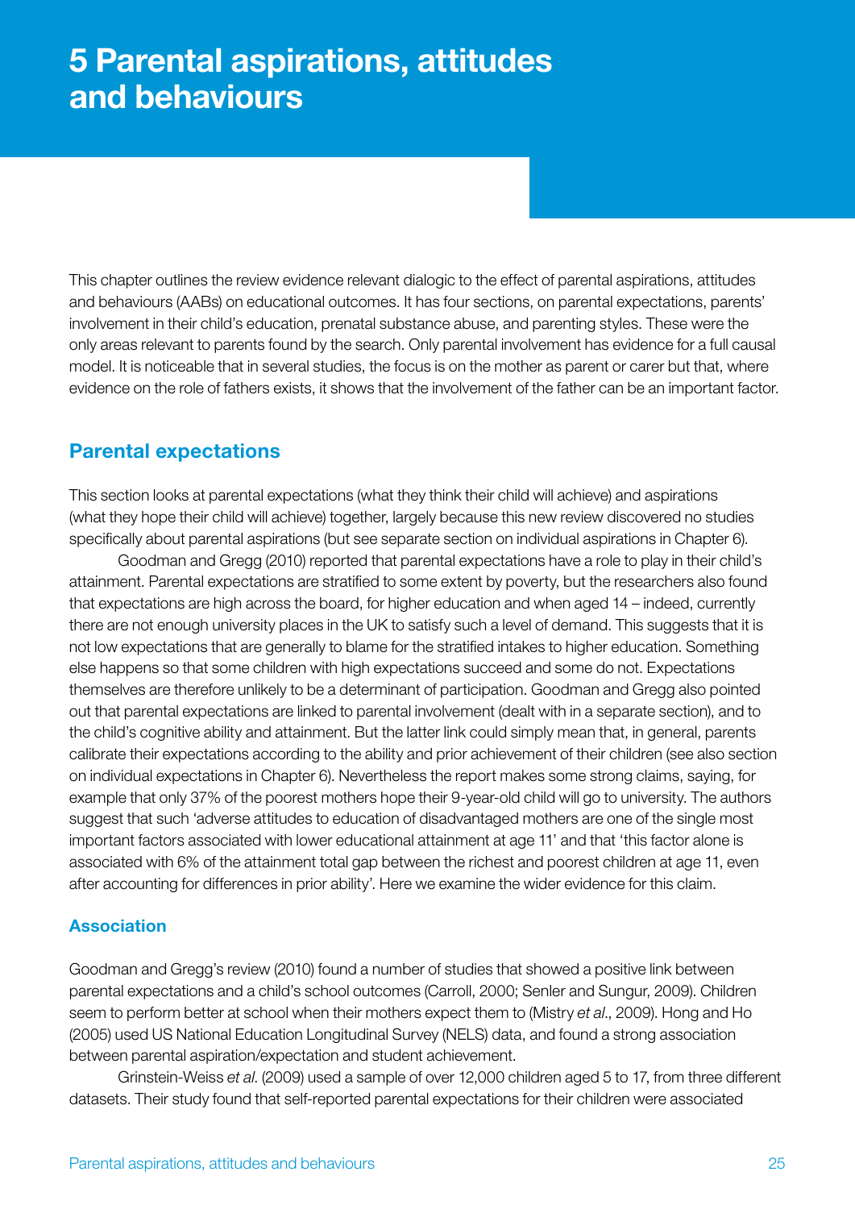# 5 Parental aspirations, attitudes and behaviours

This chapter outlines the review evidence relevant dialogic to the effect of parental aspirations, attitudes and behaviours (AABs) on educational outcomes. It has four sections, on parental expectations, parents' involvement in their child's education, prenatal substance abuse, and parenting styles. These were the only areas relevant to parents found by the search. Only parental involvement has evidence for a full causal model. It is noticeable that in several studies, the focus is on the mother as parent or carer but that, where evidence on the role of fathers exists, it shows that the involvement of the father can be an important factor.

## Parental expectations

This section looks at parental expectations (what they think their child will achieve) and aspirations (what they hope their child will achieve) together, largely because this new review discovered no studies specifically about parental aspirations (but see separate section on individual aspirations in Chapter 6).

Goodman and Gregg (2010) reported that parental expectations have a role to play in their child's attainment. Parental expectations are stratified to some extent by poverty, but the researchers also found that expectations are high across the board, for higher education and when aged 14 – indeed, currently there are not enough university places in the UK to satisfy such a level of demand. This suggests that it is not low expectations that are generally to blame for the stratified intakes to higher education. Something else happens so that some children with high expectations succeed and some do not. Expectations themselves are therefore unlikely to be a determinant of participation. Goodman and Gregg also pointed out that parental expectations are linked to parental involvement (dealt with in a separate section), and to the child's cognitive ability and attainment. But the latter link could simply mean that, in general, parents calibrate their expectations according to the ability and prior achievement of their children (see also section on individual expectations in Chapter 6). Nevertheless the report makes some strong claims, saying, for example that only 37% of the poorest mothers hope their 9-year-old child will go to university. The authors suggest that such 'adverse attitudes to education of disadvantaged mothers are one of the single most important factors associated with lower educational attainment at age 11' and that 'this factor alone is associated with 6% of the attainment total gap between the richest and poorest children at age 11, even after accounting for differences in prior ability'. Here we examine the wider evidence for this claim.

### Association

Goodman and Gregg's review (2010) found a number of studies that showed a positive link between parental expectations and a child's school outcomes (Carroll, 2000; Senler and Sungur, 2009). Children seem to perform better at school when their mothers expect them to (Mistry *et al*., 2009). Hong and Ho (2005) used US National Education Longitudinal Survey (NELS) data, and found a strong association between parental aspiration/expectation and student achievement.

Grinstein-Weiss *et al*. (2009) used a sample of over 12,000 children aged 5 to 17, from three different datasets. Their study found that self-reported parental expectations for their children were associated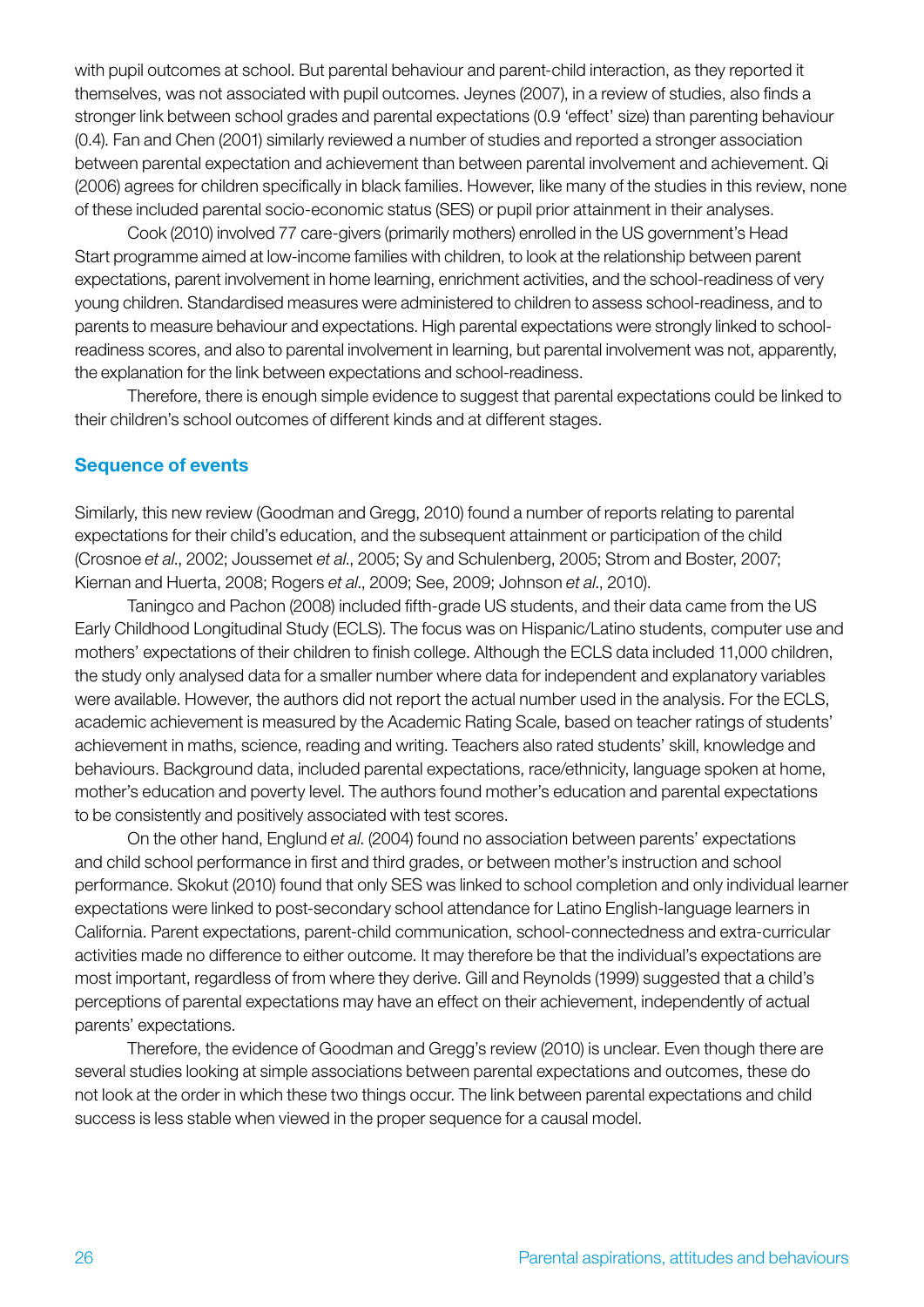with pupil outcomes at school. But parental behaviour and parent-child interaction, as they reported it themselves, was not associated with pupil outcomes. Jeynes (2007), in a review of studies, also finds a stronger link between school grades and parental expectations (0.9 'effect' size) than parenting behaviour (0.4). Fan and Chen (2001) similarly reviewed a number of studies and reported a stronger association between parental expectation and achievement than between parental involvement and achievement. Qi (2006) agrees for children specifically in black families. However, like many of the studies in this review, none of these included parental socio-economic status (SES) or pupil prior attainment in their analyses.

Cook (2010) involved 77 care-givers (primarily mothers) enrolled in the US government's Head Start programme aimed at low-income families with children, to look at the relationship between parent expectations, parent involvement in home learning, enrichment activities, and the school-readiness of very young children. Standardised measures were administered to children to assess school-readiness, and to parents to measure behaviour and expectations. High parental expectations were strongly linked to school-readiness scores, and also to parental involvement in learning, but parental involvement was not, apparently, the explanation for the link between expectations and school-readiness.

Therefore, there is enough simple evidence to suggest that parental expectations could be linked to their children's school outcomes of different kinds and at different stages.

## Sequence of events

Similarly, this new review (Goodman and Gregg, 2010) found a number of reports relating to parental expectations for their child's education, and the subsequent attainment or participation of the child (Crosnoe *et al*., 2002; Joussemet *et al*., 2005; Sy and Schulenberg, 2005; Strom and Boster, 2007; Kiernan and Huerta, 2008; Rogers *et al*., 2009; See, 2009; Johnson *et al*., 2010).

Taningco and Pachon (2008) included fifth-grade US students, and their data came from the US Early Childhood Longitudinal Study (ECLS). The focus was on Hispanic/Latino students, computer use and mothers' expectations of their children to finish college. Although the ECLS data included 11,000 children, the study only analysed data for a smaller number where data for independent and explanatory variables were available. However, the authors did not report the actual number used in the analysis. For the ECLS, academic achievement is measured by the Academic Rating Scale, based on teacher ratings of students' achievement in maths, science, reading and writing. Teachers also rated students' skill, knowledge and behaviours. Background data, included parental expectations, race/ethnicity, language spoken at home, mother's education and poverty level. The authors found mother's education and parental expectations to be consistently and positively associated with test scores.

On the other hand, Englund *et al*. (2004) found no association between parents' expectations and child school performance in first and third grades, or between mother's instruction and school performance. Skokut (2010) found that only SES was linked to school completion and only individual learner expectations were linked to post-secondary school attendance for Latino English-language learners in California. Parent expectations, parent-child communication, school-connectedness and extra-curricular activities made no difference to either outcome. It may therefore be that the individual's expectations are most important, regardless of from where they derive. Gill and Reynolds (1999) suggested that a child's perceptions of parental expectations may have an effect on their achievement, independently of actual parents' expectations.

Therefore, the evidence of Goodman and Gregg's review (2010) is unclear. Even though there are several studies looking at simple associations between parental expectations and outcomes, these do not look at the order in which these two things occur. The link between parental expectations and child success is less stable when viewed in the proper sequence for a causal model.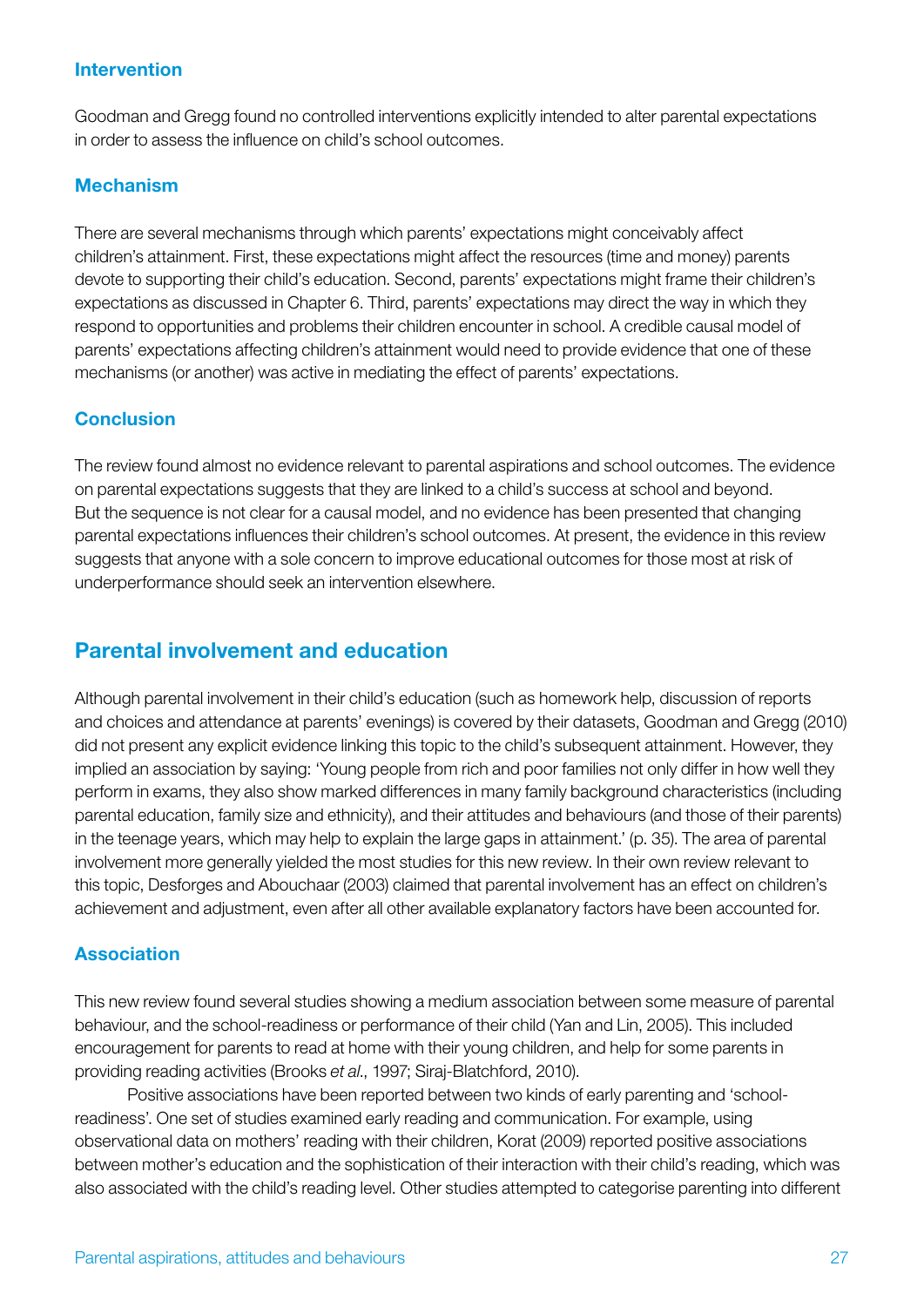### Intervention

Goodman and Gregg found no controlled interventions explicitly intended to alter parental expectations in order to assess the influence on child's school outcomes.

### Mechanism

There are several mechanisms through which parents' expectations might conceivably affect children's attainment. First, these expectations might affect the resources (time and money) parents devote to supporting their child's education. Second, parents' expectations might frame their children's expectations as discussed in Chapter 6. Third, parents' expectations may direct the way in which they respond to opportunities and problems their children encounter in school. A credible causal model of parents' expectations affecting children's attainment would need to provide evidence that one of these mechanisms (or another) was active in mediating the effect of parents' expectations.

### Conclusion

The review found almost no evidence relevant to parental aspirations and school outcomes. The evidence on parental expectations suggests that they are linked to a child's success at school and beyond. But the sequence is not clear for a causal model, and no evidence has been presented that changing parental expectations influences their children's school outcomes. At present, the evidence in this review suggests that anyone with a sole concern to improve educational outcomes for those most at risk of underperformance should seek an intervention elsewhere.

## Parental involvement and education

Although parental involvement in their child's education (such as homework help, discussion of reports and choices and attendance at parents' evenings) is covered by their datasets, Goodman and Gregg (2010) did not present any explicit evidence linking this topic to the child's subsequent attainment. However, they implied an association by saying: 'Young people from rich and poor families not only differ in how well they perform in exams, they also show marked differences in many family background characteristics (including parental education, family size and ethnicity), and their attitudes and behaviours (and those of their parents) in the teenage years, which may help to explain the large gaps in attainment.' (p. 35). The area of parental involvement more generally yielded the most studies for this new review. In their own review relevant to this topic, Desforges and Abouchaar (2003) claimed that parental involvement has an effect on children's achievement and adjustment, even after all other available explanatory factors have been accounted for.

### Association

This new review found several studies showing a medium association between some measure of parental behaviour, and the school-readiness or performance of their child (Yan and Lin, 2005). This included encouragement for parents to read at home with their young children, and help for some parents in providing reading activities (Brooks *et al*., 1997; Siraj-Blatchford, 2010).

Positive associations have been reported between two kinds of early parenting and 'school-readiness'. One set of studies examined early reading and communication. For example, using observational data on mothers' reading with their children, Korat (2009) reported positive associations between mother's education and the sophistication of their interaction with their child's reading, which was also associated with the child's reading level. Other studies attempted to categorise parenting into different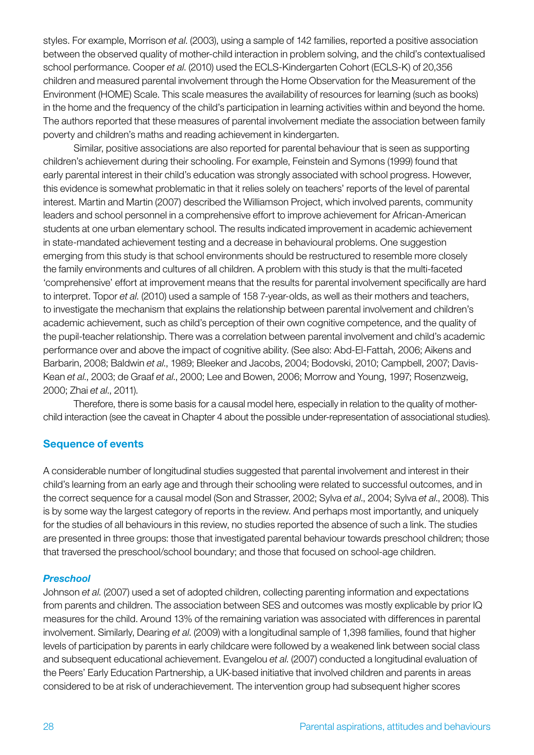styles. For example, Morrison *et al*. (2003), using a sample of 142 families, reported a positive association between the observed quality of mother-child interaction in problem solving, and the child's contextualised school performance. Cooper *et al*. (2010) used the ECLS-Kindergarten Cohort (ECLS-K) of 20,356 children and measured parental involvement through the Home Observation for the Measurement of the Environment (HOME) Scale. This scale measures the availability of resources for learning (such as books) in the home and the frequency of the child's participation in learning activities within and beyond the home. The authors reported that these measures of parental involvement mediate the association between family poverty and children's maths and reading achievement in kindergarten.

Similar, positive associations are also reported for parental behaviour that is seen as supporting children's achievement during their schooling. For example, Feinstein and Symons (1999) found that early parental interest in their child's education was strongly associated with school progress. However, this evidence is somewhat problematic in that it relies solely on teachers' reports of the level of parental interest. Martin and Martin (2007) described the Williamson Project, which involved parents, community leaders and school personnel in a comprehensive effort to improve achievement for African-American students at one urban elementary school. The results indicated improvement in academic achievement in state-mandated achievement testing and a decrease in behavioural problems. One suggestion emerging from this study is that school environments should be restructured to resemble more closely the family environments and cultures of all children. A problem with this study is that the multi-faceted 'comprehensive' effort at improvement means that the results for parental involvement specifically are hard to interpret. Topor *et al*. (2010) used a sample of 158 7-year-olds, as well as their mothers and teachers, to investigate the mechanism that explains the relationship between parental involvement and children's academic achievement, such as child's perception of their own cognitive competence, and the quality of the pupil-teacher relationship. There was a correlation between parental involvement and child's academic performance over and above the impact of cognitive ability. (See also: Abd-El-Fattah, 2006; Aikens and Barbarin, 2008; Baldwin *et al*., 1989; Bleeker and Jacobs, 2004; Bodovski, 2010; Campbell, 2007; Davis-Kean *et al*., 2003; de Graaf *et al*., 2000; Lee and Bowen, 2006; Morrow and Young, 1997; Rosenzweig, 2000; Zhai *et al*., 2011).

Therefore, there is some basis for a causal model here, especially in relation to the quality of mother-child interaction (see the caveat in Chapter 4 about the possible under-representation of associational studies).

### Sequence of events

A considerable number of longitudinal studies suggested that parental involvement and interest in their child's learning from an early age and through their schooling were related to successful outcomes, and in the correct sequence for a causal model (Son and Strasser, 2002; Sylva *et al*., 2004; Sylva *et al*., 2008). This is by some way the largest category of reports in the review. And perhaps most importantly, and uniquely for the studies of all behaviours in this review, no studies reported the absence of such a link. The studies are presented in three groups: those that investigated parental behaviour towards preschool children; those that traversed the preschool/school boundary; and those that focused on school-age children.

#### *Preschool*

Johnson *et al*. (2007) used a set of adopted children, collecting parenting information and expectations from parents and children. The association between SES and outcomes was mostly explicable by prior IQ measures for the child. Around 13% of the remaining variation was associated with differences in parental involvement. Similarly, Dearing *et al*. (2009) with a longitudinal sample of 1,398 families, found that higher levels of participation by parents in early childcare were followed by a weakened link between social class and subsequent educational achievement. Evangelou *et al*. (2007) conducted a longitudinal evaluation of the Peers' Early Education Partnership, a UK-based initiative that involved children and parents in areas considered to be at risk of underachievement. The intervention group had subsequent higher scores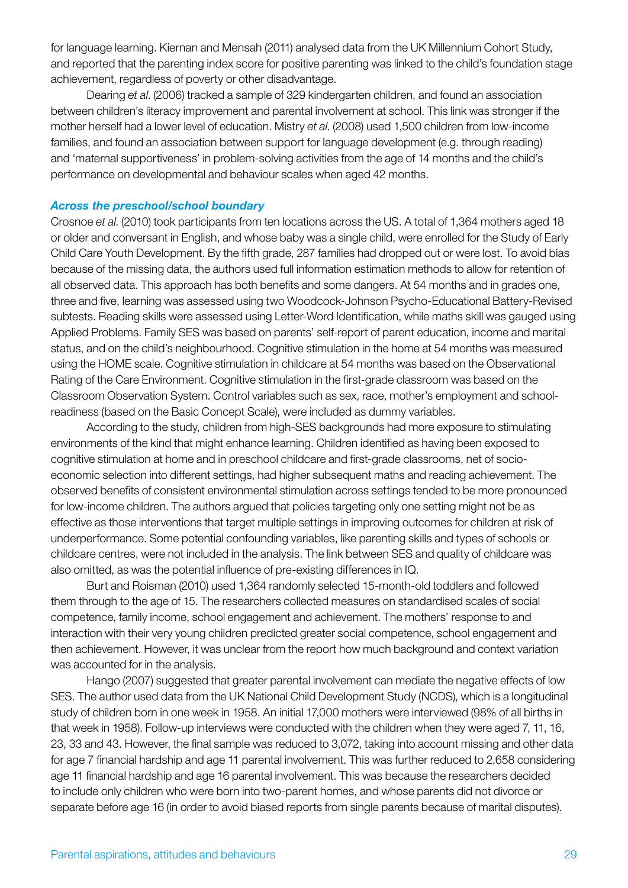for language learning. Kiernan and Mensah (2011) analysed data from the UK Millennium Cohort Study, and reported that the parenting index score for positive parenting was linked to the child's foundation stage achievement, regardless of poverty or other disadvantage.

Dearing *et al.* (2006) tracked a sample of 329 kindergarten children, and found an association between children's literacy improvement and parental involvement at school. This link was stronger if the mother herself had a lower level of education. Mistry *et al.* (2008) used 1,500 children from low-income families, and found an association between support for language development (e.g. through reading) and 'maternal supportiveness' in problem-solving activities from the age of 14 months and the child's performance on developmental and behaviour scales when aged 42 months.

### *Across the preschool/school boundary*

Crosnoe *et al.* (2010) took participants from ten locations across the US. A total of 1,364 mothers aged 18 or older and conversant in English, and whose baby was a single child, were enrolled for the Study of Early Child Care Youth Development. By the fifth grade, 287 families had dropped out or were lost. To avoid bias because of the missing data, the authors used full information estimation methods to allow for retention of all observed data. This approach has both benefits and some dangers. At 54 months and in grades one, three and five, learning was assessed using two Woodcock-Johnson Psycho-Educational Battery-Revised subtests. Reading skills were assessed using Letter-Word Identification, while maths skill was gauged using Applied Problems. Family SES was based on parents' self-report of parent education, income and marital status, and on the child's neighbourhood. Cognitive stimulation in the home at 54 months was measured using the HOME scale. Cognitive stimulation in childcare at 54 months was based on the Observational Rating of the Care Environment. Cognitive stimulation in the first-grade classroom was based on the Classroom Observation System. Control variables such as sex, race, mother's employment and school-readiness (based on the Basic Concept Scale), were included as dummy variables.

According to the study, children from high-SES backgrounds had more exposure to stimulating environments of the kind that might enhance learning. Children identified as having been exposed to cognitive stimulation at home and in preschool childcare and first-grade classrooms, net of socio-economic selection into different settings, had higher subsequent maths and reading achievement. The observed benefits of consistent environmental stimulation across settings tended to be more pronounced for low-income children. The authors argued that policies targeting only one setting might not be as effective as those interventions that target multiple settings in improving outcomes for children at risk of underperformance. Some potential confounding variables, like parenting skills and types of schools or childcare centres, were not included in the analysis. The link between SES and quality of childcare was also omitted, as was the potential influence of pre-existing differences in IQ.

Burt and Roisman (2010) used 1,364 randomly selected 15-month-old toddlers and followed them through to the age of 15. The researchers collected measures on standardised scales of social competence, family income, school engagement and achievement. The mothers' response to and interaction with their very young children predicted greater social competence, school engagement and then achievement. However, it was unclear from the report how much background and context variation was accounted for in the analysis.

Hango (2007) suggested that greater parental involvement can mediate the negative effects of low SES. The author used data from the UK National Child Development Study (NCDS), which is a longitudinal study of children born in one week in 1958. An initial 17,000 mothers were interviewed (98% of all births in that week in 1958). Follow-up interviews were conducted with the children when they were aged 7, 11, 16, 23, 33 and 43. However, the final sample was reduced to 3,072, taking into account missing and other data for age 7 financial hardship and age 11 parental involvement. This was further reduced to 2,658 considering age 11 financial hardship and age 16 parental involvement. This was because the researchers decided to include only children who were born into two-parent homes, and whose parents did not divorce or separate before age 16 (in order to avoid biased reports from single parents because of marital disputes).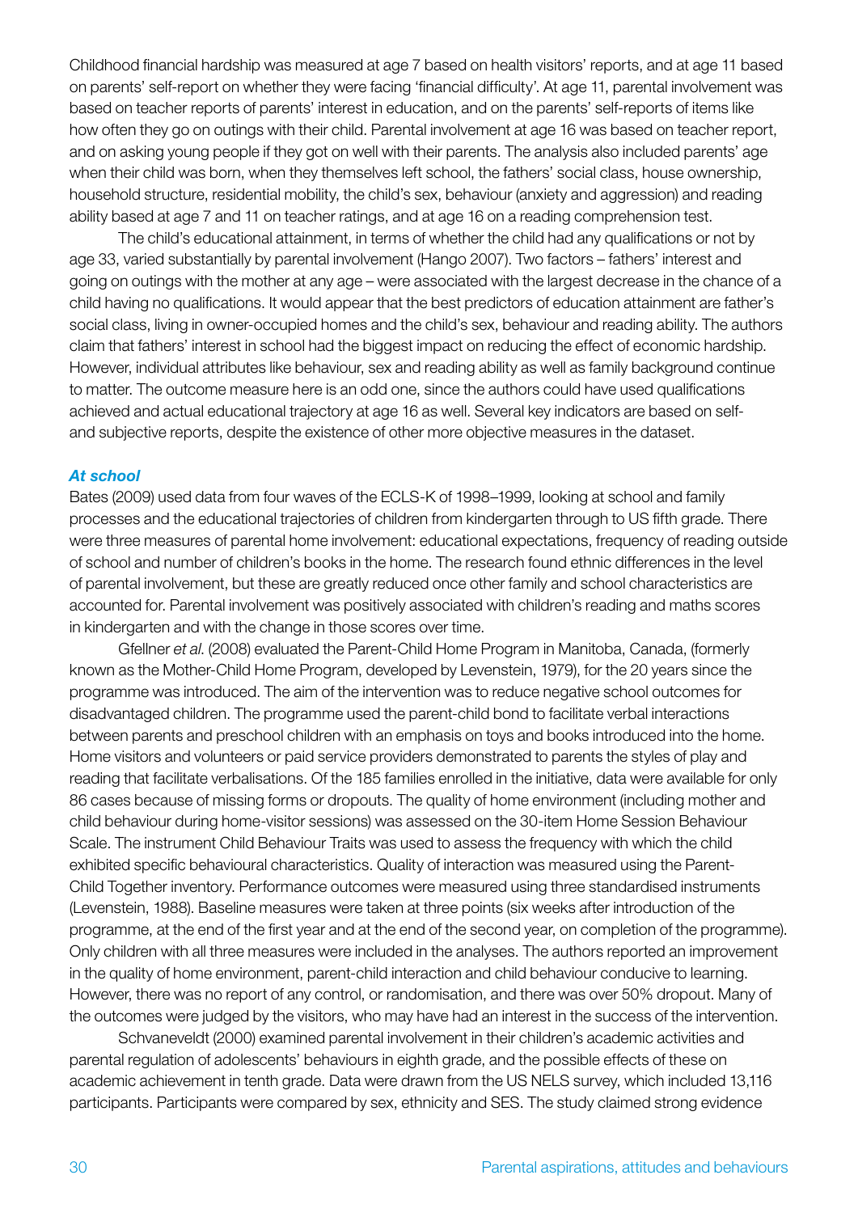Childhood financial hardship was measured at age 7 based on health visitors' reports, and at age 11 based on parents' self-report on whether they were facing 'financial difficulty'. At age 11, parental involvement was based on teacher reports of parents' interest in education, and on the parents' self-reports of items like how often they go on outings with their child. Parental involvement at age 16 was based on teacher report, and on asking young people if they got on well with their parents. The analysis also included parents' age when their child was born, when they themselves left school, the fathers' social class, house ownership, household structure, residential mobility, the child's sex, behaviour (anxiety and aggression) and reading ability based at age 7 and 11 on teacher ratings, and at age 16 on a reading comprehension test.

The child's educational attainment, in terms of whether the child had any qualifications or not by age 33, varied substantially by parental involvement (Hango 2007). Two factors – fathers' interest and going on outings with the mother at any age – were associated with the largest decrease in the chance of a child having no qualifications. It would appear that the best predictors of education attainment are father's social class, living in owner-occupied homes and the child's sex, behaviour and reading ability. The authors claim that fathers' interest in school had the biggest impact on reducing the effect of economic hardship. However, individual attributes like behaviour, sex and reading ability as well as family background continue to matter. The outcome measure here is an odd one, since the authors could have used qualifications achieved and actual educational trajectory at age 16 as well. Several key indicators are based on self- and subjective reports, despite the existence of other more objective measures in the dataset.

### *At school*

Bates (2009) used data from four waves of the ECLS-K of 1998–1999, looking at school and family processes and the educational trajectories of children from kindergarten through to US fifth grade. There were three measures of parental home involvement: educational expectations, frequency of reading outside of school and number of children's books in the home. The research found ethnic differences in the level of parental involvement, but these are greatly reduced once other family and school characteristics are accounted for. Parental involvement was positively associated with children's reading and maths scores in kindergarten and with the change in those scores over time.

Gfellner *et al*. (2008) evaluated the Parent-Child Home Program in Manitoba, Canada, (formerly known as the Mother-Child Home Program, developed by Levenstein, 1979), for the 20 years since the programme was introduced. The aim of the intervention was to reduce negative school outcomes for disadvantaged children. The programme used the parent-child bond to facilitate verbal interactions between parents and preschool children with an emphasis on toys and books introduced into the home. Home visitors and volunteers or paid service providers demonstrated to parents the styles of play and reading that facilitate verbalisations. Of the 185 families enrolled in the initiative, data were available for only 86 cases because of missing forms or dropouts. The quality of home environment (including mother and child behaviour during home-visitor sessions) was assessed on the 30-item Home Session Behaviour Scale. The instrument Child Behaviour Traits was used to assess the frequency with which the child exhibited specific behavioural characteristics. Quality of interaction was measured using the Parent-Child Together inventory. Performance outcomes were measured using three standardised instruments (Levenstein, 1988). Baseline measures were taken at three points (six weeks after introduction of the programme, at the end of the first year and at the end of the second year, on completion of the programme). Only children with all three measures were included in the analyses. The authors reported an improvement in the quality of home environment, parent-child interaction and child behaviour conducive to learning. However, there was no report of any control, or randomisation, and there was over 50% dropout. Many of the outcomes were judged by the visitors, who may have had an interest in the success of the intervention.

Schvaneveldt (2000) examined parental involvement in their children's academic activities and parental regulation of adolescents' behaviours in eighth grade, and the possible effects of these on academic achievement in tenth grade. Data were drawn from the US NELS survey, which included 13,116 participants. Participants were compared by sex, ethnicity and SES. The study claimed strong evidence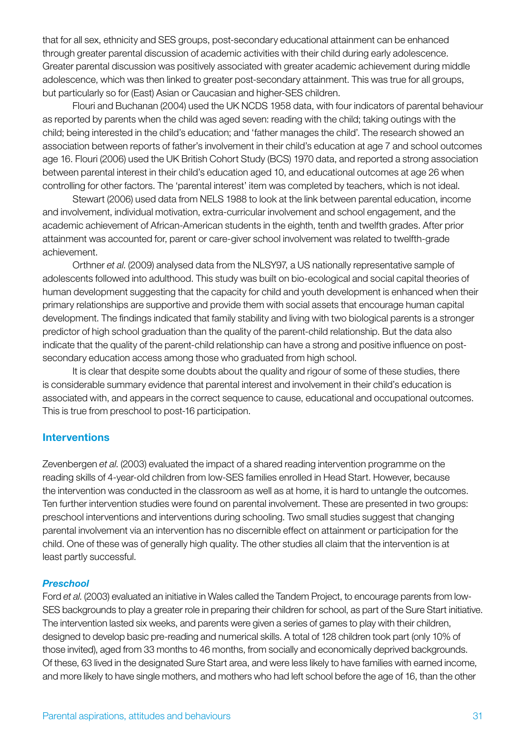that for all sex, ethnicity and SES groups, post-secondary educational attainment can be enhanced through greater parental discussion of academic activities with their child during early adolescence. Greater parental discussion was positively associated with greater academic achievement during middle adolescence, which was then linked to greater post-secondary attainment. This was true for all groups, but particularly so for (East) Asian or Caucasian and higher-SES children.

Flouri and Buchanan (2004) used the UK NCDS 1958 data, with four indicators of parental behaviour as reported by parents when the child was aged seven: reading with the child; taking outings with the child; being interested in the child's education; and 'father manages the child'. The research showed an association between reports of father's involvement in their child's education at age 7 and school outcomes age 16. Flouri (2006) used the UK British Cohort Study (BCS) 1970 data, and reported a strong association between parental interest in their child's education aged 10, and educational outcomes at age 26 when controlling for other factors. The 'parental interest' item was completed by teachers, which is not ideal.

Stewart (2006) used data from NELS 1988 to look at the link between parental education, income and involvement, individual motivation, extra-curricular involvement and school engagement, and the academic achievement of African-American students in the eighth, tenth and twelfth grades. After prior attainment was accounted for, parent or care-giver school involvement was related to twelfth-grade achievement.

Orthner *et al.* (2009) analysed data from the NLSY97, a US nationally representative sample of adolescents followed into adulthood. This study was built on bio-ecological and social capital theories of human development suggesting that the capacity for child and youth development is enhanced when their primary relationships are supportive and provide them with social assets that encourage human capital development. The findings indicated that family stability and living with two biological parents is a stronger predictor of high school graduation than the quality of the parent-child relationship. But the data also indicate that the quality of the parent-child relationship can have a strong and positive influence on post-secondary education access among those who graduated from high school.

It is clear that despite some doubts about the quality and rigour of some of these studies, there is considerable summary evidence that parental interest and involvement in their child's education is associated with, and appears in the correct sequence to cause, educational and occupational outcomes. This is true from preschool to post-16 participation.

## Interventions

Zevenbergen *et al.* (2003) evaluated the impact of a shared reading intervention programme on the reading skills of 4-year-old children from low-SES families enrolled in Head Start. However, because the intervention was conducted in the classroom as well as at home, it is hard to untangle the outcomes. Ten further intervention studies were found on parental involvement. These are presented in two groups: preschool interventions and interventions during schooling. Two small studies suggest that changing parental involvement via an intervention has no discernible effect on attainment or participation for the child. One of these was of generally high quality. The other studies all claim that the intervention is at least partly successful.

### *Preschool*

Ford *et al.* (2003) evaluated an initiative in Wales called the Tandem Project, to encourage parents from low-SES backgrounds to play a greater role in preparing their children for school, as part of the Sure Start initiative. The intervention lasted six weeks, and parents were given a series of games to play with their children, designed to develop basic pre-reading and numerical skills. A total of 128 children took part (only 10% of those invited), aged from 33 months to 46 months, from socially and economically deprived backgrounds. Of these, 63 lived in the designated Sure Start area, and were less likely to have families with earned income, and more likely to have single mothers, and mothers who had left school before the age of 16, than the other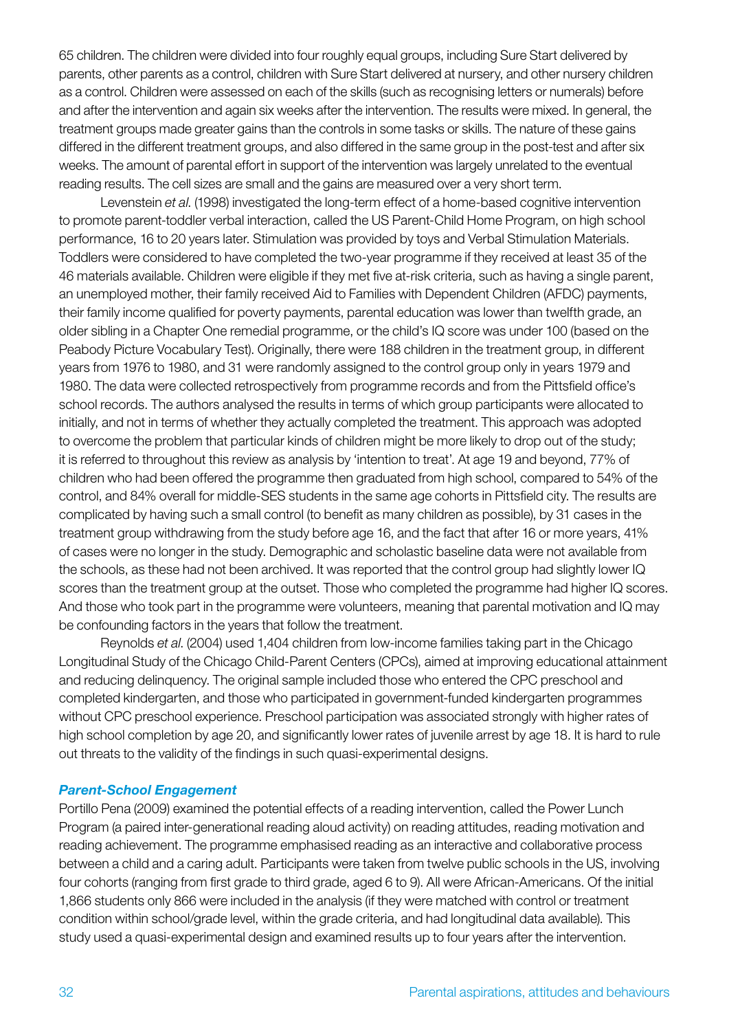65 children. The children were divided into four roughly equal groups, including Sure Start delivered by parents, other parents as a control, children with Sure Start delivered at nursery, and other nursery children as a control. Children were assessed on each of the skills (such as recognising letters or numerals) before and after the intervention and again six weeks after the intervention. The results were mixed. In general, the treatment groups made greater gains than the controls in some tasks or skills. The nature of these gains differed in the different treatment groups, and also differed in the same group in the post-test and after six weeks. The amount of parental effort in support of the intervention was largely unrelated to the eventual reading results. The cell sizes are small and the gains are measured over a very short term.

Levenstein *et al*. (1998) investigated the long-term effect of a home-based cognitive intervention to promote parent-toddler verbal interaction, called the US Parent-Child Home Program, on high school performance, 16 to 20 years later. Stimulation was provided by toys and Verbal Stimulation Materials. Toddlers were considered to have completed the two-year programme if they received at least 35 of the 46 materials available. Children were eligible if they met five at-risk criteria, such as having a single parent, an unemployed mother, their family received Aid to Families with Dependent Children (AFDC) payments, their family income qualified for poverty payments, parental education was lower than twelfth grade, an older sibling in a Chapter One remedial programme, or the child's IQ score was under 100 (based on the Peabody Picture Vocabulary Test). Originally, there were 188 children in the treatment group, in different years from 1976 to 1980, and 31 were randomly assigned to the control group only in years 1979 and 1980. The data were collected retrospectively from programme records and from the Pittsfield office's school records. The authors analysed the results in terms of which group participants were allocated to initially, and not in terms of whether they actually completed the treatment. This approach was adopted to overcome the problem that particular kinds of children might be more likely to drop out of the study; it is referred to throughout this review as analysis by 'intention to treat'. At age 19 and beyond, 77% of children who had been offered the programme then graduated from high school, compared to 54% of the control, and 84% overall for middle-SES students in the same age cohorts in Pittsfield city. The results are complicated by having such a small control (to benefit as many children as possible), by 31 cases in the treatment group withdrawing from the study before age 16, and the fact that after 16 or more years, 41% of cases were no longer in the study. Demographic and scholastic baseline data were not available from the schools, as these had not been archived. It was reported that the control group had slightly lower IQ scores than the treatment group at the outset. Those who completed the programme had higher IQ scores. And those who took part in the programme were volunteers, meaning that parental motivation and IQ may be confounding factors in the years that follow the treatment.

Reynolds *et al*. (2004) used 1,404 children from low-income families taking part in the Chicago Longitudinal Study of the Chicago Child-Parent Centers (CPCs), aimed at improving educational attainment and reducing delinquency. The original sample included those who entered the CPC preschool and completed kindergarten, and those who participated in government-funded kindergarten programmes without CPC preschool experience. Preschool participation was associated strongly with higher rates of high school completion by age 20, and significantly lower rates of juvenile arrest by age 18. It is hard to rule out threats to the validity of the findings in such quasi-experimental designs.

#### *Parent-School Engagement*

Portillo Pena (2009) examined the potential effects of a reading intervention, called the Power Lunch Program (a paired inter-generational reading aloud activity) on reading attitudes, reading motivation and reading achievement. The programme emphasised reading as an interactive and collaborative process between a child and a caring adult. Participants were taken from twelve public schools in the US, involving four cohorts (ranging from first grade to third grade, aged 6 to 9). All were African-Americans. Of the initial 1,866 students only 866 were included in the analysis (if they were matched with control or treatment condition within school/grade level, within the grade criteria, and had longitudinal data available). This study used a quasi-experimental design and examined results up to four years after the intervention.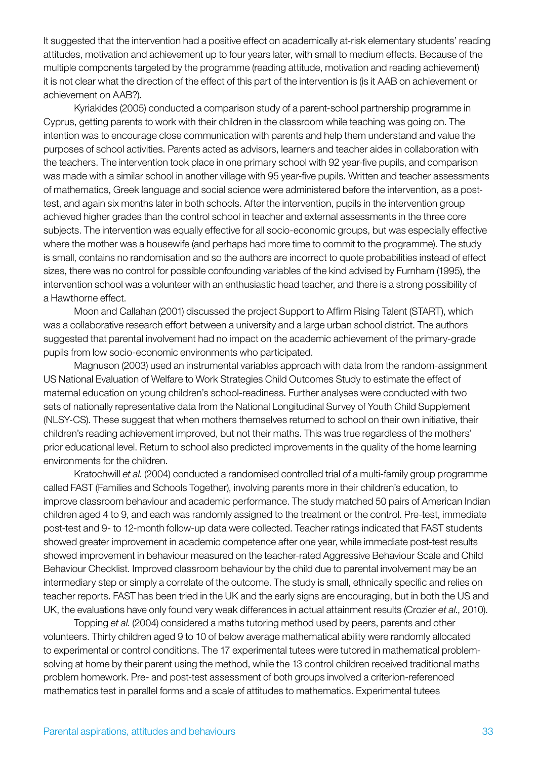It suggested that the intervention had a positive effect on academically at-risk elementary students' reading attitudes, motivation and achievement up to four years later, with small to medium effects. Because of the multiple components targeted by the programme (reading attitude, motivation and reading achievement) it is not clear what the direction of the effect of this part of the intervention is (is it AAB on achievement or achievement on AAB?).

Kyriakides (2005) conducted a comparison study of a parent-school partnership programme in Cyprus, getting parents to work with their children in the classroom while teaching was going on. The intention was to encourage close communication with parents and help them understand and value the purposes of school activities. Parents acted as advisors, learners and teacher aides in collaboration with the teachers. The intervention took place in one primary school with 92 year-five pupils, and comparison was made with a similar school in another village with 95 year-five pupils. Written and teacher assessments of mathematics, Greek language and social science were administered before the intervention, as a post-test, and again six months later in both schools. After the intervention, pupils in the intervention group achieved higher grades than the control school in teacher and external assessments in the three core subjects. The intervention was equally effective for all socio-economic groups, but was especially effective where the mother was a housewife (and perhaps had more time to commit to the programme). The study is small, contains no randomisation and so the authors are incorrect to quote probabilities instead of effect sizes, there was no control for possible confounding variables of the kind advised by Furnham (1995), the intervention school was a volunteer with an enthusiastic head teacher, and there is a strong possibility of a Hawthorne effect.

Moon and Callahan (2001) discussed the project Support to Affirm Rising Talent (START), which was a collaborative research effort between a university and a large urban school district. The authors suggested that parental involvement had no impact on the academic achievement of the primary-grade pupils from low socio-economic environments who participated.

Magnuson (2003) used an instrumental variables approach with data from the random-assignment US National Evaluation of Welfare to Work Strategies Child Outcomes Study to estimate the effect of maternal education on young children's school-readiness. Further analyses were conducted with two sets of nationally representative data from the National Longitudinal Survey of Youth Child Supplement (NLSY-CS). These suggest that when mothers themselves returned to school on their own initiative, their children's reading achievement improved, but not their maths. This was true regardless of the mothers' prior educational level. Return to school also predicted improvements in the quality of the home learning environments for the children.

Kratochwill *et al.* (2004) conducted a randomised controlled trial of a multi-family group programme called FAST (Families and Schools Together), involving parents more in their children's education, to improve classroom behaviour and academic performance. The study matched 50 pairs of American Indian children aged 4 to 9, and each was randomly assigned to the treatment or the control. Pre-test, immediate post-test and 9- to 12-month follow-up data were collected. Teacher ratings indicated that FAST students showed greater improvement in academic competence after one year, while immediate post-test results showed improvement in behaviour measured on the teacher-rated Aggressive Behaviour Scale and Child Behaviour Checklist. Improved classroom behaviour by the child due to parental involvement may be an intermediary step or simply a correlate of the outcome. The study is small, ethnically specific and relies on teacher reports. FAST has been tried in the UK and the early signs are encouraging, but in both the US and UK, the evaluations have only found very weak differences in actual attainment results (Crozier *et al.*, 2010).

Topping *et al.* (2004) considered a maths tutoring method used by peers, parents and other volunteers. Thirty children aged 9 to 10 of below average mathematical ability were randomly allocated to experimental or control conditions. The 17 experimental tutees were tutored in mathematical problem-solving at home by their parent using the method, while the 13 control children received traditional maths problem homework. Pre- and post-test assessment of both groups involved a criterion-referenced mathematics test in parallel forms and a scale of attitudes to mathematics. Experimental tutees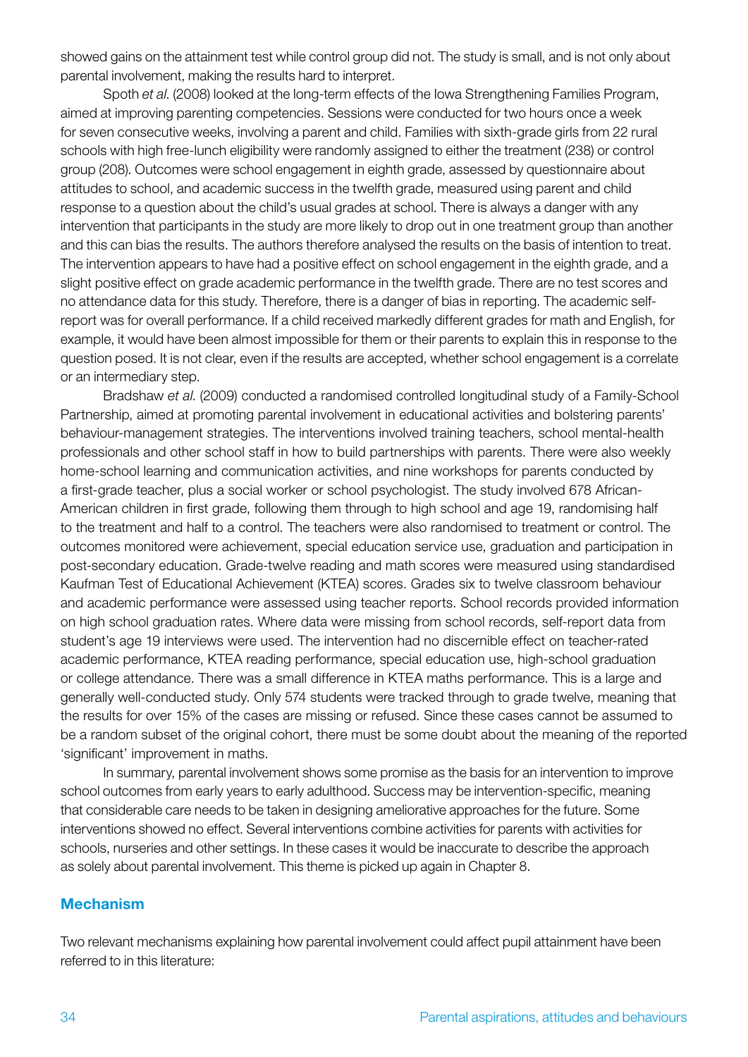showed gains on the attainment test while control group did not. The study is small, and is not only about parental involvement, making the results hard to interpret.

Spoth *et al.* (2008) looked at the long-term effects of the Iowa Strengthening Families Program, aimed at improving parenting competencies. Sessions were conducted for two hours once a week for seven consecutive weeks, involving a parent and child. Families with sixth-grade girls from 22 rural schools with high free-lunch eligibility were randomly assigned to either the treatment (238) or control group (208). Outcomes were school engagement in eighth grade, assessed by questionnaire about attitudes to school, and academic success in the twelfth grade, measured using parent and child response to a question about the child's usual grades at school. There is always a danger with any intervention that participants in the study are more likely to drop out in one treatment group than another and this can bias the results. The authors therefore analysed the results on the basis of intention to treat. The intervention appears to have had a positive effect on school engagement in the eighth grade, and a slight positive effect on grade academic performance in the twelfth grade. There are no test scores and no attendance data for this study. Therefore, there is a danger of bias in reporting. The academic self-report was for overall performance. If a child received markedly different grades for math and English, for example, it would have been almost impossible for them or their parents to explain this in response to the question posed. It is not clear, even if the results are accepted, whether school engagement is a correlate or an intermediary step.

Bradshaw *et al.* (2009) conducted a randomised controlled longitudinal study of a Family-School Partnership, aimed at promoting parental involvement in educational activities and bolstering parents' behaviour-management strategies. The interventions involved training teachers, school mental-health professionals and other school staff in how to build partnerships with parents. There were also weekly home-school learning and communication activities, and nine workshops for parents conducted by a first-grade teacher, plus a social worker or school psychologist. The study involved 678 African-American children in first grade, following them through to high school and age 19, randomising half to the treatment and half to a control. The teachers were also randomised to treatment or control. The outcomes monitored were achievement, special education service use, graduation and participation in post-secondary education. Grade-twelve reading and math scores were measured using standardised Kaufman Test of Educational Achievement (KTEA) scores. Grades six to twelve classroom behaviour and academic performance were assessed using teacher reports. School records provided information on high school graduation rates. Where data were missing from school records, self-report data from student's age 19 interviews were used. The intervention had no discernible effect on teacher-rated academic performance, KTEA reading performance, special education use, high-school graduation or college attendance. There was a small difference in KTEA maths performance. This is a large and generally well-conducted study. Only 574 students were tracked through to grade twelve, meaning that the results for over 15% of the cases are missing or refused. Since these cases cannot be assumed to be a random subset of the original cohort, there must be some doubt about the meaning of the reported 'significant' improvement in maths.

In summary, parental involvement shows some promise as the basis for an intervention to improve school outcomes from early years to early adulthood. Success may be intervention-specific, meaning that considerable care needs to be taken in designing ameliorative approaches for the future. Some interventions showed no effect. Several interventions combine activities for parents with activities for schools, nurseries and other settings. In these cases it would be inaccurate to describe the approach as solely about parental involvement. This theme is picked up again in Chapter 8.

### Mechanism

Two relevant mechanisms explaining how parental involvement could affect pupil attainment have been referred to in this literature: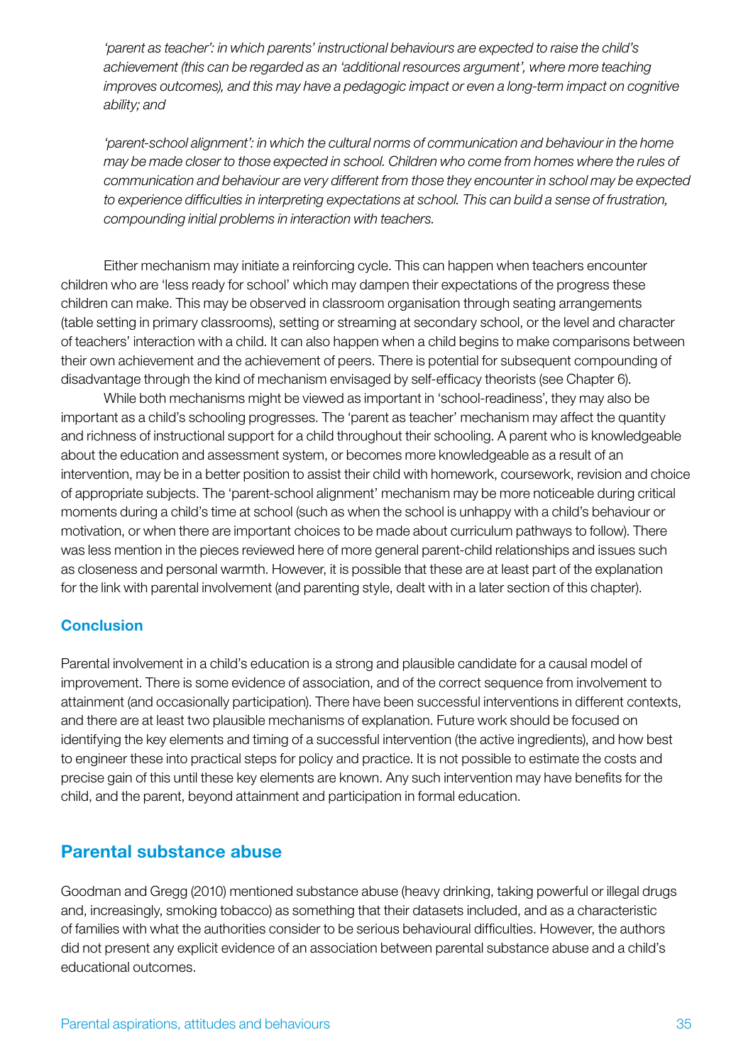*'parent as teacher': in which parents' instructional behaviours are expected to raise the child's achievement (this can be regarded as an 'additional resources argument', where more teaching improves outcomes), and this may have a pedagogic impact or even a long-term impact on cognitive ability; and*

*'parent-school alignment': in which the cultural norms of communication and behaviour in the home may be made closer to those expected in school. Children who come from homes where the rules of communication and behaviour are very different from those they encounter in school may be expected to experience difficulties in interpreting expectations at school. This can build a sense of frustration, compounding initial problems in interaction with teachers.*

Either mechanism may initiate a reinforcing cycle. This can happen when teachers encounter children who are 'less ready for school' which may dampen their expectations of the progress these children can make. This may be observed in classroom organisation through seating arrangements (table setting in primary classrooms), setting or streaming at secondary school, or the level and character of teachers' interaction with a child. It can also happen when a child begins to make comparisons between their own achievement and the achievement of peers. There is potential for subsequent compounding of disadvantage through the kind of mechanism envisaged by self-efficacy theorists (see Chapter 6).

While both mechanisms might be viewed as important in 'school-readiness', they may also be important as a child's schooling progresses. The 'parent as teacher' mechanism may affect the quantity and richness of instructional support for a child throughout their schooling. A parent who is knowledgeable about the education and assessment system, or becomes more knowledgeable as a result of an intervention, may be in a better position to assist their child with homework, coursework, revision and choice of appropriate subjects. The 'parent-school alignment' mechanism may be more noticeable during critical moments during a child's time at school (such as when the school is unhappy with a child's behaviour or motivation, or when there are important choices to be made about curriculum pathways to follow). There was less mention in the pieces reviewed here of more general parent-child relationships and issues such as closeness and personal warmth. However, it is possible that these are at least part of the explanation for the link with parental involvement (and parenting style, dealt with in a later section of this chapter).

### Conclusion

Parental involvement in a child's education is a strong and plausible candidate for a causal model of improvement. There is some evidence of association, and of the correct sequence from involvement to attainment (and occasionally participation). There have been successful interventions in different contexts, and there are at least two plausible mechanisms of explanation. Future work should be focused on identifying the key elements and timing of a successful intervention (the active ingredients), and how best to engineer these into practical steps for policy and practice. It is not possible to estimate the costs and precise gain of this until these key elements are known. Any such intervention may have benefits for the child, and the parent, beyond attainment and participation in formal education.

## Parental substance abuse

Goodman and Gregg (2010) mentioned substance abuse (heavy drinking, taking powerful or illegal drugs and, increasingly, smoking tobacco) as something that their datasets included, and as a characteristic of families with what the authorities consider to be serious behavioural difficulties. However, the authors did not present any explicit evidence of an association between parental substance abuse and a child's educational outcomes.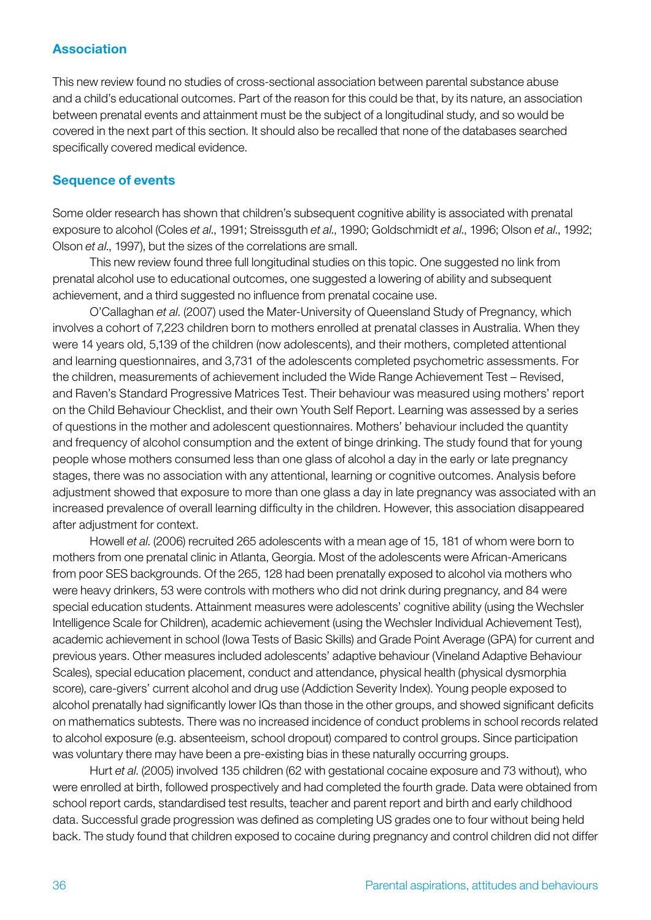## Association

This new review found no studies of cross-sectional association between parental substance abuse and a child's educational outcomes. Part of the reason for this could be that, by its nature, an association between prenatal events and attainment must be the subject of a longitudinal study, and so would be covered in the next part of this section. It should also be recalled that none of the databases searched specifically covered medical evidence.

## Sequence of events

Some older research has shown that children's subsequent cognitive ability is associated with prenatal exposure to alcohol (Coles *et al*., 1991; Streissguth *et al*., 1990; Goldschmidt *et al*., 1996; Olson *et al*., 1992; Olson *et al*., 1997), but the sizes of the correlations are small.

This new review found three full longitudinal studies on this topic. One suggested no link from prenatal alcohol use to educational outcomes, one suggested a lowering of ability and subsequent achievement, and a third suggested no influence from prenatal cocaine use.

O'Callaghan *et al*. (2007) used the Mater-University of Queensland Study of Pregnancy, which involves a cohort of 7,223 children born to mothers enrolled at prenatal classes in Australia. When they were 14 years old, 5,139 of the children (now adolescents), and their mothers, completed attentional and learning questionnaires, and 3,731 of the adolescents completed psychometric assessments. For the children, measurements of achievement included the Wide Range Achievement Test – Revised, and Raven's Standard Progressive Matrices Test. Their behaviour was measured using mothers' report on the Child Behaviour Checklist, and their own Youth Self Report. Learning was assessed by a series of questions in the mother and adolescent questionnaires. Mothers' behaviour included the quantity and frequency of alcohol consumption and the extent of binge drinking. The study found that for young people whose mothers consumed less than one glass of alcohol a day in the early or late pregnancy stages, there was no association with any attentional, learning or cognitive outcomes. Analysis before adjustment showed that exposure to more than one glass a day in late pregnancy was associated with an increased prevalence of overall learning difficulty in the children. However, this association disappeared after adjustment for context.

Howell *et al*. (2006) recruited 265 adolescents with a mean age of 15, 181 of whom were born to mothers from one prenatal clinic in Atlanta, Georgia. Most of the adolescents were African-Americans from poor SES backgrounds. Of the 265, 128 had been prenatally exposed to alcohol via mothers who were heavy drinkers, 53 were controls with mothers who did not drink during pregnancy, and 84 were special education students. Attainment measures were adolescents' cognitive ability (using the Wechsler Intelligence Scale for Children), academic achievement (using the Wechsler Individual Achievement Test), academic achievement in school (Iowa Tests of Basic Skills) and Grade Point Average (GPA) for current and previous years. Other measures included adolescents' adaptive behaviour (Vineland Adaptive Behaviour Scales), special education placement, conduct and attendance, physical health (physical dysmorphia score), care-givers' current alcohol and drug use (Addiction Severity Index). Young people exposed to alcohol prenatally had significantly lower IQs than those in the other groups, and showed significant deficits on mathematics subtests. There was no increased incidence of conduct problems in school records related to alcohol exposure (e.g. absenteeism, school dropout) compared to control groups. Since participation was voluntary there may have been a pre-existing bias in these naturally occurring groups.

Hurt *et al*. (2005) involved 135 children (62 with gestational cocaine exposure and 73 without), who were enrolled at birth, followed prospectively and had completed the fourth grade. Data were obtained from school report cards, standardised test results, teacher and parent report and birth and early childhood data. Successful grade progression was defined as completing US grades one to four without being held back. The study found that children exposed to cocaine during pregnancy and control children did not differ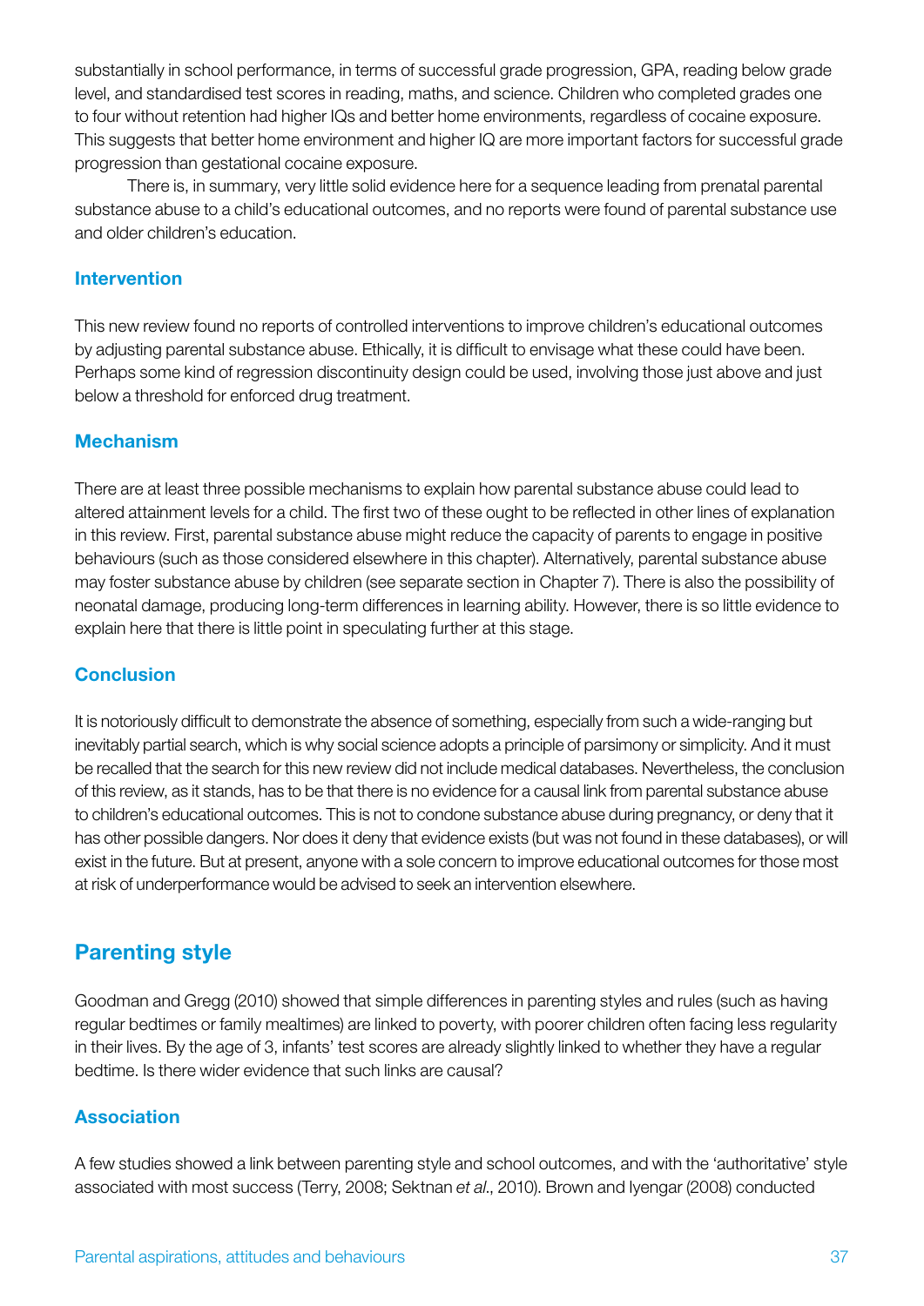substantially in school performance, in terms of successful grade progression, GPA, reading below grade level, and standardised test scores in reading, maths, and science. Children who completed grades one to four without retention had higher IQs and better home environments, regardless of cocaine exposure. This suggests that better home environment and higher IQ are more important factors for successful grade progression than gestational cocaine exposure.

There is, in summary, very little solid evidence here for a sequence leading from prenatal parental substance abuse to a child's educational outcomes, and no reports were found of parental substance use and older children's education.

### Intervention

This new review found no reports of controlled interventions to improve children's educational outcomes by adjusting parental substance abuse. Ethically, it is difficult to envisage what these could have been. Perhaps some kind of regression discontinuity design could be used, involving those just above and just below a threshold for enforced drug treatment.

### Mechanism

There are at least three possible mechanisms to explain how parental substance abuse could lead to altered attainment levels for a child. The first two of these ought to be reflected in other lines of explanation in this review. First, parental substance abuse might reduce the capacity of parents to engage in positive behaviours (such as those considered elsewhere in this chapter). Alternatively, parental substance abuse may foster substance abuse by children (see separate section in Chapter 7). There is also the possibility of neonatal damage, producing long-term differences in learning ability. However, there is so little evidence to explain here that there is little point in speculating further at this stage.

### Conclusion

It is notoriously difficult to demonstrate the absence of something, especially from such a wide-ranging but inevitably partial search, which is why social science adopts a principle of parsimony or simplicity. And it must be recalled that the search for this new review did not include medical databases. Nevertheless, the conclusion of this review, as it stands, has to be that there is no evidence for a causal link from parental substance abuse to children's educational outcomes. This is not to condone substance abuse during pregnancy, or deny that it has other possible dangers. Nor does it deny that evidence exists (but was not found in these databases), or will exist in the future. But at present, anyone with a sole concern to improve educational outcomes for those most at risk of underperformance would be advised to seek an intervention elsewhere.

## Parenting style

Goodman and Gregg (2010) showed that simple differences in parenting styles and rules (such as having regular bedtimes or family mealtimes) are linked to poverty, with poorer children often facing less regularity in their lives. By the age of 3, infants' test scores are already slightly linked to whether they have a regular bedtime. Is there wider evidence that such links are causal?

### Association

A few studies showed a link between parenting style and school outcomes, and with the 'authoritative' style associated with most success (Terry, 2008; Sektnan *et al.*, 2010). Brown and Iyengar (2008) conducted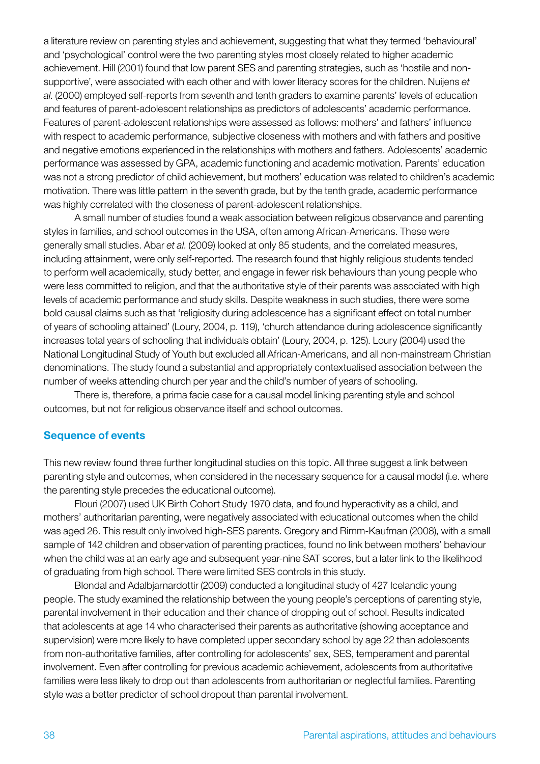a literature review on parenting styles and achievement, suggesting that what they termed 'behavioural' and 'psychological' control were the two parenting styles most closely related to higher academic achievement. Hill (2001) found that low parent SES and parenting strategies, such as 'hostile and non-supportive', were associated with each other and with lower literacy scores for the children. Nuijens *et al*. (2000) employed self-reports from seventh and tenth graders to examine parents' levels of education and features of parent-adolescent relationships as predictors of adolescents' academic performance. Features of parent-adolescent relationships were assessed as follows: mothers' and fathers' influence with respect to academic performance, subjective closeness with mothers and with fathers and positive and negative emotions experienced in the relationships with mothers and fathers. Adolescents' academic performance was assessed by GPA, academic functioning and academic motivation. Parents' education was not a strong predictor of child achievement, but mothers' education was related to children's academic motivation. There was little pattern in the seventh grade, but by the tenth grade, academic performance was highly correlated with the closeness of parent-adolescent relationships.

A small number of studies found a weak association between religious observance and parenting styles in families, and school outcomes in the USA, often among African-Americans. These were generally small studies. Abar *et al*. (2009) looked at only 85 students, and the correlated measures, including attainment, were only self-reported. The research found that highly religious students tended to perform well academically, study better, and engage in fewer risk behaviours than young people who were less committed to religion, and that the authoritative style of their parents was associated with high levels of academic performance and study skills. Despite weakness in such studies, there were some bold causal claims such as that 'religiosity during adolescence has a significant effect on total number of years of schooling attained' (Loury, 2004, p. 119), 'church attendance during adolescence significantly increases total years of schooling that individuals obtain' (Loury, 2004, p. 125). Loury (2004) used the National Longitudinal Study of Youth but excluded all African-Americans, and all non-mainstream Christian denominations. The study found a substantial and appropriately contextualised association between the number of weeks attending church per year and the child's number of years of schooling.

There is, therefore, a prima facie case for a causal model linking parenting style and school outcomes, but not for religious observance itself and school outcomes.

### Sequence of events

This new review found three further longitudinal studies on this topic. All three suggest a link between parenting style and outcomes, when considered in the necessary sequence for a causal model (i.e. where the parenting style precedes the educational outcome).

Flouri (2007) used UK Birth Cohort Study 1970 data, and found hyperactivity as a child, and mothers' authoritarian parenting, were negatively associated with educational outcomes when the child was aged 26. This result only involved high-SES parents. Gregory and Rimm-Kaufman (2008), with a small sample of 142 children and observation of parenting practices, found no link between mothers' behaviour when the child was at an early age and subsequent year-nine SAT scores, but a later link to the likelihood of graduating from high school. There were limited SES controls in this study.

Blondal and Adalbjarnardottir (2009) conducted a longitudinal study of 427 Icelandic young people. The study examined the relationship between the young people's perceptions of parenting style, parental involvement in their education and their chance of dropping out of school. Results indicated that adolescents at age 14 who characterised their parents as authoritative (showing acceptance and supervision) were more likely to have completed upper secondary school by age 22 than adolescents from non-authoritative families, after controlling for adolescents' sex, SES, temperament and parental involvement. Even after controlling for previous academic achievement, adolescents from authoritative families were less likely to drop out than adolescents from authoritarian or neglectful families. Parenting style was a better predictor of school dropout than parental involvement.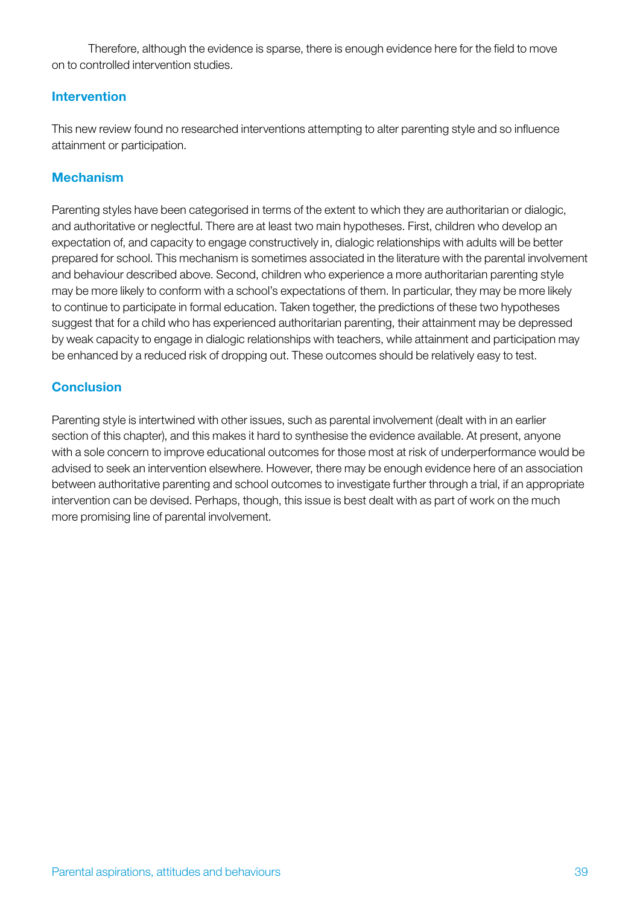Therefore, although the evidence is sparse, there is enough evidence here for the field to move on to controlled intervention studies.

### Intervention

This new review found no researched interventions attempting to alter parenting style and so influence attainment or participation.

### Mechanism

Parenting styles have been categorised in terms of the extent to which they are authoritarian or dialogic, and authoritative or neglectful. There are at least two main hypotheses. First, children who develop an expectation of, and capacity to engage constructively in, dialogic relationships with adults will be better prepared for school. This mechanism is sometimes associated in the literature with the parental involvement and behaviour described above. Second, children who experience a more authoritarian parenting style may be more likely to conform with a school's expectations of them. In particular, they may be more likely to continue to participate in formal education. Taken together, the predictions of these two hypotheses suggest that for a child who has experienced authoritarian parenting, their attainment may be depressed by weak capacity to engage in dialogic relationships with teachers, while attainment and participation may be enhanced by a reduced risk of dropping out. These outcomes should be relatively easy to test.

### Conclusion

Parenting style is intertwined with other issues, such as parental involvement (dealt with in an earlier section of this chapter), and this makes it hard to synthesise the evidence available. At present, anyone with a sole concern to improve educational outcomes for those most at risk of underperformance would be advised to seek an intervention elsewhere. However, there may be enough evidence here of an association between authoritative parenting and school outcomes to investigate further through a trial, if an appropriate intervention can be devised. Perhaps, though, this issue is best dealt with as part of work on the much more promising line of parental involvement.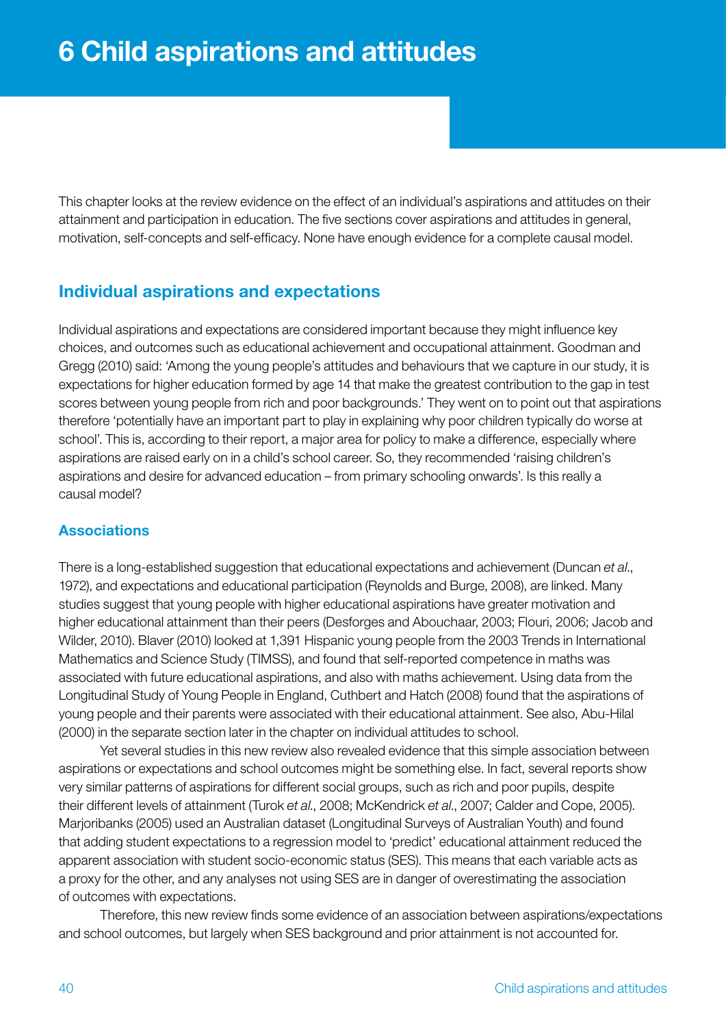# 6 Child aspirations and attitudes

This chapter looks at the review evidence on the effect of an individual's aspirations and attitudes on their attainment and participation in education. The five sections cover aspirations and attitudes in general, motivation, self-concepts and self-efficacy. None have enough evidence for a complete causal model.

## Individual aspirations and expectations

Individual aspirations and expectations are considered important because they might influence key choices, and outcomes such as educational achievement and occupational attainment. Goodman and Gregg (2010) said: 'Among the young people's attitudes and behaviours that we capture in our study, it is expectations for higher education formed by age 14 that make the greatest contribution to the gap in test scores between young people from rich and poor backgrounds.' They went on to point out that aspirations therefore 'potentially have an important part to play in explaining why poor children typically do worse at school'. This is, according to their report, a major area for policy to make a difference, especially where aspirations are raised early on in a child's school career. So, they recommended 'raising children's aspirations and desire for advanced education – from primary schooling onwards'. Is this really a causal model?

### Associations

There is a long-established suggestion that educational expectations and achievement (Duncan *et al.*, 1972), and expectations and educational participation (Reynolds and Burge, 2008), are linked. Many studies suggest that young people with higher educational aspirations have greater motivation and higher educational attainment than their peers (Desforges and Abouchaar, 2003; Flouri, 2006; Jacob and Wilder, 2010). Blaver (2010) looked at 1,391 Hispanic young people from the 2003 Trends in International Mathematics and Science Study (TIMSS), and found that self-reported competence in maths was associated with future educational aspirations, and also with maths achievement. Using data from the Longitudinal Study of Young People in England, Cuthbert and Hatch (2008) found that the aspirations of young people and their parents were associated with their educational attainment. See also, Abu-Hilal (2000) in the separate section later in the chapter on individual attitudes to school.

Yet several studies in this new review also revealed evidence that this simple association between aspirations or expectations and school outcomes might be something else. In fact, several reports show very similar patterns of aspirations for different social groups, such as rich and poor pupils, despite their different levels of attainment (Turok *et al.*, 2008; McKendrick *et al.*, 2007; Calder and Cope, 2005). Marjoribanks (2005) used an Australian dataset (Longitudinal Surveys of Australian Youth) and found that adding student expectations to a regression model to 'predict' educational attainment reduced the apparent association with student socio-economic status (SES). This means that each variable acts as a proxy for the other, and any analyses not using SES are in danger of overestimating the association of outcomes with expectations.

Therefore, this new review finds some evidence of an association between aspirations/expectations and school outcomes, but largely when SES background and prior attainment is not accounted for.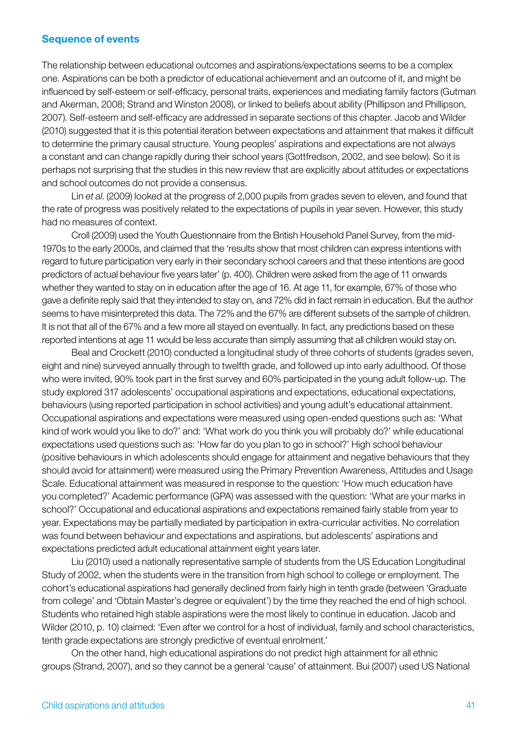### Sequence of events

The relationship between educational outcomes and aspirations/expectations seems to be a complex one. Aspirations can be both a predictor of educational achievement and an outcome of it, and might be influenced by self-esteem or self-efficacy, personal traits, experiences and mediating family factors (Gutman and Akerman, 2008; Strand and Winston 2008), or linked to beliefs about ability (Phillipson and Phillipson, 2007). Self-esteem and self-efficacy are addressed in separate sections of this chapter. Jacob and Wilder (2010) suggested that it is this potential iteration between expectations and attainment that makes it difficult to determine the primary causal structure. Young peoples' aspirations and expectations are not always a constant and can change rapidly during their school years (Gottfredson, 2002, and see below). So it is perhaps not surprising that the studies in this new review that are explicitly about attitudes or expectations and school outcomes do not provide a consensus.

Lin *et al.* (2009) looked at the progress of 2,000 pupils from grades seven to eleven, and found that the rate of progress was positively related to the expectations of pupils in year seven. However, this study had no measures of context.

Croll (2009) used the Youth Questionnaire from the British Household Panel Survey, from the mid-1970s to the early 2000s, and claimed that the 'results show that most children can express intentions with regard to future participation very early in their secondary school careers and that these intentions are good predictors of actual behaviour five years later' (p. 400). Children were asked from the age of 11 onwards whether they wanted to stay on in education after the age of 16. At age 11, for example, 67% of those who gave a definite reply said that they intended to stay on, and 72% did in fact remain in education. But the author seems to have misinterpreted this data. The 72% and the 67% are different subsets of the sample of children. It is not that all of the 67% and a few more all stayed on eventually. In fact, any predictions based on these reported intentions at age 11 would be less accurate than simply assuming that all children would stay on.

Beal and Crockett (2010) conducted a longitudinal study of three cohorts of students (grades seven, eight and nine) surveyed annually through to twelfth grade, and followed up into early adulthood. Of those who were invited, 90% took part in the first survey and 60% participated in the young adult follow-up. The study explored 317 adolescents' occupational aspirations and expectations, educational expectations, behaviours (using reported participation in school activities) and young adult's educational attainment. Occupational aspirations and expectations were measured using open-ended questions such as: 'What kind of work would you like to do?' and: 'What work do you think you will probably do?' while educational expectations used questions such as: 'How far do you plan to go in school?' High school behaviour (positive behaviours in which adolescents should engage for attainment and negative behaviours that they should avoid for attainment) were measured using the Primary Prevention Awareness, Attitudes and Usage Scale. Educational attainment was measured in response to the question: 'How much education have you completed?' Academic performance (GPA) was assessed with the question: 'What are your marks in school?' Occupational and educational aspirations and expectations remained fairly stable from year to year. Expectations may be partially mediated by participation in extra-curricular activities. No correlation was found between behaviour and expectations and aspirations, but adolescents' aspirations and expectations predicted adult educational attainment eight years later.

Liu (2010) used a nationally representative sample of students from the US Education Longitudinal Study of 2002, when the students were in the transition from high school to college or employment. The cohort's educational aspirations had generally declined from fairly high in tenth grade (between 'Graduate from college' and 'Obtain Master's degree or equivalent') by the time they reached the end of high school. Students who retained high stable aspirations were the most likely to continue in education. Jacob and Wilder (2010, p. 10) claimed: 'Even after we control for a host of individual, family and school characteristics, tenth grade expectations are strongly predictive of eventual enrolment.'

On the other hand, high educational aspirations do not predict high attainment for all ethnic groups (Strand, 2007), and so they cannot be a general 'cause' of attainment. Bui (2007) used US National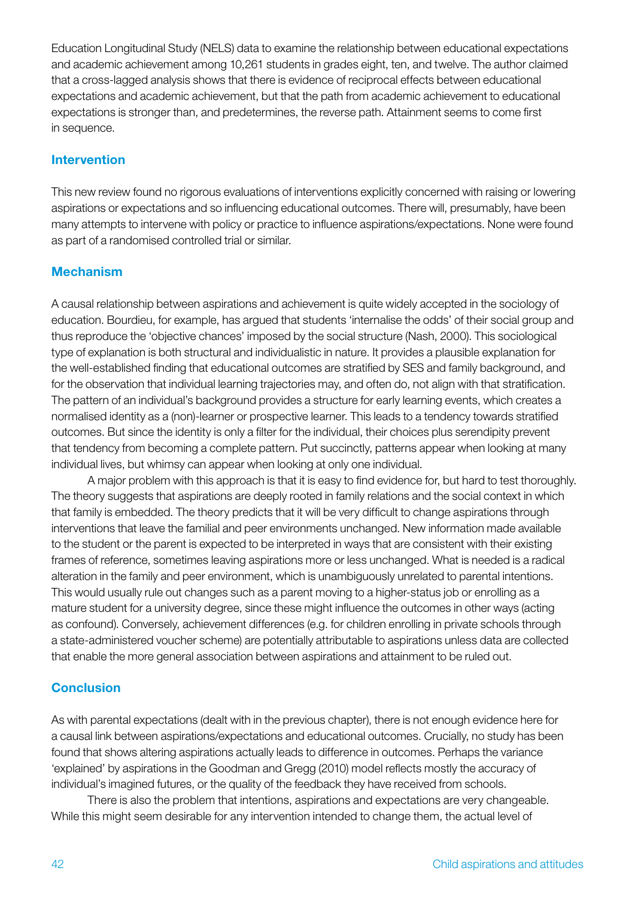Education Longitudinal Study (NELS) data to examine the relationship between educational expectations and academic achievement among 10,261 students in grades eight, ten, and twelve. The author claimed that a cross-lagged analysis shows that there is evidence of reciprocal effects between educational expectations and academic achievement, but that the path from academic achievement to educational expectations is stronger than, and predetermines, the reverse path. Attainment seems to come first in sequence.

### Intervention

This new review found no rigorous evaluations of interventions explicitly concerned with raising or lowering aspirations or expectations and so influencing educational outcomes. There will, presumably, have been many attempts to intervene with policy or practice to influence aspirations/expectations. None were found as part of a randomised controlled trial or similar.

### Mechanism

A causal relationship between aspirations and achievement is quite widely accepted in the sociology of education. Bourdieu, for example, has argued that students 'internalise the odds' of their social group and thus reproduce the 'objective chances' imposed by the social structure (Nash, 2000). This sociological type of explanation is both structural and individualistic in nature. It provides a plausible explanation for the well-established finding that educational outcomes are stratified by SES and family background, and for the observation that individual learning trajectories may, and often do, not align with that stratification. The pattern of an individual's background provides a structure for early learning events, which creates a normalised identity as a (non)-learner or prospective learner. This leads to a tendency towards stratified outcomes. But since the identity is only a filter for the individual, their choices plus serendipity prevent that tendency from becoming a complete pattern. Put succinctly, patterns appear when looking at many individual lives, but whimsy can appear when looking at only one individual.

A major problem with this approach is that it is easy to find evidence for, but hard to test thoroughly. The theory suggests that aspirations are deeply rooted in family relations and the social context in which that family is embedded. The theory predicts that it will be very difficult to change aspirations through interventions that leave the familial and peer environments unchanged. New information made available to the student or the parent is expected to be interpreted in ways that are consistent with their existing frames of reference, sometimes leaving aspirations more or less unchanged. What is needed is a radical alteration in the family and peer environment, which is unambiguously unrelated to parental intentions. This would usually rule out changes such as a parent moving to a higher-status job or enrolling as a mature student for a university degree, since these might influence the outcomes in other ways (acting as confound). Conversely, achievement differences (e.g. for children enrolling in private schools through a state-administered voucher scheme) are potentially attributable to aspirations unless data are collected that enable the more general association between aspirations and attainment to be ruled out.

### Conclusion

As with parental expectations (dealt with in the previous chapter), there is not enough evidence here for a causal link between aspirations/expectations and educational outcomes. Crucially, no study has been found that shows altering aspirations actually leads to difference in outcomes. Perhaps the variance 'explained' by aspirations in the Goodman and Gregg (2010) model reflects mostly the accuracy of individual's imagined futures, or the quality of the feedback they have received from schools.

There is also the problem that intentions, aspirations and expectations are very changeable. While this might seem desirable for any intervention intended to change them, the actual level of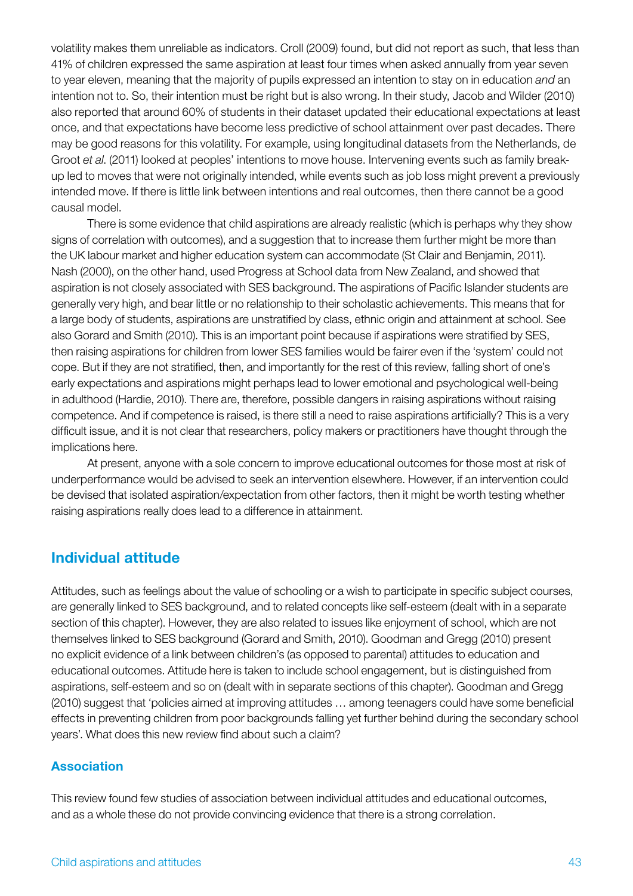volatility makes them unreliable as indicators. Croll (2009) found, but did not report as such, that less than 41% of children expressed the same aspiration at least four times when asked annually from year seven to year eleven, meaning that the majority of pupils expressed an intention to stay on in education *and* an intention not to. So, their intention must be right but is also wrong. In their study, Jacob and Wilder (2010) also reported that around 60% of students in their dataset updated their educational expectations at least once, and that expectations have become less predictive of school attainment over past decades. There may be good reasons for this volatility. For example, using longitudinal datasets from the Netherlands, de Groot *et al*. (2011) looked at peoples' intentions to move house. Intervening events such as family break-up led to moves that were not originally intended, while events such as job loss might prevent a previously intended move. If there is little link between intentions and real outcomes, then there cannot be a good causal model.

There is some evidence that child aspirations are already realistic (which is perhaps why they show signs of correlation with outcomes), and a suggestion that to increase them further might be more than the UK labour market and higher education system can accommodate (St Clair and Benjamin, 2011). Nash (2000), on the other hand, used Progress at School data from New Zealand, and showed that aspiration is not closely associated with SES background. The aspirations of Pacific Islander students are generally very high, and bear little or no relationship to their scholastic achievements. This means that for a large body of students, aspirations are unstratified by class, ethnic origin and attainment at school. See also Gorard and Smith (2010). This is an important point because if aspirations were stratified by SES, then raising aspirations for children from lower SES families would be fairer even if the 'system' could not cope. But if they are not stratified, then, and importantly for the rest of this review, falling short of one's early expectations and aspirations might perhaps lead to lower emotional and psychological well-being in adulthood (Hardie, 2010). There are, therefore, possible dangers in raising aspirations without raising competence. And if competence is raised, is there still a need to raise aspirations artificially? This is a very difficult issue, and it is not clear that researchers, policy makers or practitioners have thought through the implications here.

At present, anyone with a sole concern to improve educational outcomes for those most at risk of underperformance would be advised to seek an intervention elsewhere. However, if an intervention could be devised that isolated aspiration/expectation from other factors, then it might be worth testing whether raising aspirations really does lead to a difference in attainment.

## Individual attitude

Attitudes, such as feelings about the value of schooling or a wish to participate in specific subject courses, are generally linked to SES background, and to related concepts like self-esteem (dealt with in a separate section of this chapter). However, they are also related to issues like enjoyment of school, which are not themselves linked to SES background (Gorard and Smith, 2010). Goodman and Gregg (2010) present no explicit evidence of a link between children's (as opposed to parental) attitudes to education and educational outcomes. Attitude here is taken to include school engagement, but is distinguished from aspirations, self-esteem and so on (dealt with in separate sections of this chapter). Goodman and Gregg (2010) suggest that 'policies aimed at improving attitudes … among teenagers could have some beneficial effects in preventing children from poor backgrounds falling yet further behind during the secondary school years'. What does this new review find about such a claim?

### Association

This review found few studies of association between individual attitudes and educational outcomes, and as a whole these do not provide convincing evidence that there is a strong correlation.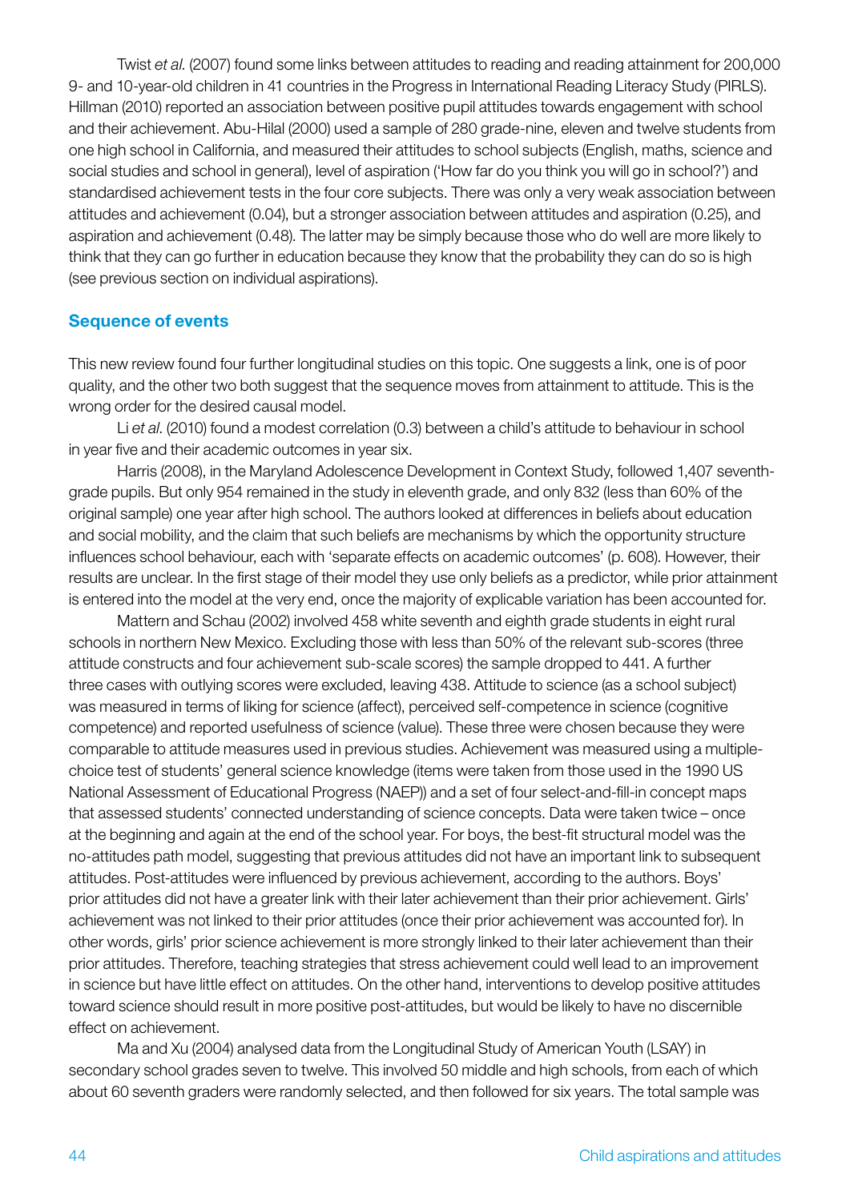Twist *et al*. (2007) found some links between attitudes to reading and reading attainment for 200,000 9- and 10-year-old children in 41 countries in the Progress in International Reading Literacy Study (PIRLS). Hillman (2010) reported an association between positive pupil attitudes towards engagement with school and their achievement. Abu-Hilal (2000) used a sample of 280 grade-nine, eleven and twelve students from one high school in California, and measured their attitudes to school subjects (English, maths, science and social studies and school in general), level of aspiration ('How far do you think you will go in school?') and standardised achievement tests in the four core subjects. There was only a very weak association between attitudes and achievement (0.04), but a stronger association between attitudes and aspiration (0.25), and aspiration and achievement (0.48). The latter may be simply because those who do well are more likely to think that they can go further in education because they know that the probability they can do so is high (see previous section on individual aspirations).

## Sequence of events

This new review found four further longitudinal studies on this topic. One suggests a link, one is of poor quality, and the other two both suggest that the sequence moves from attainment to attitude. This is the wrong order for the desired causal model.

Li *et al*. (2010) found a modest correlation (0.3) between a child's attitude to behaviour in school in year five and their academic outcomes in year six.

Harris (2008), in the Maryland Adolescence Development in Context Study, followed 1,407 seventh-grade pupils. But only 954 remained in the study in eleventh grade, and only 832 (less than 60% of the original sample) one year after high school. The authors looked at differences in beliefs about education and social mobility, and the claim that such beliefs are mechanisms by which the opportunity structure influences school behaviour, each with 'separate effects on academic outcomes' (p. 608). However, their results are unclear. In the first stage of their model they use only beliefs as a predictor, while prior attainment is entered into the model at the very end, once the majority of explicable variation has been accounted for.

Mattern and Schau (2002) involved 458 white seventh and eighth grade students in eight rural schools in northern New Mexico. Excluding those with less than 50% of the relevant sub-scores (three attitude constructs and four achievement sub-scale scores) the sample dropped to 441. A further three cases with outlying scores were excluded, leaving 438. Attitude to science (as a school subject) was measured in terms of liking for science (affect), perceived self-competence in science (cognitive competence) and reported usefulness of science (value). These three were chosen because they were comparable to attitude measures used in previous studies. Achievement was measured using a multiple-choice test of students' general science knowledge (items were taken from those used in the 1990 US National Assessment of Educational Progress (NAEP)) and a set of four select-and-fill-in concept maps that assessed students' connected understanding of science concepts. Data were taken twice – once at the beginning and again at the end of the school year. For boys, the best-fit structural model was the no-attitudes path model, suggesting that previous attitudes did not have an important link to subsequent attitudes. Post-attitudes were influenced by previous achievement, according to the authors. Boys' prior attitudes did not have a greater link with their later achievement than their prior achievement. Girls' achievement was not linked to their prior attitudes (once their prior achievement was accounted for). In other words, girls' prior science achievement is more strongly linked to their later achievement than their prior attitudes. Therefore, teaching strategies that stress achievement could well lead to an improvement in science but have little effect on attitudes. On the other hand, interventions to develop positive attitudes toward science should result in more positive post-attitudes, but would be likely to have no discernible effect on achievement.

Ma and Xu (2004) analysed data from the Longitudinal Study of American Youth (LSAY) in secondary school grades seven to twelve. This involved 50 middle and high schools, from each of which about 60 seventh graders were randomly selected, and then followed for six years. The total sample was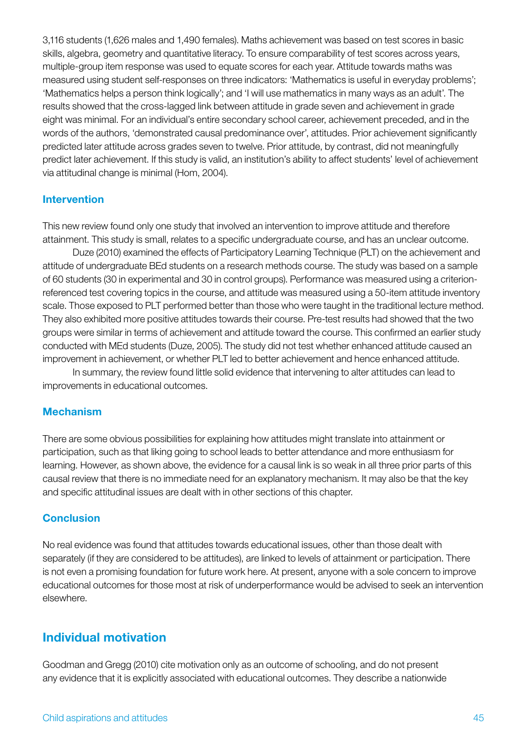3,116 students (1,626 males and 1,490 females). Maths achievement was based on test scores in basic skills, algebra, geometry and quantitative literacy. To ensure comparability of test scores across years, multiple-group item response was used to equate scores for each year. Attitude towards maths was measured using student self-responses on three indicators: 'Mathematics is useful in everyday problems'; 'Mathematics helps a person think logically'; and 'I will use mathematics in many ways as an adult'. The results showed that the cross-lagged link between attitude in grade seven and achievement in grade eight was minimal. For an individual's entire secondary school career, achievement preceded, and in the words of the authors, 'demonstrated causal predominance over', attitudes. Prior achievement significantly predicted later attitude across grades seven to twelve. Prior attitude, by contrast, did not meaningfully predict later achievement. If this study is valid, an institution's ability to affect students' level of achievement via attitudinal change is minimal (Hom, 2004).

### Intervention

This new review found only one study that involved an intervention to improve attitude and therefore attainment. This study is small, relates to a specific undergraduate course, and has an unclear outcome.

Duze (2010) examined the effects of Participatory Learning Technique (PLT) on the achievement and attitude of undergraduate BEd students on a research methods course. The study was based on a sample of 60 students (30 in experimental and 30 in control groups). Performance was measured using a criterion-referenced test covering topics in the course, and attitude was measured using a 50-item attitude inventory scale. Those exposed to PLT performed better than those who were taught in the traditional lecture method. They also exhibited more positive attitudes towards their course. Pre-test results had showed that the two groups were similar in terms of achievement and attitude toward the course. This confirmed an earlier study conducted with MEd students (Duze, 2005). The study did not test whether enhanced attitude caused an improvement in achievement, or whether PLT led to better achievement and hence enhanced attitude.

In summary, the review found little solid evidence that intervening to alter attitudes can lead to improvements in educational outcomes.

### Mechanism

There are some obvious possibilities for explaining how attitudes might translate into attainment or participation, such as that liking going to school leads to better attendance and more enthusiasm for learning. However, as shown above, the evidence for a causal link is so weak in all three prior parts of this causal review that there is no immediate need for an explanatory mechanism. It may also be that the key and specific attitudinal issues are dealt with in other sections of this chapter.

### Conclusion

No real evidence was found that attitudes towards educational issues, other than those dealt with separately (if they are considered to be attitudes), are linked to levels of attainment or participation. There is not even a promising foundation for future work here. At present, anyone with a sole concern to improve educational outcomes for those most at risk of underperformance would be advised to seek an intervention elsewhere.

## Individual motivation

Goodman and Gregg (2010) cite motivation only as an outcome of schooling, and do not present any evidence that it is explicitly associated with educational outcomes. They describe a nationwide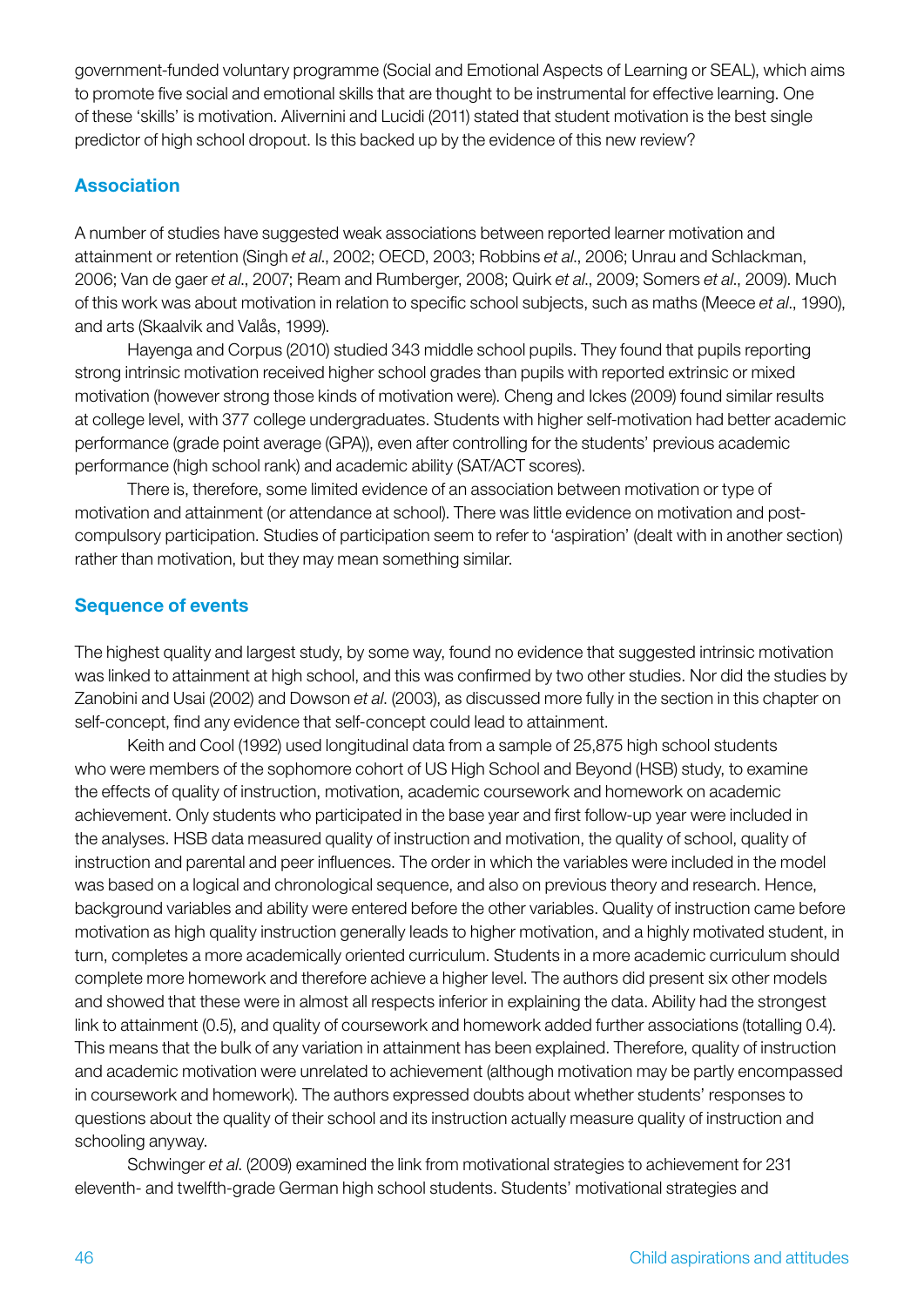government-funded voluntary programme (Social and Emotional Aspects of Learning or SEAL), which aims to promote five social and emotional skills that are thought to be instrumental for effective learning. One of these 'skills' is motivation. Alivernini and Lucidi (2011) stated that student motivation is the best single predictor of high school dropout. Is this backed up by the evidence of this new review?

### Association

A number of studies have suggested weak associations between reported learner motivation and attainment or retention (Singh *et al*., 2002; OECD, 2003; Robbins *et al*., 2006; Unrau and Schlackman, 2006; Van de gaer *et al*., 2007; Ream and Rumberger, 2008; Quirk *et al*., 2009; Somers *et al*., 2009). Much of this work was about motivation in relation to specific school subjects, such as maths (Meece *et al*., 1990), and arts (Skaalvik and Valås, 1999).

Hayenga and Corpus (2010) studied 343 middle school pupils. They found that pupils reporting strong intrinsic motivation received higher school grades than pupils with reported extrinsic or mixed motivation (however strong those kinds of motivation were). Cheng and Ickes (2009) found similar results at college level, with 377 college undergraduates. Students with higher self-motivation had better academic performance (grade point average (GPA)), even after controlling for the students' previous academic performance (high school rank) and academic ability (SAT/ACT scores).

There is, therefore, some limited evidence of an association between motivation or type of motivation and attainment (or attendance at school). There was little evidence on motivation and post-compulsory participation. Studies of participation seem to refer to 'aspiration' (dealt with in another section) rather than motivation, but they may mean something similar.

### Sequence of events

The highest quality and largest study, by some way, found no evidence that suggested intrinsic motivation was linked to attainment at high school, and this was confirmed by two other studies. Nor did the studies by Zanobini and Usai (2002) and Dowson *et al*. (2003), as discussed more fully in the section in this chapter on self-concept, find any evidence that self-concept could lead to attainment.

Keith and Cool (1992) used longitudinal data from a sample of 25,875 high school students who were members of the sophomore cohort of US High School and Beyond (HSB) study, to examine the effects of quality of instruction, motivation, academic coursework and homework on academic achievement. Only students who participated in the base year and first follow-up year were included in the analyses. HSB data measured quality of instruction and motivation, the quality of school, quality of instruction and parental and peer influences. The order in which the variables were included in the model was based on a logical and chronological sequence, and also on previous theory and research. Hence, background variables and ability were entered before the other variables. Quality of instruction came before motivation as high quality instruction generally leads to higher motivation, and a highly motivated student, in turn, completes a more academically oriented curriculum. Students in a more academic curriculum should complete more homework and therefore achieve a higher level. The authors did present six other models and showed that these were in almost all respects inferior in explaining the data. Ability had the strongest link to attainment (0.5), and quality of coursework and homework added further associations (totalling 0.4). This means that the bulk of any variation in attainment has been explained. Therefore, quality of instruction and academic motivation were unrelated to achievement (although motivation may be partly encompassed in coursework and homework). The authors expressed doubts about whether students' responses to questions about the quality of their school and its instruction actually measure quality of instruction and schooling anyway.

Schwinger *et al*. (2009) examined the link from motivational strategies to achievement for 231 eleventh- and twelfth-grade German high school students. Students' motivational strategies and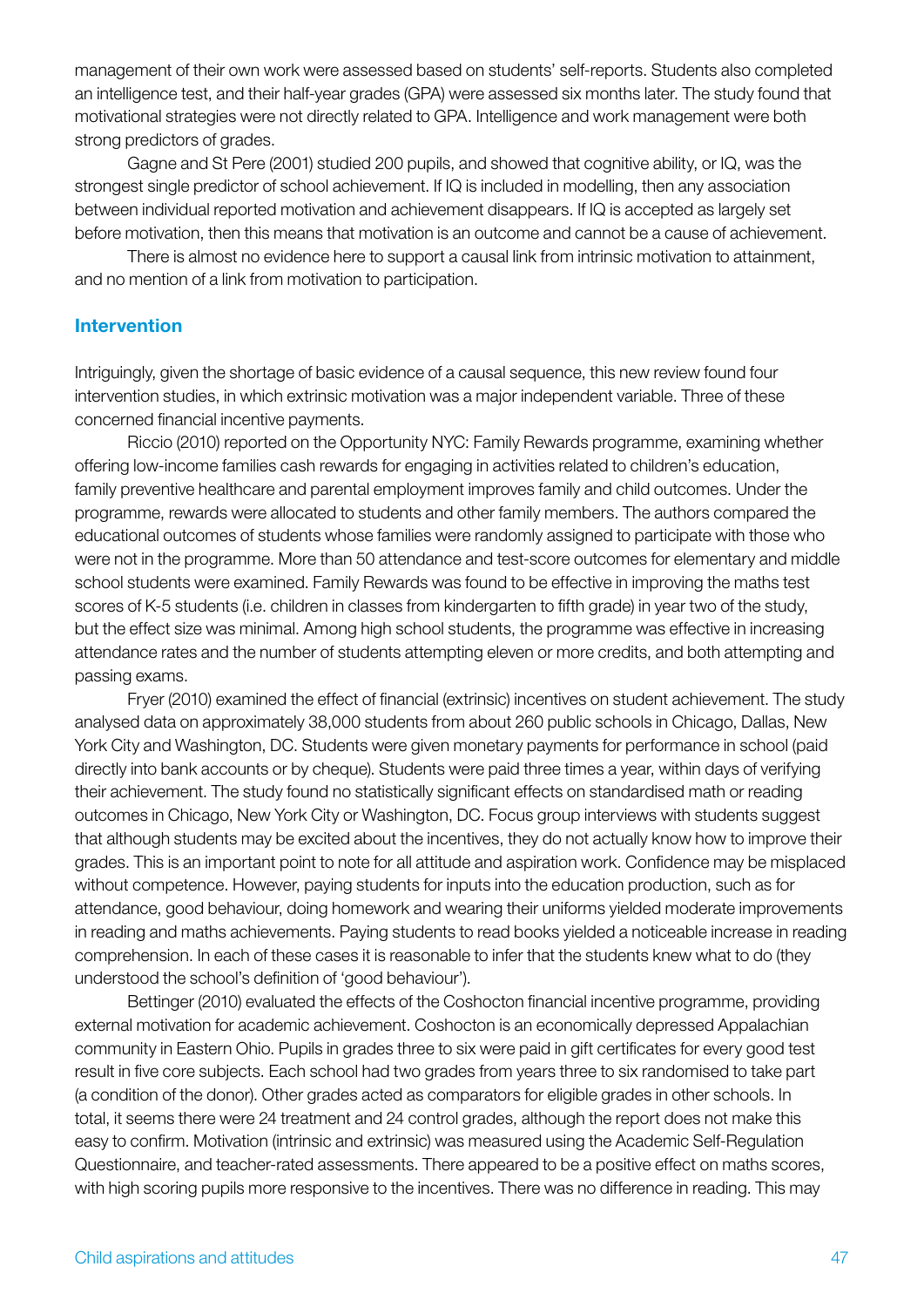management of their own work were assessed based on students' self-reports. Students also completed an intelligence test, and their half-year grades (GPA) were assessed six months later. The study found that motivational strategies were not directly related to GPA. Intelligence and work management were both strong predictors of grades.

Gagne and St Pere (2001) studied 200 pupils, and showed that cognitive ability, or IQ, was the strongest single predictor of school achievement. If IQ is included in modelling, then any association between individual reported motivation and achievement disappears. If IQ is accepted as largely set before motivation, then this means that motivation is an outcome and cannot be a cause of achievement.

There is almost no evidence here to support a causal link from intrinsic motivation to attainment, and no mention of a link from motivation to participation.

### Intervention

Intriguingly, given the shortage of basic evidence of a causal sequence, this new review found four intervention studies, in which extrinsic motivation was a major independent variable. Three of these concerned financial incentive payments.

Riccio (2010) reported on the Opportunity NYC: Family Rewards programme, examining whether offering low-income families cash rewards for engaging in activities related to children's education, family preventive healthcare and parental employment improves family and child outcomes. Under the programme, rewards were allocated to students and other family members. The authors compared the educational outcomes of students whose families were randomly assigned to participate with those who were not in the programme. More than 50 attendance and test-score outcomes for elementary and middle school students were examined. Family Rewards was found to be effective in improving the maths test scores of K-5 students (i.e. children in classes from kindergarten to fifth grade) in year two of the study, but the effect size was minimal. Among high school students, the programme was effective in increasing attendance rates and the number of students attempting eleven or more credits, and both attempting and passing exams.

Fryer (2010) examined the effect of financial (extrinsic) incentives on student achievement. The study analysed data on approximately 38,000 students from about 260 public schools in Chicago, Dallas, New York City and Washington, DC. Students were given monetary payments for performance in school (paid directly into bank accounts or by cheque). Students were paid three times a year, within days of verifying their achievement. The study found no statistically significant effects on standardised math or reading outcomes in Chicago, New York City or Washington, DC. Focus group interviews with students suggest that although students may be excited about the incentives, they do not actually know how to improve their grades. This is an important point to note for all attitude and aspiration work. Confidence may be misplaced without competence. However, paying students for inputs into the education production, such as for attendance, good behaviour, doing homework and wearing their uniforms yielded moderate improvements in reading and maths achievements. Paying students to read books yielded a noticeable increase in reading comprehension. In each of these cases it is reasonable to infer that the students knew what to do (they understood the school's definition of 'good behaviour').

Bettinger (2010) evaluated the effects of the Coshocton financial incentive programme, providing external motivation for academic achievement. Coshocton is an economically depressed Appalachian community in Eastern Ohio. Pupils in grades three to six were paid in gift certificates for every good test result in five core subjects. Each school had two grades from years three to six randomised to take part (a condition of the donor). Other grades acted as comparators for eligible grades in other schools. In total, it seems there were 24 treatment and 24 control grades, although the report does not make this easy to confirm. Motivation (intrinsic and extrinsic) was measured using the Academic Self-Regulation Questionnaire, and teacher-rated assessments. There appeared to be a positive effect on maths scores, with high scoring pupils more responsive to the incentives. There was no difference in reading. This may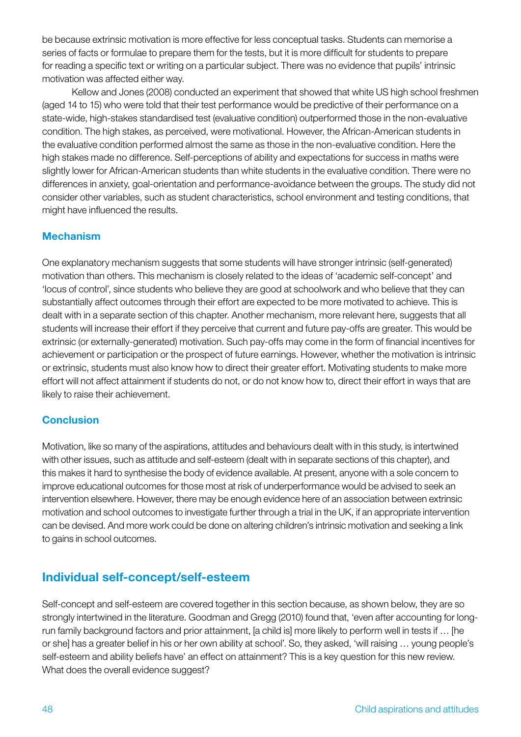be because extrinsic motivation is more effective for less conceptual tasks. Students can memorise a series of facts or formulae to prepare them for the tests, but it is more difficult for students to prepare for reading a specific text or writing on a particular subject. There was no evidence that pupils' intrinsic motivation was affected either way.

Kellow and Jones (2008) conducted an experiment that showed that white US high school freshmen (aged 14 to 15) who were told that their test performance would be predictive of their performance on a state-wide, high-stakes standardised test (evaluative condition) outperformed those in the non-evaluative condition. The high stakes, as perceived, were motivational. However, the African-American students in the evaluative condition performed almost the same as those in the non-evaluative condition. Here the high stakes made no difference. Self-perceptions of ability and expectations for success in maths were slightly lower for African-American students than white students in the evaluative condition. There were no differences in anxiety, goal-orientation and performance-avoidance between the groups. The study did not consider other variables, such as student characteristics, school environment and testing conditions, that might have influenced the results.

### Mechanism

One explanatory mechanism suggests that some students will have stronger intrinsic (self-generated) motivation than others. This mechanism is closely related to the ideas of 'academic self-concept' and 'locus of control', since students who believe they are good at schoolwork and who believe that they can substantially affect outcomes through their effort are expected to be more motivated to achieve. This is dealt with in a separate section of this chapter. Another mechanism, more relevant here, suggests that all students will increase their effort if they perceive that current and future pay-offs are greater. This would be extrinsic (or externally-generated) motivation. Such pay-offs may come in the form of financial incentives for achievement or participation or the prospect of future earnings. However, whether the motivation is intrinsic or extrinsic, students must also know how to direct their greater effort. Motivating students to make more effort will not affect attainment if students do not, or do not know how to, direct their effort in ways that are likely to raise their achievement.

### Conclusion

Motivation, like so many of the aspirations, attitudes and behaviours dealt with in this study, is intertwined with other issues, such as attitude and self-esteem (dealt with in separate sections of this chapter), and this makes it hard to synthesise the body of evidence available. At present, anyone with a sole concern to improve educational outcomes for those most at risk of underperformance would be advised to seek an intervention elsewhere. However, there may be enough evidence here of an association between extrinsic motivation and school outcomes to investigate further through a trial in the UK, if an appropriate intervention can be devised. And more work could be done on altering children's intrinsic motivation and seeking a link to gains in school outcomes.

## Individual self-concept/self-esteem

Self-concept and self-esteem are covered together in this section because, as shown below, they are so strongly intertwined in the literature. Goodman and Gregg (2010) found that, 'even after accounting for long-run family background factors and prior attainment, [a child is] more likely to perform well in tests if … [he or she] has a greater belief in his or her own ability at school'. So, they asked, 'will raising … young people's self-esteem and ability beliefs have' an effect on attainment? This is a key question for this new review. What does the overall evidence suggest?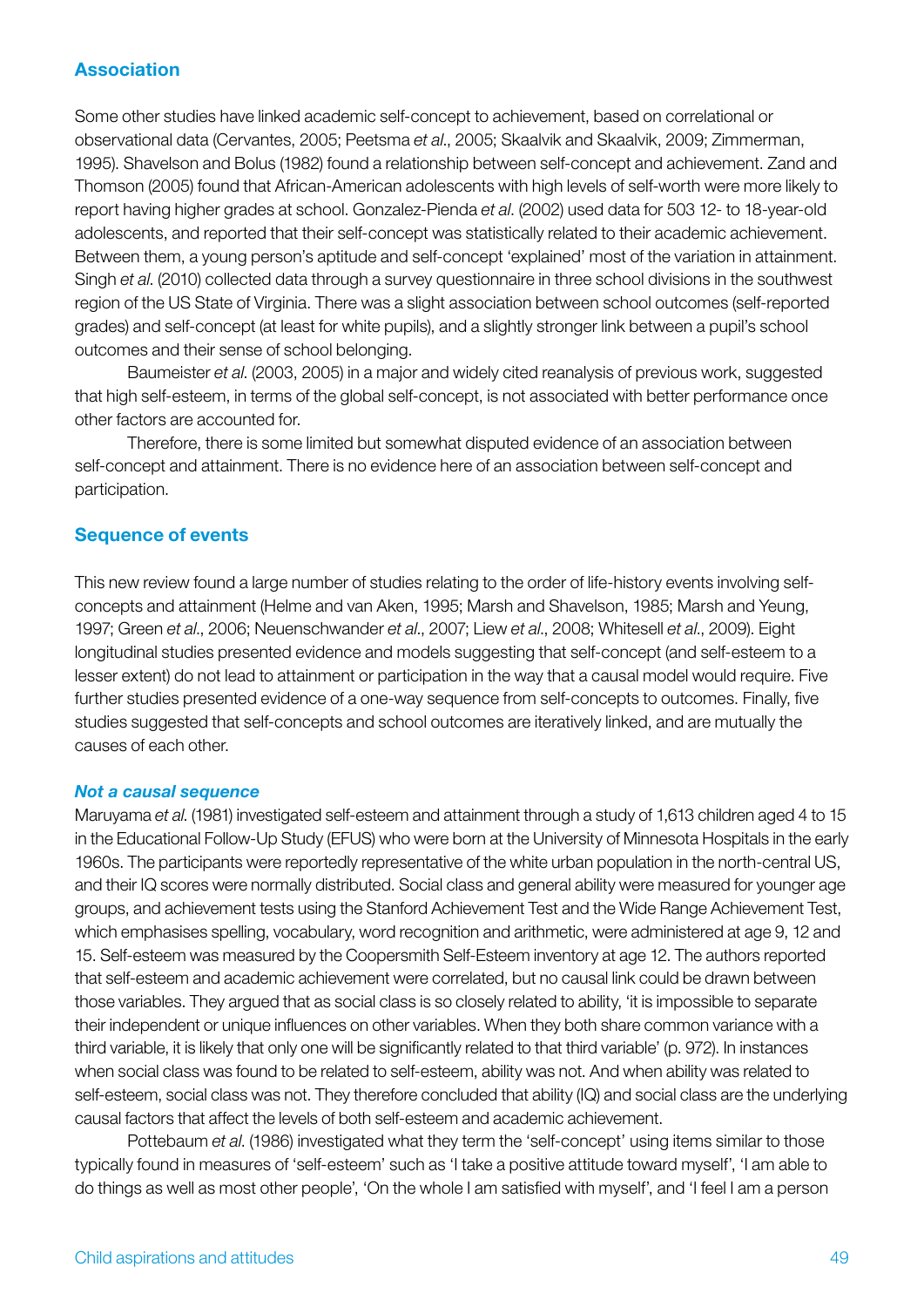## Association

Some other studies have linked academic self-concept to achievement, based on correlational or observational data (Cervantes, 2005; Peetsma *et al*., 2005; Skaalvik and Skaalvik, 2009; Zimmerman, 1995). Shavelson and Bolus (1982) found a relationship between self-concept and achievement. Zand and Thomson (2005) found that African-American adolescents with high levels of self-worth were more likely to report having higher grades at school. Gonzalez-Pienda *et al*. (2002) used data for 503 12- to 18-year-old adolescents, and reported that their self-concept was statistically related to their academic achievement. Between them, a young person's aptitude and self-concept 'explained' most of the variation in attainment. Singh *et al*. (2010) collected data through a survey questionnaire in three school divisions in the southwest region of the US State of Virginia. There was a slight association between school outcomes (self-reported grades) and self-concept (at least for white pupils), and a slightly stronger link between a pupil's school outcomes and their sense of school belonging.

Baumeister *et al*. (2003, 2005) in a major and widely cited reanalysis of previous work, suggested that high self-esteem, in terms of the global self-concept, is not associated with better performance once other factors are accounted for.

Therefore, there is some limited but somewhat disputed evidence of an association between self-concept and attainment. There is no evidence here of an association between self-concept and participation.

## Sequence of events

This new review found a large number of studies relating to the order of life-history events involving self-concepts and attainment (Helme and van Aken, 1995; Marsh and Shavelson, 1985; Marsh and Yeung, 1997; Green *et al*., 2006; Neuenschwander *et al*., 2007; Liew *et al*., 2008; Whitesell *et al*., 2009). Eight longitudinal studies presented evidence and models suggesting that self-concept (and self-esteem to a lesser extent) do not lead to attainment or participation in the way that a causal model would require. Five further studies presented evidence of a one-way sequence from self-concepts to outcomes. Finally, five studies suggested that self-concepts and school outcomes are iteratively linked, and are mutually the causes of each other.

### *Not a causal sequence*

Maruyama *et al*. (1981) investigated self-esteem and attainment through a study of 1,613 children aged 4 to 15 in the Educational Follow-Up Study (EFUS) who were born at the University of Minnesota Hospitals in the early 1960s. The participants were reportedly representative of the white urban population in the north-central US, and their IQ scores were normally distributed. Social class and general ability were measured for younger age groups, and achievement tests using the Stanford Achievement Test and the Wide Range Achievement Test, which emphasises spelling, vocabulary, word recognition and arithmetic, were administered at age 9, 12 and 15. Self-esteem was measured by the Coopersmith Self-Esteem inventory at age 12. The authors reported that self-esteem and academic achievement were correlated, but no causal link could be drawn between those variables. They argued that as social class is so closely related to ability, 'it is impossible to separate their independent or unique influences on other variables. When they both share common variance with a third variable, it is likely that only one will be significantly related to that third variable' (p. 972). In instances when social class was found to be related to self-esteem, ability was not. And when ability was related to self-esteem, social class was not. They therefore concluded that ability (IQ) and social class are the underlying causal factors that affect the levels of both self-esteem and academic achievement.

Pottebaum *et al*. (1986) investigated what they term the 'self-concept' using items similar to those typically found in measures of 'self-esteem' such as 'I take a positive attitude toward myself', 'I am able to do things as well as most other people', 'On the whole I am satisfied with myself', and 'I feel I am a person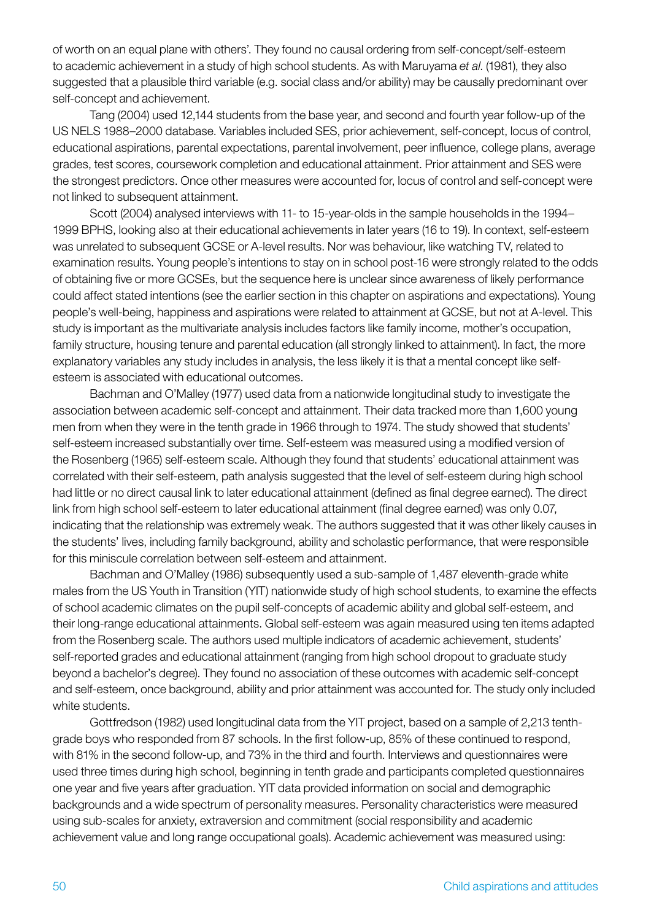of worth on an equal plane with others'. They found no causal ordering from self-concept/self-esteem to academic achievement in a study of high school students. As with Maruyama *et al*. (1981), they also suggested that a plausible third variable (e.g. social class and/or ability) may be causally predominant over self-concept and achievement.

Tang (2004) used 12,144 students from the base year, and second and fourth year follow-up of the US NELS 1988–2000 database. Variables included SES, prior achievement, self-concept, locus of control, educational aspirations, parental expectations, parental involvement, peer influence, college plans, average grades, test scores, coursework completion and educational attainment. Prior attainment and SES were the strongest predictors. Once other measures were accounted for, locus of control and self-concept were not linked to subsequent attainment.

Scott (2004) analysed interviews with 11- to 15-year-olds in the sample households in the 1994–1999 BPHS, looking also at their educational achievements in later years (16 to 19). In context, self-esteem was unrelated to subsequent GCSE or A-level results. Nor was behaviour, like watching TV, related to examination results. Young people's intentions to stay on in school post-16 were strongly related to the odds of obtaining five or more GCSEs, but the sequence here is unclear since awareness of likely performance could affect stated intentions (see the earlier section in this chapter on aspirations and expectations). Young people's well-being, happiness and aspirations were related to attainment at GCSE, but not at A-level. This study is important as the multivariate analysis includes factors like family income, mother's occupation, family structure, housing tenure and parental education (all strongly linked to attainment). In fact, the more explanatory variables any study includes in analysis, the less likely it is that a mental concept like self-esteem is associated with educational outcomes.

Bachman and O'Malley (1977) used data from a nationwide longitudinal study to investigate the association between academic self-concept and attainment. Their data tracked more than 1,600 young men from when they were in the tenth grade in 1966 through to 1974. The study showed that students' self-esteem increased substantially over time. Self-esteem was measured using a modified version of the Rosenberg (1965) self-esteem scale. Although they found that students' educational attainment was correlated with their self-esteem, path analysis suggested that the level of self-esteem during high school had little or no direct causal link to later educational attainment (defined as final degree earned). The direct link from high school self-esteem to later educational attainment (final degree earned) was only 0.07, indicating that the relationship was extremely weak. The authors suggested that it was other likely causes in the students' lives, including family background, ability and scholastic performance, that were responsible for this miniscule correlation between self-esteem and attainment.

Bachman and O'Malley (1986) subsequently used a sub-sample of 1,487 eleventh-grade white males from the US Youth in Transition (YIT) nationwide study of high school students, to examine the effects of school academic climates on the pupil self-concepts of academic ability and global self-esteem, and their long-range educational attainments. Global self-esteem was again measured using ten items adapted from the Rosenberg scale. The authors used multiple indicators of academic achievement, students' self-reported grades and educational attainment (ranging from high school dropout to graduate study beyond a bachelor's degree). They found no association of these outcomes with academic self-concept and self-esteem, once background, ability and prior attainment was accounted for. The study only included white students.

Gottfredson (1982) used longitudinal data from the YIT project, based on a sample of 2,213 tenth-grade boys who responded from 87 schools. In the first follow-up, 85% of these continued to respond, with 81% in the second follow-up, and 73% in the third and fourth. Interviews and questionnaires were used three times during high school, beginning in tenth grade and participants completed questionnaires one year and five years after graduation. YIT data provided information on social and demographic backgrounds and a wide spectrum of personality measures. Personality characteristics were measured using sub-scales for anxiety, extraversion and commitment (social responsibility and academic achievement value and long range occupational goals). Academic achievement was measured using: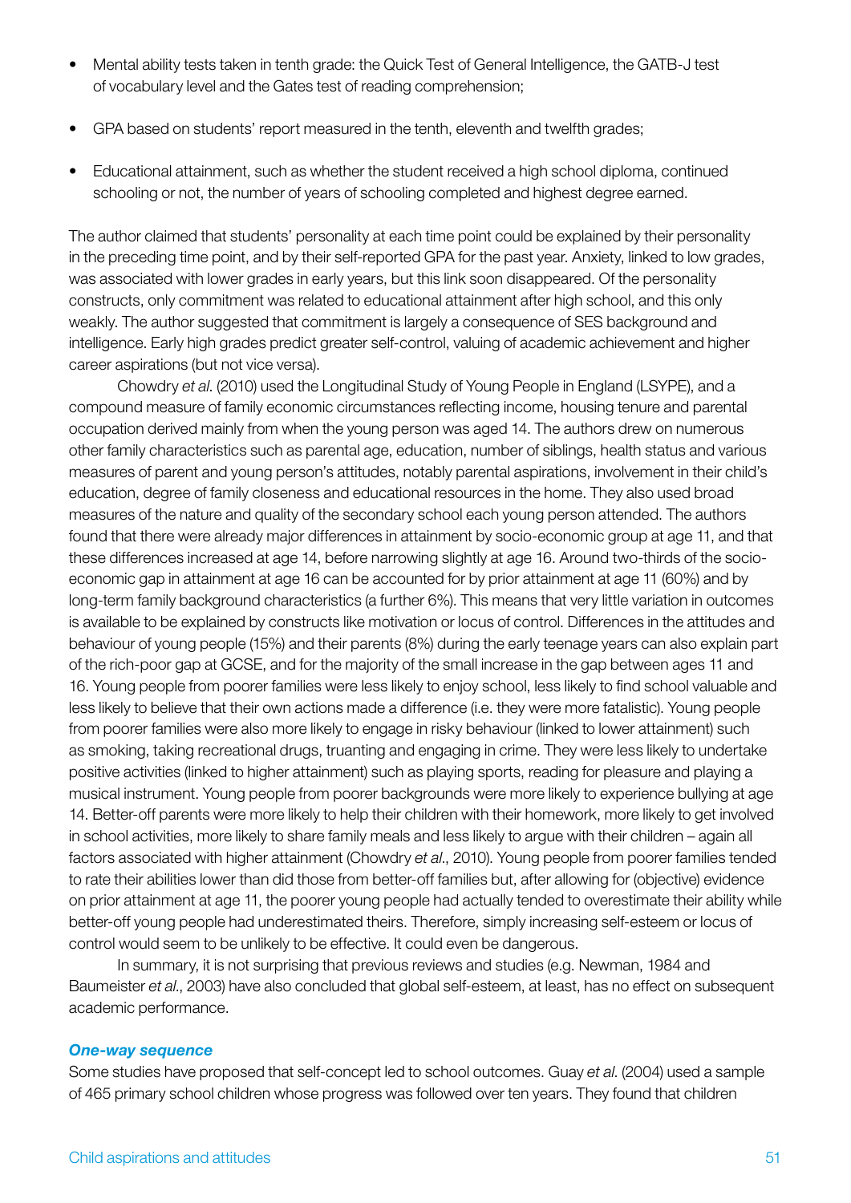- Mental ability tests taken in tenth grade: the Quick Test of General Intelligence, the GATB-J test of vocabulary level and the Gates test of reading comprehension;
- GPA based on students' report measured in the tenth, eleventh and twelfth grades;
- Educational attainment, such as whether the student received a high school diploma, continued schooling or not, the number of years of schooling completed and highest degree earned.

The author claimed that students' personality at each time point could be explained by their personality in the preceding time point, and by their self-reported GPA for the past year. Anxiety, linked to low grades, was associated with lower grades in early years, but this link soon disappeared. Of the personality constructs, only commitment was related to educational attainment after high school, and this only weakly. The author suggested that commitment is largely a consequence of SES background and intelligence. Early high grades predict greater self-control, valuing of academic achievement and higher career aspirations (but not vice versa).

Chowdry *et al.* (2010) used the Longitudinal Study of Young People in England (LSYPE), and a compound measure of family economic circumstances reflecting income, housing tenure and parental occupation derived mainly from when the young person was aged 14. The authors drew on numerous other family characteristics such as parental age, education, number of siblings, health status and various measures of parent and young person's attitudes, notably parental aspirations, involvement in their child's education, degree of family closeness and educational resources in the home. They also used broad measures of the nature and quality of the secondary school each young person attended. The authors found that there were already major differences in attainment by socio-economic group at age 11, and that these differences increased at age 14, before narrowing slightly at age 16. Around two-thirds of the socio-economic gap in attainment at age 16 can be accounted for by prior attainment at age 11 (60%) and by long-term family background characteristics (a further 6%). This means that very little variation in outcomes is available to be explained by constructs like motivation or locus of control. Differences in the attitudes and behaviour of young people (15%) and their parents (8%) during the early teenage years can also explain part of the rich-poor gap at GCSE, and for the majority of the small increase in the gap between ages 11 and 16. Young people from poorer families were less likely to enjoy school, less likely to find school valuable and less likely to believe that their own actions made a difference (i.e. they were more fatalistic). Young people from poorer families were also more likely to engage in risky behaviour (linked to lower attainment) such as smoking, taking recreational drugs, truanting and engaging in crime. They were less likely to undertake positive activities (linked to higher attainment) such as playing sports, reading for pleasure and playing a musical instrument. Young people from poorer backgrounds were more likely to experience bullying at age 14. Better-off parents were more likely to help their children with their homework, more likely to get involved in school activities, more likely to share family meals and less likely to argue with their children – again all factors associated with higher attainment (Chowdry *et al.*, 2010). Young people from poorer families tended to rate their abilities lower than did those from better-off families but, after allowing for (objective) evidence on prior attainment at age 11, the poorer young people had actually tended to overestimate their ability while better-off young people had underestimated theirs. Therefore, simply increasing self-esteem or locus of control would seem to be unlikely to be effective. It could even be dangerous.

In summary, it is not surprising that previous reviews and studies (e.g. Newman, 1984 and Baumeister *et al.*, 2003) have also concluded that global self-esteem, at least, has no effect on subsequent academic performance.

#### *One-way sequence*

Some studies have proposed that self-concept led to school outcomes. Guay *et al.* (2004) used a sample of 465 primary school children whose progress was followed over ten years. They found that children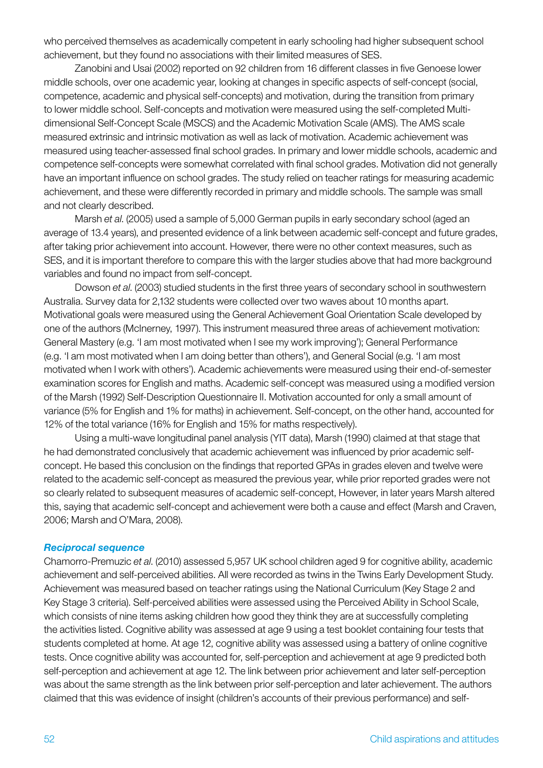who perceived themselves as academically competent in early schooling had higher subsequent school achievement, but they found no associations with their limited measures of SES.

Zanobini and Usai (2002) reported on 92 children from 16 different classes in five Genoese lower middle schools, over one academic year, looking at changes in specific aspects of self-concept (social, competence, academic and physical self-concepts) and motivation, during the transition from primary to lower middle school. Self-concepts and motivation were measured using the self-completed Multi-dimensional Self-Concept Scale (MSCS) and the Academic Motivation Scale (AMS). The AMS scale measured extrinsic and intrinsic motivation as well as lack of motivation. Academic achievement was measured using teacher-assessed final school grades. In primary and lower middle schools, academic and competence self-concepts were somewhat correlated with final school grades. Motivation did not generally have an important influence on school grades. The study relied on teacher ratings for measuring academic achievement, and these were differently recorded in primary and middle schools. The sample was small and not clearly described.

Marsh *et al.* (2005) used a sample of 5,000 German pupils in early secondary school (aged an average of 13.4 years), and presented evidence of a link between academic self-concept and future grades, after taking prior achievement into account. However, there were no other context measures, such as SES, and it is important therefore to compare this with the larger studies above that had more background variables and found no impact from self-concept.

Dowson *et al.* (2003) studied students in the first three years of secondary school in southwestern Australia. Survey data for 2,132 students were collected over two waves about 10 months apart. Motivational goals were measured using the General Achievement Goal Orientation Scale developed by one of the authors (McInerney, 1997). This instrument measured three areas of achievement motivation: General Mastery (e.g. 'I am most motivated when I see my work improving'); General Performance (e.g. 'I am most motivated when I am doing better than others'), and General Social (e.g. 'I am most motivated when I work with others'). Academic achievements were measured using their end-of-semester examination scores for English and maths. Academic self-concept was measured using a modified version of the Marsh (1992) Self-Description Questionnaire II. Motivation accounted for only a small amount of variance (5% for English and 1% for maths) in achievement. Self-concept, on the other hand, accounted for 12% of the total variance (16% for English and 15% for maths respectively).

Using a multi-wave longitudinal panel analysis (YIT data), Marsh (1990) claimed at that stage that he had demonstrated conclusively that academic achievement was influenced by prior academic self-concept. He based this conclusion on the findings that reported GPAs in grades eleven and twelve were related to the academic self-concept as measured the previous year, while prior reported grades were not so clearly related to subsequent measures of academic self-concept, However, in later years Marsh altered this, saying that academic self-concept and achievement were both a cause and effect (Marsh and Craven, 2006; Marsh and O'Mara, 2008).

### *Reciprocal sequence*

Chamorro-Premuzic *et al.* (2010) assessed 5,957 UK school children aged 9 for cognitive ability, academic achievement and self-perceived abilities. All were recorded as twins in the Twins Early Development Study. Achievement was measured based on teacher ratings using the National Curriculum (Key Stage 2 and Key Stage 3 criteria). Self-perceived abilities were assessed using the Perceived Ability in School Scale, which consists of nine items asking children how good they think they are at successfully completing the activities listed. Cognitive ability was assessed at age 9 using a test booklet containing four tests that students completed at home. At age 12, cognitive ability was assessed using a battery of online cognitive tests. Once cognitive ability was accounted for, self-perception and achievement at age 9 predicted both self-perception and achievement at age 12. The link between prior achievement and later self-perception was about the same strength as the link between prior self-perception and later achievement. The authors claimed that this was evidence of insight (children's accounts of their previous performance) and self-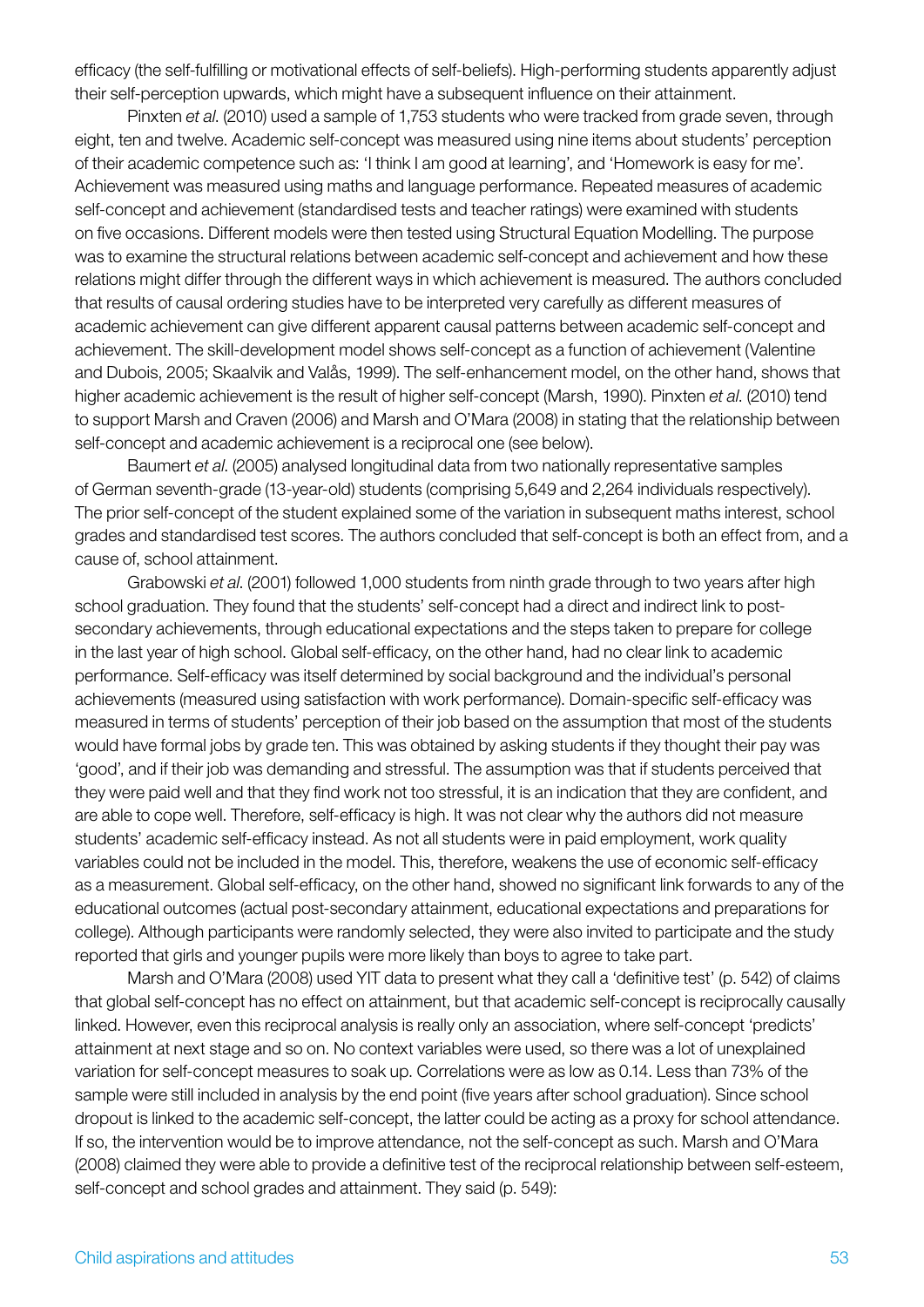efficacy (the self-fulfilling or motivational effects of self-beliefs). High-performing students apparently adjust their self-perception upwards, which might have a subsequent influence on their attainment.

Pinxten *et al*. (2010) used a sample of 1,753 students who were tracked from grade seven, through eight, ten and twelve. Academic self-concept was measured using nine items about students' perception of their academic competence such as: 'I think I am good at learning', and 'Homework is easy for me'. Achievement was measured using maths and language performance. Repeated measures of academic self-concept and achievement (standardised tests and teacher ratings) were examined with students on five occasions. Different models were then tested using Structural Equation Modelling. The purpose was to examine the structural relations between academic self-concept and achievement and how these relations might differ through the different ways in which achievement is measured. The authors concluded that results of causal ordering studies have to be interpreted very carefully as different measures of academic achievement can give different apparent causal patterns between academic self-concept and achievement. The skill-development model shows self-concept as a function of achievement (Valentine and Dubois, 2005; Skaalvik and Valås, 1999). The self-enhancement model, on the other hand, shows that higher academic achievement is the result of higher self-concept (Marsh, 1990). Pinxten *et al*. (2010) tend to support Marsh and Craven (2006) and Marsh and O'Mara (2008) in stating that the relationship between self-concept and academic achievement is a reciprocal one (see below).

Baumert *et al*. (2005) analysed longitudinal data from two nationally representative samples of German seventh-grade (13-year-old) students (comprising 5,649 and 2,264 individuals respectively). The prior self-concept of the student explained some of the variation in subsequent maths interest, school grades and standardised test scores. The authors concluded that self-concept is both an effect from, and a cause of, school attainment.

Grabowski *et al*. (2001) followed 1,000 students from ninth grade through to two years after high school graduation. They found that the students' self-concept had a direct and indirect link to post-secondary achievements, through educational expectations and the steps taken to prepare for college in the last year of high school. Global self-efficacy, on the other hand, had no clear link to academic performance. Self-efficacy was itself determined by social background and the individual's personal achievements (measured using satisfaction with work performance). Domain-specific self-efficacy was measured in terms of students' perception of their job based on the assumption that most of the students would have formal jobs by grade ten. This was obtained by asking students if they thought their pay was 'good', and if their job was demanding and stressful. The assumption was that if students perceived that they were paid well and that they find work not too stressful, it is an indication that they are confident, and are able to cope well. Therefore, self-efficacy is high. It was not clear why the authors did not measure students' academic self-efficacy instead. As not all students were in paid employment, work quality variables could not be included in the model. This, therefore, weakens the use of economic self-efficacy as a measurement. Global self-efficacy, on the other hand, showed no significant link forwards to any of the educational outcomes (actual post-secondary attainment, educational expectations and preparations for college). Although participants were randomly selected, they were also invited to participate and the study reported that girls and younger pupils were more likely than boys to agree to take part.

Marsh and O'Mara (2008) used YIT data to present what they call a 'definitive test' (p. 542) of claims that global self-concept has no effect on attainment, but that academic self-concept is reciprocally causally linked. However, even this reciprocal analysis is really only an association, where self-concept 'predicts' attainment at next stage and so on. No context variables were used, so there was a lot of unexplained variation for self-concept measures to soak up. Correlations were as low as 0.14. Less than 73% of the sample were still included in analysis by the end point (five years after school graduation). Since school dropout is linked to the academic self-concept, the latter could be acting as a proxy for school attendance. If so, the intervention would be to improve attendance, not the self-concept as such. Marsh and O'Mara (2008) claimed they were able to provide a definitive test of the reciprocal relationship between self-esteem, self-concept and school grades and attainment. They said (p. 549):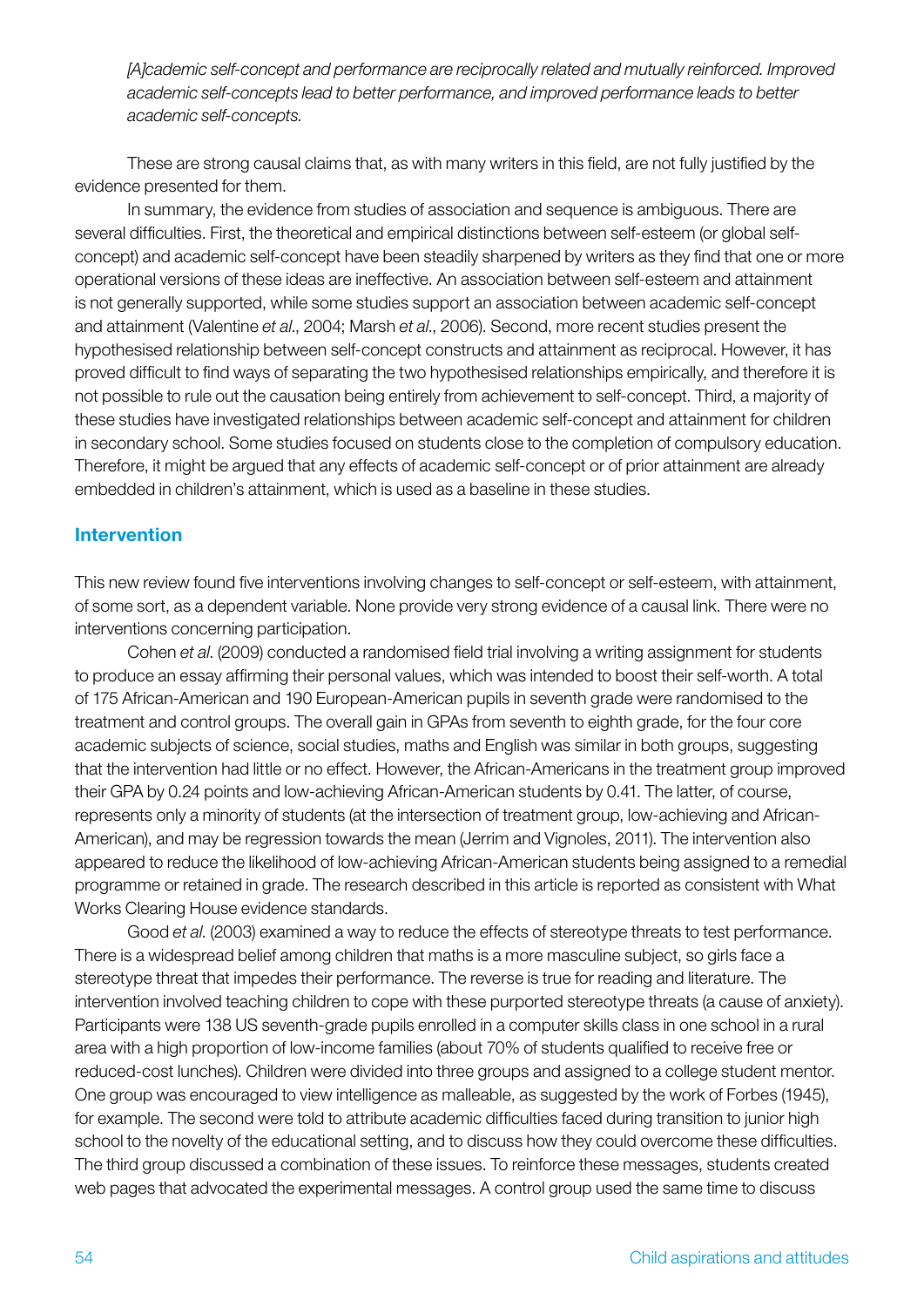> *[A]cademic self-concept and performance are reciprocally related and mutually reinforced. Improved academic self-concepts lead to better performance, and improved performance leads to better academic self-concepts.*

These are strong causal claims that, as with many writers in this field, are not fully justified by the evidence presented for them.

In summary, the evidence from studies of association and sequence is ambiguous. There are several difficulties. First, the theoretical and empirical distinctions between self-esteem (or global self-concept) and academic self-concept have been steadily sharpened by writers as they find that one or more operational versions of these ideas are ineffective. An association between self-esteem and attainment is not generally supported, while some studies support an association between academic self-concept and attainment (Valentine *et al*., 2004; Marsh *et al*., 2006). Second, more recent studies present the hypothesised relationship between self-concept constructs and attainment as reciprocal. However, it has proved difficult to find ways of separating the two hypothesised relationships empirically, and therefore it is not possible to rule out the causation being entirely from achievement to self-concept. Third, a majority of these studies have investigated relationships between academic self-concept and attainment for children in secondary school. Some studies focused on students close to the completion of compulsory education. Therefore, it might be argued that any effects of academic self-concept or of prior attainment are already embedded in children's attainment, which is used as a baseline in these studies.

## Intervention

This new review found five interventions involving changes to self-concept or self-esteem, with attainment, of some sort, as a dependent variable. None provide very strong evidence of a causal link. There were no interventions concerning participation.

Cohen *et al*. (2009) conducted a randomised field trial involving a writing assignment for students to produce an essay affirming their personal values, which was intended to boost their self-worth. A total of 175 African-American and 190 European-American pupils in seventh grade were randomised to the treatment and control groups. The overall gain in GPAs from seventh to eighth grade, for the four core academic subjects of science, social studies, maths and English was similar in both groups, suggesting that the intervention had little or no effect. However, the African-Americans in the treatment group improved their GPA by 0.24 points and low-achieving African-American students by 0.41. The latter, of course, represents only a minority of students (at the intersection of treatment group, low-achieving and African-American), and may be regression towards the mean (Jerrim and Vignoles, 2011). The intervention also appeared to reduce the likelihood of low-achieving African-American students being assigned to a remedial programme or retained in grade. The research described in this article is reported as consistent with What Works Clearing House evidence standards.

Good *et al*. (2003) examined a way to reduce the effects of stereotype threats to test performance. There is a widespread belief among children that maths is a more masculine subject, so girls face a stereotype threat that impedes their performance. The reverse is true for reading and literature. The intervention involved teaching children to cope with these purported stereotype threats (a cause of anxiety). Participants were 138 US seventh-grade pupils enrolled in a computer skills class in one school in a rural area with a high proportion of low-income families (about 70% of students qualified to receive free or reduced-cost lunches). Children were divided into three groups and assigned to a college student mentor. One group was encouraged to view intelligence as malleable, as suggested by the work of Forbes (1945), for example. The second were told to attribute academic difficulties faced during transition to junior high school to the novelty of the educational setting, and to discuss how they could overcome these difficulties. The third group discussed a combination of these issues. To reinforce these messages, students created web pages that advocated the experimental messages. A control group used the same time to discuss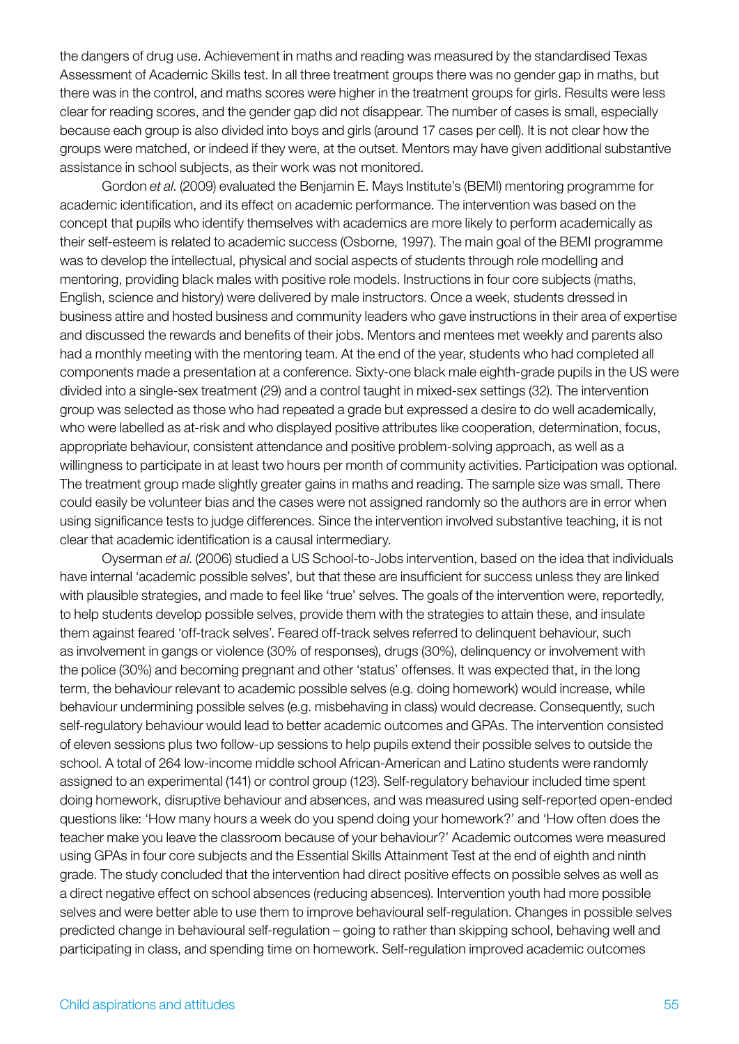the dangers of drug use. Achievement in maths and reading was measured by the standardised Texas Assessment of Academic Skills test. In all three treatment groups there was no gender gap in maths, but there was in the control, and maths scores were higher in the treatment groups for girls. Results were less clear for reading scores, and the gender gap did not disappear. The number of cases is small, especially because each group is also divided into boys and girls (around 17 cases per cell). It is not clear how the groups were matched, or indeed if they were, at the outset. Mentors may have given additional substantive assistance in school subjects, as their work was not monitored.

Gordon *et al*. (2009) evaluated the Benjamin E. Mays Institute's (BEMI) mentoring programme for academic identification, and its effect on academic performance. The intervention was based on the concept that pupils who identify themselves with academics are more likely to perform academically as their self-esteem is related to academic success (Osborne, 1997). The main goal of the BEMI programme was to develop the intellectual, physical and social aspects of students through role modelling and mentoring, providing black males with positive role models. Instructions in four core subjects (maths, English, science and history) were delivered by male instructors. Once a week, students dressed in business attire and hosted business and community leaders who gave instructions in their area of expertise and discussed the rewards and benefits of their jobs. Mentors and mentees met weekly and parents also had a monthly meeting with the mentoring team. At the end of the year, students who had completed all components made a presentation at a conference. Sixty-one black male eighth-grade pupils in the US were divided into a single-sex treatment (29) and a control taught in mixed-sex settings (32). The intervention group was selected as those who had repeated a grade but expressed a desire to do well academically, who were labelled as at-risk and who displayed positive attributes like cooperation, determination, focus, appropriate behaviour, consistent attendance and positive problem-solving approach, as well as a willingness to participate in at least two hours per month of community activities. Participation was optional. The treatment group made slightly greater gains in maths and reading. The sample size was small. There could easily be volunteer bias and the cases were not assigned randomly so the authors are in error when using significance tests to judge differences. Since the intervention involved substantive teaching, it is not clear that academic identification is a causal intermediary.

Oyserman *et al*. (2006) studied a US School-to-Jobs intervention, based on the idea that individuals have internal 'academic possible selves', but that these are insufficient for success unless they are linked with plausible strategies, and made to feel like 'true' selves. The goals of the intervention were, reportedly, to help students develop possible selves, provide them with the strategies to attain these, and insulate them against feared 'off-track selves'. Feared off-track selves referred to delinquent behaviour, such as involvement in gangs or violence (30% of responses), drugs (30%), delinquency or involvement with the police (30%) and becoming pregnant and other 'status' offenses. It was expected that, in the long term, the behaviour relevant to academic possible selves (e.g. doing homework) would increase, while behaviour undermining possible selves (e.g. misbehaving in class) would decrease. Consequently, such self-regulatory behaviour would lead to better academic outcomes and GPAs. The intervention consisted of eleven sessions plus two follow-up sessions to help pupils extend their possible selves to outside the school. A total of 264 low-income middle school African-American and Latino students were randomly assigned to an experimental (141) or control group (123). Self-regulatory behaviour included time spent doing homework, disruptive behaviour and absences, and was measured using self-reported open-ended questions like: 'How many hours a week do you spend doing your homework?' and 'How often does the teacher make you leave the classroom because of your behaviour?' Academic outcomes were measured using GPAs in four core subjects and the Essential Skills Attainment Test at the end of eighth and ninth grade. The study concluded that the intervention had direct positive effects on possible selves as well as a direct negative effect on school absences (reducing absences). Intervention youth had more possible selves and were better able to use them to improve behavioural self-regulation. Changes in possible selves predicted change in behavioural self-regulation – going to rather than skipping school, behaving well and participating in class, and spending time on homework. Self-regulation improved academic outcomes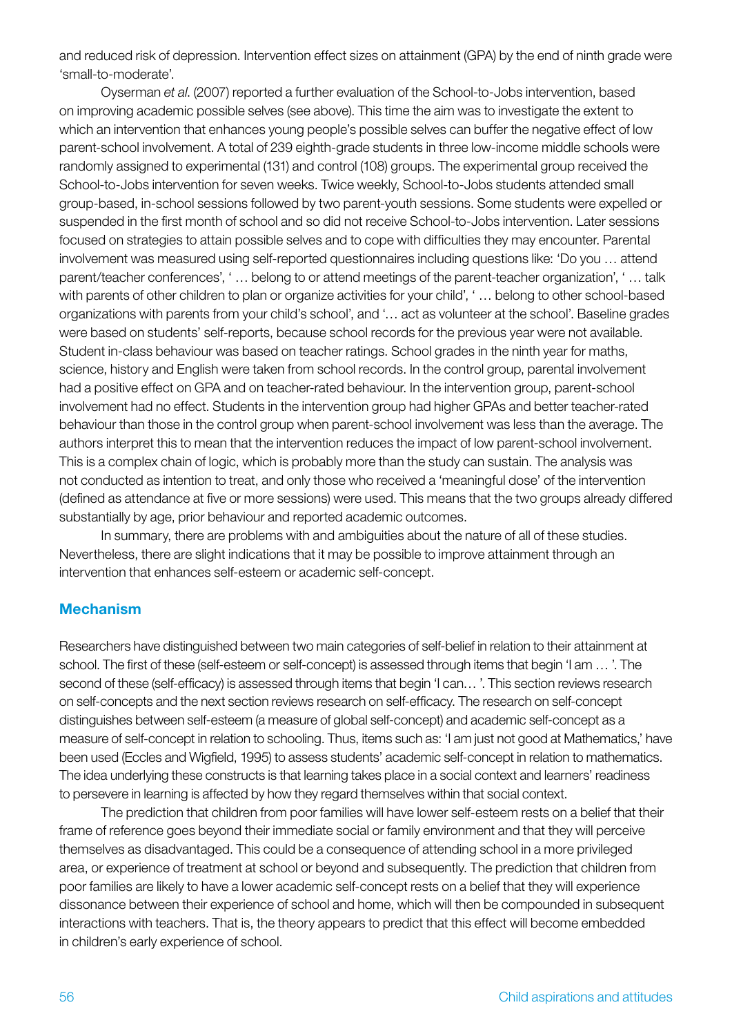and reduced risk of depression. Intervention effect sizes on attainment (GPA) by the end of ninth grade were 'small-to-moderate'.

Oyserman *et al.* (2007) reported a further evaluation of the School-to-Jobs intervention, based on improving academic possible selves (see above). This time the aim was to investigate the extent to which an intervention that enhances young people's possible selves can buffer the negative effect of low parent-school involvement. A total of 239 eighth-grade students in three low-income middle schools were randomly assigned to experimental (131) and control (108) groups. The experimental group received the School-to-Jobs intervention for seven weeks. Twice weekly, School-to-Jobs students attended small group-based, in-school sessions followed by two parent-youth sessions. Some students were expelled or suspended in the first month of school and so did not receive School-to-Jobs intervention. Later sessions focused on strategies to attain possible selves and to cope with difficulties they may encounter. Parental involvement was measured using self-reported questionnaires including questions like: 'Do you … attend parent/teacher conferences', ' … belong to or attend meetings of the parent-teacher organization', ' … talk with parents of other children to plan or organize activities for your child', ' … belong to other school-based organizations with parents from your child's school', and '… act as volunteer at the school'. Baseline grades were based on students' self-reports, because school records for the previous year were not available. Student in-class behaviour was based on teacher ratings. School grades in the ninth year for maths, science, history and English were taken from school records. In the control group, parental involvement had a positive effect on GPA and on teacher-rated behaviour. In the intervention group, parent-school involvement had no effect. Students in the intervention group had higher GPAs and better teacher-rated behaviour than those in the control group when parent-school involvement was less than the average. The authors interpret this to mean that the intervention reduces the impact of low parent-school involvement. This is a complex chain of logic, which is probably more than the study can sustain. The analysis was not conducted as intention to treat, and only those who received a 'meaningful dose' of the intervention (defined as attendance at five or more sessions) were used. This means that the two groups already differed substantially by age, prior behaviour and reported academic outcomes.

In summary, there are problems with and ambiguities about the nature of all of these studies. Nevertheless, there are slight indications that it may be possible to improve attainment through an intervention that enhances self-esteem or academic self-concept.

## Mechanism

Researchers have distinguished between two main categories of self-belief in relation to their attainment at school. The first of these (self-esteem or self-concept) is assessed through items that begin 'I am … '. The second of these (self-efficacy) is assessed through items that begin 'I can… '. This section reviews research on self-concepts and the next section reviews research on global self-efficacy. The research on self-concept distinguishes between self-esteem (a measure of global self-concept) and academic self-concept as a measure of self-concept in relation to schooling. Thus, items such as: 'I am just not good at Mathematics,' have been used (Eccles and Wigfield, 1995) to assess students' academic self-concept in relation to mathematics. The idea underlying these constructs is that learning takes place in a social context and learners' readiness to persevere in learning is affected by how they regard themselves within that social context.

The prediction that children from poor families will have lower self-esteem rests on a belief that their frame of reference goes beyond their immediate social or family environment and that they will perceive themselves as disadvantaged. This could be a consequence of attending school in a more privileged area, or experience of treatment at school or beyond and subsequently. The prediction that children from poor families are likely to have a lower academic self-concept rests on a belief that they will experience dissonance between their experience of school and home, which will then be compounded in subsequent interactions with teachers. That is, the theory appears to predict that this effect will become embedded in children's early experience of school.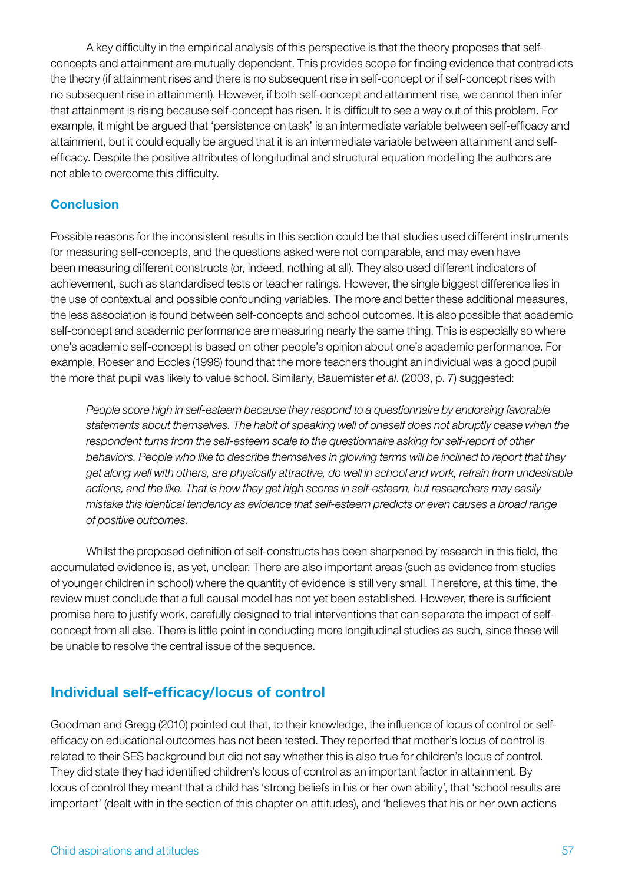A key difficulty in the empirical analysis of this perspective is that the theory proposes that self-concepts and attainment are mutually dependent. This provides scope for finding evidence that contradicts the theory (if attainment rises and there is no subsequent rise in self-concept or if self-concept rises with no subsequent rise in attainment). However, if both self-concept and attainment rise, we cannot then infer that attainment is rising because self-concept has risen. It is difficult to see a way out of this problem. For example, it might be argued that 'persistence on task' is an intermediate variable between self-efficacy and attainment, but it could equally be argued that it is an intermediate variable between attainment and self-efficacy. Despite the positive attributes of longitudinal and structural equation modelling the authors are not able to overcome this difficulty.

### Conclusion

Possible reasons for the inconsistent results in this section could be that studies used different instruments for measuring self-concepts, and the questions asked were not comparable, and may even have been measuring different constructs (or, indeed, nothing at all). They also used different indicators of achievement, such as standardised tests or teacher ratings. However, the single biggest difference lies in the use of contextual and possible confounding variables. The more and better these additional measures, the less association is found between self-concepts and school outcomes. It is also possible that academic self-concept and academic performance are measuring nearly the same thing. This is especially so where one's academic self-concept is based on other people's opinion about one's academic performance. For example, Roeser and Eccles (1998) found that the more teachers thought an individual was a good pupil the more that pupil was likely to value school. Similarly, Bauemister *et al*. (2003, p. 7) suggested:

> *People score high in self-esteem because they respond to a questionnaire by endorsing favorable statements about themselves. The habit of speaking well of oneself does not abruptly cease when the respondent turns from the self-esteem scale to the questionnaire asking for self-report of other behaviors. People who like to describe themselves in glowing terms will be inclined to report that they get along well with others, are physically attractive, do well in school and work, refrain from undesirable actions, and the like. That is how they get high scores in self-esteem, but researchers may easily mistake this identical tendency as evidence that self-esteem predicts or even causes a broad range of positive outcomes.*

Whilst the proposed definition of self-constructs has been sharpened by research in this field, the accumulated evidence is, as yet, unclear. There are also important areas (such as evidence from studies of younger children in school) where the quantity of evidence is still very small. Therefore, at this time, the review must conclude that a full causal model has not yet been established. However, there is sufficient promise here to justify work, carefully designed to trial interventions that can separate the impact of self-concept from all else. There is little point in conducting more longitudinal studies as such, since these will be unable to resolve the central issue of the sequence.

## Individual self-efficacy/locus of control

Goodman and Gregg (2010) pointed out that, to their knowledge, the influence of locus of control or self-efficacy on educational outcomes has not been tested. They reported that mother's locus of control is related to their SES background but did not say whether this is also true for children's locus of control. They did state they had identified children's locus of control as an important factor in attainment. By locus of control they meant that a child has 'strong beliefs in his or her own ability', that 'school results are important' (dealt with in the section of this chapter on attitudes), and 'believes that his or her own actions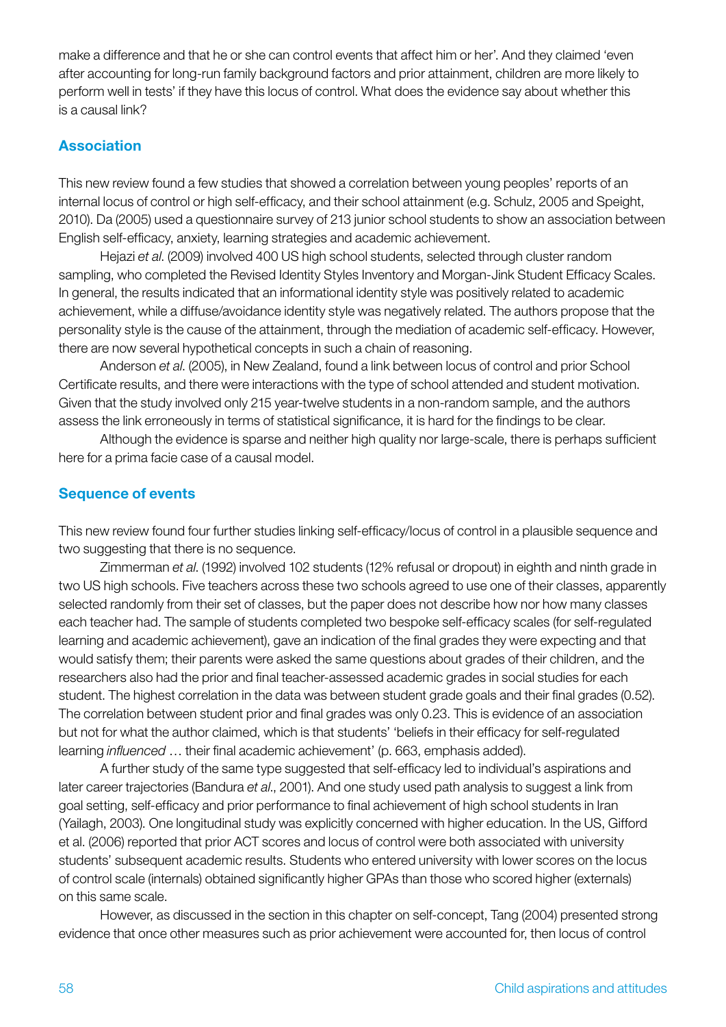make a difference and that he or she can control events that affect him or her'. And they claimed 'even after accounting for long-run family background factors and prior attainment, children are more likely to perform well in tests' if they have this locus of control. What does the evidence say about whether this is a causal link?

## Association

This new review found a few studies that showed a correlation between young peoples' reports of an internal locus of control or high self-efficacy, and their school attainment (e.g. Schulz, 2005 and Speight, 2010). Da (2005) used a questionnaire survey of 213 junior school students to show an association between English self-efficacy, anxiety, learning strategies and academic achievement.

Hejazi *et al*. (2009) involved 400 US high school students, selected through cluster random sampling, who completed the Revised Identity Styles Inventory and Morgan-Jink Student Efficacy Scales. In general, the results indicated that an informational identity style was positively related to academic achievement, while a diffuse/avoidance identity style was negatively related. The authors propose that the personality style is the cause of the attainment, through the mediation of academic self-efficacy. However, there are now several hypothetical concepts in such a chain of reasoning.

Anderson *et al*. (2005), in New Zealand, found a link between locus of control and prior School Certificate results, and there were interactions with the type of school attended and student motivation. Given that the study involved only 215 year-twelve students in a non-random sample, and the authors assess the link erroneously in terms of statistical significance, it is hard for the findings to be clear.

Although the evidence is sparse and neither high quality nor large-scale, there is perhaps sufficient here for a prima facie case of a causal model.

## Sequence of events

This new review found four further studies linking self-efficacy/locus of control in a plausible sequence and two suggesting that there is no sequence.

Zimmerman *et al*. (1992) involved 102 students (12% refusal or dropout) in eighth and ninth grade in two US high schools. Five teachers across these two schools agreed to use one of their classes, apparently selected randomly from their set of classes, but the paper does not describe how nor how many classes each teacher had. The sample of students completed two bespoke self-efficacy scales (for self-regulated learning and academic achievement), gave an indication of the final grades they were expecting and that would satisfy them; their parents were asked the same questions about grades of their children, and the researchers also had the prior and final teacher-assessed academic grades in social studies for each student. The highest correlation in the data was between student grade goals and their final grades (0.52). The correlation between student prior and final grades was only 0.23. This is evidence of an association but not for what the author claimed, which is that students' 'beliefs in their efficacy for self-regulated learning *influenced* … their final academic achievement' (p. 663, emphasis added).

A further study of the same type suggested that self-efficacy led to individual's aspirations and later career trajectories (Bandura *et al*., 2001). And one study used path analysis to suggest a link from goal setting, self-efficacy and prior performance to final achievement of high school students in Iran (Yailagh, 2003). One longitudinal study was explicitly concerned with higher education. In the US, Gifford et al. (2006) reported that prior ACT scores and locus of control were both associated with university students' subsequent academic results. Students who entered university with lower scores on the locus of control scale (internals) obtained significantly higher GPAs than those who scored higher (externals) on this same scale.

However, as discussed in the section in this chapter on self-concept, Tang (2004) presented strong evidence that once other measures such as prior achievement were accounted for, then locus of control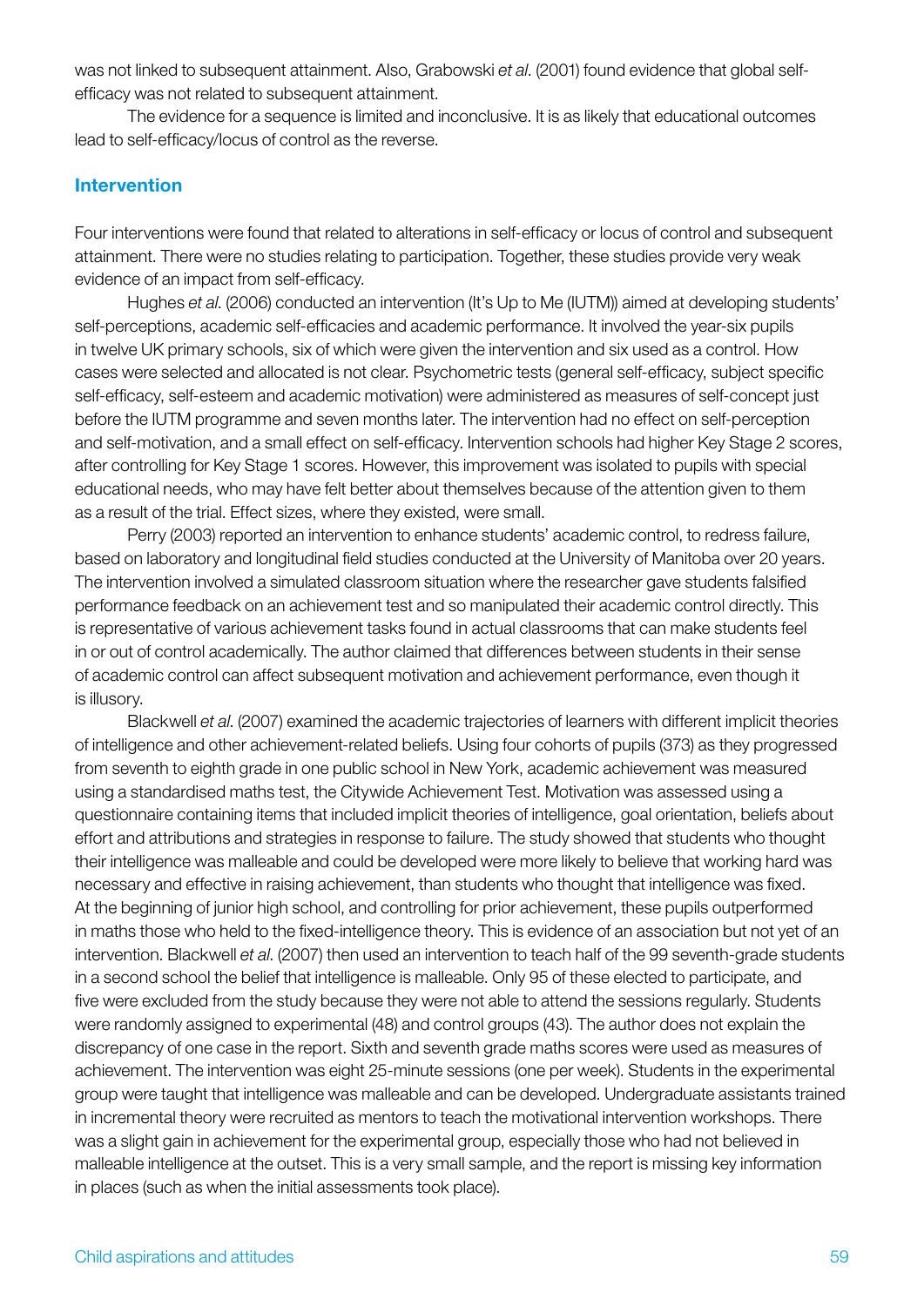was not linked to subsequent attainment. Also, Grabowski *et al*. (2001) found evidence that global self-efficacy was not related to subsequent attainment.

The evidence for a sequence is limited and inconclusive. It is as likely that educational outcomes lead to self-efficacy/locus of control as the reverse.

### Intervention

Four interventions were found that related to alterations in self-efficacy or locus of control and subsequent attainment. There were no studies relating to participation. Together, these studies provide very weak evidence of an impact from self-efficacy.

Hughes *et al*. (2006) conducted an intervention (It's Up to Me (IUTM)) aimed at developing students' self-perceptions, academic self-efficacies and academic performance. It involved the year-six pupils in twelve UK primary schools, six of which were given the intervention and six used as a control. How cases were selected and allocated is not clear. Psychometric tests (general self-efficacy, subject specific self-efficacy, self-esteem and academic motivation) were administered as measures of self-concept just before the IUTM programme and seven months later. The intervention had no effect on self-perception and self-motivation, and a small effect on self-efficacy. Intervention schools had higher Key Stage 2 scores, after controlling for Key Stage 1 scores. However, this improvement was isolated to pupils with special educational needs, who may have felt better about themselves because of the attention given to them as a result of the trial. Effect sizes, where they existed, were small.

Perry (2003) reported an intervention to enhance students' academic control, to redress failure, based on laboratory and longitudinal field studies conducted at the University of Manitoba over 20 years. The intervention involved a simulated classroom situation where the researcher gave students falsified performance feedback on an achievement test and so manipulated their academic control directly. This is representative of various achievement tasks found in actual classrooms that can make students feel in or out of control academically. The author claimed that differences between students in their sense of academic control can affect subsequent motivation and achievement performance, even though it is illusory.

Blackwell *et al*. (2007) examined the academic trajectories of learners with different implicit theories of intelligence and other achievement-related beliefs. Using four cohorts of pupils (373) as they progressed from seventh to eighth grade in one public school in New York, academic achievement was measured using a standardised maths test, the Citywide Achievement Test. Motivation was assessed using a questionnaire containing items that included implicit theories of intelligence, goal orientation, beliefs about effort and attributions and strategies in response to failure. The study showed that students who thought their intelligence was malleable and could be developed were more likely to believe that working hard was necessary and effective in raising achievement, than students who thought that intelligence was fixed. At the beginning of junior high school, and controlling for prior achievement, these pupils outperformed in maths those who held to the fixed-intelligence theory. This is evidence of an association but not yet of an intervention. Blackwell *et al*. (2007) then used an intervention to teach half of the 99 seventh-grade students in a second school the belief that intelligence is malleable. Only 95 of these elected to participate, and five were excluded from the study because they were not able to attend the sessions regularly. Students were randomly assigned to experimental (48) and control groups (43). The author does not explain the discrepancy of one case in the report. Sixth and seventh grade maths scores were used as measures of achievement. The intervention was eight 25-minute sessions (one per week). Students in the experimental group were taught that intelligence was malleable and can be developed. Undergraduate assistants trained in incremental theory were recruited as mentors to teach the motivational intervention workshops. There was a slight gain in achievement for the experimental group, especially those who had not believed in malleable intelligence at the outset. This is a very small sample, and the report is missing key information in places (such as when the initial assessments took place).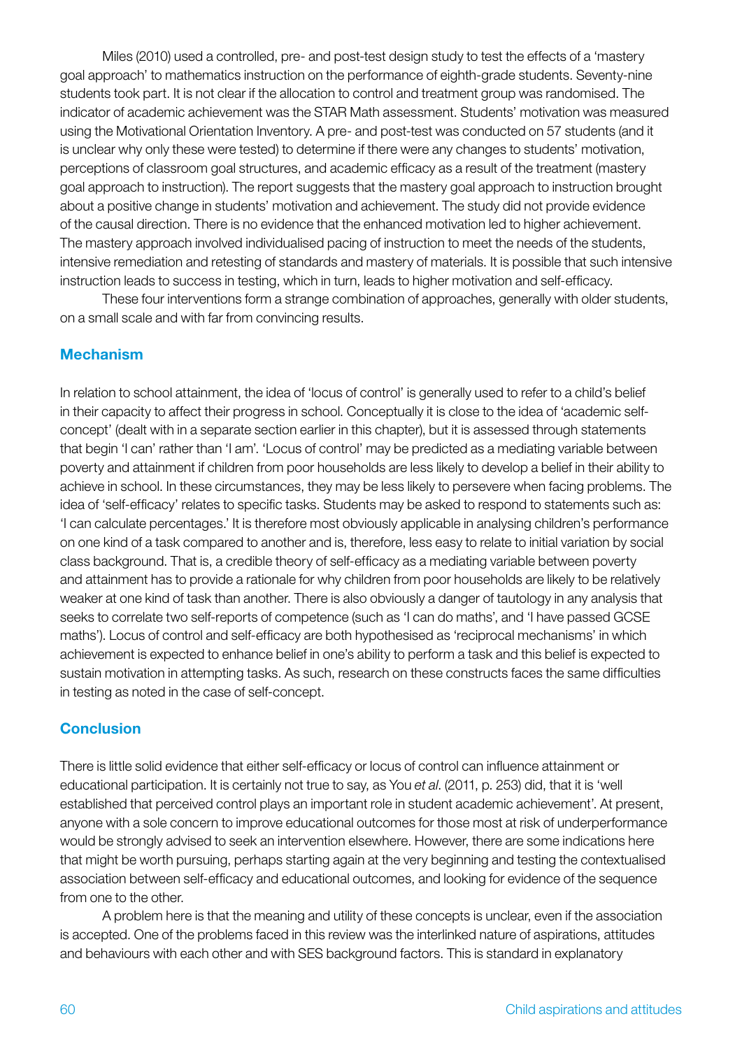Miles (2010) used a controlled, pre- and post-test design study to test the effects of a 'mastery goal approach' to mathematics instruction on the performance of eighth-grade students. Seventy-nine students took part. It is not clear if the allocation to control and treatment group was randomised. The indicator of academic achievement was the STAR Math assessment. Students' motivation was measured using the Motivational Orientation Inventory. A pre- and post-test was conducted on 57 students (and it is unclear why only these were tested) to determine if there were any changes to students' motivation, perceptions of classroom goal structures, and academic efficacy as a result of the treatment (mastery goal approach to instruction). The report suggests that the mastery goal approach to instruction brought about a positive change in students' motivation and achievement. The study did not provide evidence of the causal direction. There is no evidence that the enhanced motivation led to higher achievement. The mastery approach involved individualised pacing of instruction to meet the needs of the students, intensive remediation and retesting of standards and mastery of materials. It is possible that such intensive instruction leads to success in testing, which in turn, leads to higher motivation and self-efficacy.

These four interventions form a strange combination of approaches, generally with older students, on a small scale and with far from convincing results.

## Mechanism

In relation to school attainment, the idea of 'locus of control' is generally used to refer to a child's belief in their capacity to affect their progress in school. Conceptually it is close to the idea of 'academic self-concept' (dealt with in a separate section earlier in this chapter), but it is assessed through statements that begin 'I can' rather than 'I am'. 'Locus of control' may be predicted as a mediating variable between poverty and attainment if children from poor households are less likely to develop a belief in their ability to achieve in school. In these circumstances, they may be less likely to persevere when facing problems. The idea of 'self-efficacy' relates to specific tasks. Students may be asked to respond to statements such as: 'I can calculate percentages.' It is therefore most obviously applicable in analysing children's performance on one kind of a task compared to another and is, therefore, less easy to relate to initial variation by social class background. That is, a credible theory of self-efficacy as a mediating variable between poverty and attainment has to provide a rationale for why children from poor households are likely to be relatively weaker at one kind of task than another. There is also obviously a danger of tautology in any analysis that seeks to correlate two self-reports of competence (such as 'I can do maths', and 'I have passed GCSE maths'). Locus of control and self-efficacy are both hypothesised as 'reciprocal mechanisms' in which achievement is expected to enhance belief in one's ability to perform a task and this belief is expected to sustain motivation in attempting tasks. As such, research on these constructs faces the same difficulties in testing as noted in the case of self-concept.

## Conclusion

There is little solid evidence that either self-efficacy or locus of control can influence attainment or educational participation. It is certainly not true to say, as You *et al*. (2011, p. 253) did, that it is 'well established that perceived control plays an important role in student academic achievement'. At present, anyone with a sole concern to improve educational outcomes for those most at risk of underperformance would be strongly advised to seek an intervention elsewhere. However, there are some indications here that might be worth pursuing, perhaps starting again at the very beginning and testing the contextualised association between self-efficacy and educational outcomes, and looking for evidence of the sequence from one to the other.

A problem here is that the meaning and utility of these concepts is unclear, even if the association is accepted. One of the problems faced in this review was the interlinked nature of aspirations, attitudes and behaviours with each other and with SES background factors. This is standard in explanatory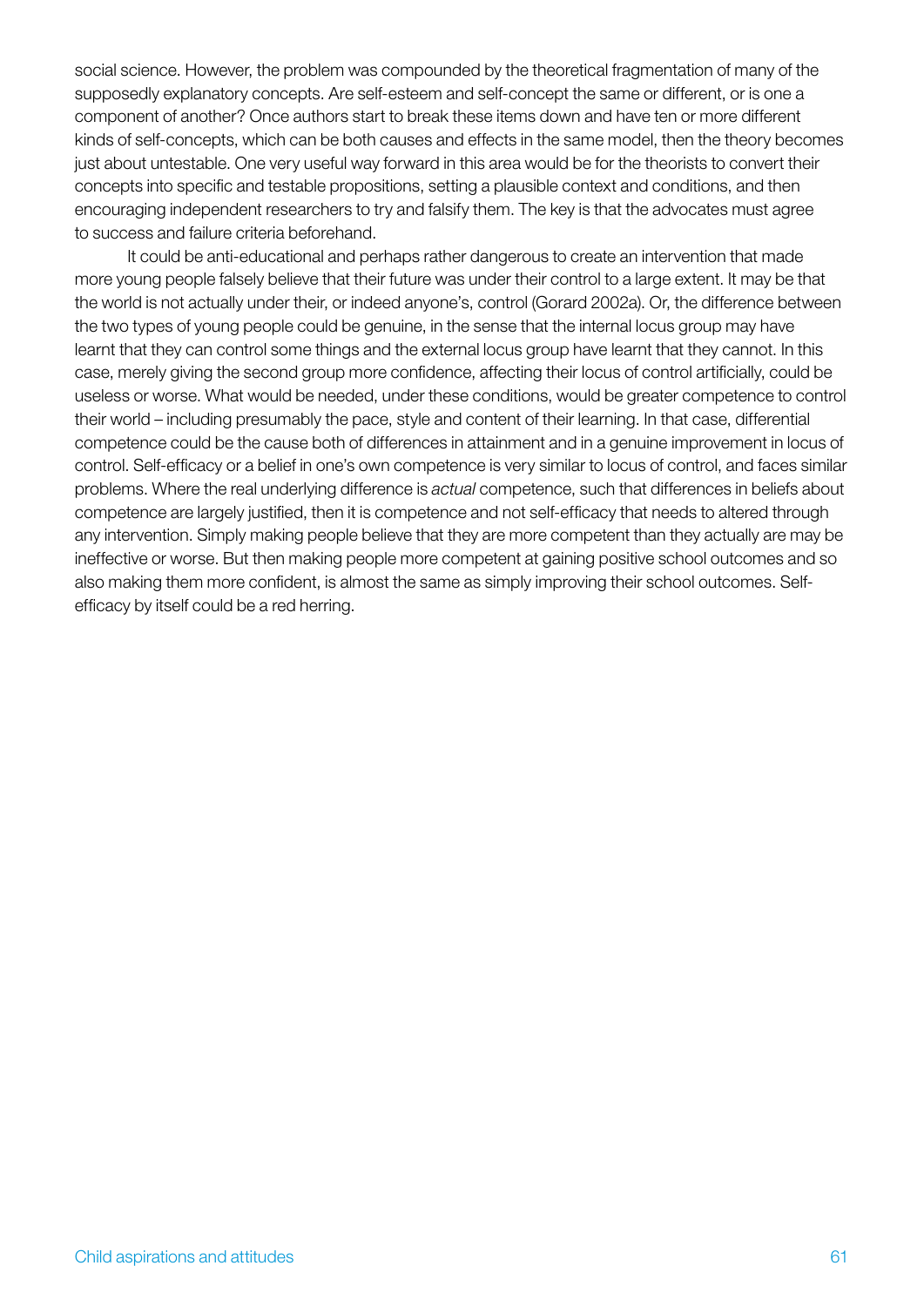social science. However, the problem was compounded by the theoretical fragmentation of many of the supposedly explanatory concepts. Are self-esteem and self-concept the same or different, or is one a component of another? Once authors start to break these items down and have ten or more different kinds of self-concepts, which can be both causes and effects in the same model, then the theory becomes just about untestable. One very useful way forward in this area would be for the theorists to convert their concepts into specific and testable propositions, setting a plausible context and conditions, and then encouraging independent researchers to try and falsify them. The key is that the advocates must agree to success and failure criteria beforehand.

It could be anti-educational and perhaps rather dangerous to create an intervention that made more young people falsely believe that their future was under their control to a large extent. It may be that the world is not actually under their, or indeed anyone's, control (Gorard 2002a). Or, the difference between the two types of young people could be genuine, in the sense that the internal locus group may have learnt that they can control some things and the external locus group have learnt that they cannot. In this case, merely giving the second group more confidence, affecting their locus of control artificially, could be useless or worse. What would be needed, under these conditions, would be greater competence to control their world – including presumably the pace, style and content of their learning. In that case, differential competence could be the cause both of differences in attainment and in a genuine improvement in locus of control. Self-efficacy or a belief in one's own competence is very similar to locus of control, and faces similar problems. Where the real underlying difference is *actual* competence, such that differences in beliefs about competence are largely justified, then it is competence and not self-efficacy that needs to altered through any intervention. Simply making people believe that they are more competent than they actually are may be ineffective or worse. But then making people more competent at gaining positive school outcomes and so also making them more confident, is almost the same as simply improving their school outcomes. Self-efficacy by itself could be a red herring.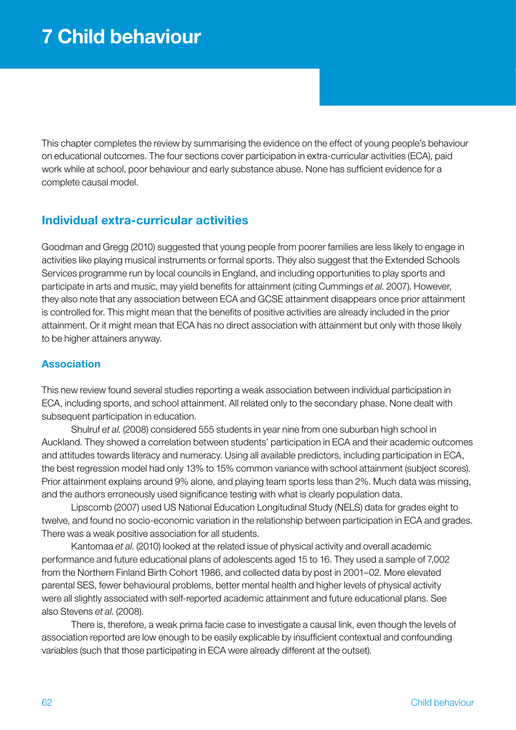# 7 Child behaviour

This chapter completes the review by summarising the evidence on the effect of young people's behaviour on educational outcomes. The four sections cover participation in extra-curricular activities (ECA), paid work while at school, poor behaviour and early substance abuse. None has sufficient evidence for a complete causal model.

## Individual extra-curricular activities

Goodman and Gregg (2010) suggested that young people from poorer families are less likely to engage in activities like playing musical instruments or formal sports. They also suggest that the Extended Schools Services programme run by local councils in England, and including opportunities to play sports and participate in arts and music, may yield benefits for attainment (citing Cummings *et al*. 2007). However, they also note that any association between ECA and GCSE attainment disappears once prior attainment is controlled for. This might mean that the benefits of positive activities are already included in the prior attainment. Or it might mean that ECA has no direct association with attainment but only with those likely to be higher attainers anyway.

### Association

This new review found several studies reporting a weak association between individual participation in ECA, including sports, and school attainment. All related only to the secondary phase. None dealt with subsequent participation in education.

Shulruf *et al*. (2008) considered 555 students in year nine from one suburban high school in Auckland. They showed a correlation between students' participation in ECA and their academic outcomes and attitudes towards literacy and numeracy. Using all available predictors, including participation in ECA, the best regression model had only 13% to 15% common variance with school attainment (subject scores). Prior attainment explains around 9% alone, and playing team sports less than 2%. Much data was missing, and the authors erroneously used significance testing with what is clearly population data.

Lipscomb (2007) used US National Education Longitudinal Study (NELS) data for grades eight to twelve, and found no socio-economic variation in the relationship between participation in ECA and grades. There was a weak positive association for all students.

Kantomaa *et al*. (2010) looked at the related issue of physical activity and overall academic performance and future educational plans of adolescents aged 15 to 16. They used a sample of 7,002 from the Northern Finland Birth Cohort 1986, and collected data by post in 2001–02. More elevated parental SES, fewer behavioural problems, better mental health and higher levels of physical activity were all slightly associated with self-reported academic attainment and future educational plans. See also Stevens *et al*. (2008).

There is, therefore, a weak prima facie case to investigate a causal link, even though the levels of association reported are low enough to be easily explicable by insufficient contextual and confounding variables (such that those participating in ECA were already different at the outset).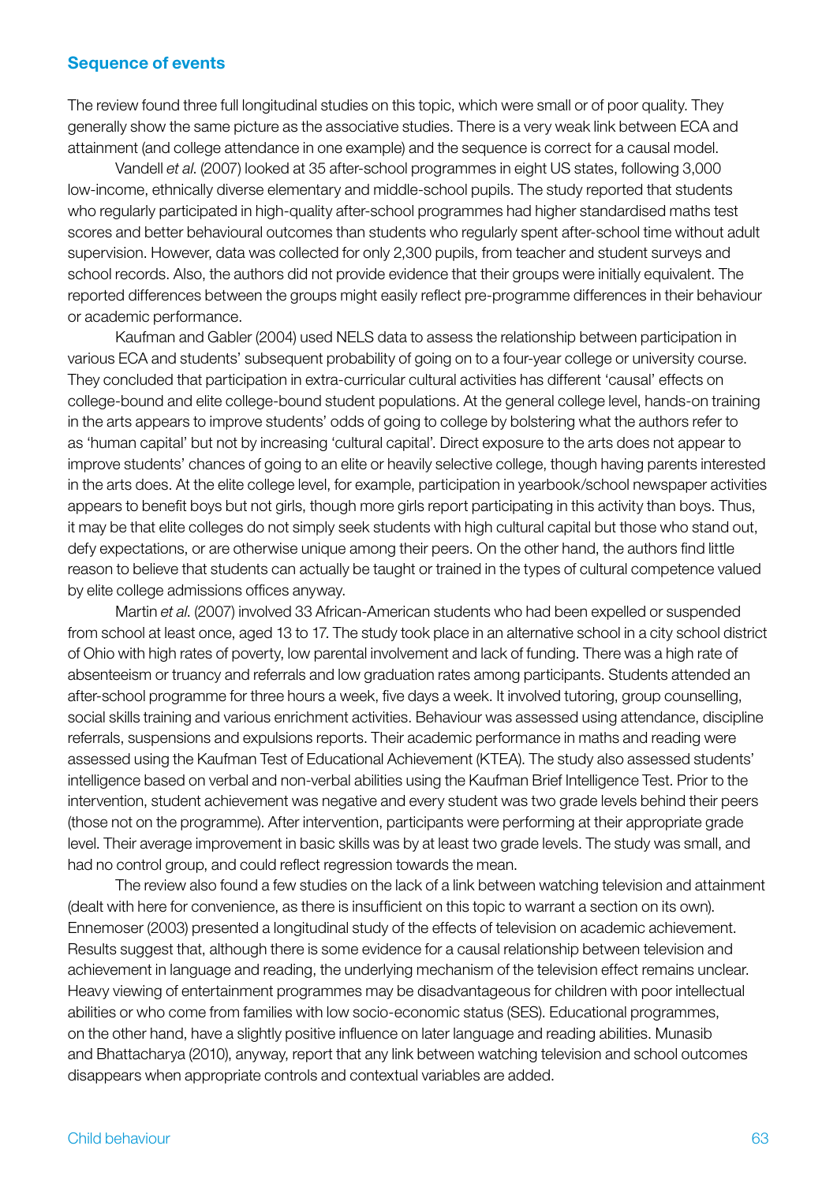### Sequence of events

The review found three full longitudinal studies on this topic, which were small or of poor quality. They generally show the same picture as the associative studies. There is a very weak link between ECA and attainment (and college attendance in one example) and the sequence is correct for a causal model.

Vandell *et al*. (2007) looked at 35 after-school programmes in eight US states, following 3,000 low-income, ethnically diverse elementary and middle-school pupils. The study reported that students who regularly participated in high-quality after-school programmes had higher standardised maths test scores and better behavioural outcomes than students who regularly spent after-school time without adult supervision. However, data was collected for only 2,300 pupils, from teacher and student surveys and school records. Also, the authors did not provide evidence that their groups were initially equivalent. The reported differences between the groups might easily reflect pre-programme differences in their behaviour or academic performance.

Kaufman and Gabler (2004) used NELS data to assess the relationship between participation in various ECA and students' subsequent probability of going on to a four-year college or university course. They concluded that participation in extra-curricular cultural activities has different 'causal' effects on college-bound and elite college-bound student populations. At the general college level, hands-on training in the arts appears to improve students' odds of going to college by bolstering what the authors refer to as 'human capital' but not by increasing 'cultural capital'. Direct exposure to the arts does not appear to improve students' chances of going to an elite or heavily selective college, though having parents interested in the arts does. At the elite college level, for example, participation in yearbook/school newspaper activities appears to benefit boys but not girls, though more girls report participating in this activity than boys. Thus, it may be that elite colleges do not simply seek students with high cultural capital but those who stand out, defy expectations, or are otherwise unique among their peers. On the other hand, the authors find little reason to believe that students can actually be taught or trained in the types of cultural competence valued by elite college admissions offices anyway.

Martin *et al*. (2007) involved 33 African-American students who had been expelled or suspended from school at least once, aged 13 to 17. The study took place in an alternative school in a city school district of Ohio with high rates of poverty, low parental involvement and lack of funding. There was a high rate of absenteeism or truancy and referrals and low graduation rates among participants. Students attended an after-school programme for three hours a week, five days a week. It involved tutoring, group counselling, social skills training and various enrichment activities. Behaviour was assessed using attendance, discipline referrals, suspensions and expulsions reports. Their academic performance in maths and reading were assessed using the Kaufman Test of Educational Achievement (KTEA). The study also assessed students' intelligence based on verbal and non-verbal abilities using the Kaufman Brief Intelligence Test. Prior to the intervention, student achievement was negative and every student was two grade levels behind their peers (those not on the programme). After intervention, participants were performing at their appropriate grade level. Their average improvement in basic skills was by at least two grade levels. The study was small, and had no control group, and could reflect regression towards the mean.

The review also found a few studies on the lack of a link between watching television and attainment (dealt with here for convenience, as there is insufficient on this topic to warrant a section on its own). Ennemoser (2003) presented a longitudinal study of the effects of television on academic achievement. Results suggest that, although there is some evidence for a causal relationship between television and achievement in language and reading, the underlying mechanism of the television effect remains unclear. Heavy viewing of entertainment programmes may be disadvantageous for children with poor intellectual abilities or who come from families with low socio-economic status (SES). Educational programmes, on the other hand, have a slightly positive influence on later language and reading abilities. Munasib and Bhattacharya (2010), anyway, report that any link between watching television and school outcomes disappears when appropriate controls and contextual variables are added.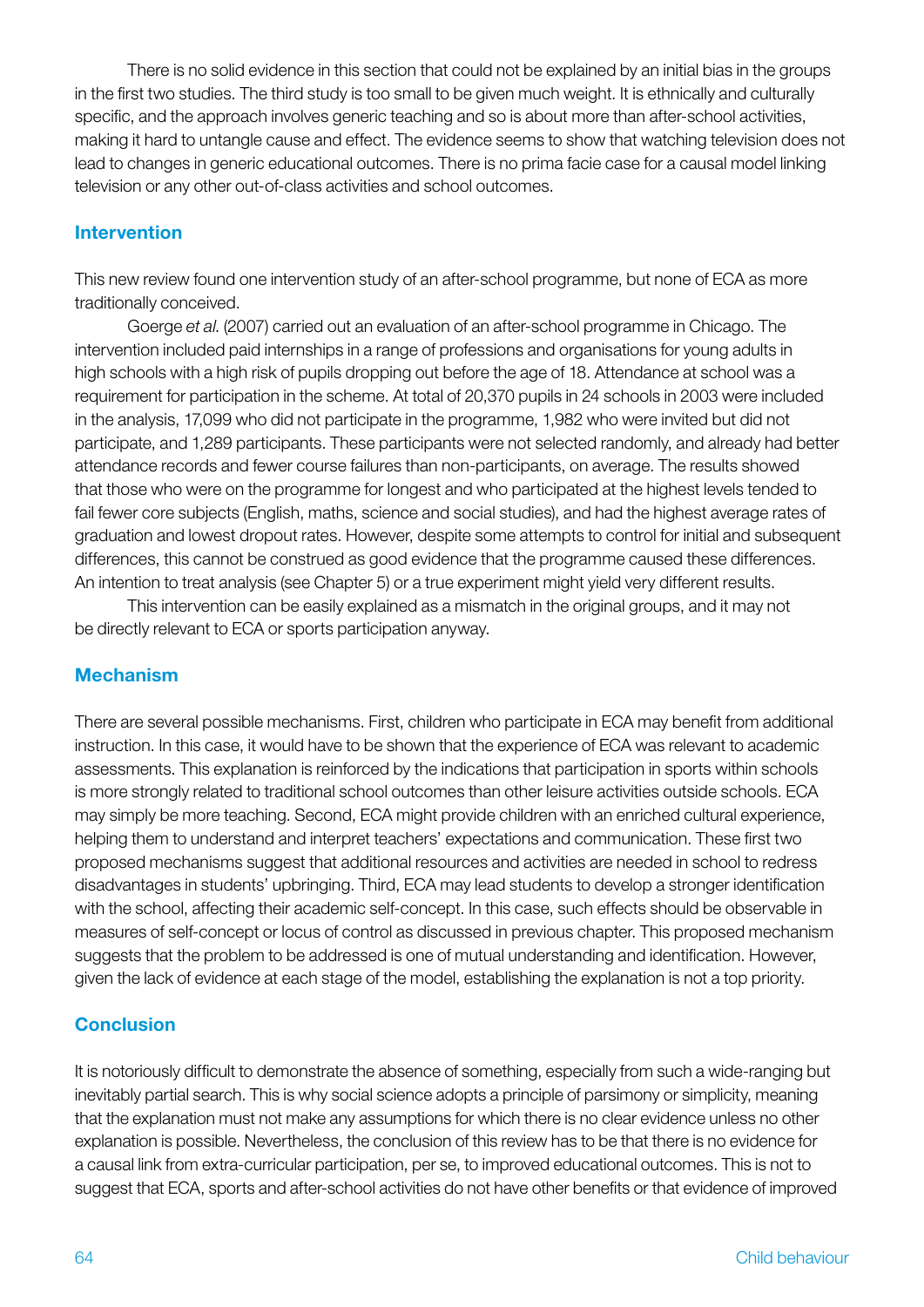There is no solid evidence in this section that could not be explained by an initial bias in the groups in the first two studies. The third study is too small to be given much weight. It is ethnically and culturally specific, and the approach involves generic teaching and so is about more than after-school activities, making it hard to untangle cause and effect. The evidence seems to show that watching television does not lead to changes in generic educational outcomes. There is no prima facie case for a causal model linking television or any other out-of-class activities and school outcomes.

## Intervention

This new review found one intervention study of an after-school programme, but none of ECA as more traditionally conceived.

Goerge *et al.* (2007) carried out an evaluation of an after-school programme in Chicago. The intervention included paid internships in a range of professions and organisations for young adults in high schools with a high risk of pupils dropping out before the age of 18. Attendance at school was a requirement for participation in the scheme. At total of 20,370 pupils in 24 schools in 2003 were included in the analysis, 17,099 who did not participate in the programme, 1,982 who were invited but did not participate, and 1,289 participants. These participants were not selected randomly, and already had better attendance records and fewer course failures than non-participants, on average. The results showed that those who were on the programme for longest and who participated at the highest levels tended to fail fewer core subjects (English, maths, science and social studies), and had the highest average rates of graduation and lowest dropout rates. However, despite some attempts to control for initial and subsequent differences, this cannot be construed as good evidence that the programme caused these differences. An intention to treat analysis (see Chapter 5) or a true experiment might yield very different results.

This intervention can be easily explained as a mismatch in the original groups, and it may not be directly relevant to ECA or sports participation anyway.

## Mechanism

There are several possible mechanisms. First, children who participate in ECA may benefit from additional instruction. In this case, it would have to be shown that the experience of ECA was relevant to academic assessments. This explanation is reinforced by the indications that participation in sports within schools is more strongly related to traditional school outcomes than other leisure activities outside schools. ECA may simply be more teaching. Second, ECA might provide children with an enriched cultural experience, helping them to understand and interpret teachers' expectations and communication. These first two proposed mechanisms suggest that additional resources and activities are needed in school to redress disadvantages in students' upbringing. Third, ECA may lead students to develop a stronger identification with the school, affecting their academic self-concept. In this case, such effects should be observable in measures of self-concept or locus of control as discussed in previous chapter. This proposed mechanism suggests that the problem to be addressed is one of mutual understanding and identification. However, given the lack of evidence at each stage of the model, establishing the explanation is not a top priority.

## Conclusion

It is notoriously difficult to demonstrate the absence of something, especially from such a wide-ranging but inevitably partial search. This is why social science adopts a principle of parsimony or simplicity, meaning that the explanation must not make any assumptions for which there is no clear evidence unless no other explanation is possible. Nevertheless, the conclusion of this review has to be that there is no evidence for a causal link from extra-curricular participation, per se, to improved educational outcomes. This is not to suggest that ECA, sports and after-school activities do not have other benefits or that evidence of improved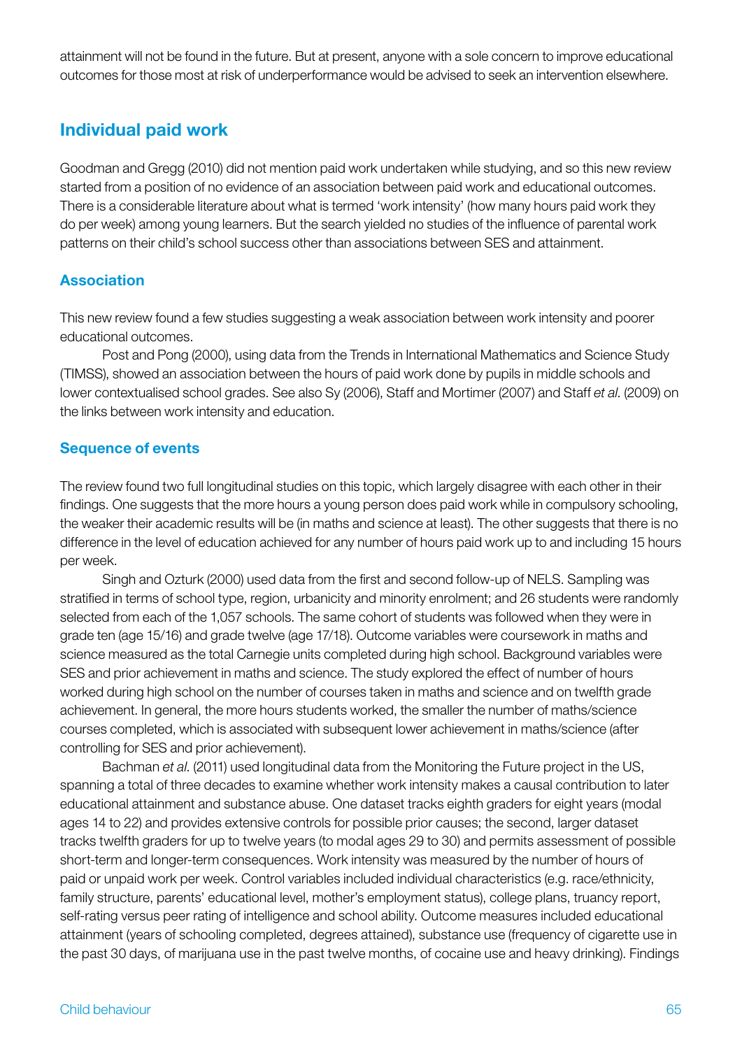attainment will not be found in the future. But at present, anyone with a sole concern to improve educational outcomes for those most at risk of underperformance would be advised to seek an intervention elsewhere.

## Individual paid work

Goodman and Gregg (2010) did not mention paid work undertaken while studying, and so this new review started from a position of no evidence of an association between paid work and educational outcomes. There is a considerable literature about what is termed 'work intensity' (how many hours paid work they do per week) among young learners. But the search yielded no studies of the influence of parental work patterns on their child's school success other than associations between SES and attainment.

### Association

This new review found a few studies suggesting a weak association between work intensity and poorer educational outcomes.

Post and Pong (2000), using data from the Trends in International Mathematics and Science Study (TIMSS), showed an association between the hours of paid work done by pupils in middle schools and lower contextualised school grades. See also Sy (2006), Staff and Mortimer (2007) and Staff *et al.* (2009) on the links between work intensity and education.

### Sequence of events

The review found two full longitudinal studies on this topic, which largely disagree with each other in their findings. One suggests that the more hours a young person does paid work while in compulsory schooling, the weaker their academic results will be (in maths and science at least). The other suggests that there is no difference in the level of education achieved for any number of hours paid work up to and including 15 hours per week.

Singh and Ozturk (2000) used data from the first and second follow-up of NELS. Sampling was stratified in terms of school type, region, urbanicity and minority enrolment; and 26 students were randomly selected from each of the 1,057 schools. The same cohort of students was followed when they were in grade ten (age 15/16) and grade twelve (age 17/18). Outcome variables were coursework in maths and science measured as the total Carnegie units completed during high school. Background variables were SES and prior achievement in maths and science. The study explored the effect of number of hours worked during high school on the number of courses taken in maths and science and on twelfth grade achievement. In general, the more hours students worked, the smaller the number of maths/science courses completed, which is associated with subsequent lower achievement in maths/science (after controlling for SES and prior achievement).

Bachman *et al.* (2011) used longitudinal data from the Monitoring the Future project in the US, spanning a total of three decades to examine whether work intensity makes a causal contribution to later educational attainment and substance abuse. One dataset tracks eighth graders for eight years (modal ages 14 to 22) and provides extensive controls for possible prior causes; the second, larger dataset tracks twelfth graders for up to twelve years (to modal ages 29 to 30) and permits assessment of possible short-term and longer-term consequences. Work intensity was measured by the number of hours of paid or unpaid work per week. Control variables included individual characteristics (e.g. race/ethnicity, family structure, parents' educational level, mother's employment status), college plans, truancy report, self-rating versus peer rating of intelligence and school ability. Outcome measures included educational attainment (years of schooling completed, degrees attained), substance use (frequency of cigarette use in the past 30 days, of marijuana use in the past twelve months, of cocaine use and heavy drinking). Findings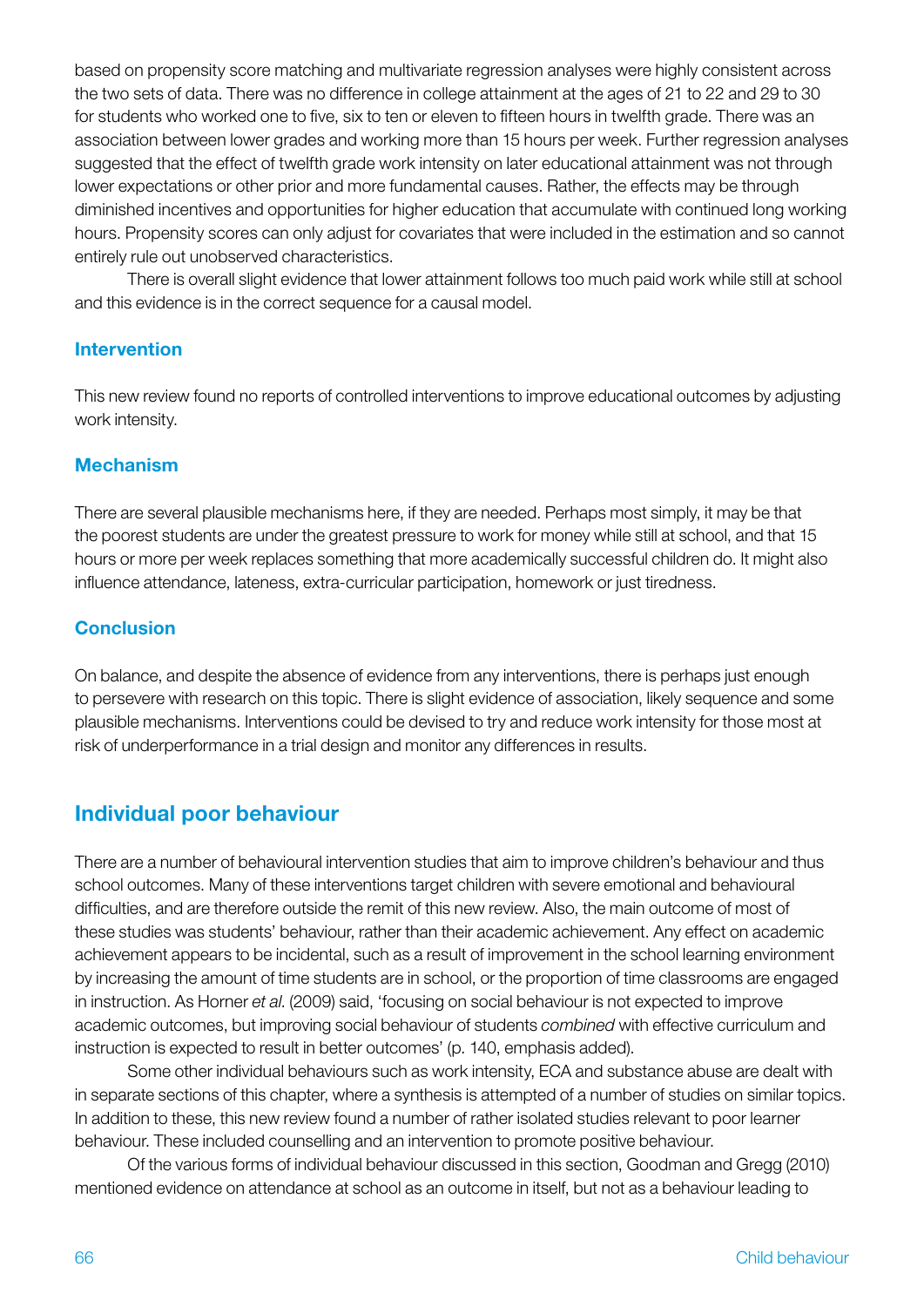based on propensity score matching and multivariate regression analyses were highly consistent across the two sets of data. There was no difference in college attainment at the ages of 21 to 22 and 29 to 30 for students who worked one to five, six to ten or eleven to fifteen hours in twelfth grade. There was an association between lower grades and working more than 15 hours per week. Further regression analyses suggested that the effect of twelfth grade work intensity on later educational attainment was not through lower expectations or other prior and more fundamental causes. Rather, the effects may be through diminished incentives and opportunities for higher education that accumulate with continued long working hours. Propensity scores can only adjust for covariates that were included in the estimation and so cannot entirely rule out unobserved characteristics.

There is overall slight evidence that lower attainment follows too much paid work while still at school and this evidence is in the correct sequence for a causal model.

### Intervention

This new review found no reports of controlled interventions to improve educational outcomes by adjusting work intensity.

### Mechanism

There are several plausible mechanisms here, if they are needed. Perhaps most simply, it may be that the poorest students are under the greatest pressure to work for money while still at school, and that 15 hours or more per week replaces something that more academically successful children do. It might also influence attendance, lateness, extra-curricular participation, homework or just tiredness.

### Conclusion

On balance, and despite the absence of evidence from any interventions, there is perhaps just enough to persevere with research on this topic. There is slight evidence of association, likely sequence and some plausible mechanisms. Interventions could be devised to try and reduce work intensity for those most at risk of underperformance in a trial design and monitor any differences in results.

## Individual poor behaviour

There are a number of behavioural intervention studies that aim to improve children's behaviour and thus school outcomes. Many of these interventions target children with severe emotional and behavioural difficulties, and are therefore outside the remit of this new review. Also, the main outcome of most of these studies was students' behaviour, rather than their academic achievement. Any effect on academic achievement appears to be incidental, such as a result of improvement in the school learning environment by increasing the amount of time students are in school, or the proportion of time classrooms are engaged in instruction. As Horner *et al.* (2009) said, 'focusing on social behaviour is not expected to improve academic outcomes, but improving social behaviour of students *combined* with effective curriculum and instruction is expected to result in better outcomes' (p. 140, emphasis added).

Some other individual behaviours such as work intensity, ECA and substance abuse are dealt with in separate sections of this chapter, where a synthesis is attempted of a number of studies on similar topics. In addition to these, this new review found a number of rather isolated studies relevant to poor learner behaviour. These included counselling and an intervention to promote positive behaviour.

Of the various forms of individual behaviour discussed in this section, Goodman and Gregg (2010) mentioned evidence on attendance at school as an outcome in itself, but not as a behaviour leading to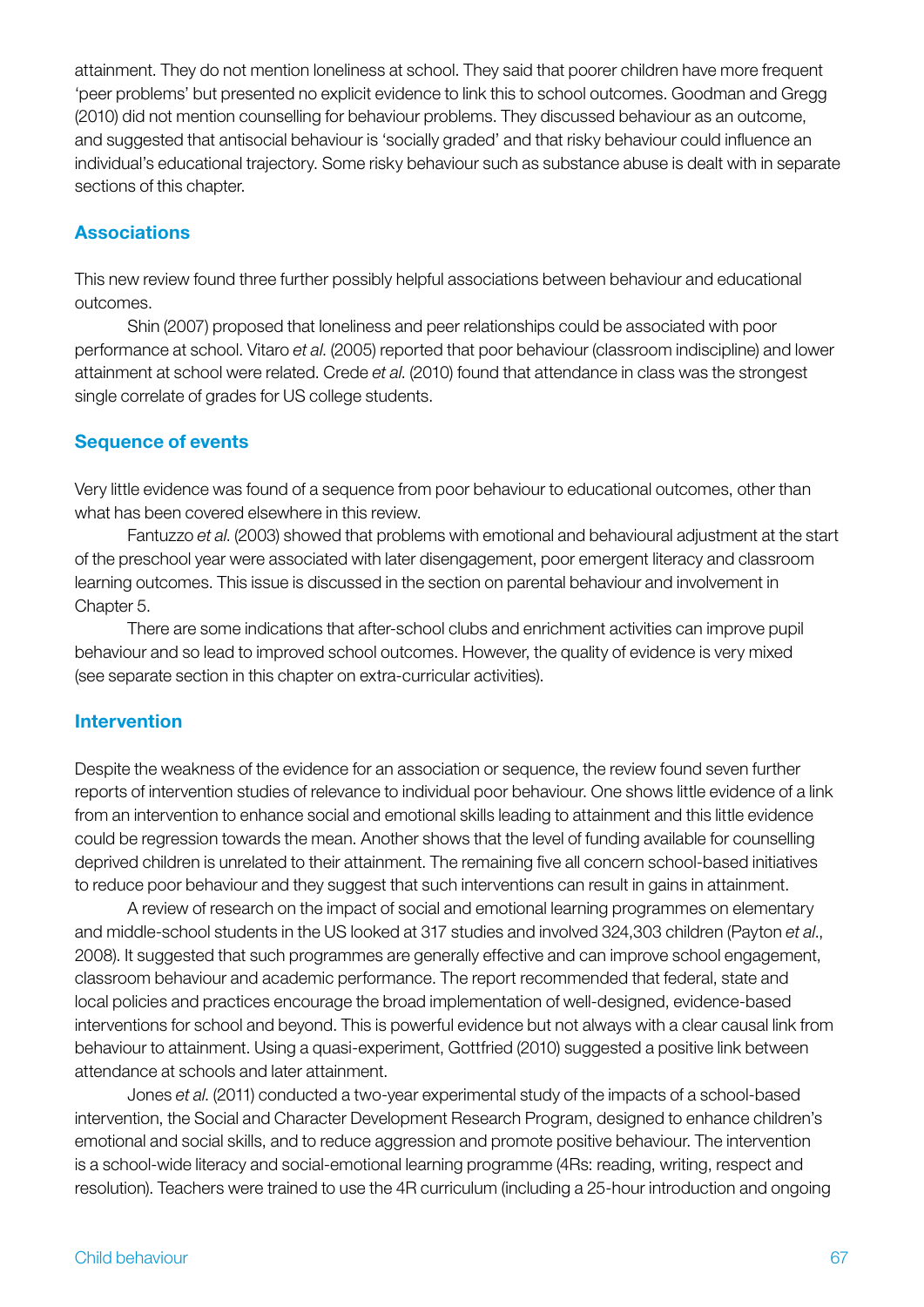attainment. They do not mention loneliness at school. They said that poorer children have more frequent 'peer problems' but presented no explicit evidence to link this to school outcomes. Goodman and Gregg (2010) did not mention counselling for behaviour problems. They discussed behaviour as an outcome, and suggested that antisocial behaviour is 'socially graded' and that risky behaviour could influence an individual's educational trajectory. Some risky behaviour such as substance abuse is dealt with in separate sections of this chapter.

### Associations

This new review found three further possibly helpful associations between behaviour and educational outcomes.

Shin (2007) proposed that loneliness and peer relationships could be associated with poor performance at school. Vitaro *et al*. (2005) reported that poor behaviour (classroom indiscipline) and lower attainment at school were related. Crede *et al*. (2010) found that attendance in class was the strongest single correlate of grades for US college students.

### Sequence of events

Very little evidence was found of a sequence from poor behaviour to educational outcomes, other than what has been covered elsewhere in this review.

Fantuzzo *et al*. (2003) showed that problems with emotional and behavioural adjustment at the start of the preschool year were associated with later disengagement, poor emergent literacy and classroom learning outcomes. This issue is discussed in the section on parental behaviour and involvement in Chapter 5.

There are some indications that after-school clubs and enrichment activities can improve pupil behaviour and so lead to improved school outcomes. However, the quality of evidence is very mixed (see separate section in this chapter on extra-curricular activities).

### Intervention

Despite the weakness of the evidence for an association or sequence, the review found seven further reports of intervention studies of relevance to individual poor behaviour. One shows little evidence of a link from an intervention to enhance social and emotional skills leading to attainment and this little evidence could be regression towards the mean. Another shows that the level of funding available for counselling deprived children is unrelated to their attainment. The remaining five all concern school-based initiatives to reduce poor behaviour and they suggest that such interventions can result in gains in attainment.

A review of research on the impact of social and emotional learning programmes on elementary and middle-school students in the US looked at 317 studies and involved 324,303 children (Payton *et al*., 2008). It suggested that such programmes are generally effective and can improve school engagement, classroom behaviour and academic performance. The report recommended that federal, state and local policies and practices encourage the broad implementation of well-designed, evidence-based interventions for school and beyond. This is powerful evidence but not always with a clear causal link from behaviour to attainment. Using a quasi-experiment, Gottfried (2010) suggested a positive link between attendance at schools and later attainment.

Jones *et al*. (2011) conducted a two-year experimental study of the impacts of a school-based intervention, the Social and Character Development Research Program, designed to enhance children's emotional and social skills, and to reduce aggression and promote positive behaviour. The intervention is a school-wide literacy and social-emotional learning programme (4Rs: reading, writing, respect and resolution). Teachers were trained to use the 4R curriculum (including a 25-hour introduction and ongoing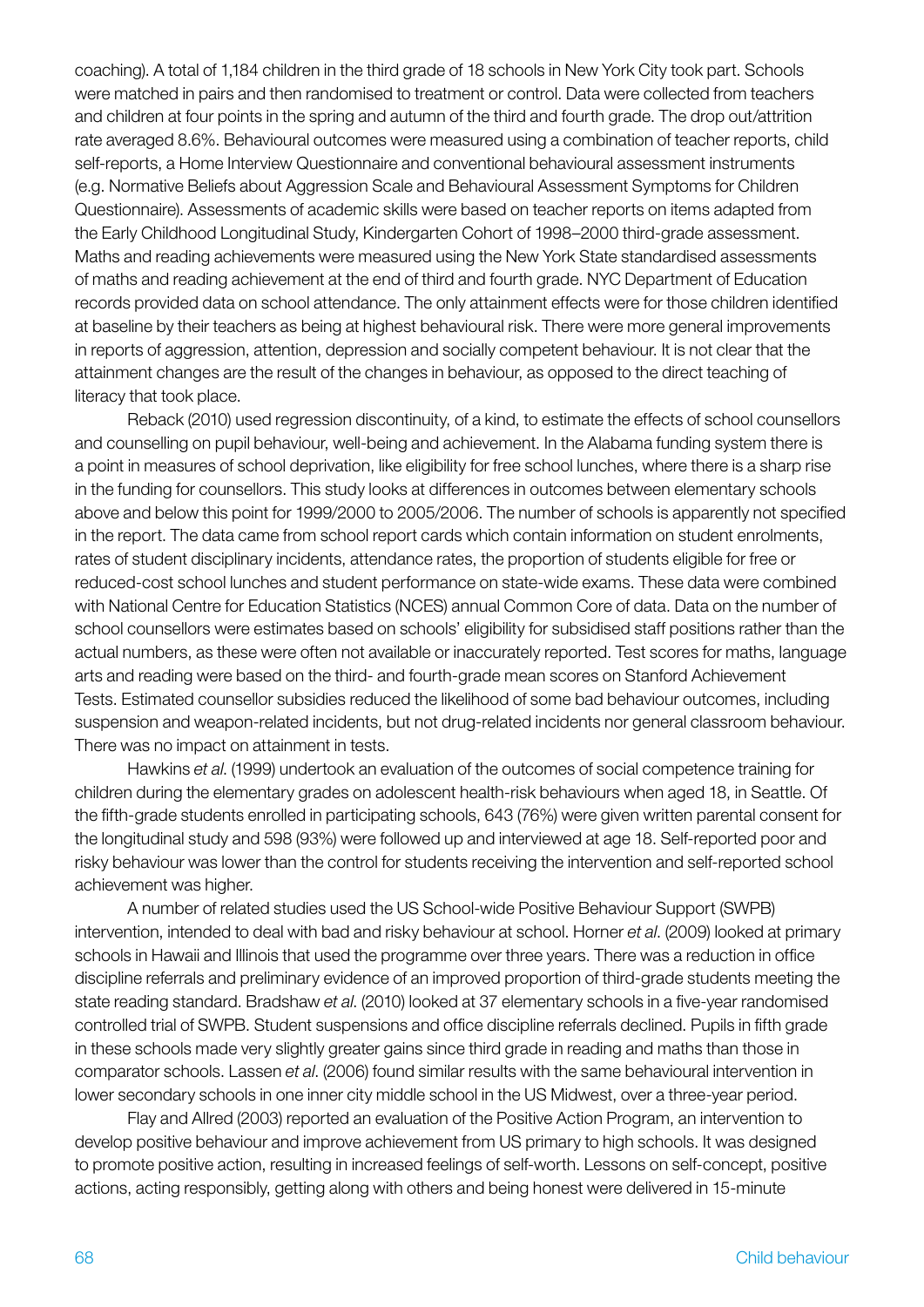coaching). A total of 1,184 children in the third grade of 18 schools in New York City took part. Schools were matched in pairs and then randomised to treatment or control. Data were collected from teachers and children at four points in the spring and autumn of the third and fourth grade. The drop out/attrition rate averaged 8.6%. Behavioural outcomes were measured using a combination of teacher reports, child self-reports, a Home Interview Questionnaire and conventional behavioural assessment instruments (e.g. Normative Beliefs about Aggression Scale and Behavioural Assessment Symptoms for Children Questionnaire). Assessments of academic skills were based on teacher reports on items adapted from the Early Childhood Longitudinal Study, Kindergarten Cohort of 1998–2000 third-grade assessment. Maths and reading achievements were measured using the New York State standardised assessments of maths and reading achievement at the end of third and fourth grade. NYC Department of Education records provided data on school attendance. The only attainment effects were for those children identified at baseline by their teachers as being at highest behavioural risk. There were more general improvements in reports of aggression, attention, depression and socially competent behaviour. It is not clear that the attainment changes are the result of the changes in behaviour, as opposed to the direct teaching of literacy that took place.

Reback (2010) used regression discontinuity, of a kind, to estimate the effects of school counsellors and counselling on pupil behaviour, well-being and achievement. In the Alabama funding system there is a point in measures of school deprivation, like eligibility for free school lunches, where there is a sharp rise in the funding for counsellors. This study looks at differences in outcomes between elementary schools above and below this point for 1999/2000 to 2005/2006. The number of schools is apparently not specified in the report. The data came from school report cards which contain information on student enrolments, rates of student disciplinary incidents, attendance rates, the proportion of students eligible for free or reduced-cost school lunches and student performance on state-wide exams. These data were combined with National Centre for Education Statistics (NCES) annual Common Core of data. Data on the number of school counsellors were estimates based on schools' eligibility for subsidised staff positions rather than the actual numbers, as these were often not available or inaccurately reported. Test scores for maths, language arts and reading were based on the third- and fourth-grade mean scores on Stanford Achievement Tests. Estimated counsellor subsidies reduced the likelihood of some bad behaviour outcomes, including suspension and weapon-related incidents, but not drug-related incidents nor general classroom behaviour. There was no impact on attainment in tests.

Hawkins *et al*. (1999) undertook an evaluation of the outcomes of social competence training for children during the elementary grades on adolescent health-risk behaviours when aged 18, in Seattle. Of the fifth-grade students enrolled in participating schools, 643 (76%) were given written parental consent for the longitudinal study and 598 (93%) were followed up and interviewed at age 18. Self-reported poor and risky behaviour was lower than the control for students receiving the intervention and self-reported school achievement was higher.

A number of related studies used the US School-wide Positive Behaviour Support (SWPB) intervention, intended to deal with bad and risky behaviour at school. Horner *et al*. (2009) looked at primary schools in Hawaii and Illinois that used the programme over three years. There was a reduction in office discipline referrals and preliminary evidence of an improved proportion of third-grade students meeting the state reading standard. Bradshaw *et al*. (2010) looked at 37 elementary schools in a five-year randomised controlled trial of SWPB. Student suspensions and office discipline referrals declined. Pupils in fifth grade in these schools made very slightly greater gains since third grade in reading and maths than those in comparator schools. Lassen *et al*. (2006) found similar results with the same behavioural intervention in lower secondary schools in one inner city middle school in the US Midwest, over a three-year period.

Flay and Allred (2003) reported an evaluation of the Positive Action Program, an intervention to develop positive behaviour and improve achievement from US primary to high schools. It was designed to promote positive action, resulting in increased feelings of self-worth. Lessons on self-concept, positive actions, acting responsibly, getting along with others and being honest were delivered in 15-minute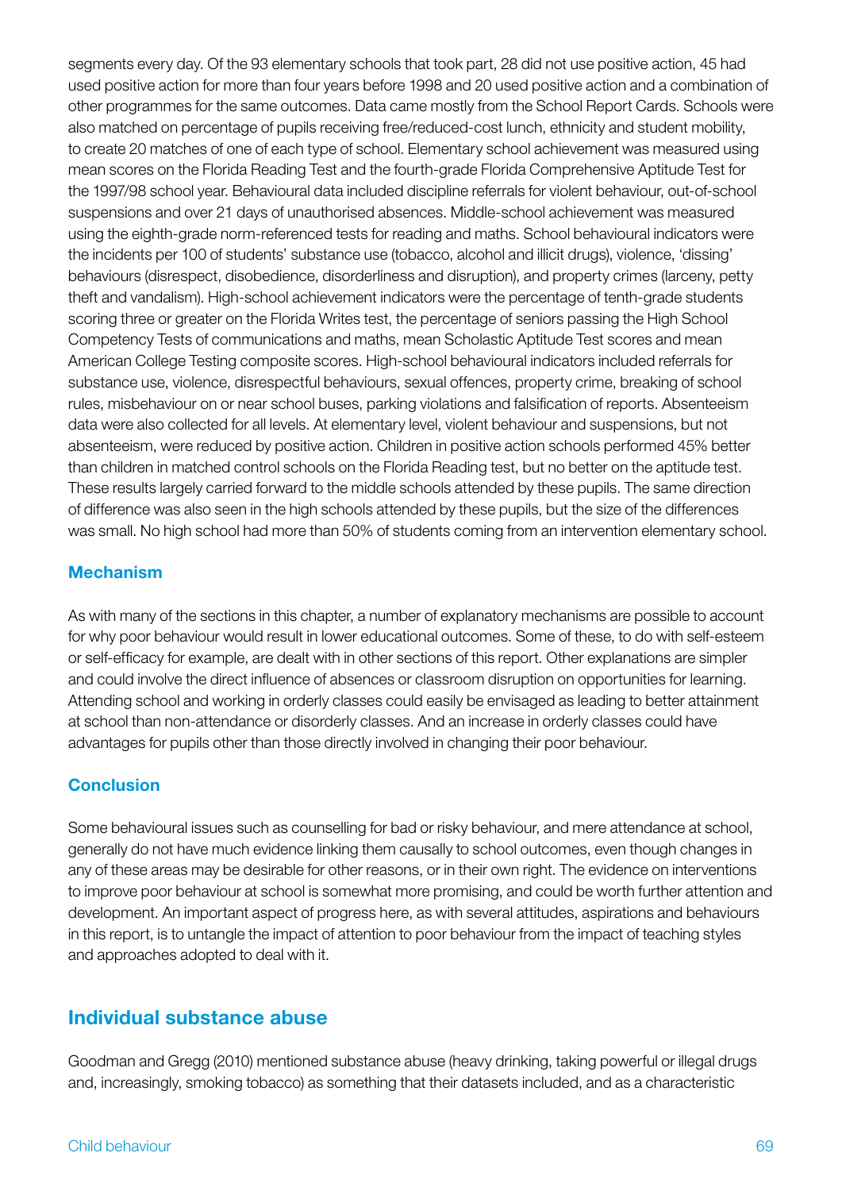segments every day. Of the 93 elementary schools that took part, 28 did not use positive action, 45 had used positive action for more than four years before 1998 and 20 used positive action and a combination of other programmes for the same outcomes. Data came mostly from the School Report Cards. Schools were also matched on percentage of pupils receiving free/reduced-cost lunch, ethnicity and student mobility, to create 20 matches of one of each type of school. Elementary school achievement was measured using mean scores on the Florida Reading Test and the fourth-grade Florida Comprehensive Aptitude Test for the 1997/98 school year. Behavioural data included discipline referrals for violent behaviour, out-of-school suspensions and over 21 days of unauthorised absences. Middle-school achievement was measured using the eighth-grade norm-referenced tests for reading and maths. School behavioural indicators were the incidents per 100 of students' substance use (tobacco, alcohol and illicit drugs), violence, 'dissing' behaviours (disrespect, disobedience, disorderliness and disruption), and property crimes (larceny, petty theft and vandalism). High-school achievement indicators were the percentage of tenth-grade students scoring three or greater on the Florida Writes test, the percentage of seniors passing the High School Competency Tests of communications and maths, mean Scholastic Aptitude Test scores and mean American College Testing composite scores. High-school behavioural indicators included referrals for substance use, violence, disrespectful behaviours, sexual offences, property crime, breaking of school rules, misbehaviour on or near school buses, parking violations and falsification of reports. Absenteeism data were also collected for all levels. At elementary level, violent behaviour and suspensions, but not absenteeism, were reduced by positive action. Children in positive action schools performed 45% better than children in matched control schools on the Florida Reading test, but no better on the aptitude test. These results largely carried forward to the middle schools attended by these pupils. The same direction of difference was also seen in the high schools attended by these pupils, but the size of the differences was small. No high school had more than 50% of students coming from an intervention elementary school.

### Mechanism

As with many of the sections in this chapter, a number of explanatory mechanisms are possible to account for why poor behaviour would result in lower educational outcomes. Some of these, to do with self-esteem or self-efficacy for example, are dealt with in other sections of this report. Other explanations are simpler and could involve the direct influence of absences or classroom disruption on opportunities for learning. Attending school and working in orderly classes could easily be envisaged as leading to better attainment at school than non-attendance or disorderly classes. And an increase in orderly classes could have advantages for pupils other than those directly involved in changing their poor behaviour.

### Conclusion

Some behavioural issues such as counselling for bad or risky behaviour, and mere attendance at school, generally do not have much evidence linking them causally to school outcomes, even though changes in any of these areas may be desirable for other reasons, or in their own right. The evidence on interventions to improve poor behaviour at school is somewhat more promising, and could be worth further attention and development. An important aspect of progress here, as with several attitudes, aspirations and behaviours in this report, is to untangle the impact of attention to poor behaviour from the impact of teaching styles and approaches adopted to deal with it.

## Individual substance abuse

Goodman and Gregg (2010) mentioned substance abuse (heavy drinking, taking powerful or illegal drugs and, increasingly, smoking tobacco) as something that their datasets included, and as a characteristic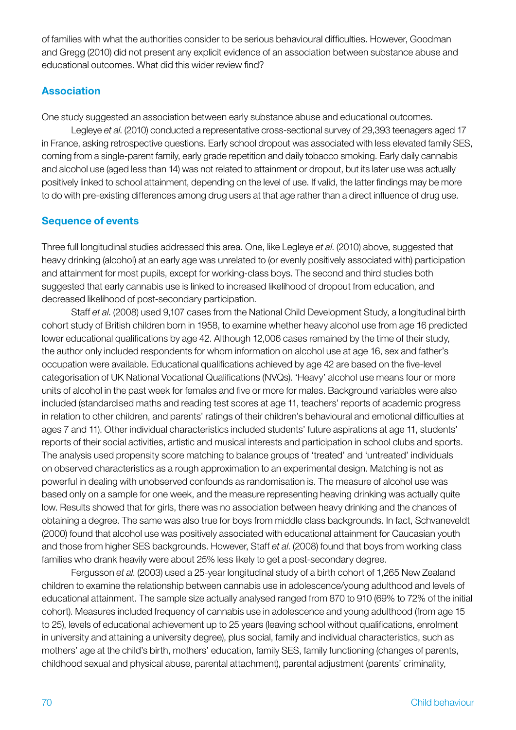of families with what the authorities consider to be serious behavioural difficulties. However, Goodman and Gregg (2010) did not present any explicit evidence of an association between substance abuse and educational outcomes. What did this wider review find?

## Association

One study suggested an association between early substance abuse and educational outcomes.

Legleye *et al.* (2010) conducted a representative cross-sectional survey of 29,393 teenagers aged 17 in France, asking retrospective questions. Early school dropout was associated with less elevated family SES, coming from a single-parent family, early grade repetition and daily tobacco smoking. Early daily cannabis and alcohol use (aged less than 14) was not related to attainment or dropout, but its later use was actually positively linked to school attainment, depending on the level of use. If valid, the latter findings may be more to do with pre-existing differences among drug users at that age rather than a direct influence of drug use.

## Sequence of events

Three full longitudinal studies addressed this area. One, like Legleye *et al.* (2010) above, suggested that heavy drinking (alcohol) at an early age was unrelated to (or evenly positively associated with) participation and attainment for most pupils, except for working-class boys. The second and third studies both suggested that early cannabis use is linked to increased likelihood of dropout from education, and decreased likelihood of post-secondary participation.

Staff *et al.* (2008) used 9,107 cases from the National Child Development Study, a longitudinal birth cohort study of British children born in 1958, to examine whether heavy alcohol use from age 16 predicted lower educational qualifications by age 42. Although 12,006 cases remained by the time of their study, the author only included respondents for whom information on alcohol use at age 16, sex and father's occupation were available. Educational qualifications achieved by age 42 are based on the five-level categorisation of UK National Vocational Qualifications (NVQs). 'Heavy' alcohol use means four or more units of alcohol in the past week for females and five or more for males. Background variables were also included (standardised maths and reading test scores at age 11, teachers' reports of academic progress in relation to other children, and parents' ratings of their children's behavioural and emotional difficulties at ages 7 and 11). Other individual characteristics included students' future aspirations at age 11, students' reports of their social activities, artistic and musical interests and participation in school clubs and sports. The analysis used propensity score matching to balance groups of 'treated' and 'untreated' individuals on observed characteristics as a rough approximation to an experimental design. Matching is not as powerful in dealing with unobserved confounds as randomisation is. The measure of alcohol use was based only on a sample for one week, and the measure representing heaving drinking was actually quite low. Results showed that for girls, there was no association between heavy drinking and the chances of obtaining a degree. The same was also true for boys from middle class backgrounds. In fact, Schvaneveldt (2000) found that alcohol use was positively associated with educational attainment for Caucasian youth and those from higher SES backgrounds. However, Staff *et al.* (2008) found that boys from working class families who drank heavily were about 25% less likely to get a post-secondary degree.

Fergusson *et al.* (2003) used a 25-year longitudinal study of a birth cohort of 1,265 New Zealand children to examine the relationship between cannabis use in adolescence/young adulthood and levels of educational attainment. The sample size actually analysed ranged from 870 to 910 (69% to 72% of the initial cohort). Measures included frequency of cannabis use in adolescence and young adulthood (from age 15 to 25), levels of educational achievement up to 25 years (leaving school without qualifications, enrolment in university and attaining a university degree), plus social, family and individual characteristics, such as mothers' age at the child's birth, mothers' education, family SES, family functioning (changes of parents, childhood sexual and physical abuse, parental attachment), parental adjustment (parents' criminality,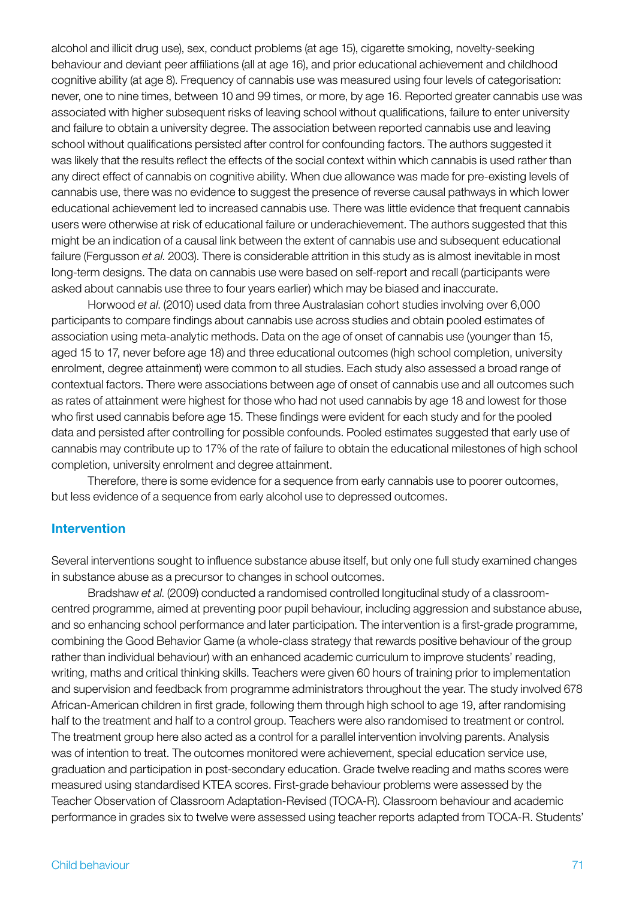alcohol and illicit drug use), sex, conduct problems (at age 15), cigarette smoking, novelty-seeking behaviour and deviant peer affiliations (all at age 16), and prior educational achievement and childhood cognitive ability (at age 8). Frequency of cannabis use was measured using four levels of categorisation: never, one to nine times, between 10 and 99 times, or more, by age 16. Reported greater cannabis use was associated with higher subsequent risks of leaving school without qualifications, failure to enter university and failure to obtain a university degree. The association between reported cannabis use and leaving school without qualifications persisted after control for confounding factors. The authors suggested it was likely that the results reflect the effects of the social context within which cannabis is used rather than any direct effect of cannabis on cognitive ability. When due allowance was made for pre-existing levels of cannabis use, there was no evidence to suggest the presence of reverse causal pathways in which lower educational achievement led to increased cannabis use. There was little evidence that frequent cannabis users were otherwise at risk of educational failure or underachievement. The authors suggested that this might be an indication of a causal link between the extent of cannabis use and subsequent educational failure (Fergusson *et al.* 2003). There is considerable attrition in this study as is almost inevitable in most long-term designs. The data on cannabis use were based on self-report and recall (participants were asked about cannabis use three to four years earlier) which may be biased and inaccurate.

Horwood *et al.* (2010) used data from three Australasian cohort studies involving over 6,000 participants to compare findings about cannabis use across studies and obtain pooled estimates of association using meta-analytic methods. Data on the age of onset of cannabis use (younger than 15, aged 15 to 17, never before age 18) and three educational outcomes (high school completion, university enrolment, degree attainment) were common to all studies. Each study also assessed a broad range of contextual factors. There were associations between age of onset of cannabis use and all outcomes such as rates of attainment were highest for those who had not used cannabis by age 18 and lowest for those who first used cannabis before age 15. These findings were evident for each study and for the pooled data and persisted after controlling for possible confounds. Pooled estimates suggested that early use of cannabis may contribute up to 17% of the rate of failure to obtain the educational milestones of high school completion, university enrolment and degree attainment.

Therefore, there is some evidence for a sequence from early cannabis use to poorer outcomes, but less evidence of a sequence from early alcohol use to depressed outcomes.

## Intervention

Several interventions sought to influence substance abuse itself, but only one full study examined changes in substance abuse as a precursor to changes in school outcomes.

Bradshaw *et al.* (2009) conducted a randomised controlled longitudinal study of a classroom-centred programme, aimed at preventing poor pupil behaviour, including aggression and substance abuse, and so enhancing school performance and later participation. The intervention is a first-grade programme, combining the Good Behavior Game (a whole-class strategy that rewards positive behaviour of the group rather than individual behaviour) with an enhanced academic curriculum to improve students' reading, writing, maths and critical thinking skills. Teachers were given 60 hours of training prior to implementation and supervision and feedback from programme administrators throughout the year. The study involved 678 African-American children in first grade, following them through high school to age 19, after randomising half to the treatment and half to a control group. Teachers were also randomised to treatment or control. The treatment group here also acted as a control for a parallel intervention involving parents. Analysis was of intention to treat. The outcomes monitored were achievement, special education service use, graduation and participation in post-secondary education. Grade twelve reading and maths scores were measured using standardised KTEA scores. First-grade behaviour problems were assessed by the Teacher Observation of Classroom Adaptation-Revised (TOCA-R). Classroom behaviour and academic performance in grades six to twelve were assessed using teacher reports adapted from TOCA-R. Students'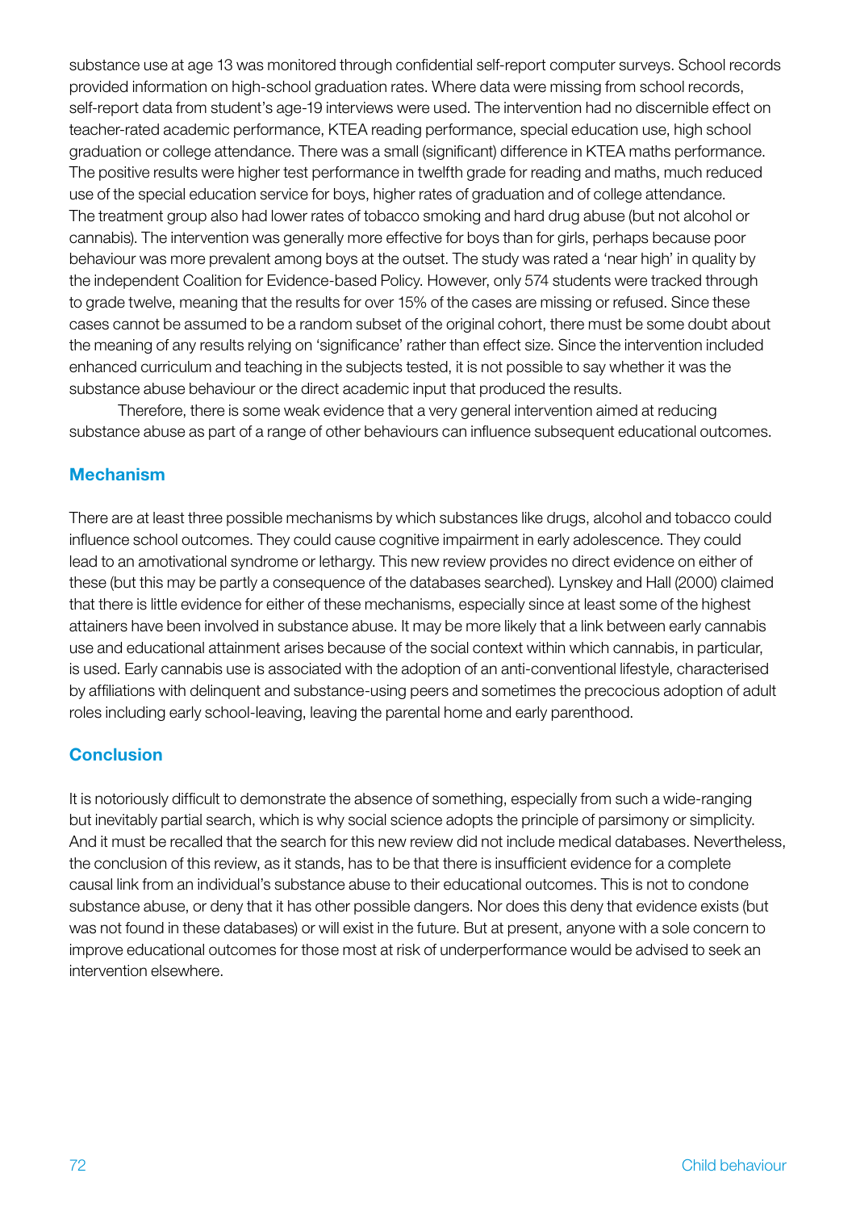substance use at age 13 was monitored through confidential self-report computer surveys. School records provided information on high-school graduation rates. Where data were missing from school records, self-report data from student's age-19 interviews were used. The intervention had no discernible effect on teacher-rated academic performance, KTEA reading performance, special education use, high school graduation or college attendance. There was a small (significant) difference in KTEA maths performance. The positive results were higher test performance in twelfth grade for reading and maths, much reduced use of the special education service for boys, higher rates of graduation and of college attendance. The treatment group also had lower rates of tobacco smoking and hard drug abuse (but not alcohol or cannabis). The intervention was generally more effective for boys than for girls, perhaps because poor behaviour was more prevalent among boys at the outset. The study was rated a 'near high' in quality by the independent Coalition for Evidence-based Policy. However, only 574 students were tracked through to grade twelve, meaning that the results for over 15% of the cases are missing or refused. Since these cases cannot be assumed to be a random subset of the original cohort, there must be some doubt about the meaning of any results relying on 'significance' rather than effect size. Since the intervention included enhanced curriculum and teaching in the subjects tested, it is not possible to say whether it was the substance abuse behaviour or the direct academic input that produced the results.

Therefore, there is some weak evidence that a very general intervention aimed at reducing substance abuse as part of a range of other behaviours can influence subsequent educational outcomes.

## Mechanism

There are at least three possible mechanisms by which substances like drugs, alcohol and tobacco could influence school outcomes. They could cause cognitive impairment in early adolescence. They could lead to an amotivational syndrome or lethargy. This new review provides no direct evidence on either of these (but this may be partly a consequence of the databases searched). Lynskey and Hall (2000) claimed that there is little evidence for either of these mechanisms, especially since at least some of the highest attainers have been involved in substance abuse. It may be more likely that a link between early cannabis use and educational attainment arises because of the social context within which cannabis, in particular, is used. Early cannabis use is associated with the adoption of an anti-conventional lifestyle, characterised by affiliations with delinquent and substance-using peers and sometimes the precocious adoption of adult roles including early school-leaving, leaving the parental home and early parenthood.

## Conclusion

It is notoriously difficult to demonstrate the absence of something, especially from such a wide-ranging but inevitably partial search, which is why social science adopts the principle of parsimony or simplicity. And it must be recalled that the search for this new review did not include medical databases. Nevertheless, the conclusion of this review, as it stands, has to be that there is insufficient evidence for a complete causal link from an individual's substance abuse to their educational outcomes. This is not to condone substance abuse, or deny that it has other possible dangers. Nor does this deny that evidence exists (but was not found in these databases) or will exist in the future. But at present, anyone with a sole concern to improve educational outcomes for those most at risk of underperformance would be advised to seek an intervention elsewhere.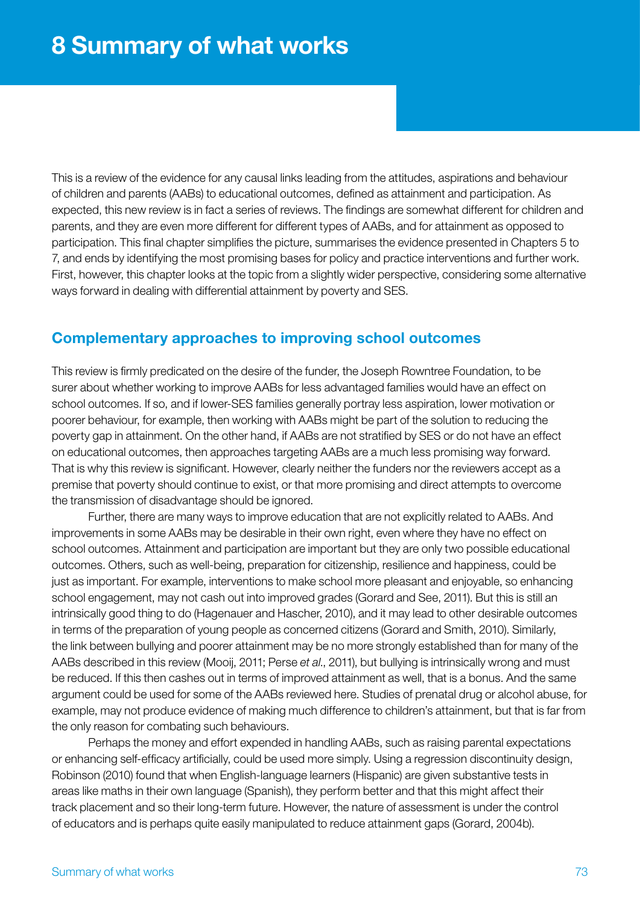# 8 Summary of what works

This is a review of the evidence for any causal links leading from the attitudes, aspirations and behaviour of children and parents (AABs) to educational outcomes, defined as attainment and participation. As expected, this new review is in fact a series of reviews. The findings are somewhat different for children and parents, and they are even more different for different types of AABs, and for attainment as opposed to participation. This final chapter simplifies the picture, summarises the evidence presented in Chapters 5 to 7, and ends by identifying the most promising bases for policy and practice interventions and further work. First, however, this chapter looks at the topic from a slightly wider perspective, considering some alternative ways forward in dealing with differential attainment by poverty and SES.

## Complementary approaches to improving school outcomes

This review is firmly predicated on the desire of the funder, the Joseph Rowntree Foundation, to be surer about whether working to improve AABs for less advantaged families would have an effect on school outcomes. If so, and if lower-SES families generally portray less aspiration, lower motivation or poorer behaviour, for example, then working with AABs might be part of the solution to reducing the poverty gap in attainment. On the other hand, if AABs are not stratified by SES or do not have an effect on educational outcomes, then approaches targeting AABs are a much less promising way forward. That is why this review is significant. However, clearly neither the funders nor the reviewers accept as a premise that poverty should continue to exist, or that more promising and direct attempts to overcome the transmission of disadvantage should be ignored.

Further, there are many ways to improve education that are not explicitly related to AABs. And improvements in some AABs may be desirable in their own right, even where they have no effect on school outcomes. Attainment and participation are important but they are only two possible educational outcomes. Others, such as well-being, preparation for citizenship, resilience and happiness, could be just as important. For example, interventions to make school more pleasant and enjoyable, so enhancing school engagement, may not cash out into improved grades (Gorard and See, 2011). But this is still an intrinsically good thing to do (Hagenauer and Hascher, 2010), and it may lead to other desirable outcomes in terms of the preparation of young people as concerned citizens (Gorard and Smith, 2010). Similarly, the link between bullying and poorer attainment may be no more strongly established than for many of the AABs described in this review (Mooij, 2011; Perse *et al*., 2011), but bullying is intrinsically wrong and must be reduced. If this then cashes out in terms of improved attainment as well, that is a bonus. And the same argument could be used for some of the AABs reviewed here. Studies of prenatal drug or alcohol abuse, for example, may not produce evidence of making much difference to children's attainment, but that is far from the only reason for combating such behaviours.

Perhaps the money and effort expended in handling AABs, such as raising parental expectations or enhancing self-efficacy artificially, could be used more simply. Using a regression discontinuity design, Robinson (2010) found that when English-language learners (Hispanic) are given substantive tests in areas like maths in their own language (Spanish), they perform better and that this might affect their track placement and so their long-term future. However, the nature of assessment is under the control of educators and is perhaps quite easily manipulated to reduce attainment gaps (Gorard, 2004b).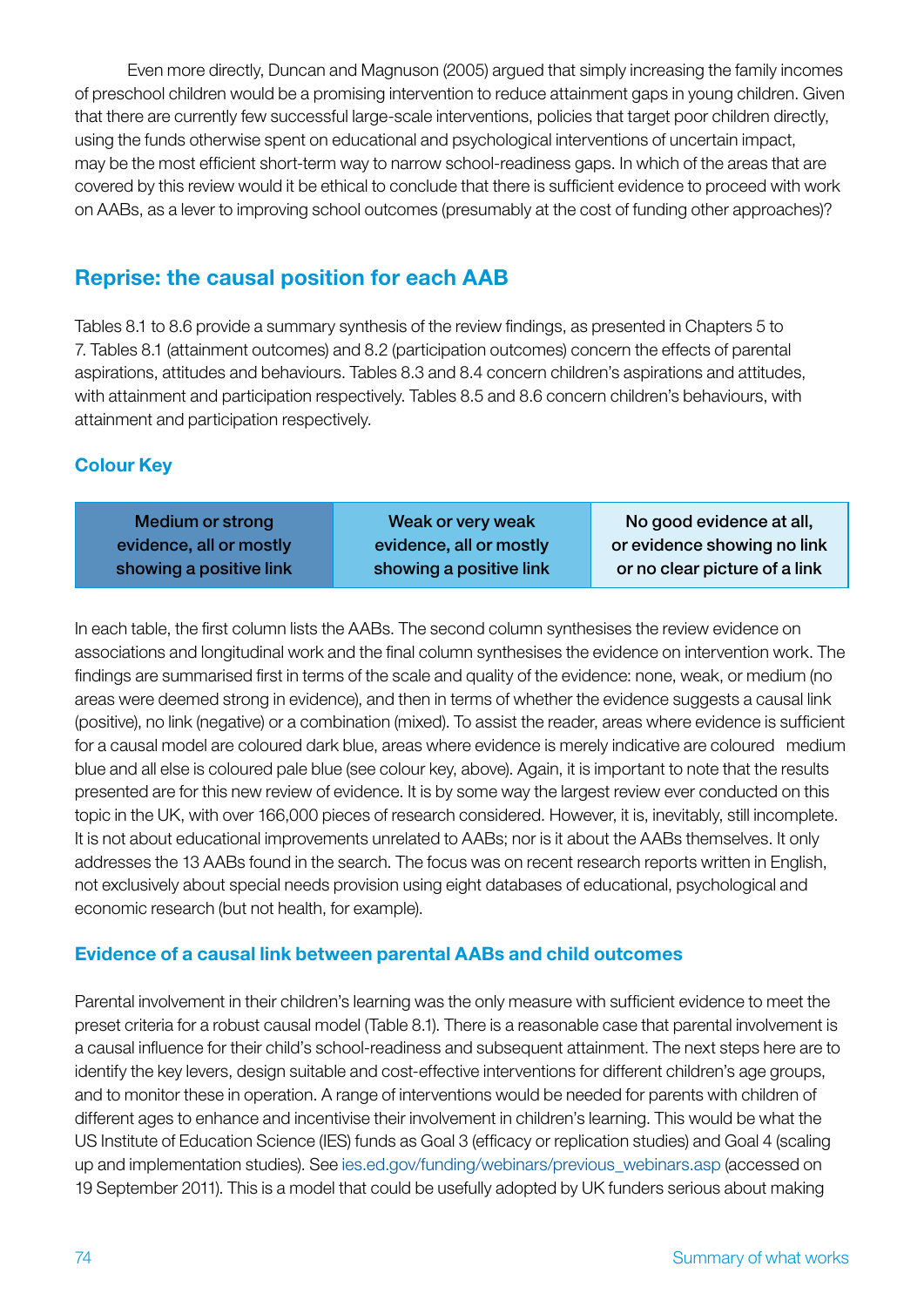Even more directly, Duncan and Magnuson (2005) argued that simply increasing the family incomes of preschool children would be a promising intervention to reduce attainment gaps in young children. Given that there are currently few successful large-scale interventions, policies that target poor children directly, using the funds otherwise spent on educational and psychological interventions of uncertain impact, may be the most efficient short-term way to narrow school-readiness gaps. In which of the areas that are covered by this review would it be ethical to conclude that there is sufficient evidence to proceed with work on AABs, as a lever to improving school outcomes (presumably at the cost of funding other approaches)?

## Reprise: the causal position for each AAB

Tables 8.1 to 8.6 provide a summary synthesis of the review findings, as presented in Chapters 5 to 7. Tables 8.1 (attainment outcomes) and 8.2 (participation outcomes) concern the effects of parental aspirations, attitudes and behaviours. Tables 8.3 and 8.4 concern children's aspirations and attitudes, with attainment and participation respectively. Tables 8.5 and 8.6 concern children's behaviours, with attainment and participation respectively.

### Colour Key

| Medium or strong evidence, all or mostly showing a positive link | Weak or very weak evidence, all or mostly showing a positive link | No good evidence at all, or evidence showing no link or no clear picture of a link |
|---|---|---|

In each table, the first column lists the AABs. The second column synthesises the review evidence on associations and longitudinal work and the final column synthesises the evidence on intervention work. The findings are summarised first in terms of the scale and quality of the evidence: none, weak, or medium (no areas were deemed strong in evidence), and then in terms of whether the evidence suggests a causal link (positive), no link (negative) or a combination (mixed). To assist the reader, areas where evidence is sufficient for a causal model are coloured dark blue, areas where evidence is merely indicative are coloured medium blue and all else is coloured pale blue (see colour key, above). Again, it is important to note that the results presented are for this new review of evidence. It is by some way the largest review ever conducted on this topic in the UK, with over 166,000 pieces of research considered. However, it is, inevitably, still incomplete. It is not about educational improvements unrelated to AABs; nor is it about the AABs themselves. It only addresses the 13 AABs found in the search. The focus was on recent research reports written in English, not exclusively about special needs provision using eight databases of educational, psychological and economic research (but not health, for example).

### Evidence of a causal link between parental AABs and child outcomes

Parental involvement in their children's learning was the only measure with sufficient evidence to meet the preset criteria for a robust causal model (Table 8.1). There is a reasonable case that parental involvement is a causal influence for their child's school-readiness and subsequent attainment. The next steps here are to identify the key levers, design suitable and cost-effective interventions for different children's age groups, and to monitor these in operation. A range of interventions would be needed for parents with children of different ages to enhance and incentivise their involvement in children's learning. This would be what the US Institute of Education Science (IES) funds as Goal 3 (efficacy or replication studies) and Goal 4 (scaling up and implementation studies). See ies.ed.gov/funding/webinars/previous_webinars.asp (accessed on 19 September 2011). This is a model that could be usefully adopted by UK funders serious about making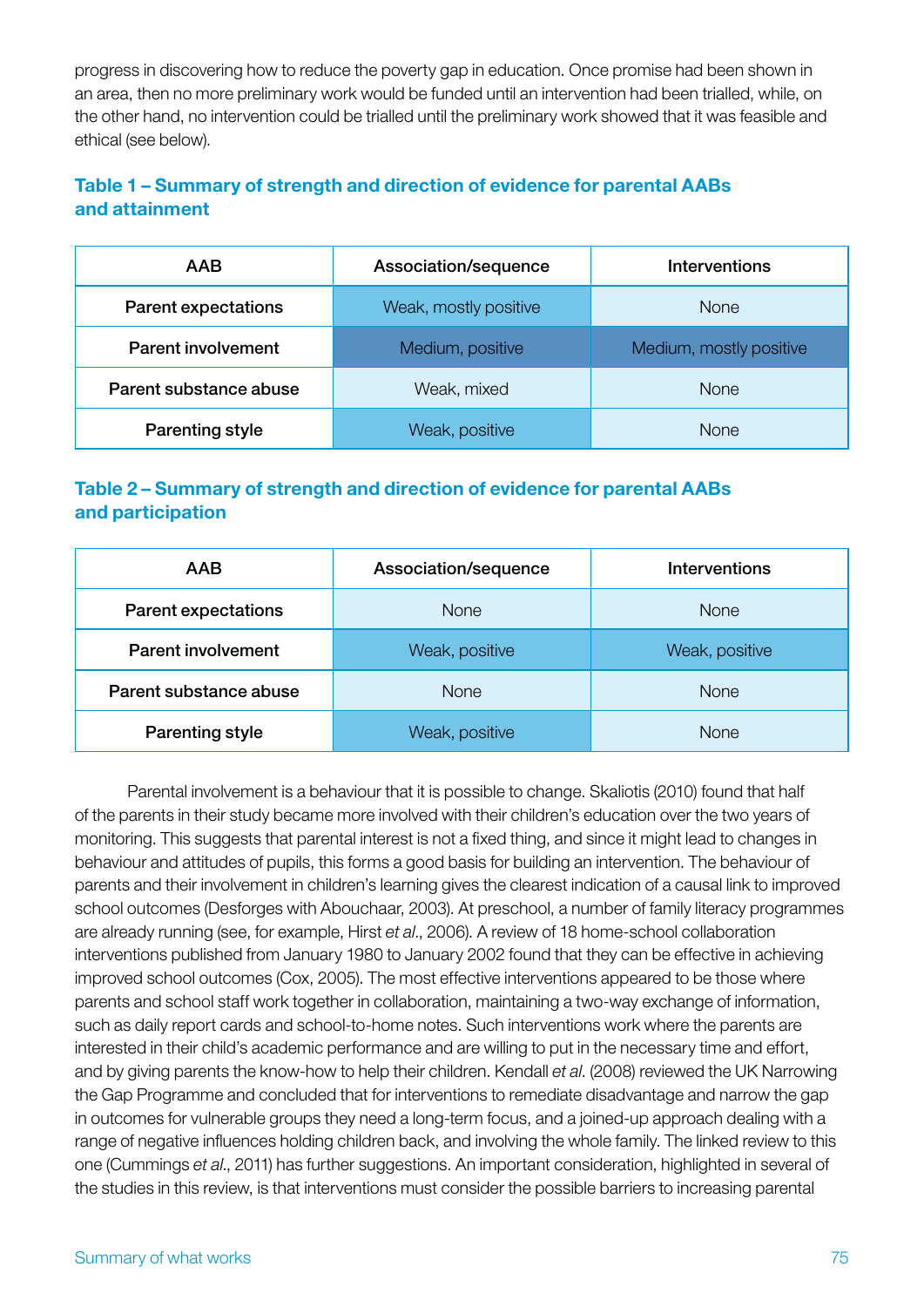progress in discovering how to reduce the poverty gap in education. Once promise had been shown in an area, then no more preliminary work would be funded until an intervention had been trialled, while, on the other hand, no intervention could be trialled until the preliminary work showed that it was feasible and ethical (see below).

### Table 1 – Summary of strength and direction of evidence for parental AABs and attainment

| AAB | Association/sequence | Interventions |
| --- | --- | --- |
| Parent expectations | Weak, mostly positive | None |
| Parent involvement | Medium, positive | Medium, mostly positive |
| Parent substance abuse | Weak, mixed | None |
| Parenting style | Weak, positive | None |

### Table 2 – Summary of strength and direction of evidence for parental AABs and participation

| AAB | Association/sequence | Interventions |
| --- | --- | --- |
| Parent expectations | None | None |
| Parent involvement | Weak, positive | Weak, positive |
| Parent substance abuse | None | None |
| Parenting style | Weak, positive | None |

Parental involvement is a behaviour that it is possible to change. Skaliotis (2010) found that half of the parents in their study became more involved with their children's education over the two years of monitoring. This suggests that parental interest is not a fixed thing, and since it might lead to changes in behaviour and attitudes of pupils, this forms a good basis for building an intervention. The behaviour of parents and their involvement in children's learning gives the clearest indication of a causal link to improved school outcomes (Desforges with Abouchaar, 2003). At preschool, a number of family literacy programmes are already running (see, for example, Hirst *et al*., 2006). A review of 18 home-school collaboration interventions published from January 1980 to January 2002 found that they can be effective in achieving improved school outcomes (Cox, 2005). The most effective interventions appeared to be those where parents and school staff work together in collaboration, maintaining a two-way exchange of information, such as daily report cards and school-to-home notes. Such interventions work where the parents are interested in their child's academic performance and are willing to put in the necessary time and effort, and by giving parents the know-how to help their children. Kendall *et al*. (2008) reviewed the UK Narrowing the Gap Programme and concluded that for interventions to remediate disadvantage and narrow the gap in outcomes for vulnerable groups they need a long-term focus, and a joined-up approach dealing with a range of negative influences holding children back, and involving the whole family. The linked review to this one (Cummings *et al*., 2011) has further suggestions. An important consideration, highlighted in several of the studies in this review, is that interventions must consider the possible barriers to increasing parental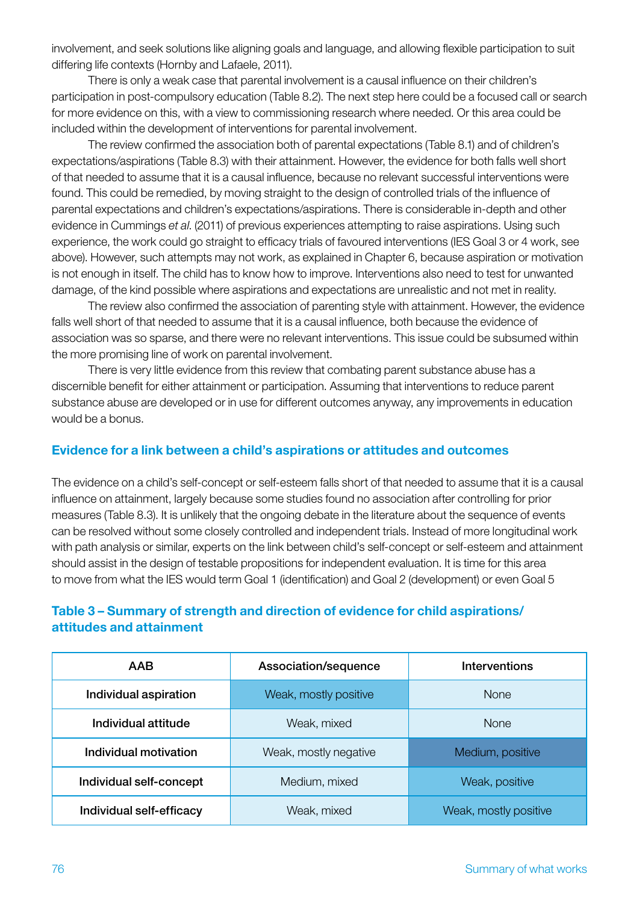involvement, and seek solutions like aligning goals and language, and allowing flexible participation to suit differing life contexts (Hornby and Lafaele, 2011).

There is only a weak case that parental involvement is a causal influence on their children's participation in post-compulsory education (Table 8.2). The next step here could be a focused call or search for more evidence on this, with a view to commissioning research where needed. Or this area could be included within the development of interventions for parental involvement.

The review confirmed the association both of parental expectations (Table 8.1) and of children's expectations/aspirations (Table 8.3) with their attainment. However, the evidence for both falls well short of that needed to assume that it is a causal influence, because no relevant successful interventions were found. This could be remedied, by moving straight to the design of controlled trials of the influence of parental expectations and children's expectations/aspirations. There is considerable in-depth and other evidence in Cummings *et al.* (2011) of previous experiences attempting to raise aspirations. Using such experience, the work could go straight to efficacy trials of favoured interventions (IES Goal 3 or 4 work, see above). However, such attempts may not work, as explained in Chapter 6, because aspiration or motivation is not enough in itself. The child has to know how to improve. Interventions also need to test for unwanted damage, of the kind possible where aspirations and expectations are unrealistic and not met in reality.

The review also confirmed the association of parenting style with attainment. However, the evidence falls well short of that needed to assume that it is a causal influence, both because the evidence of association was so sparse, and there were no relevant interventions. This issue could be subsumed within the more promising line of work on parental involvement.

There is very little evidence from this review that combating parent substance abuse has a discernible benefit for either attainment or participation. Assuming that interventions to reduce parent substance abuse are developed or in use for different outcomes anyway, any improvements in education would be a bonus.

### Evidence for a link between a child's aspirations or attitudes and outcomes

The evidence on a child's self-concept or self-esteem falls short of that needed to assume that it is a causal influence on attainment, largely because some studies found no association after controlling for prior measures (Table 8.3). It is unlikely that the ongoing debate in the literature about the sequence of events can be resolved without some closely controlled and independent trials. Instead of more longitudinal work with path analysis or similar, experts on the link between child's self-concept or self-esteem and attainment should assist in the design of testable propositions for independent evaluation. It is time for this area to move from what the IES would term Goal 1 (identification) and Goal 2 (development) or even Goal 5

### Table 3 – Summary of strength and direction of evidence for child aspirations/ attitudes and attainment

| AAB | Association/sequence | Interventions |
| --- | --- | --- |
| Individual aspiration | Weak, mostly positive | None |
| Individual attitude | Weak, mixed | None |
| Individual motivation | Weak, mostly negative | Medium, positive |
| Individual self-concept | Medium, mixed | Weak, positive |
| Individual self-efficacy | Weak, mixed | Weak, mostly positive |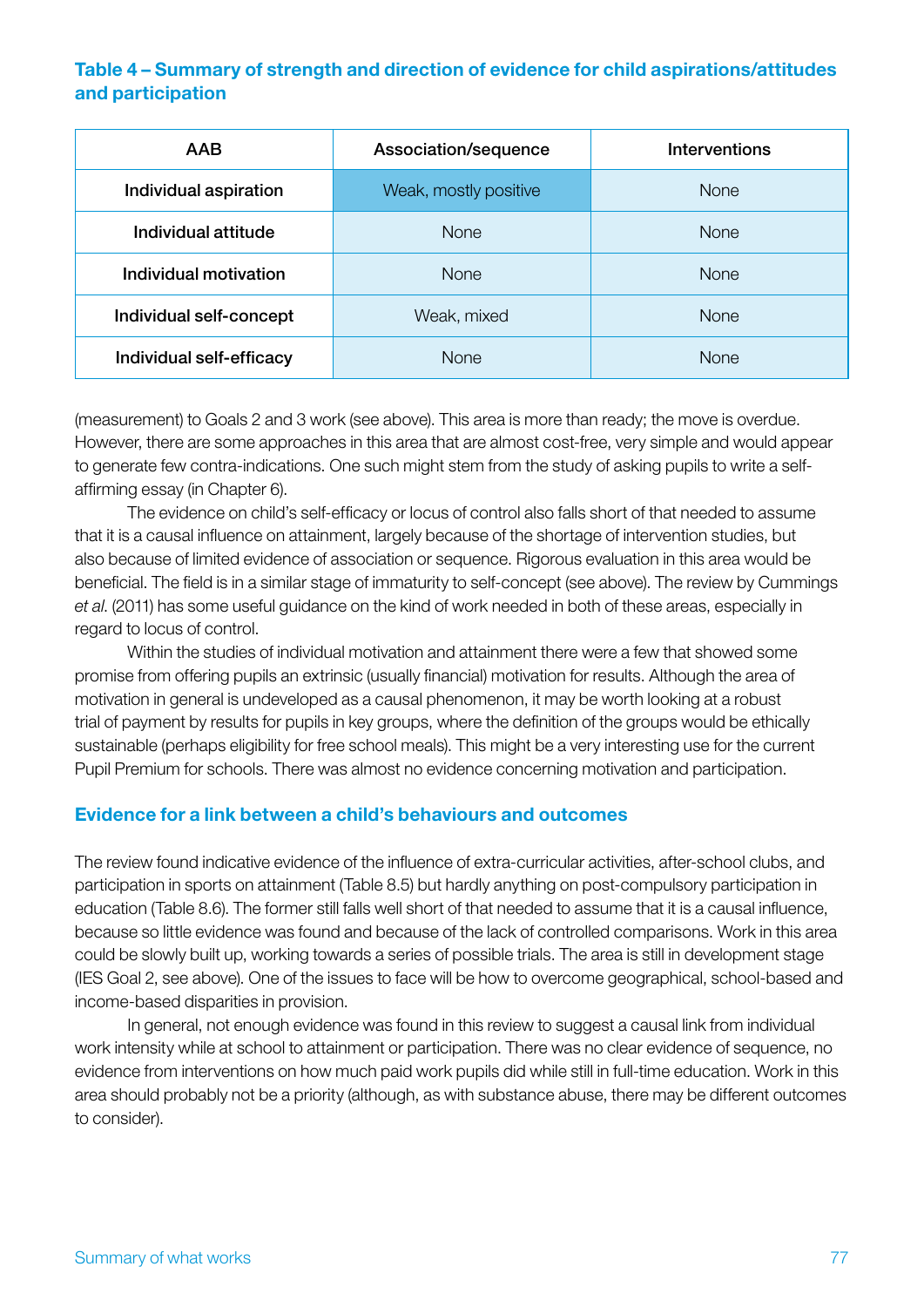**Table 4 – Summary of strength and direction of evidence for child aspirations/attitudes and participation**

| AAB | Association/sequence | Interventions |
|---|---|---|
| Individual aspiration | Weak, mostly positive | None |
| Individual attitude | None | None |
| Individual motivation | None | None |
| Individual self-concept | Weak, mixed | None |
| Individual self-efficacy | None | None |

(measurement) to Goals 2 and 3 work (see above). This area is more than ready; the move is overdue. However, there are some approaches in this area that are almost cost-free, very simple and would appear to generate few contra-indications. One such might stem from the study of asking pupils to write a self-affirming essay (in Chapter 6).

The evidence on child's self-efficacy or locus of control also falls short of that needed to assume that it is a causal influence on attainment, largely because of the shortage of intervention studies, but also because of limited evidence of association or sequence. Rigorous evaluation in this area would be beneficial. The field is in a similar stage of immaturity to self-concept (see above). The review by Cummings *et al.* (2011) has some useful guidance on the kind of work needed in both of these areas, especially in regard to locus of control.

Within the studies of individual motivation and attainment there were a few that showed some promise from offering pupils an extrinsic (usually financial) motivation for results. Although the area of motivation in general is undeveloped as a causal phenomenon, it may be worth looking at a robust trial of payment by results for pupils in key groups, where the definition of the groups would be ethically sustainable (perhaps eligibility for free school meals). This might be a very interesting use for the current Pupil Premium for schools. There was almost no evidence concerning motivation and participation.

## Evidence for a link between a child's behaviours and outcomes

The review found indicative evidence of the influence of extra-curricular activities, after-school clubs, and participation in sports on attainment (Table 8.5) but hardly anything on post-compulsory participation in education (Table 8.6). The former still falls well short of that needed to assume that it is a causal influence, because so little evidence was found and because of the lack of controlled comparisons. Work in this area could be slowly built up, working towards a series of possible trials. The area is still in development stage (IES Goal 2, see above). One of the issues to face will be how to overcome geographical, school-based and income-based disparities in provision.

In general, not enough evidence was found in this review to suggest a causal link from individual work intensity while at school to attainment or participation. There was no clear evidence of sequence, no evidence from interventions on how much paid work pupils did while still in full-time education. Work in this area should probably not be a priority (although, as with substance abuse, there may be different outcomes to consider).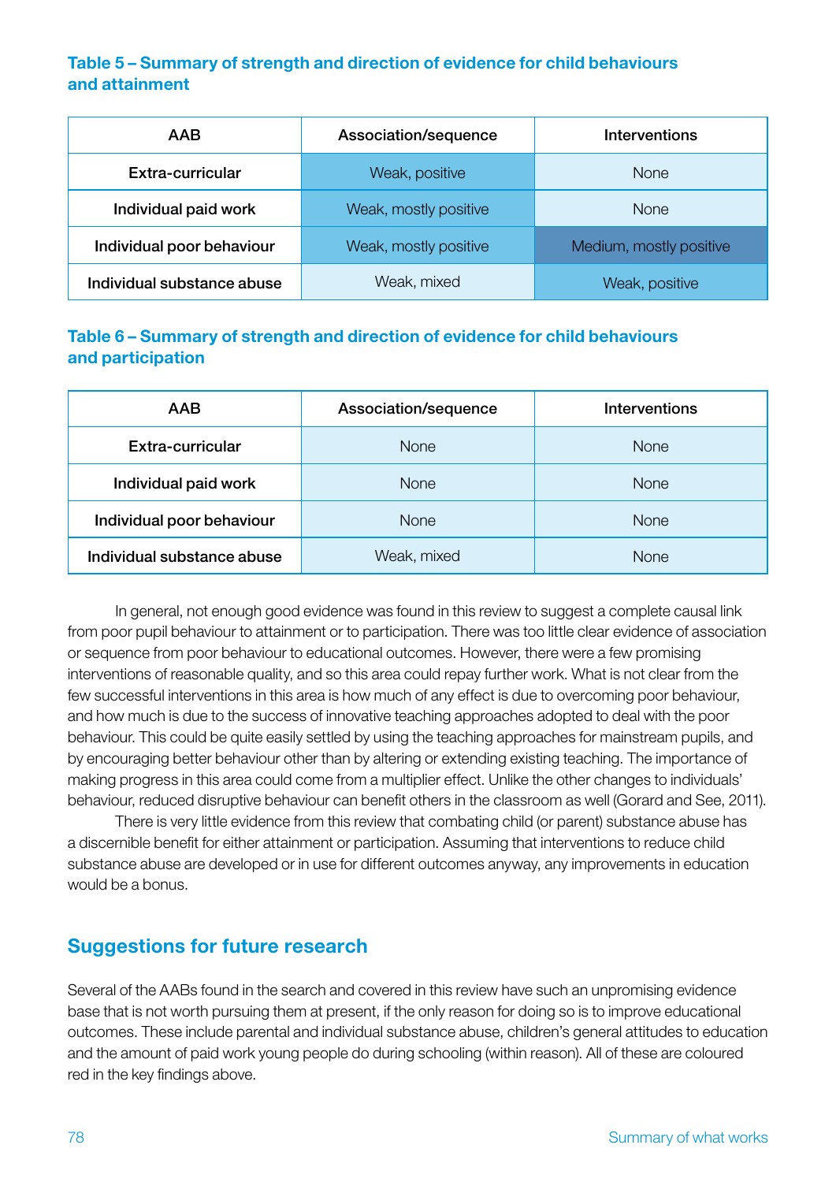**Table 5 – Summary of strength and direction of evidence for child behaviours and attainment**

| AAB | Association/sequence | Interventions |
|---|---|---|
| Extra-curricular | Weak, positive | None |
| Individual paid work | Weak, mostly positive | None |
| Individual poor behaviour | Weak, mostly positive | Medium, mostly positive |
| Individual substance abuse | Weak, mixed | Weak, positive |

**Table 6 – Summary of strength and direction of evidence for child behaviours and participation**

| AAB | Association/sequence | Interventions |
|---|---|---|
| Extra-curricular | None | None |
| Individual paid work | None | None |
| Individual poor behaviour | None | None |
| Individual substance abuse | Weak, mixed | None |

In general, not enough good evidence was found in this review to suggest a complete causal link from poor pupil behaviour to attainment or to participation. There was too little clear evidence of association or sequence from poor behaviour to educational outcomes. However, there were a few promising interventions of reasonable quality, and so this area could repay further work. What is not clear from the few successful interventions in this area is how much of any effect is due to overcoming poor behaviour, and how much is due to the success of innovative teaching approaches adopted to deal with the poor behaviour. This could be quite easily settled by using the teaching approaches for mainstream pupils, and by encouraging better behaviour other than by altering or extending existing teaching. The importance of making progress in this area could come from a multiplier effect. Unlike the other changes to individuals' behaviour, reduced disruptive behaviour can benefit others in the classroom as well (Gorard and See, 2011).

There is very little evidence from this review that combating child (or parent) substance abuse has a discernible benefit for either attainment or participation. Assuming that interventions to reduce child substance abuse are developed or in use for different outcomes anyway, any improvements in education would be a bonus.

## Suggestions for future research

Several of the AABs found in the search and covered in this review have such an unpromising evidence base that is not worth pursuing them at present, if the only reason for doing so is to improve educational outcomes. These include parental and individual substance abuse, children's general attitudes to education and the amount of paid work young people do during schooling (within reason). All of these are coloured red in the key findings above.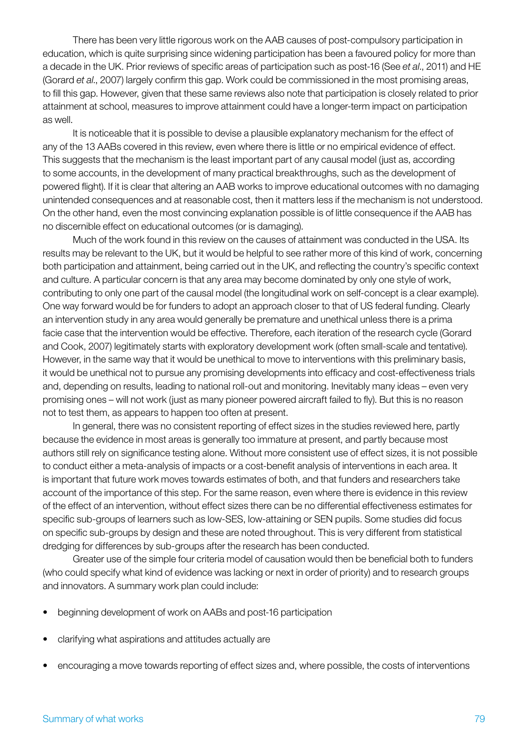There has been very little rigorous work on the AAB causes of post-compulsory participation in education, which is quite surprising since widening participation has been a favoured policy for more than a decade in the UK. Prior reviews of specific areas of participation such as post-16 (See *et al*., 2011) and HE (Gorard *et al*., 2007) largely confirm this gap. Work could be commissioned in the most promising areas, to fill this gap. However, given that these same reviews also note that participation is closely related to prior attainment at school, measures to improve attainment could have a longer-term impact on participation as well.

It is noticeable that it is possible to devise a plausible explanatory mechanism for the effect of any of the 13 AABs covered in this review, even where there is little or no empirical evidence of effect. This suggests that the mechanism is the least important part of any causal model (just as, according to some accounts, in the development of many practical breakthroughs, such as the development of powered flight). If it is clear that altering an AAB works to improve educational outcomes with no damaging unintended consequences and at reasonable cost, then it matters less if the mechanism is not understood. On the other hand, even the most convincing explanation possible is of little consequence if the AAB has no discernible effect on educational outcomes (or is damaging).

Much of the work found in this review on the causes of attainment was conducted in the USA. Its results may be relevant to the UK, but it would be helpful to see rather more of this kind of work, concerning both participation and attainment, being carried out in the UK, and reflecting the country's specific context and culture. A particular concern is that any area may become dominated by only one style of work, contributing to only one part of the causal model (the longitudinal work on self-concept is a clear example). One way forward would be for funders to adopt an approach closer to that of US federal funding. Clearly an intervention study in any area would generally be premature and unethical unless there is a prima facie case that the intervention would be effective. Therefore, each iteration of the research cycle (Gorard and Cook, 2007) legitimately starts with exploratory development work (often small-scale and tentative). However, in the same way that it would be unethical to move to interventions with this preliminary basis, it would be unethical not to pursue any promising developments into efficacy and cost-effectiveness trials and, depending on results, leading to national roll-out and monitoring. Inevitably many ideas – even very promising ones – will not work (just as many pioneer powered aircraft failed to fly). But this is no reason not to test them, as appears to happen too often at present.

In general, there was no consistent reporting of effect sizes in the studies reviewed here, partly because the evidence in most areas is generally too immature at present, and partly because most authors still rely on significance testing alone. Without more consistent use of effect sizes, it is not possible to conduct either a meta-analysis of impacts or a cost-benefit analysis of interventions in each area. It is important that future work moves towards estimates of both, and that funders and researchers take account of the importance of this step. For the same reason, even where there is evidence in this review of the effect of an intervention, without effect sizes there can be no differential effectiveness estimates for specific sub-groups of learners such as low-SES, low-attaining or SEN pupils. Some studies did focus on specific sub-groups by design and these are noted throughout. This is very different from statistical dredging for differences by sub-groups after the research has been conducted.

Greater use of the simple four criteria model of causation would then be beneficial both to funders (who could specify what kind of evidence was lacking or next in order of priority) and to research groups and innovators. A summary work plan could include:

- beginning development of work on AABs and post-16 participation
- clarifying what aspirations and attitudes actually are
- encouraging a move towards reporting of effect sizes and, where possible, the costs of interventions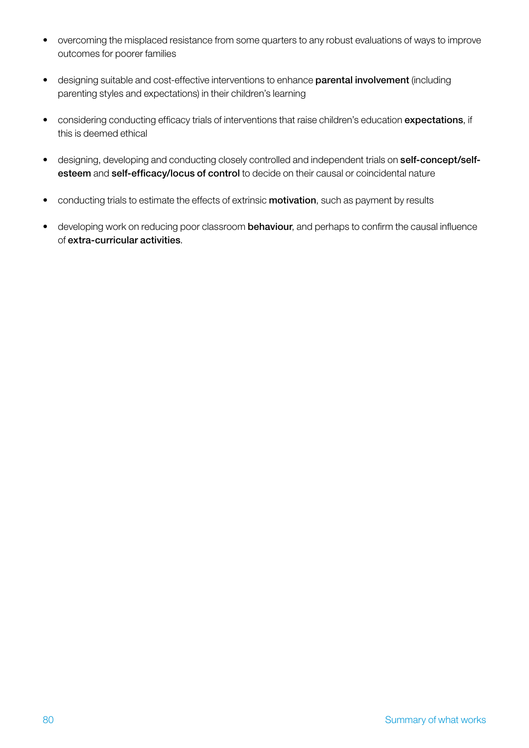- overcoming the misplaced resistance from some quarters to any robust evaluations of ways to improve outcomes for poorer families
- designing suitable and cost-effective interventions to enhance **parental involvement** (including parenting styles and expectations) in their children's learning
- considering conducting efficacy trials of interventions that raise children's education **expectations**, if this is deemed ethical
- designing, developing and conducting closely controlled and independent trials on **self-concept/self-esteem** and **self-efficacy/locus of control** to decide on their causal or coincidental nature
- conducting trials to estimate the effects of extrinsic **motivation**, such as payment by results
- developing work on reducing poor classroom **behaviour**, and perhaps to confirm the causal influence of **extra-curricular activities**.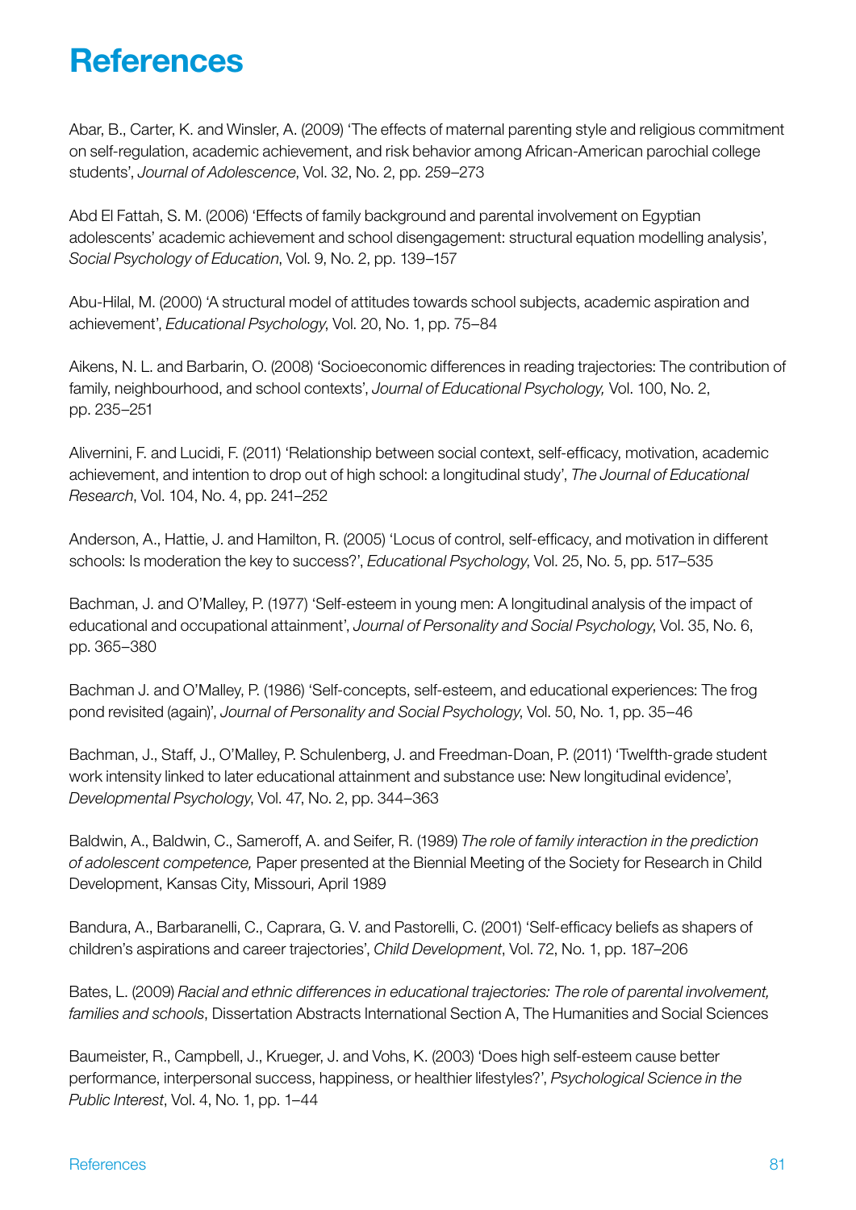# References

Abar, B., Carter, K. and Winsler, A. (2009) 'The effects of maternal parenting style and religious commitment on self-regulation, academic achievement, and risk behavior among African-American parochial college students', *Journal of Adolescence*, Vol. 32, No. 2, pp. 259–273

Abd El Fattah, S. M. (2006) 'Effects of family background and parental involvement on Egyptian adolescents' academic achievement and school disengagement: structural equation modelling analysis', *Social Psychology of Education*, Vol. 9, No. 2, pp. 139–157

Abu-Hilal, M. (2000) 'A structural model of attitudes towards school subjects, academic aspiration and achievement', *Educational Psychology*, Vol. 20, No. 1, pp. 75–84

Aikens, N. L. and Barbarin, O. (2008) 'Socioeconomic differences in reading trajectories: The contribution of family, neighbourhood, and school contexts', *Journal of Educational Psychology,* Vol. 100, No. 2, pp. 235–251

Alivernini, F. and Lucidi, F. (2011) 'Relationship between social context, self-efficacy, motivation, academic achievement, and intention to drop out of high school: a longitudinal study', *The Journal of Educational Research*, Vol. 104, No. 4, pp. 241–252

Anderson, A., Hattie, J. and Hamilton, R. (2005) 'Locus of control, self-efficacy, and motivation in different schools: Is moderation the key to success?', *Educational Psychology*, Vol. 25, No. 5, pp. 517–535

Bachman, J. and O'Malley, P. (1977) 'Self-esteem in young men: A longitudinal analysis of the impact of educational and occupational attainment', *Journal of Personality and Social Psychology*, Vol. 35, No. 6, pp. 365–380

Bachman J. and O'Malley, P. (1986) 'Self-concepts, self-esteem, and educational experiences: The frog pond revisited (again)', *Journal of Personality and Social Psychology*, Vol. 50, No. 1, pp. 35–46

Bachman, J., Staff, J., O'Malley, P. Schulenberg, J. and Freedman-Doan, P. (2011) 'Twelfth-grade student work intensity linked to later educational attainment and substance use: New longitudinal evidence', *Developmental Psychology*, Vol. 47, No. 2, pp. 344–363

Baldwin, A., Baldwin, C., Sameroff, A. and Seifer, R. (1989) *The role of family interaction in the prediction of adolescent competence,* Paper presented at the Biennial Meeting of the Society for Research in Child Development, Kansas City, Missouri, April 1989

Bandura, A., Barbaranelli, C., Caprara, G. V. and Pastorelli, C. (2001) 'Self-efficacy beliefs as shapers of children's aspirations and career trajectories', *Child Development*, Vol. 72, No. 1, pp. 187–206

Bates, L. (2009) *Racial and ethnic differences in educational trajectories: The role of parental involvement, families and schools*, Dissertation Abstracts International Section A, The Humanities and Social Sciences

Baumeister, R., Campbell, J., Krueger, J. and Vohs, K. (2003) 'Does high self-esteem cause better performance, interpersonal success, happiness, or healthier lifestyles?', *Psychological Science in the Public Interest*, Vol. 4, No. 1, pp. 1–44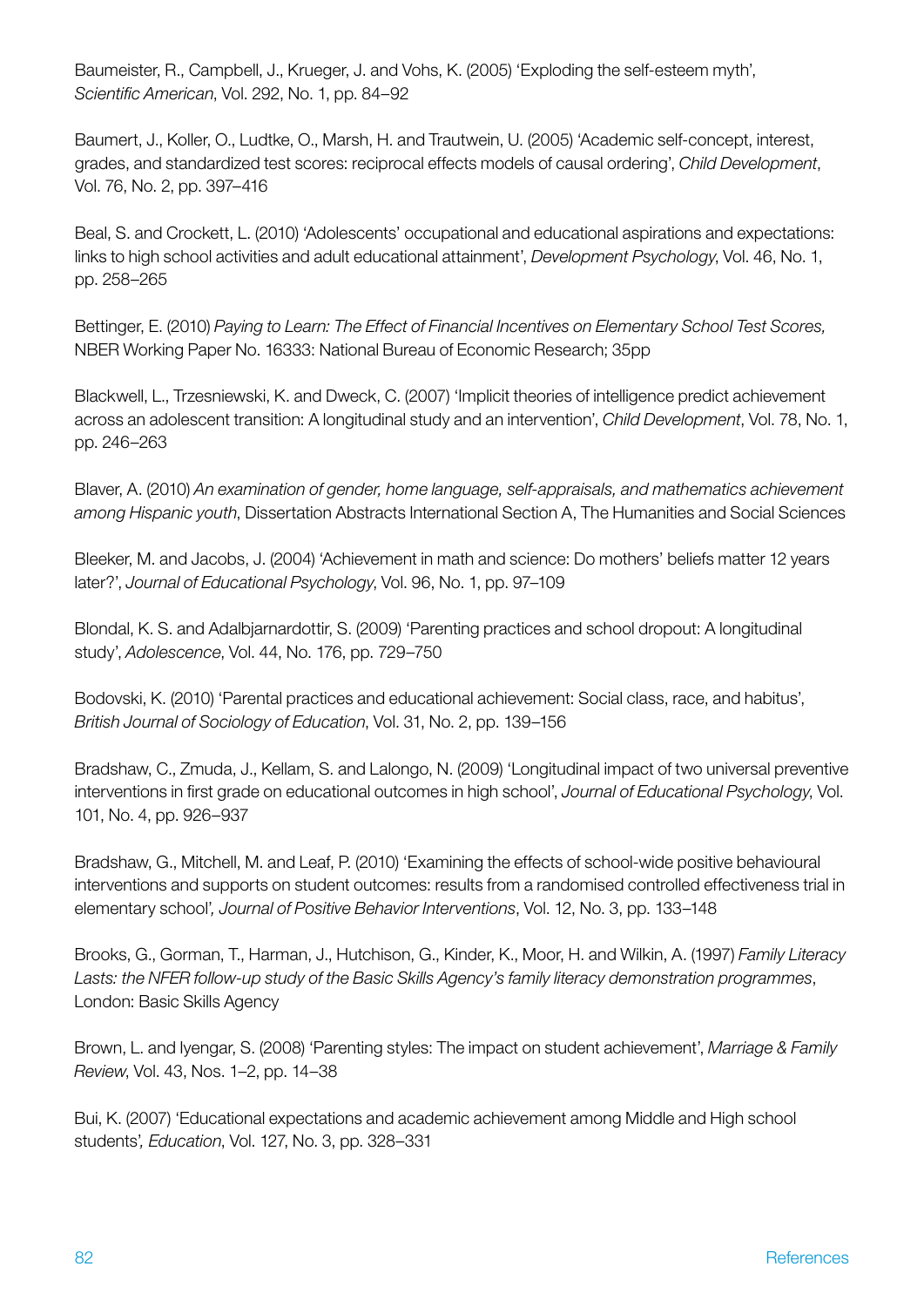Baumeister, R., Campbell, J., Krueger, J. and Vohs, K. (2005) 'Exploding the self-esteem myth', *Scientific American*, Vol. 292, No. 1, pp. 84–92

Baumert, J., Koller, O., Ludtke, O., Marsh, H. and Trautwein, U. (2005) 'Academic self-concept, interest, grades, and standardized test scores: reciprocal effects models of causal ordering', *Child Development*, Vol. 76, No. 2, pp. 397–416

Beal, S. and Crockett, L. (2010) 'Adolescents' occupational and educational aspirations and expectations: links to high school activities and adult educational attainment', *Development Psychology*, Vol. 46, No. 1, pp. 258–265

Bettinger, E. (2010) *Paying to Learn: The Effect of Financial Incentives on Elementary School Test Scores,* NBER Working Paper No. 16333: National Bureau of Economic Research; 35pp

Blackwell, L., Trzesniewski, K. and Dweck, C. (2007) 'Implicit theories of intelligence predict achievement across an adolescent transition: A longitudinal study and an intervention', *Child Development*, Vol. 78, No. 1, pp. 246–263

Blaver, A. (2010) *An examination of gender, home language, self-appraisals, and mathematics achievement among Hispanic youth*, Dissertation Abstracts International Section A, The Humanities and Social Sciences

Bleeker, M. and Jacobs, J. (2004) 'Achievement in math and science: Do mothers' beliefs matter 12 years later?', *Journal of Educational Psychology*, Vol. 96, No. 1, pp. 97–109

Blondal, K. S. and Adalbjarnardottir, S. (2009) 'Parenting practices and school dropout: A longitudinal study', *Adolescence*, Vol. 44, No. 176, pp. 729–750

Bodovski, K. (2010) 'Parental practices and educational achievement: Social class, race, and habitus', *British Journal of Sociology of Education*, Vol. 31, No. 2, pp. 139–156

Bradshaw, C., Zmuda, J., Kellam, S. and Lalongo, N. (2009) 'Longitudinal impact of two universal preventive interventions in first grade on educational outcomes in high school', *Journal of Educational Psychology*, Vol. 101, No. 4, pp. 926–937

Bradshaw, G., Mitchell, M. and Leaf, P. (2010) 'Examining the effects of school-wide positive behavioural interventions and supports on student outcomes: results from a randomised controlled effectiveness trial in elementary school', *Journal of Positive Behavior Interventions*, Vol. 12, No. 3, pp. 133–148

Brooks, G., Gorman, T., Harman, J., Hutchison, G., Kinder, K., Moor, H. and Wilkin, A. (1997) *Family Literacy Lasts: the NFER follow-up study of the Basic Skills Agency's family literacy demonstration programmes*, London: Basic Skills Agency

Brown, L. and Iyengar, S. (2008) 'Parenting styles: The impact on student achievement', *Marriage & Family Review*, Vol. 43, Nos. 1–2, pp. 14–38

Bui, K. (2007) 'Educational expectations and academic achievement among Middle and High school students', *Education*, Vol. 127, No. 3, pp. 328–331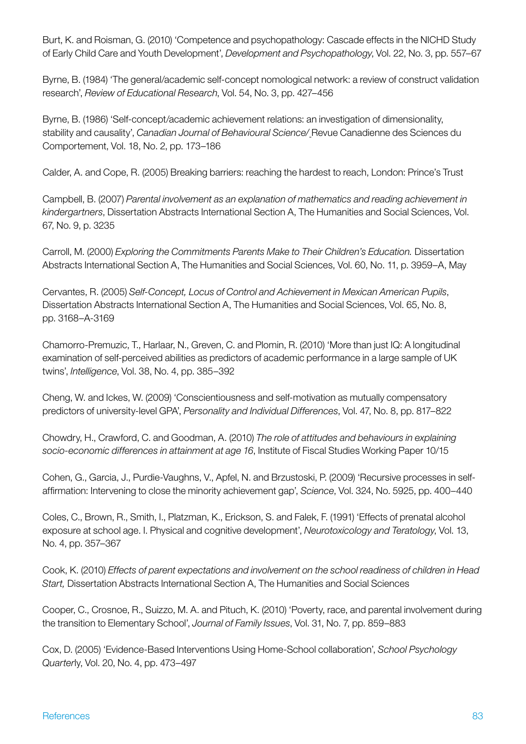Burt, K. and Roisman, G. (2010) 'Competence and psychopathology: Cascade effects in the NICHD Study of Early Child Care and Youth Development', *Development and Psychopathology*, Vol. 22, No. 3, pp. 557–67

Byrne, B. (1984) 'The general/academic self-concept nomological network: a review of construct validation research', *Review of Educational Research*, Vol. 54, No. 3, pp. 427–456

Byrne, B. (1986) 'Self-concept/academic achievement relations: an investigation of dimensionality, stability and causality', *Canadian Journal of Behavioural Science/* Revue Canadienne des Sciences du Comportement, Vol. 18, No. 2, pp. 173–186

Calder, A. and Cope, R. (2005) Breaking barriers: reaching the hardest to reach, London: Prince's Trust

Campbell, B. (2007) *Parental involvement as an explanation of mathematics and reading achievement in kindergartners*, Dissertation Abstracts International Section A, The Humanities and Social Sciences, Vol. 67, No. 9, p. 3235

Carroll, M. (2000) *Exploring the Commitments Parents Make to Their Children's Education.* Dissertation Abstracts International Section A, The Humanities and Social Sciences, Vol. 60, No. 11, p. 3959–A, May

Cervantes, R. (2005) *Self-Concept, Locus of Control and Achievement in Mexican American Pupils*, Dissertation Abstracts International Section A, The Humanities and Social Sciences, Vol. 65, No. 8, pp. 3168–A-3169

Chamorro-Premuzic, T., Harlaar, N., Greven, C. and Plomin, R. (2010) 'More than just IQ: A longitudinal examination of self-perceived abilities as predictors of academic performance in a large sample of UK twins', *Intelligence*, Vol. 38, No. 4, pp. 385–392

Cheng, W. and Ickes, W. (2009) 'Conscientiousness and self-motivation as mutually compensatory predictors of university-level GPA', *Personality and Individual Differences*, Vol. 47, No. 8, pp. 817–822

Chowdry, H., Crawford, C. and Goodman, A. (2010) *The role of attitudes and behaviours in explaining socio-economic differences in attainment at age 16*, Institute of Fiscal Studies Working Paper 10/15

Cohen, G., Garcia, J., Purdie-Vaughns, V., Apfel, N. and Brzustoski, P. (2009) 'Recursive processes in self-affirmation: Intervening to close the minority achievement gap', *Science*, Vol. 324, No. 5925, pp. 400–440

Coles, C., Brown, R., Smith, I., Platzman, K., Erickson, S. and Falek, F. (1991) 'Effects of prenatal alcohol exposure at school age. I. Physical and cognitive development', *Neurotoxicology and Teratology*, Vol. 13, No. 4, pp. 357–367

Cook, K. (2010) *Effects of parent expectations and involvement on the school readiness of children in Head Start,* Dissertation Abstracts International Section A, The Humanities and Social Sciences

Cooper, C., Crosnoe, R., Suizzo, M. A. and Pituch, K. (2010) 'Poverty, race, and parental involvement during the transition to Elementary School', *Journal of Family Issues*, Vol. 31, No. 7, pp. 859–883

Cox, D. (2005) 'Evidence-Based Interventions Using Home-School collaboration', *School Psychology Quarterly*, Vol. 20, No. 4, pp. 473–497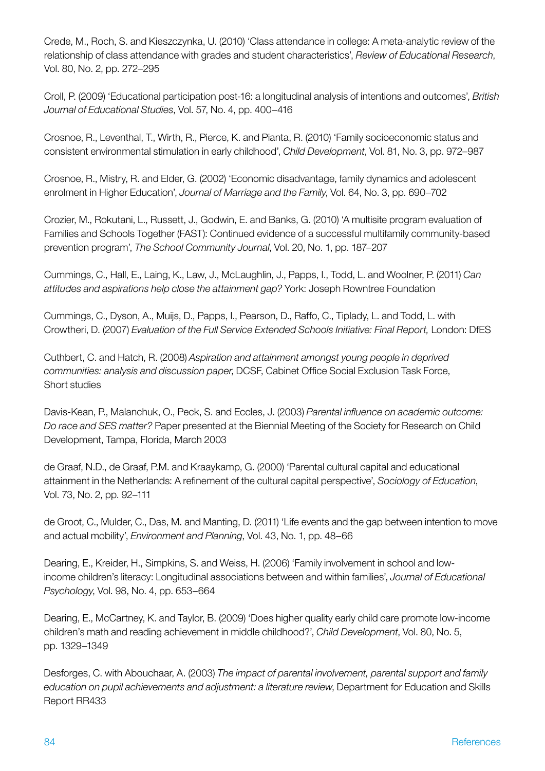Crede, M., Roch, S. and Kieszczynka, U. (2010) 'Class attendance in college: A meta-analytic review of the relationship of class attendance with grades and student characteristics', *Review of Educational Research*, Vol. 80, No. 2, pp. 272–295

Croll, P. (2009) 'Educational participation post-16: a longitudinal analysis of intentions and outcomes', *British Journal of Educational Studies*, Vol. 57, No. 4, pp. 400–416

Crosnoe, R., Leventhal, T., Wirth, R., Pierce, K. and Pianta, R. (2010) 'Family socioeconomic status and consistent environmental stimulation in early childhood', *Child Development*, Vol. 81, No. 3, pp. 972–987

Crosnoe, R., Mistry, R. and Elder, G. (2002) 'Economic disadvantage, family dynamics and adolescent enrolment in Higher Education', *Journal of Marriage and the Family*, Vol. 64, No. 3, pp. 690–702

Crozier, M., Rokutani, L., Russett, J., Godwin, E. and Banks, G. (2010) 'A multisite program evaluation of Families and Schools Together (FAST): Continued evidence of a successful multifamily community-based prevention program', *The School Community Journal*, Vol. 20, No. 1, pp. 187–207

Cummings, C., Hall, E., Laing, K., Law, J., McLaughlin, J., Papps, I., Todd, L. and Woolner, P. (2011) *Can attitudes and aspirations help close the attainment gap?* York: Joseph Rowntree Foundation

Cummings, C., Dyson, A., Muijs, D., Papps, I., Pearson, D., Raffo, C., Tiplady, L. and Todd, L. with Crowtheri, D. (2007) *Evaluation of the Full Service Extended Schools Initiative: Final Report,* London: DfES

Cuthbert, C. and Hatch, R. (2008) *Aspiration and attainment amongst young people in deprived communities: analysis and discussion paper*, DCSF, Cabinet Office Social Exclusion Task Force, Short studies

Davis-Kean, P., Malanchuk, O., Peck, S. and Eccles, J. (2003) *Parental influence on academic outcome: Do race and SES matter?* Paper presented at the Biennial Meeting of the Society for Research on Child Development, Tampa, Florida, March 2003

de Graaf, N.D., de Graaf, P.M. and Kraaykamp, G. (2000) 'Parental cultural capital and educational attainment in the Netherlands: A refinement of the cultural capital perspective', *Sociology of Education*, Vol. 73, No. 2, pp. 92–111

de Groot, C., Mulder, C., Das, M. and Manting, D. (2011) 'Life events and the gap between intention to move and actual mobility', *Environment and Planning*, Vol. 43, No. 1, pp. 48–66

Dearing, E., Kreider, H., Simpkins, S. and Weiss, H. (2006) 'Family involvement in school and low-income children's literacy: Longitudinal associations between and within families', *Journal of Educational Psychology*, Vol. 98, No. 4, pp. 653–664

Dearing, E., McCartney, K. and Taylor, B. (2009) 'Does higher quality early child care promote low-income children's math and reading achievement in middle childhood?', *Child Development*, Vol. 80, No. 5, pp. 1329–1349

Desforges, C. with Abouchaar, A. (2003) *The impact of parental involvement, parental support and family education on pupil achievements and adjustment: a literature review*, Department for Education and Skills Report RR433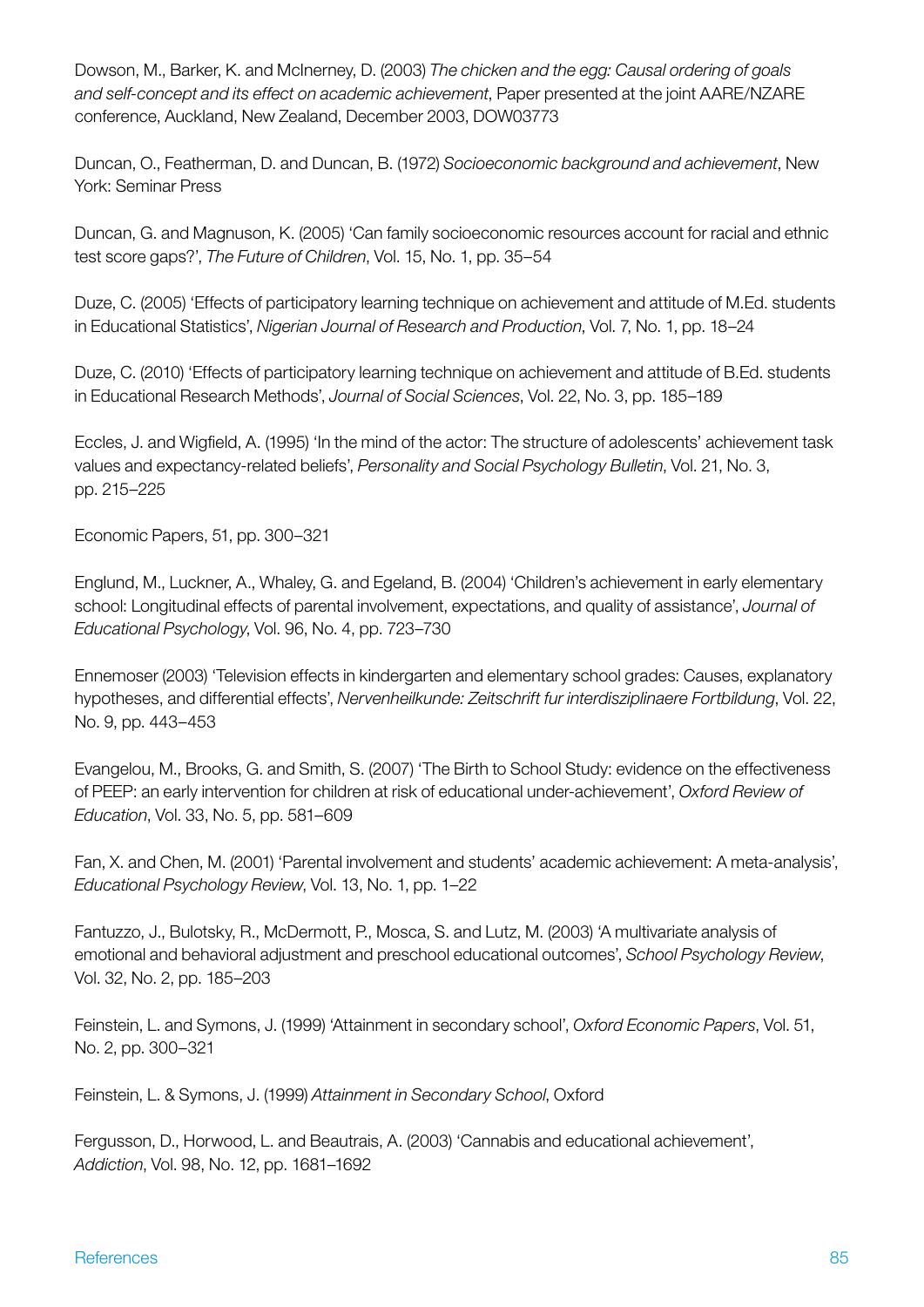Dowson, M., Barker, K. and McInerney, D. (2003) *The chicken and the egg: Causal ordering of goals and self-concept and its effect on academic achievement*, Paper presented at the joint AARE/NZARE conference, Auckland, New Zealand, December 2003, DOW03773

Duncan, O., Featherman, D. and Duncan, B. (1972) *Socioeconomic background and achievement*, New York: Seminar Press

Duncan, G. and Magnuson, K. (2005) 'Can family socioeconomic resources account for racial and ethnic test score gaps?', *The Future of Children*, Vol. 15, No. 1, pp. 35–54

Duze, C. (2005) 'Effects of participatory learning technique on achievement and attitude of M.Ed. students in Educational Statistics', *Nigerian Journal of Research and Production*, Vol. 7, No. 1, pp. 18–24

Duze, C. (2010) 'Effects of participatory learning technique on achievement and attitude of B.Ed. students in Educational Research Methods', *Journal of Social Sciences*, Vol. 22, No. 3, pp. 185–189

Eccles, J. and Wigfield, A. (1995) 'In the mind of the actor: The structure of adolescents' achievement task values and expectancy-related beliefs', *Personality and Social Psychology Bulletin*, Vol. 21, No. 3, pp. 215–225

Economic Papers, 51, pp. 300–321

Englund, M., Luckner, A., Whaley, G. and Egeland, B. (2004) 'Children's achievement in early elementary school: Longitudinal effects of parental involvement, expectations, and quality of assistance', *Journal of Educational Psychology*, Vol. 96, No. 4, pp. 723–730

Ennemoser (2003) 'Television effects in kindergarten and elementary school grades: Causes, explanatory hypotheses, and differential effects', *Nervenheilkunde: Zeitschrift fur interdisziplinaere Fortbildung*, Vol. 22, No. 9, pp. 443–453

Evangelou, M., Brooks, G. and Smith, S. (2007) 'The Birth to School Study: evidence on the effectiveness of PEEP: an early intervention for children at risk of educational under-achievement', *Oxford Review of Education*, Vol. 33, No. 5, pp. 581–609

Fan, X. and Chen, M. (2001) 'Parental involvement and students' academic achievement: A meta-analysis', *Educational Psychology Review*, Vol. 13, No. 1, pp. 1–22

Fantuzzo, J., Bulotsky, R., McDermott, P., Mosca, S. and Lutz, M. (2003) 'A multivariate analysis of emotional and behavioral adjustment and preschool educational outcomes', *School Psychology Review*, Vol. 32, No. 2, pp. 185–203

Feinstein, L. and Symons, J. (1999) 'Attainment in secondary school', *Oxford Economic Papers*, Vol. 51, No. 2, pp. 300–321

Feinstein, L. & Symons, J. (1999) *Attainment in Secondary School*, Oxford

Fergusson, D., Horwood, L. and Beautrais, A. (2003) 'Cannabis and educational achievement', *Addiction*, Vol. 98, No. 12, pp. 1681–1692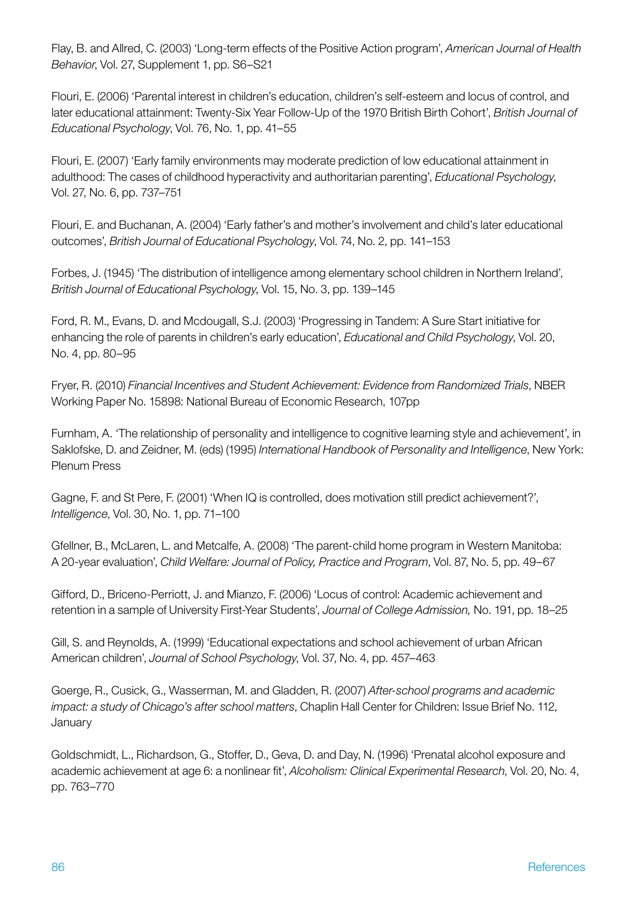Flay, B. and Allred, C. (2003) 'Long-term effects of the Positive Action program', *American Journal of Health Behavior*, Vol. 27, Supplement 1, pp. S6–S21

Flouri, E. (2006) 'Parental interest in children's education, children's self-esteem and locus of control, and later educational attainment: Twenty-Six Year Follow-Up of the 1970 British Birth Cohort', *British Journal of Educational Psychology*, Vol. 76, No. 1, pp. 41–55

Flouri, E. (2007) 'Early family environments may moderate prediction of low educational attainment in adulthood: The cases of childhood hyperactivity and authoritarian parenting', *Educational Psychology*, Vol. 27, No. 6, pp. 737–751

Flouri, E. and Buchanan, A. (2004) 'Early father's and mother's involvement and child's later educational outcomes', *British Journal of Educational Psychology*, Vol. 74, No. 2, pp. 141–153

Forbes, J. (1945) 'The distribution of intelligence among elementary school children in Northern Ireland', *British Journal of Educational Psychology*, Vol. 15, No. 3, pp. 139–145

Ford, R. M., Evans, D. and Mcdougall, S.J. (2003) 'Progressing in Tandem: A Sure Start initiative for enhancing the role of parents in children's early education', *Educational and Child Psychology*, Vol. 20, No. 4, pp. 80–95

Fryer, R. (2010) *Financial Incentives and Student Achievement: Evidence from Randomized Trials*, NBER Working Paper No. 15898: National Bureau of Economic Research, 107pp

Furnham, A. 'The relationship of personality and intelligence to cognitive learning style and achievement', in Saklofske, D. and Zeidner, M. (eds) (1995) *International Handbook of Personality and Intelligence*, New York: Plenum Press

Gagne, F. and St Pere, F. (2001) 'When IQ is controlled, does motivation still predict achievement?', *Intelligence*, Vol. 30, No. 1, pp. 71–100

Gfellner, B., McLaren, L. and Metcalfe, A. (2008) 'The parent-child home program in Western Manitoba: A 20-year evaluation', *Child Welfare: Journal of Policy, Practice and Program*, Vol. 87, No. 5, pp. 49–67

Gifford, D., Briceno-Perriott, J. and Mianzo, F. (2006) 'Locus of control: Academic achievement and retention in a sample of University First-Year Students', *Journal of College Admission,* No. 191, pp. 18–25

Gill, S. and Reynolds, A. (1999) 'Educational expectations and school achievement of urban African American children', *Journal of School Psychology*, Vol. 37, No. 4, pp. 457–463

Goerge, R., Cusick, G., Wasserman, M. and Gladden, R. (2007) *After-school programs and academic impact: a study of Chicago's after school matters*, Chaplin Hall Center for Children: Issue Brief No. 112, January

Goldschmidt, L., Richardson, G., Stoffer, D., Geva, D. and Day, N. (1996) 'Prenatal alcohol exposure and academic achievement at age 6: a nonlinear fit', *Alcoholism: Clinical Experimental Research*, Vol. 20, No. 4, pp. 763–770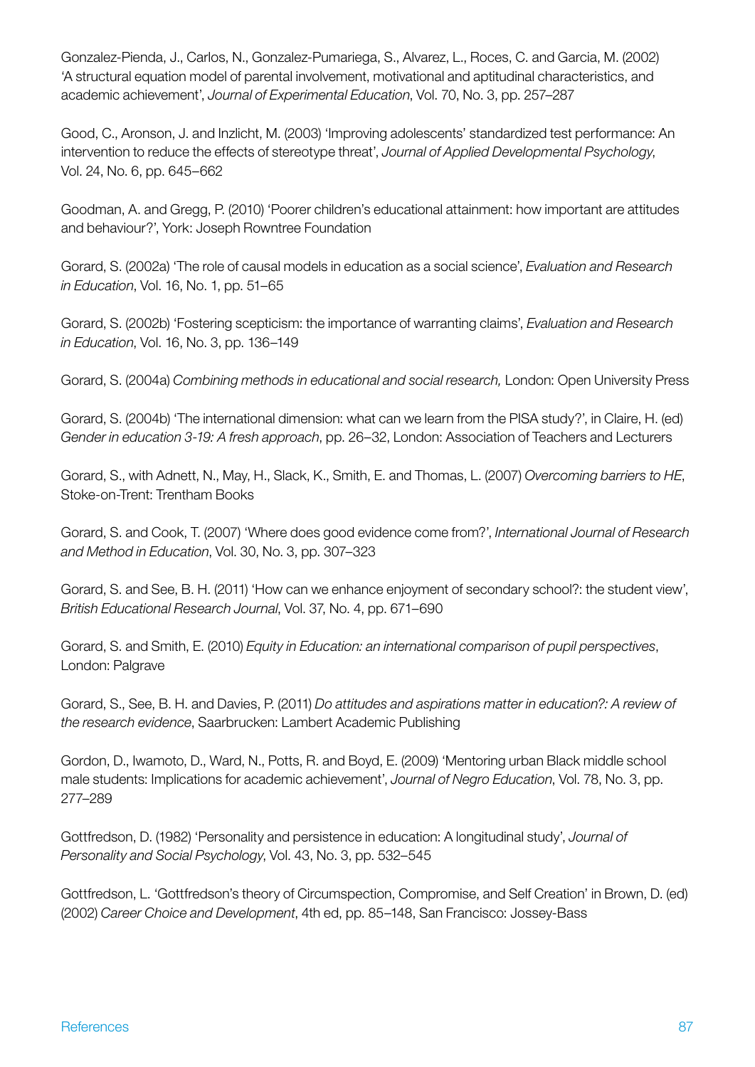Gonzalez-Pienda, J., Carlos, N., Gonzalez-Pumariega, S., Alvarez, L., Roces, C. and Garcia, M. (2002) 'A structural equation model of parental involvement, motivational and aptitudinal characteristics, and academic achievement', *Journal of Experimental Education*, Vol. 70, No. 3, pp. 257–287

Good, C., Aronson, J. and Inzlicht, M. (2003) 'Improving adolescents' standardized test performance: An intervention to reduce the effects of stereotype threat', *Journal of Applied Developmental Psychology*, Vol. 24, No. 6, pp. 645–662

Goodman, A. and Gregg, P. (2010) 'Poorer children's educational attainment: how important are attitudes and behaviour?', York: Joseph Rowntree Foundation

Gorard, S. (2002a) 'The role of causal models in education as a social science', *Evaluation and Research in Education*, Vol. 16, No. 1, pp. 51–65

Gorard, S. (2002b) 'Fostering scepticism: the importance of warranting claims', *Evaluation and Research in Education*, Vol. 16, No. 3, pp. 136–149

Gorard, S. (2004a) *Combining methods in educational and social research,* London: Open University Press

Gorard, S. (2004b) 'The international dimension: what can we learn from the PISA study?', in Claire, H. (ed) *Gender in education 3-19: A fresh approach*, pp. 26–32, London: Association of Teachers and Lecturers

Gorard, S., with Adnett, N., May, H., Slack, K., Smith, E. and Thomas, L. (2007) *Overcoming barriers to HE*, Stoke-on-Trent: Trentham Books

Gorard, S. and Cook, T. (2007) 'Where does good evidence come from?', *International Journal of Research and Method in Education*, Vol. 30, No. 3, pp. 307–323

Gorard, S. and See, B. H. (2011) 'How can we enhance enjoyment of secondary school?: the student view', *British Educational Research Journal*, Vol. 37, No. 4, pp. 671–690

Gorard, S. and Smith, E. (2010) *Equity in Education: an international comparison of pupil perspectives*, London: Palgrave

Gorard, S., See, B. H. and Davies, P. (2011) *Do attitudes and aspirations matter in education?: A review of the research evidence*, Saarbrucken: Lambert Academic Publishing

Gordon, D., Iwamoto, D., Ward, N., Potts, R. and Boyd, E. (2009) 'Mentoring urban Black middle school male students: Implications for academic achievement', *Journal of Negro Education*, Vol. 78, No. 3, pp. 277–289

Gottfredson, D. (1982) 'Personality and persistence in education: A longitudinal study', *Journal of Personality and Social Psychology*, Vol. 43, No. 3, pp. 532–545

Gottfredson, L. 'Gottfredson's theory of Circumspection, Compromise, and Self Creation' in Brown, D. (ed) (2002) *Career Choice and Development*, 4th ed, pp. 85–148, San Francisco: Jossey-Bass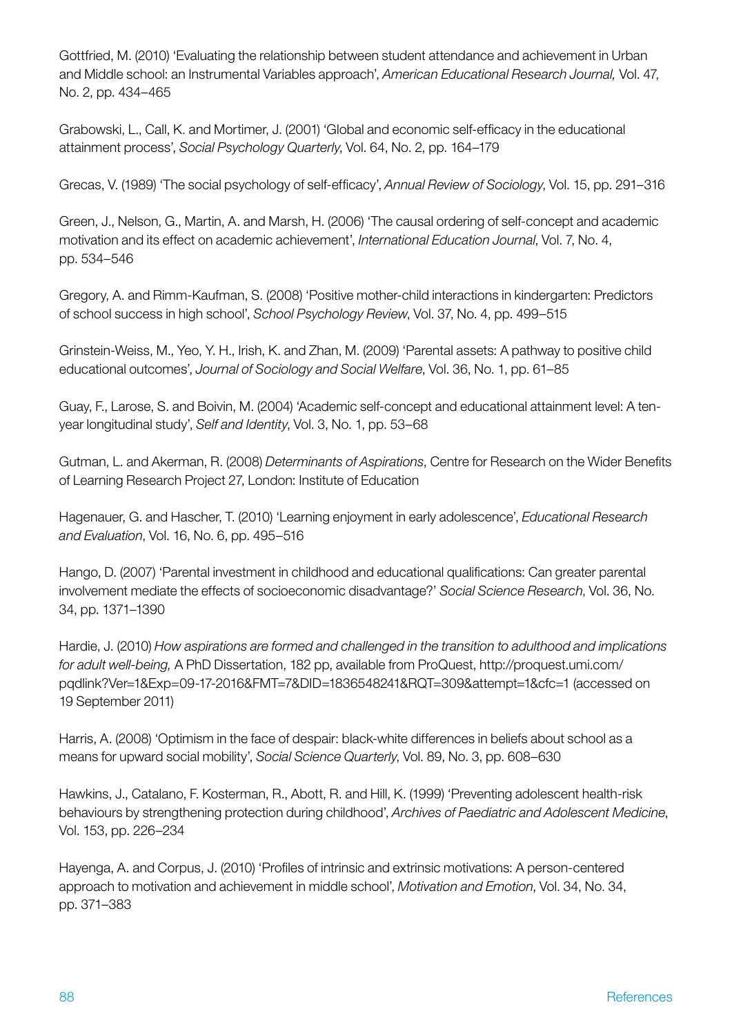Gottfried, M. (2010) 'Evaluating the relationship between student attendance and achievement in Urban and Middle school: an Instrumental Variables approach', *American Educational Research Journal,* Vol. 47, No. 2, pp. 434–465

Grabowski, L., Call, K. and Mortimer, J. (2001) 'Global and economic self-efficacy in the educational attainment process', *Social Psychology Quarterly*, Vol. 64, No. 2, pp. 164–179

Grecas, V. (1989) 'The social psychology of self-efficacy', *Annual Review of Sociology*, Vol. 15, pp. 291–316

Green, J., Nelson, G., Martin, A. and Marsh, H. (2006) 'The causal ordering of self-concept and academic motivation and its effect on academic achievement', *International Education Journal*, Vol. 7, No. 4, pp. 534–546

Gregory, A. and Rimm-Kaufman, S. (2008) 'Positive mother-child interactions in kindergarten: Predictors of school success in high school', *School Psychology Review*, Vol. 37, No. 4, pp. 499–515

Grinstein-Weiss, M., Yeo, Y. H., Irish, K. and Zhan, M. (2009) 'Parental assets: A pathway to positive child educational outcomes', *Journal of Sociology and Social Welfare*, Vol. 36, No. 1, pp. 61–85

Guay, F., Larose, S. and Boivin, M. (2004) 'Academic self-concept and educational attainment level: A ten-year longitudinal study', *Self and Identity*, Vol. 3, No. 1, pp. 53–68

Gutman, L. and Akerman, R. (2008) *Determinants of Aspirations*, Centre for Research on the Wider Benefits of Learning Research Project 27, London: Institute of Education

Hagenauer, G. and Hascher, T. (2010) 'Learning enjoyment in early adolescence', *Educational Research and Evaluation*, Vol. 16, No. 6, pp. 495–516

Hango, D. (2007) 'Parental investment in childhood and educational qualifications: Can greater parental involvement mediate the effects of socioeconomic disadvantage?' *Social Science Research*, Vol. 36, No. 34, pp. 1371–1390

Hardie, J. (2010) *How aspirations are formed and challenged in the transition to adulthood and implications for adult well-being,* A PhD Dissertation, 182 pp, available from ProQuest, http://proquest.umi.com/pqdlink?Ver=1&Exp=09-17-2016&FMT=7&DID=1836548241&RQT=309&attempt=1&cfc=1 (accessed on 19 September 2011)

Harris, A. (2008) 'Optimism in the face of despair: black-white differences in beliefs about school as a means for upward social mobility', *Social Science Quarterly*, Vol. 89, No. 3, pp. 608–630

Hawkins, J., Catalano, F. Kosterman, R., Abott, R. and Hill, K. (1999) 'Preventing adolescent health-risk behaviours by strengthening protection during childhood', *Archives of Paediatric and Adolescent Medicine*, Vol. 153, pp. 226–234

Hayenga, A. and Corpus, J. (2010) 'Profiles of intrinsic and extrinsic motivations: A person-centered approach to motivation and achievement in middle school', *Motivation and Emotion*, Vol. 34, No. 34, pp. 371–383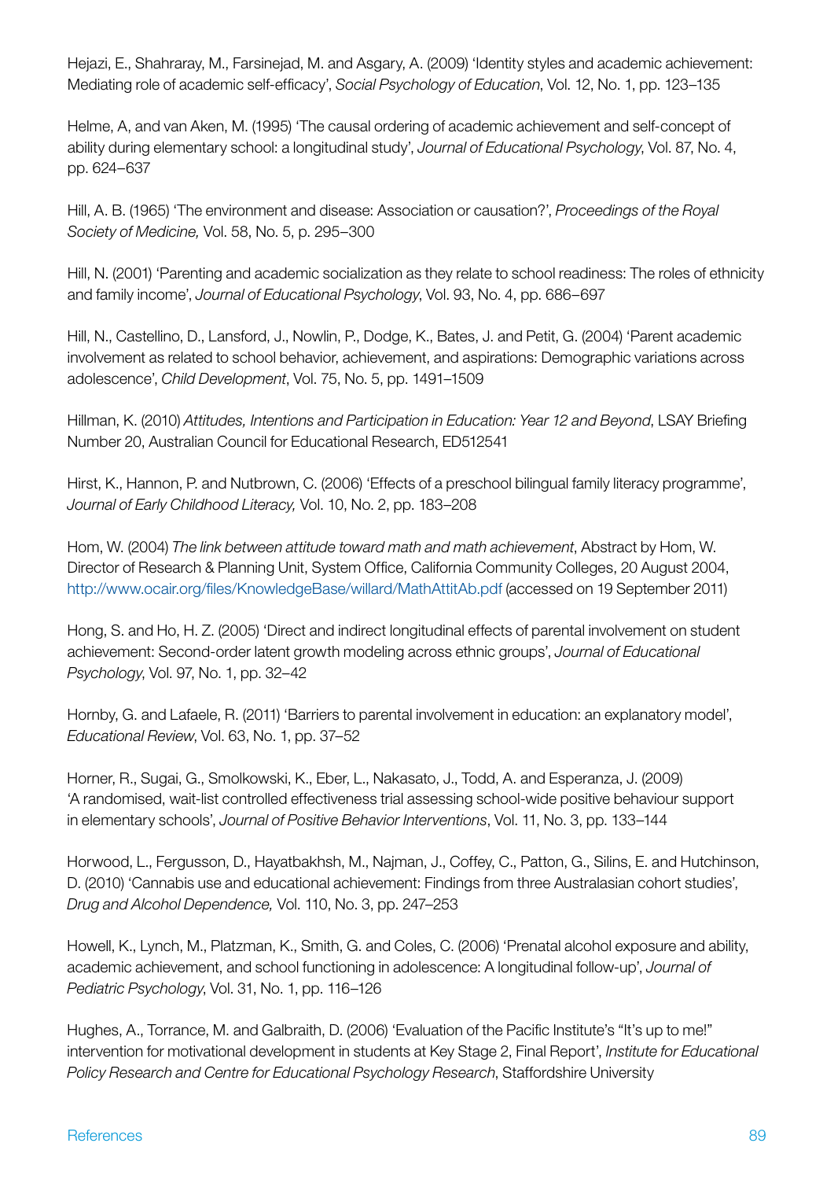Hejazi, E., Shahraray, M., Farsinejad, M. and Asgary, A. (2009) 'Identity styles and academic achievement: Mediating role of academic self-efficacy', *Social Psychology of Education*, Vol. 12, No. 1, pp. 123–135

Helme, A, and van Aken, M. (1995) 'The causal ordering of academic achievement and self-concept of ability during elementary school: a longitudinal study', *Journal of Educational Psychology*, Vol. 87, No. 4, pp. 624–637

Hill, A. B. (1965) 'The environment and disease: Association or causation?', *Proceedings of the Royal Society of Medicine,* Vol. 58, No. 5, p. 295–300

Hill, N. (2001) 'Parenting and academic socialization as they relate to school readiness: The roles of ethnicity and family income', *Journal of Educational Psychology*, Vol. 93, No. 4, pp. 686–697

Hill, N., Castellino, D., Lansford, J., Nowlin, P., Dodge, K., Bates, J. and Petit, G. (2004) 'Parent academic involvement as related to school behavior, achievement, and aspirations: Demographic variations across adolescence', *Child Development*, Vol. 75, No. 5, pp. 1491–1509

Hillman, K. (2010) *Attitudes, Intentions and Participation in Education: Year 12 and Beyond*, LSAY Briefing Number 20, Australian Council for Educational Research, ED512541

Hirst, K., Hannon, P. and Nutbrown, C. (2006) 'Effects of a preschool bilingual family literacy programme', *Journal of Early Childhood Literacy,* Vol. 10, No. 2, pp. 183–208

Hom, W. (2004) *The link between attitude toward math and math achievement*, Abstract by Hom, W. Director of Research & Planning Unit, System Office, California Community Colleges, 20 August 2004, http://www.ocair.org/files/KnowledgeBase/willard/MathAttitAb.pdf (accessed on 19 September 2011)

Hong, S. and Ho, H. Z. (2005) 'Direct and indirect longitudinal effects of parental involvement on student achievement: Second-order latent growth modeling across ethnic groups', *Journal of Educational Psychology*, Vol. 97, No. 1, pp. 32–42

Hornby, G. and Lafaele, R. (2011) 'Barriers to parental involvement in education: an explanatory model', *Educational Review*, Vol. 63, No. 1, pp. 37–52

Horner, R., Sugai, G., Smolkowski, K., Eber, L., Nakasato, J., Todd, A. and Esperanza, J. (2009) 'A randomised, wait-list controlled effectiveness trial assessing school-wide positive behaviour support in elementary schools', *Journal of Positive Behavior Interventions*, Vol. 11, No. 3, pp. 133–144

Horwood, L., Fergusson, D., Hayatbakhsh, M., Najman, J., Coffey, C., Patton, G., Silins, E. and Hutchinson, D. (2010) 'Cannabis use and educational achievement: Findings from three Australasian cohort studies', *Drug and Alcohol Dependence,* Vol. 110, No. 3, pp. 247–253

Howell, K., Lynch, M., Platzman, K., Smith, G. and Coles, C. (2006) 'Prenatal alcohol exposure and ability, academic achievement, and school functioning in adolescence: A longitudinal follow-up', *Journal of Pediatric Psychology*, Vol. 31, No. 1, pp. 116–126

Hughes, A., Torrance, M. and Galbraith, D. (2006) 'Evaluation of the Pacific Institute's "It's up to me!" intervention for motivational development in students at Key Stage 2, Final Report', *Institute for Educational Policy Research and Centre for Educational Psychology Research*, Staffordshire University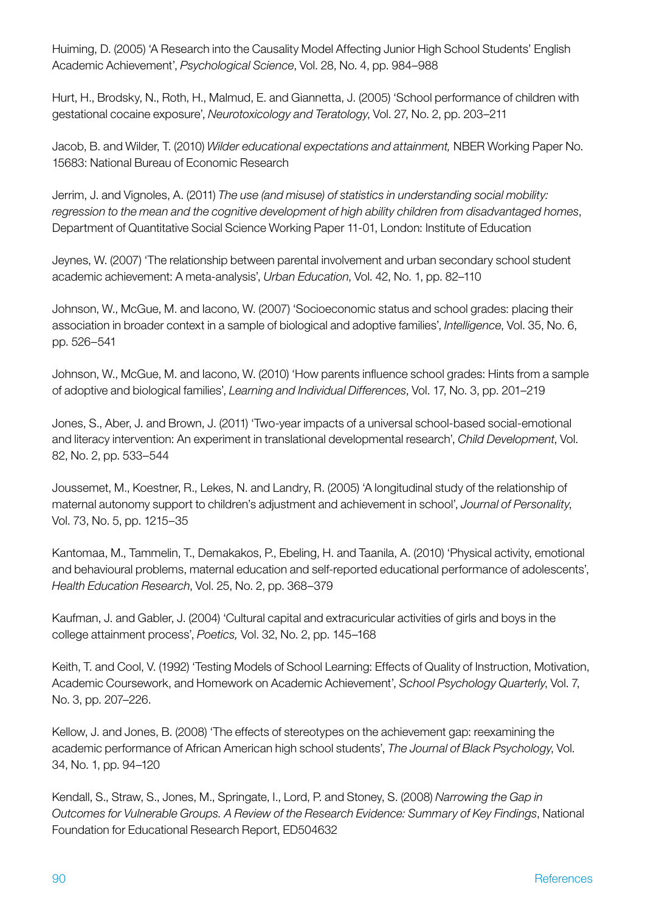Huiming, D. (2005) 'A Research into the Causality Model Affecting Junior High School Students' English Academic Achievement', *Psychological Science*, Vol. 28, No. 4, pp. 984–988

Hurt, H., Brodsky, N., Roth, H., Malmud, E. and Giannetta, J. (2005) 'School performance of children with gestational cocaine exposure', *Neurotoxicology and Teratology*, Vol. 27, No. 2, pp. 203–211

Jacob, B. and Wilder, T. (2010) *Wilder educational expectations and attainment,* NBER Working Paper No. 15683: National Bureau of Economic Research

Jerrim, J. and Vignoles, A. (2011) *The use (and misuse) of statistics in understanding social mobility: regression to the mean and the cognitive development of high ability children from disadvantaged homes*, Department of Quantitative Social Science Working Paper 11-01, London: Institute of Education

Jeynes, W. (2007) 'The relationship between parental involvement and urban secondary school student academic achievement: A meta-analysis', *Urban Education*, Vol. 42, No. 1, pp. 82–110

Johnson, W., McGue, M. and Iacono, W. (2007) 'Socioeconomic status and school grades: placing their association in broader context in a sample of biological and adoptive families', *Intelligence*, Vol. 35, No. 6, pp. 526–541

Johnson, W., McGue, M. and Iacono, W. (2010) 'How parents influence school grades: Hints from a sample of adoptive and biological families', *Learning and Individual Differences*, Vol. 17, No. 3, pp. 201–219

Jones, S., Aber, J. and Brown, J. (2011) 'Two-year impacts of a universal school-based social-emotional and literacy intervention: An experiment in translational developmental research', *Child Development*, Vol. 82, No. 2, pp. 533–544

Joussemet, M., Koestner, R., Lekes, N. and Landry, R. (2005) 'A longitudinal study of the relationship of maternal autonomy support to children's adjustment and achievement in school', *Journal of Personality*, Vol. 73, No. 5, pp. 1215–35

Kantomaa, M., Tammelin, T., Demakakos, P., Ebeling, H. and Taanila, A. (2010) 'Physical activity, emotional and behavioural problems, maternal education and self-reported educational performance of adolescents', *Health Education Research*, Vol. 25, No. 2, pp. 368–379

Kaufman, J. and Gabler, J. (2004) 'Cultural capital and extracuricular activities of girls and boys in the college attainment process', *Poetics,* Vol. 32, No. 2, pp. 145–168

Keith, T. and Cool, V. (1992) 'Testing Models of School Learning: Effects of Quality of Instruction, Motivation, Academic Coursework, and Homework on Academic Achievement', *School Psychology Quarterly*, Vol. 7, No. 3, pp. 207–226.

Kellow, J. and Jones, B. (2008) 'The effects of stereotypes on the achievement gap: reexamining the academic performance of African American high school students', *The Journal of Black Psychology*, Vol. 34, No. 1, pp. 94–120

Kendall, S., Straw, S., Jones, M., Springate, I., Lord, P. and Stoney, S. (2008) *Narrowing the Gap in Outcomes for Vulnerable Groups. A Review of the Research Evidence: Summary of Key Findings*, National Foundation for Educational Research Report, ED504632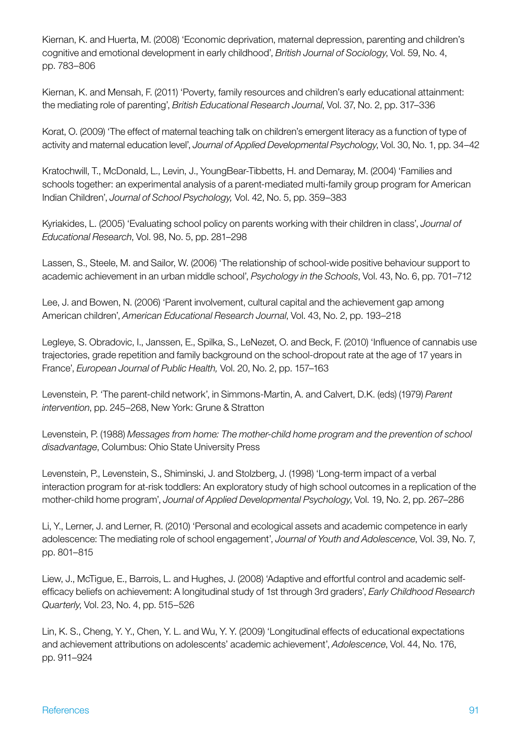Kiernan, K. and Huerta, M. (2008) 'Economic deprivation, maternal depression, parenting and children's cognitive and emotional development in early childhood', *British Journal of Sociology*, Vol. 59, No. 4, pp. 783–806

Kiernan, K. and Mensah, F. (2011) 'Poverty, family resources and children's early educational attainment: the mediating role of parenting', *British Educational Research Journal*, Vol. 37, No. 2, pp. 317–336

Korat, O. (2009) 'The effect of maternal teaching talk on children's emergent literacy as a function of type of activity and maternal education level', *Journal of Applied Developmental Psychology*, Vol. 30, No. 1, pp. 34–42

Kratochwill, T., McDonald, L., Levin, J., YoungBear-Tibbetts, H. and Demaray, M. (2004) 'Families and schools together: an experimental analysis of a parent-mediated multi-family group program for American Indian Children', *Journal of School Psychology,* Vol. 42, No. 5, pp. 359–383

Kyriakides, L. (2005) 'Evaluating school policy on parents working with their children in class', *Journal of Educational Research*, Vol. 98, No. 5, pp. 281–298

Lassen, S., Steele, M. and Sailor, W. (2006) 'The relationship of school-wide positive behaviour support to academic achievement in an urban middle school', *Psychology in the Schools*, Vol. 43, No. 6, pp. 701–712

Lee, J. and Bowen, N. (2006) 'Parent involvement, cultural capital and the achievement gap among American children', *American Educational Research Journal*, Vol. 43, No. 2, pp. 193–218

Legleye, S. Obradovic, I., Janssen, E., Spilka, S., LeNezet, O. and Beck, F. (2010) 'Influence of cannabis use trajectories, grade repetition and family background on the school-dropout rate at the age of 17 years in France', *European Journal of Public Health,* Vol. 20, No. 2, pp. 157–163

Levenstein, P. 'The parent-child network', in Simmons-Martin, A. and Calvert, D.K. (eds) (1979) *Parent intervention*, pp. 245–268, New York: Grune & Stratton

Levenstein, P. (1988) *Messages from home: The mother-child home program and the prevention of school disadvantage*, Columbus: Ohio State University Press

Levenstein, P., Levenstein, S., Shiminski, J. and Stolzberg, J. (1998) 'Long-term impact of a verbal interaction program for at-risk toddlers: An exploratory study of high school outcomes in a replication of the mother-child home program', *Journal of Applied Developmental Psychology*, Vol. 19, No. 2, pp. 267–286

Li, Y., Lerner, J. and Lerner, R. (2010) 'Personal and ecological assets and academic competence in early adolescence: The mediating role of school engagement', *Journal of Youth and Adolescence*, Vol. 39, No. 7, pp. 801–815

Liew, J., McTigue, E., Barrois, L. and Hughes, J. (2008) 'Adaptive and effortful control and academic self-efficacy beliefs on achievement: A longitudinal study of 1st through 3rd graders', *Early Childhood Research Quarterly*, Vol. 23, No. 4, pp. 515–526

Lin, K. S., Cheng, Y. Y., Chen, Y. L. and Wu, Y. Y. (2009) 'Longitudinal effects of educational expectations and achievement attributions on adolescents' academic achievement', *Adolescence*, Vol. 44, No. 176, pp. 911–924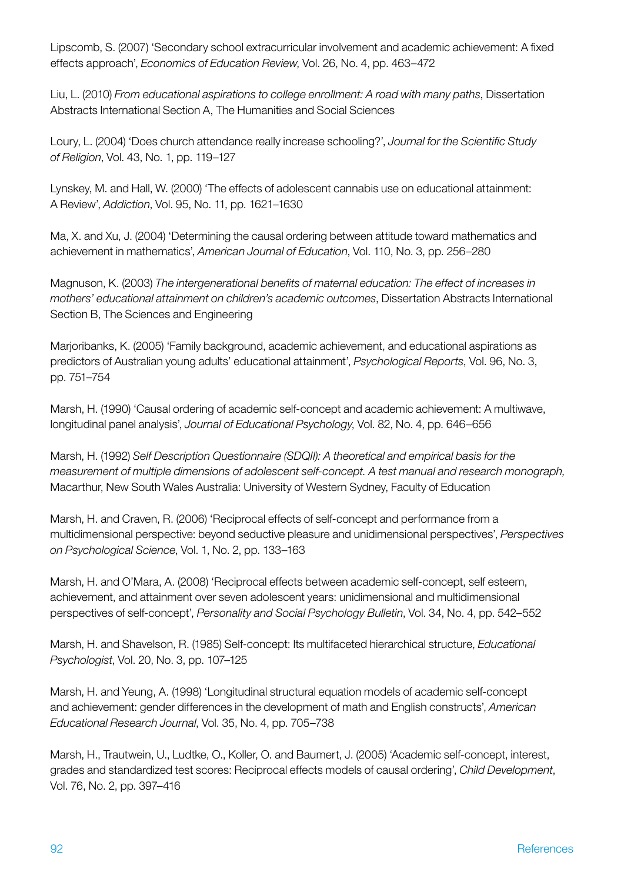Lipscomb, S. (2007) 'Secondary school extracurricular involvement and academic achievement: A fixed effects approach', *Economics of Education Review*, Vol. 26, No. 4, pp. 463–472

Liu, L. (2010) *From educational aspirations to college enrollment: A road with many paths*, Dissertation Abstracts International Section A, The Humanities and Social Sciences

Loury, L. (2004) 'Does church attendance really increase schooling?', *Journal for the Scientific Study of Religion*, Vol. 43, No. 1, pp. 119–127

Lynskey, M. and Hall, W. (2000) 'The effects of adolescent cannabis use on educational attainment: A Review', *Addiction*, Vol. 95, No. 11, pp. 1621–1630

Ma, X. and Xu, J. (2004) 'Determining the causal ordering between attitude toward mathematics and achievement in mathematics', *American Journal of Education*, Vol. 110, No. 3, pp. 256–280

Magnuson, K. (2003) *The intergenerational benefits of maternal education: The effect of increases in mothers' educational attainment on children's academic outcomes*, Dissertation Abstracts International Section B, The Sciences and Engineering

Marjoribanks, K. (2005) 'Family background, academic achievement, and educational aspirations as predictors of Australian young adults' educational attainment', *Psychological Reports*, Vol. 96, No. 3, pp. 751–754

Marsh, H. (1990) 'Causal ordering of academic self-concept and academic achievement: A multiwave, longitudinal panel analysis', *Journal of Educational Psychology*, Vol. 82, No. 4, pp. 646–656

Marsh, H. (1992) *Self Description Questionnaire (SDQII): A theoretical and empirical basis for the measurement of multiple dimensions of adolescent self-concept. A test manual and research monograph,* Macarthur, New South Wales Australia: University of Western Sydney, Faculty of Education

Marsh, H. and Craven, R. (2006) 'Reciprocal effects of self-concept and performance from a multidimensional perspective: beyond seductive pleasure and unidimensional perspectives', *Perspectives on Psychological Science*, Vol. 1, No. 2, pp. 133–163

Marsh, H. and O'Mara, A. (2008) 'Reciprocal effects between academic self-concept, self esteem, achievement, and attainment over seven adolescent years: unidimensional and multidimensional perspectives of self-concept', *Personality and Social Psychology Bulletin*, Vol. 34, No. 4, pp. 542–552

Marsh, H. and Shavelson, R. (1985) Self-concept: Its multifaceted hierarchical structure, *Educational Psychologist*, Vol. 20, No. 3, pp. 107–125

Marsh, H. and Yeung, A. (1998) 'Longitudinal structural equation models of academic self-concept and achievement: gender differences in the development of math and English constructs', *American Educational Research Journal*, Vol. 35, No. 4, pp. 705–738

Marsh, H., Trautwein, U., Ludtke, O., Koller, O. and Baumert, J. (2005) 'Academic self-concept, interest, grades and standardized test scores: Reciprocal effects models of causal ordering', *Child Development*, Vol. 76, No. 2, pp. 397–416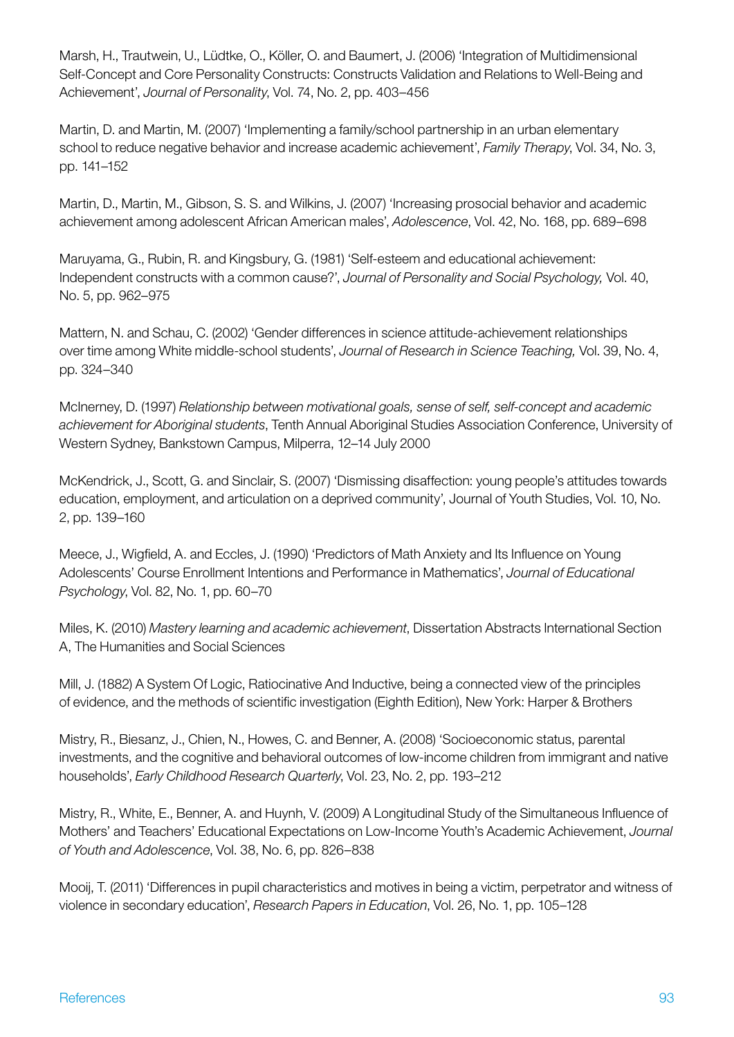Marsh, H., Trautwein, U., Lüdtke, O., Köller, O. and Baumert, J. (2006) 'Integration of Multidimensional Self-Concept and Core Personality Constructs: Constructs Validation and Relations to Well-Being and Achievement', *Journal of Personality*, Vol. 74, No. 2, pp. 403–456

Martin, D. and Martin, M. (2007) 'Implementing a family/school partnership in an urban elementary school to reduce negative behavior and increase academic achievement', *Family Therapy*, Vol. 34, No. 3, pp. 141–152

Martin, D., Martin, M., Gibson, S. S. and Wilkins, J. (2007) 'Increasing prosocial behavior and academic achievement among adolescent African American males', *Adolescence*, Vol. 42, No. 168, pp. 689–698

Maruyama, G., Rubin, R. and Kingsbury, G. (1981) 'Self-esteem and educational achievement: Independent constructs with a common cause?', *Journal of Personality and Social Psychology,* Vol. 40, No. 5, pp. 962–975

Mattern, N. and Schau, C. (2002) 'Gender differences in science attitude-achievement relationships over time among White middle-school students', *Journal of Research in Science Teaching,* Vol. 39, No. 4, pp. 324–340

McInerney, D. (1997) *Relationship between motivational goals, sense of self, self-concept and academic achievement for Aboriginal students*, Tenth Annual Aboriginal Studies Association Conference, University of Western Sydney, Bankstown Campus, Milperra, 12–14 July 2000

McKendrick, J., Scott, G. and Sinclair, S. (2007) 'Dismissing disaffection: young people's attitudes towards education, employment, and articulation on a deprived community', Journal of Youth Studies, Vol. 10, No. 2, pp. 139–160

Meece, J., Wigfield, A. and Eccles, J. (1990) 'Predictors of Math Anxiety and Its Influence on Young Adolescents' Course Enrollment Intentions and Performance in Mathematics', *Journal of Educational Psychology*, Vol. 82, No. 1, pp. 60–70

Miles, K. (2010) *Mastery learning and academic achievement*, Dissertation Abstracts International Section A, The Humanities and Social Sciences

Mill, J. (1882) A System Of Logic, Ratiocinative And Inductive, being a connected view of the principles of evidence, and the methods of scientific investigation (Eighth Edition), New York: Harper & Brothers

Mistry, R., Biesanz, J., Chien, N., Howes, C. and Benner, A. (2008) 'Socioeconomic status, parental investments, and the cognitive and behavioral outcomes of low-income children from immigrant and native households', *Early Childhood Research Quarterly*, Vol. 23, No. 2, pp. 193–212

Mistry, R., White, E., Benner, A. and Huynh, V. (2009) A Longitudinal Study of the Simultaneous Influence of Mothers' and Teachers' Educational Expectations on Low-Income Youth's Academic Achievement, *Journal of Youth and Adolescence,* Vol. 38, No. 6, pp. 826–838

Mooij, T. (2011) 'Differences in pupil characteristics and motives in being a victim, perpetrator and witness of violence in secondary education', *Research Papers in Education*, Vol. 26, No. 1, pp. 105–128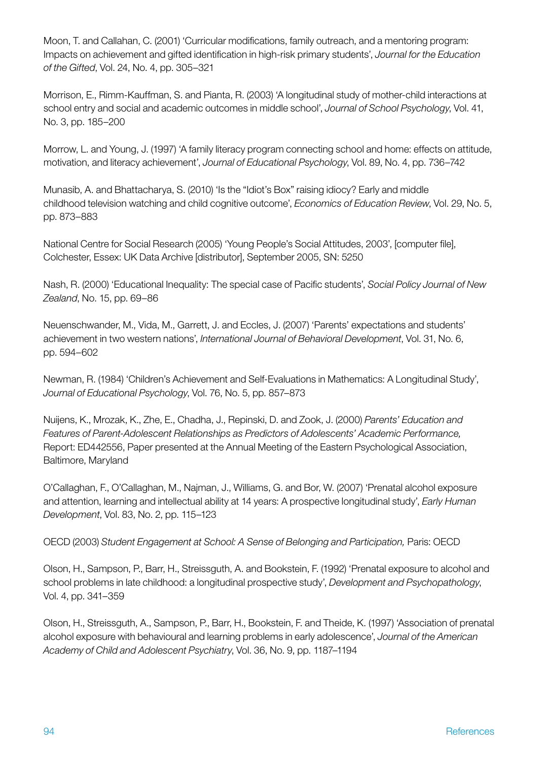Moon, T. and Callahan, C. (2001) 'Curricular modifications, family outreach, and a mentoring program: Impacts on achievement and gifted identification in high-risk primary students', *Journal for the Education of the Gifted*, Vol. 24, No. 4, pp. 305–321

Morrison, E., Rimm-Kauffman, S. and Pianta, R. (2003) 'A longitudinal study of mother-child interactions at school entry and social and academic outcomes in middle school', *Journal of School Psychology*, Vol. 41, No. 3, pp. 185–200

Morrow, L. and Young, J. (1997) 'A family literacy program connecting school and home: effects on attitude, motivation, and literacy achievement', *Journal of Educational Psychology*, Vol. 89, No. 4, pp. 736–742

Munasib, A. and Bhattacharya, S. (2010) 'Is the "Idiot's Box" raising idiocy? Early and middle childhood television watching and child cognitive outcome', *Economics of Education Review*, Vol. 29, No. 5, pp. 873–883

National Centre for Social Research (2005) 'Young People's Social Attitudes, 2003', [computer file], Colchester, Essex: UK Data Archive [distributor], September 2005, SN: 5250

Nash, R. (2000) 'Educational Inequality: The special case of Pacific students', *Social Policy Journal of New Zealand*, No. 15, pp. 69–86

Neuenschwander, M., Vida, M., Garrett, J. and Eccles, J. (2007) 'Parents' expectations and students' achievement in two western nations', *International Journal of Behavioral Development*, Vol. 31, No. 6, pp. 594–602

Newman, R. (1984) 'Children's Achievement and Self-Evaluations in Mathematics: A Longitudinal Study', *Journal of Educational Psychology*, Vol. 76, No. 5, pp. 857–873

Nuijens, K., Mrozak, K., Zhe, E., Chadha, J., Repinski, D. and Zook, J. (2000) *Parents' Education and Features of Parent-Adolescent Relationships as Predictors of Adolescents' Academic Performance,* Report: ED442556, Paper presented at the Annual Meeting of the Eastern Psychological Association, Baltimore, Maryland

O'Callaghan, F., O'Callaghan, M., Najman, J., Williams, G. and Bor, W. (2007) 'Prenatal alcohol exposure and attention, learning and intellectual ability at 14 years: A prospective longitudinal study', *Early Human Development*, Vol. 83, No. 2, pp. 115–123

OECD (2003) *Student Engagement at School: A Sense of Belonging and Participation,* Paris: OECD

Olson, H., Sampson, P., Barr, H., Streissguth, A. and Bookstein, F. (1992) 'Prenatal exposure to alcohol and school problems in late childhood: a longitudinal prospective study', *Development and Psychopathology*, Vol. 4, pp. 341–359

Olson, H., Streissguth, A., Sampson, P., Barr, H., Bookstein, F. and Theide, K. (1997) 'Association of prenatal alcohol exposure with behavioural and learning problems in early adolescence', *Journal of the American Academy of Child and Adolescent Psychiatry*, Vol. 36, No. 9, pp. 1187–1194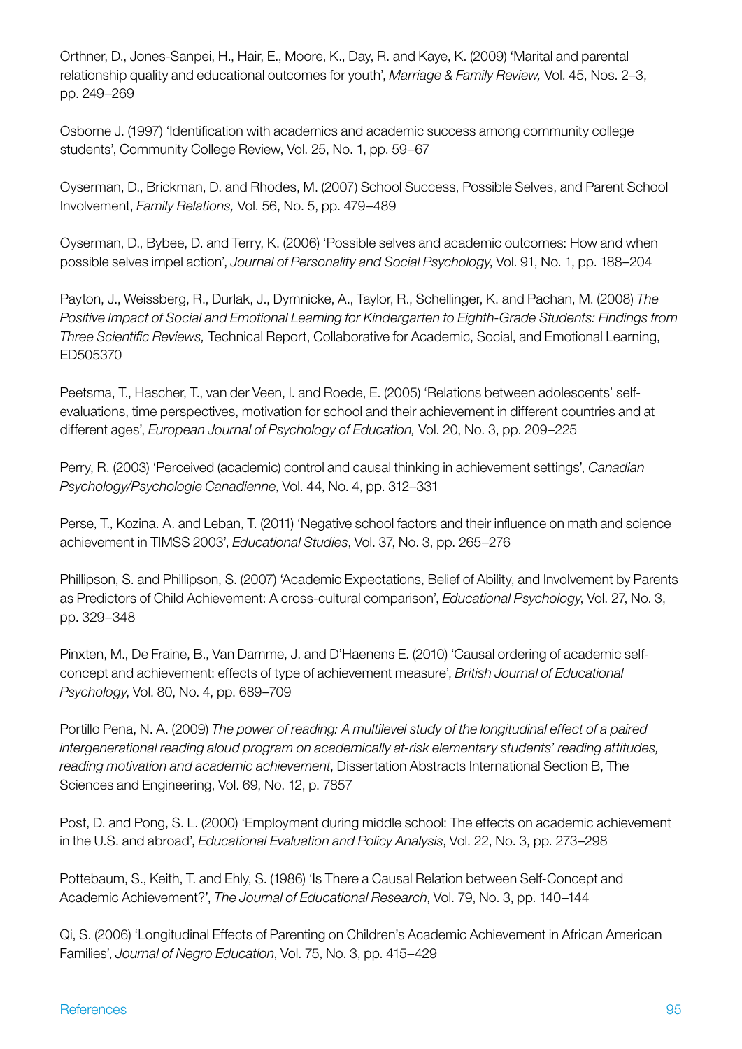Orthner, D., Jones-Sanpei, H., Hair, E., Moore, K., Day, R. and Kaye, K. (2009) 'Marital and parental relationship quality and educational outcomes for youth', *Marriage & Family Review,* Vol. 45, Nos. 2–3, pp. 249–269

Osborne J. (1997) 'Identification with academics and academic success among community college students', Community College Review, Vol. 25, No. 1, pp. 59–67

Oyserman, D., Brickman, D. and Rhodes, M. (2007) School Success, Possible Selves, and Parent School Involvement, *Family Relations,* Vol. 56, No. 5, pp. 479–489

Oyserman, D., Bybee, D. and Terry, K. (2006) 'Possible selves and academic outcomes: How and when possible selves impel action', *Journal of Personality and Social Psychology*, Vol. 91, No. 1, pp. 188–204

Payton, J., Weissberg, R., Durlak, J., Dymnicke, A., Taylor, R., Schellinger, K. and Pachan, M. (2008) *The Positive Impact of Social and Emotional Learning for Kindergarten to Eighth-Grade Students: Findings from Three Scientific Reviews,* Technical Report, Collaborative for Academic, Social, and Emotional Learning, ED505370

Peetsma, T., Hascher, T., van der Veen, I. and Roede, E. (2005) 'Relations between adolescents' self-evaluations, time perspectives, motivation for school and their achievement in different countries and at different ages', *European Journal of Psychology of Education,* Vol. 20, No. 3, pp. 209–225

Perry, R. (2003) 'Perceived (academic) control and causal thinking in achievement settings', *Canadian Psychology/Psychologie Canadienne*, Vol. 44, No. 4, pp. 312–331

Perse, T., Kozina. A. and Leban, T. (2011) 'Negative school factors and their influence on math and science achievement in TIMSS 2003', *Educational Studies*, Vol. 37, No. 3, pp. 265–276

Phillipson, S. and Phillipson, S. (2007) 'Academic Expectations, Belief of Ability, and Involvement by Parents as Predictors of Child Achievement: A cross-cultural comparison', *Educational Psychology*, Vol. 27, No. 3, pp. 329–348

Pinxten, M., De Fraine, B., Van Damme, J. and D'Haenens E. (2010) 'Causal ordering of academic self-concept and achievement: effects of type of achievement measure', *British Journal of Educational Psychology*, Vol. 80, No. 4, pp. 689–709

Portillo Pena, N. A. (2009) *The power of reading: A multilevel study of the longitudinal effect of a paired intergenerational reading aloud program on academically at-risk elementary students' reading attitudes, reading motivation and academic achievement*, Dissertation Abstracts International Section B, The Sciences and Engineering, Vol. 69, No. 12, p. 7857

Post, D. and Pong, S. L. (2000) 'Employment during middle school: The effects on academic achievement in the U.S. and abroad', *Educational Evaluation and Policy Analysis*, Vol. 22, No. 3, pp. 273–298

Pottebaum, S., Keith, T. and Ehly, S. (1986) 'Is There a Causal Relation between Self-Concept and Academic Achievement?', *The Journal of Educational Research*, Vol. 79, No. 3, pp. 140–144

Qi, S. (2006) 'Longitudinal Effects of Parenting on Children's Academic Achievement in African American Families', *Journal of Negro Education*, Vol. 75, No. 3, pp. 415–429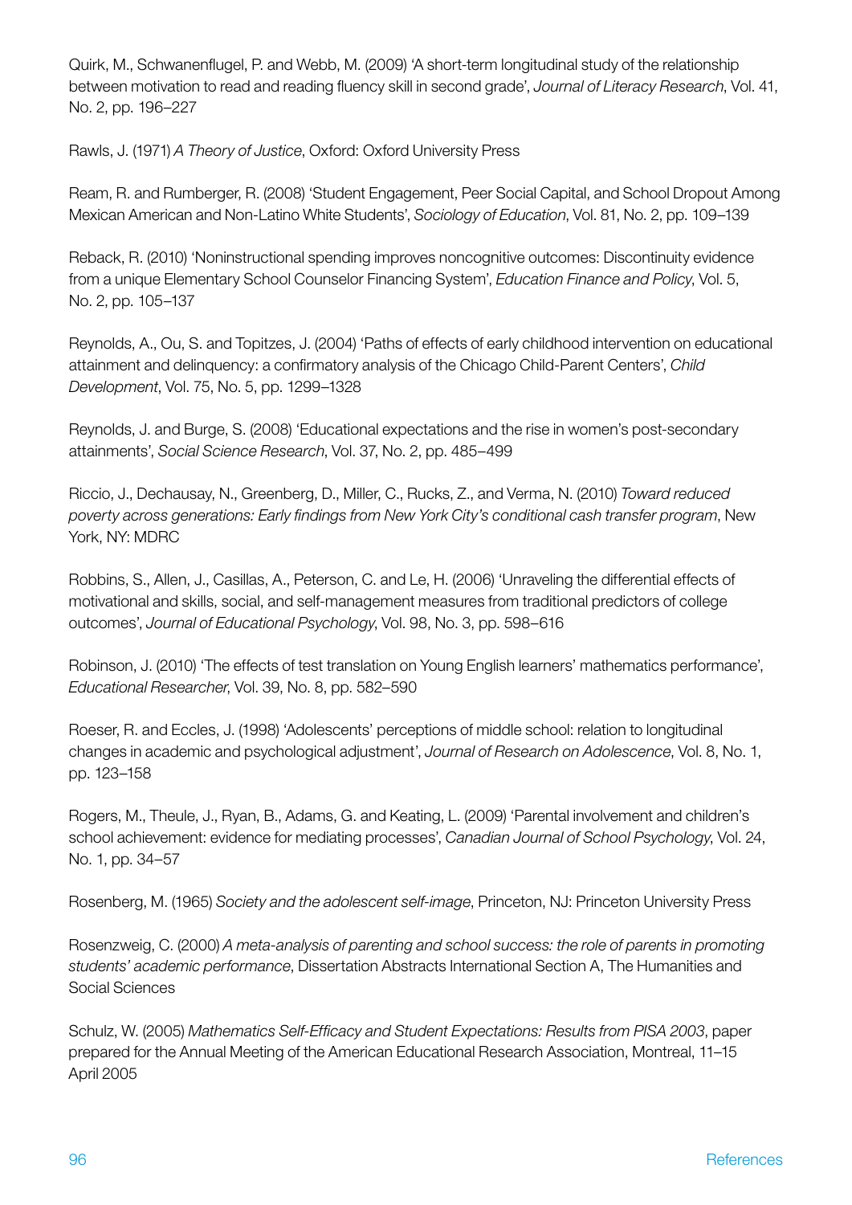Quirk, M., Schwanenflugel, P. and Webb, M. (2009) 'A short-term longitudinal study of the relationship between motivation to read and reading fluency skill in second grade', *Journal of Literacy Research*, Vol. 41, No. 2, pp. 196–227

Rawls, J. (1971) *A Theory of Justice*, Oxford: Oxford University Press

Ream, R. and Rumberger, R. (2008) 'Student Engagement, Peer Social Capital, and School Dropout Among Mexican American and Non-Latino White Students', *Sociology of Education*, Vol. 81, No. 2, pp. 109–139

Reback, R. (2010) 'Noninstructional spending improves noncognitive outcomes: Discontinuity evidence from a unique Elementary School Counselor Financing System', *Education Finance and Policy*, Vol. 5, No. 2, pp. 105–137

Reynolds, A., Ou, S. and Topitzes, J. (2004) 'Paths of effects of early childhood intervention on educational attainment and delinquency: a confirmatory analysis of the Chicago Child-Parent Centers', *Child Development*, Vol. 75, No. 5, pp. 1299–1328

Reynolds, J. and Burge, S. (2008) 'Educational expectations and the rise in women's post-secondary attainments', *Social Science Research*, Vol. 37, No. 2, pp. 485–499

Riccio, J., Dechausay, N., Greenberg, D., Miller, C., Rucks, Z., and Verma, N. (2010) *Toward reduced poverty across generations: Early findings from New York City's conditional cash transfer program*, New York, NY: MDRC

Robbins, S., Allen, J., Casillas, A., Peterson, C. and Le, H. (2006) 'Unraveling the differential effects of motivational and skills, social, and self-management measures from traditional predictors of college outcomes', *Journal of Educational Psychology*, Vol. 98, No. 3, pp. 598–616

Robinson, J. (2010) 'The effects of test translation on Young English learners' mathematics performance', *Educational Researcher*, Vol. 39, No. 8, pp. 582–590

Roeser, R. and Eccles, J. (1998) 'Adolescents' perceptions of middle school: relation to longitudinal changes in academic and psychological adjustment', *Journal of Research on Adolescence*, Vol. 8, No. 1, pp. 123–158

Rogers, M., Theule, J., Ryan, B., Adams, G. and Keating, L. (2009) 'Parental involvement and children's school achievement: evidence for mediating processes', *Canadian Journal of School Psychology*, Vol. 24, No. 1, pp. 34–57

Rosenberg, M. (1965) *Society and the adolescent self-image*, Princeton, NJ: Princeton University Press

Rosenzweig, C. (2000) *A meta-analysis of parenting and school success: the role of parents in promoting students' academic performance*, Dissertation Abstracts International Section A, The Humanities and Social Sciences

Schulz, W. (2005) *Mathematics Self-Efficacy and Student Expectations: Results from PISA 2003*, paper prepared for the Annual Meeting of the American Educational Research Association, Montreal, 11–15 April 2005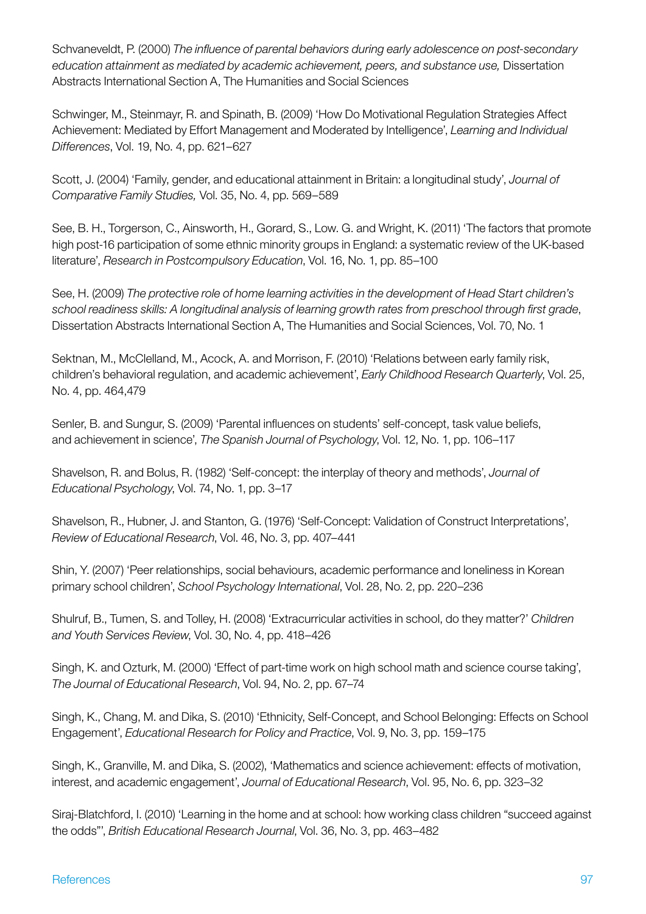Schvaneveldt, P. (2000) *The influence of parental behaviors during early adolescence on post-secondary education attainment as mediated by academic achievement, peers, and substance use,* Dissertation Abstracts International Section A, The Humanities and Social Sciences

Schwinger, M., Steinmayr, R. and Spinath, B. (2009) 'How Do Motivational Regulation Strategies Affect Achievement: Mediated by Effort Management and Moderated by Intelligence', *Learning and Individual Differences*, Vol. 19, No. 4, pp. 621–627

Scott, J. (2004) 'Family, gender, and educational attainment in Britain: a longitudinal study', *Journal of Comparative Family Studies,* Vol. 35, No. 4, pp. 569–589

See, B. H., Torgerson, C., Ainsworth, H., Gorard, S., Low. G. and Wright, K. (2011) 'The factors that promote high post-16 participation of some ethnic minority groups in England: a systematic review of the UK-based literature', *Research in Postcompulsory Education*, Vol. 16, No. 1, pp. 85–100

See, H. (2009) *The protective role of home learning activities in the development of Head Start children's school readiness skills: A longitudinal analysis of learning growth rates from preschool through first grade*, Dissertation Abstracts International Section A, The Humanities and Social Sciences, Vol. 70, No. 1

Sektnan, M., McClelland, M., Acock, A. and Morrison, F. (2010) 'Relations between early family risk, children's behavioral regulation, and academic achievement', *Early Childhood Research Quarterly*, Vol. 25, No. 4, pp. 464,479

Senler, B. and Sungur, S. (2009) 'Parental influences on students' self-concept, task value beliefs, and achievement in science', *The Spanish Journal of Psychology*, Vol. 12, No. 1, pp. 106–117

Shavelson, R. and Bolus, R. (1982) 'Self-concept: the interplay of theory and methods', *Journal of Educational Psychology*, Vol. 74, No. 1, pp. 3–17

Shavelson, R., Hubner, J. and Stanton, G. (1976) 'Self-Concept: Validation of Construct Interpretations', *Review of Educational Research*, Vol. 46, No. 3, pp. 407–441

Shin, Y. (2007) 'Peer relationships, social behaviours, academic performance and loneliness in Korean primary school children', *School Psychology International*, Vol. 28, No. 2, pp. 220–236

Shulruf, B., Tumen, S. and Tolley, H. (2008) 'Extracurricular activities in school, do they matter?' *Children and Youth Services Review*, Vol. 30, No. 4, pp. 418–426

Singh, K. and Ozturk, M. (2000) 'Effect of part-time work on high school math and science course taking', *The Journal of Educational Research*, Vol. 94, No. 2, pp. 67–74

Singh, K., Chang, M. and Dika, S. (2010) 'Ethnicity, Self-Concept, and School Belonging: Effects on School Engagement', *Educational Research for Policy and Practice*, Vol. 9, No. 3, pp. 159–175

Singh, K., Granville, M. and Dika, S. (2002), 'Mathematics and science achievement: effects of motivation, interest, and academic engagement', *Journal of Educational Research*, Vol. 95, No. 6, pp. 323–32

Siraj-Blatchford, I. (2010) 'Learning in the home and at school: how working class children "succeed against the odds"', *British Educational Research Journal*, Vol. 36, No. 3, pp. 463–482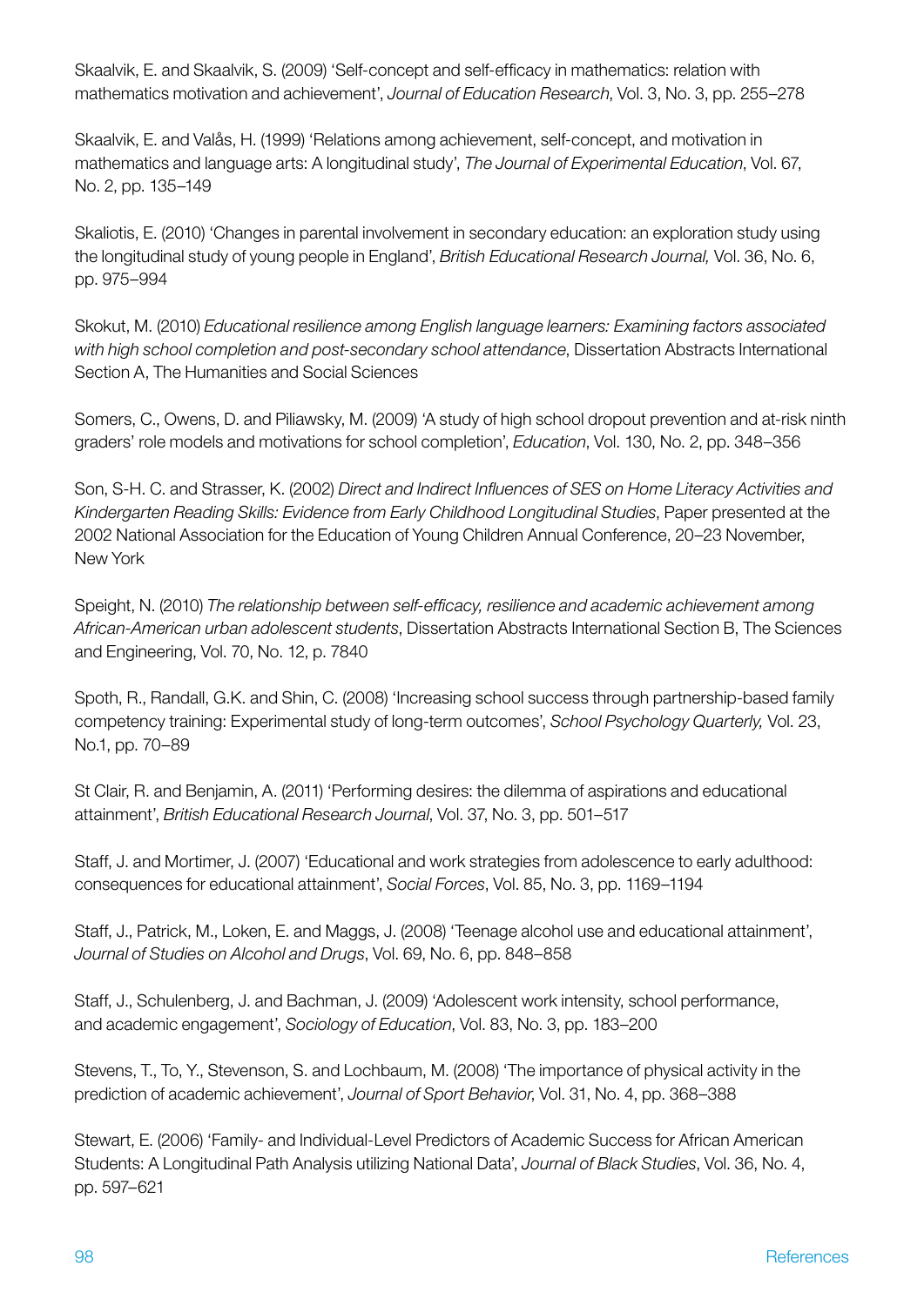Skaalvik, E. and Skaalvik, S. (2009) 'Self-concept and self-efficacy in mathematics: relation with mathematics motivation and achievement', *Journal of Education Research*, Vol. 3, No. 3, pp. 255–278

Skaalvik, E. and Valås, H. (1999) 'Relations among achievement, self-concept, and motivation in mathematics and language arts: A longitudinal study', *The Journal of Experimental Education*, Vol. 67, No. 2, pp. 135–149

Skaliotis, E. (2010) 'Changes in parental involvement in secondary education: an exploration study using the longitudinal study of young people in England', *British Educational Research Journal,* Vol. 36, No. 6, pp. 975–994

Skokut, M. (2010) *Educational resilience among English language learners: Examining factors associated with high school completion and post-secondary school attendance*, Dissertation Abstracts International Section A, The Humanities and Social Sciences

Somers, C., Owens, D. and Piliawsky, M. (2009) 'A study of high school dropout prevention and at-risk ninth graders' role models and motivations for school completion', *Education*, Vol. 130, No. 2, pp. 348–356

Son, S-H. C. and Strasser, K. (2002) *Direct and Indirect Influences of SES on Home Literacy Activities and Kindergarten Reading Skills: Evidence from Early Childhood Longitudinal Studies*, Paper presented at the 2002 National Association for the Education of Young Children Annual Conference, 20–23 November, New York

Speight, N. (2010) *The relationship between self-efficacy, resilience and academic achievement among African-American urban adolescent students*, Dissertation Abstracts International Section B, The Sciences and Engineering, Vol. 70, No. 12, p. 7840

Spoth, R., Randall, G.K. and Shin, C. (2008) 'Increasing school success through partnership-based family competency training: Experimental study of long-term outcomes', *School Psychology Quarterly,* Vol. 23, No.1, pp. 70–89

St Clair, R. and Benjamin, A. (2011) 'Performing desires: the dilemma of aspirations and educational attainment', *British Educational Research Journal*, Vol. 37, No. 3, pp. 501–517

Staff, J. and Mortimer, J. (2007) 'Educational and work strategies from adolescence to early adulthood: consequences for educational attainment', *Social Forces*, Vol. 85, No. 3, pp. 1169–1194

Staff, J., Patrick, M., Loken, E. and Maggs, J. (2008) 'Teenage alcohol use and educational attainment', *Journal of Studies on Alcohol and Drugs*, Vol. 69, No. 6, pp. 848–858

Staff, J., Schulenberg, J. and Bachman, J. (2009) 'Adolescent work intensity, school performance, and academic engagement', *Sociology of Education*, Vol. 83, No. 3, pp. 183–200

Stevens, T., To, Y., Stevenson, S. and Lochbaum, M. (2008) 'The importance of physical activity in the prediction of academic achievement', *Journal of Sport Behavior*, Vol. 31, No. 4, pp. 368–388

Stewart, E. (2006) 'Family- and Individual-Level Predictors of Academic Success for African American Students: A Longitudinal Path Analysis utilizing National Data', *Journal of Black Studies*, Vol. 36, No. 4, pp. 597–621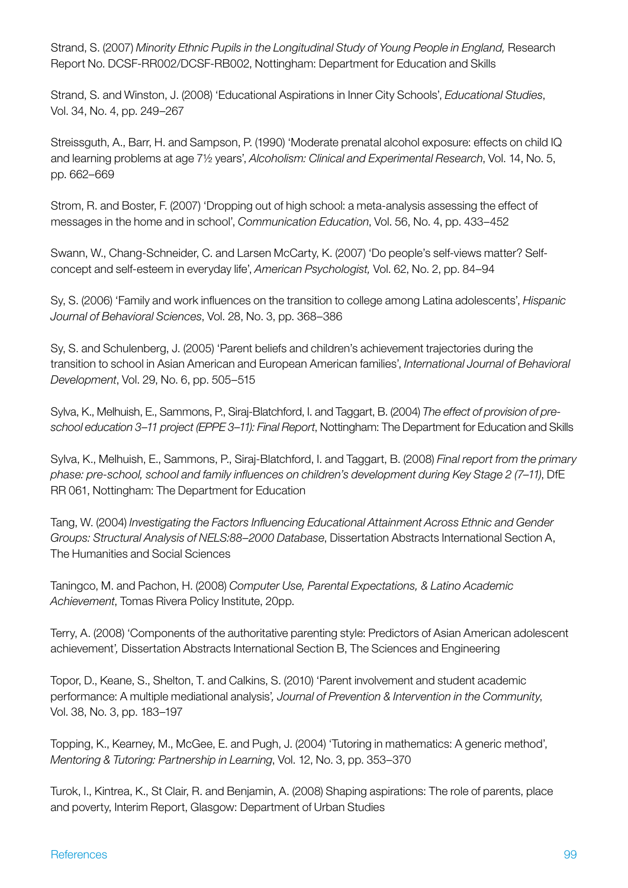Strand, S. (2007) *Minority Ethnic Pupils in the Longitudinal Study of Young People in England,* Research Report No. DCSF-RR002/DCSF-RB002, Nottingham: Department for Education and Skills

Strand, S. and Winston, J. (2008) 'Educational Aspirations in Inner City Schools', *Educational Studies*, Vol. 34, No. 4, pp. 249–267

Streissguth, A., Barr, H. and Sampson, P. (1990) 'Moderate prenatal alcohol exposure: effects on child IQ and learning problems at age 7½ years', *Alcoholism: Clinical and Experimental Research*, Vol. 14, No. 5, pp. 662–669

Strom, R. and Boster, F. (2007) 'Dropping out of high school: a meta-analysis assessing the effect of messages in the home and in school', *Communication Education*, Vol. 56, No. 4, pp. 433–452

Swann, W., Chang-Schneider, C. and Larsen McCarty, K. (2007) 'Do people's self-views matter? Self-concept and self-esteem in everyday life', *American Psychologist,* Vol. 62, No. 2, pp. 84–94

Sy, S. (2006) 'Family and work influences on the transition to college among Latina adolescents', *Hispanic Journal of Behavioral Sciences*, Vol. 28, No. 3, pp. 368–386

Sy, S. and Schulenberg, J. (2005) 'Parent beliefs and children's achievement trajectories during the transition to school in Asian American and European American families', *International Journal of Behavioral Development*, Vol. 29, No. 6, pp. 505–515

Sylva, K., Melhuish, E., Sammons, P., Siraj-Blatchford, I. and Taggart, B. (2004) *The effect of provision of pre-school education 3–11 project (EPPE 3–11): Final Report*, Nottingham: The Department for Education and Skills

Sylva, K., Melhuish, E., Sammons, P., Siraj-Blatchford, I. and Taggart, B. (2008) *Final report from the primary phase: pre-school, school and family influences on children's development during Key Stage 2 (7–11)*, DfE RR 061, Nottingham: The Department for Education

Tang, W. (2004) *Investigating the Factors Influencing Educational Attainment Across Ethnic and Gender Groups: Structural Analysis of NELS:88–2000 Database*, Dissertation Abstracts International Section A, The Humanities and Social Sciences

Taningco, M. and Pachon, H. (2008) *Computer Use, Parental Expectations, & Latino Academic Achievement*, Tomas Rivera Policy Institute, 20pp.

Terry, A. (2008) 'Components of the authoritative parenting style: Predictors of Asian American adolescent achievement'*,* Dissertation Abstracts International Section B, The Sciences and Engineering

Topor, D., Keane, S., Shelton, T. and Calkins, S. (2010) 'Parent involvement and student academic performance: A multiple mediational analysis'*, Journal of Prevention & Intervention in the Community*, Vol. 38, No. 3, pp. 183–197

Topping, K., Kearney, M., McGee, E. and Pugh, J. (2004) 'Tutoring in mathematics: A generic method', *Mentoring & Tutoring: Partnership in Learning*, Vol. 12, No. 3, pp. 353–370

Turok, I., Kintrea, K., St Clair, R. and Benjamin, A. (2008) Shaping aspirations: The role of parents, place and poverty, Interim Report, Glasgow: Department of Urban Studies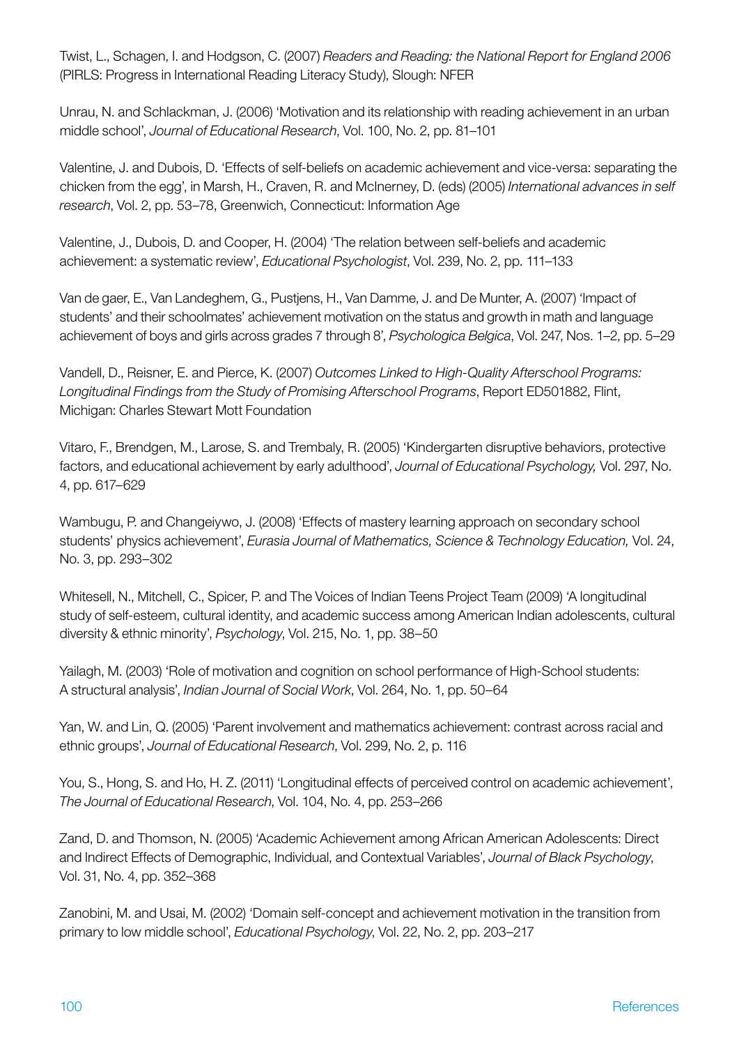Twist, L., Schagen, I. and Hodgson, C. (2007) *Readers and Reading: the National Report for England 2006* (PIRLS: Progress in International Reading Literacy Study), Slough: NFER

Unrau, N. and Schlackman, J. (2006) 'Motivation and its relationship with reading achievement in an urban middle school', *Journal of Educational Research*, Vol. 100, No. 2, pp. 81–101

Valentine, J. and Dubois, D. 'Effects of self-beliefs on academic achievement and vice-versa: separating the chicken from the egg', in Marsh, H., Craven, R. and McInerney, D. (eds) (2005) *International advances in self research*, Vol. 2, pp. 53–78, Greenwich, Connecticut: Information Age

Valentine, J., Dubois, D. and Cooper, H. (2004) 'The relation between self-beliefs and academic achievement: a systematic review', *Educational Psychologist*, Vol. 239, No. 2, pp. 111–133

Van de gaer, E., Van Landeghem, G., Pustjens, H., Van Damme, J. and De Munter, A. (2007) 'Impact of students' and their schoolmates' achievement motivation on the status and growth in math and language achievement of boys and girls across grades 7 through 8', *Psychologica Belgica*, Vol. 247, Nos. 1–2, pp. 5–29

Vandell, D., Reisner, E. and Pierce, K. (2007) *Outcomes Linked to High-Quality Afterschool Programs: Longitudinal Findings from the Study of Promising Afterschool Programs*, Report ED501882, Flint, Michigan: Charles Stewart Mott Foundation

Vitaro, F., Brendgen, M., Larose, S. and Trembaly, R. (2005) 'Kindergarten disruptive behaviors, protective factors, and educational achievement by early adulthood', *Journal of Educational Psychology,* Vol. 297, No. 4, pp. 617–629

Wambugu, P. and Changeiywo, J. (2008) 'Effects of mastery learning approach on secondary school students' physics achievement', *Eurasia Journal of Mathematics, Science & Technology Education,* Vol. 24, No. 3, pp. 293–302

Whitesell, N., Mitchell, C., Spicer, P. and The Voices of Indian Teens Project Team (2009) 'A longitudinal study of self-esteem, cultural identity, and academic success among American Indian adolescents, cultural diversity & ethnic minority', *Psychology*, Vol. 215, No. 1, pp. 38–50

Yailagh, M. (2003) 'Role of motivation and cognition on school performance of High-School students: A structural analysis', *Indian Journal of Social Work*, Vol. 264, No. 1, pp. 50–64

Yan, W. and Lin, Q. (2005) 'Parent involvement and mathematics achievement: contrast across racial and ethnic groups', *Journal of Educational Research*, Vol. 299, No. 2, p. 116

You, S., Hong, S. and Ho, H. Z. (2011) 'Longitudinal effects of perceived control on academic achievement', *The Journal of Educational Research*, Vol. 104, No. 4, pp. 253–266

Zand, D. and Thomson, N. (2005) 'Academic Achievement among African American Adolescents: Direct and Indirect Effects of Demographic, Individual, and Contextual Variables', *Journal of Black Psychology*, Vol. 31, No. 4, pp. 352–368

Zanobini, M. and Usai, M. (2002) 'Domain self-concept and achievement motivation in the transition from primary to low middle school', *Educational Psychology*, Vol. 22, No. 2, pp. 203–217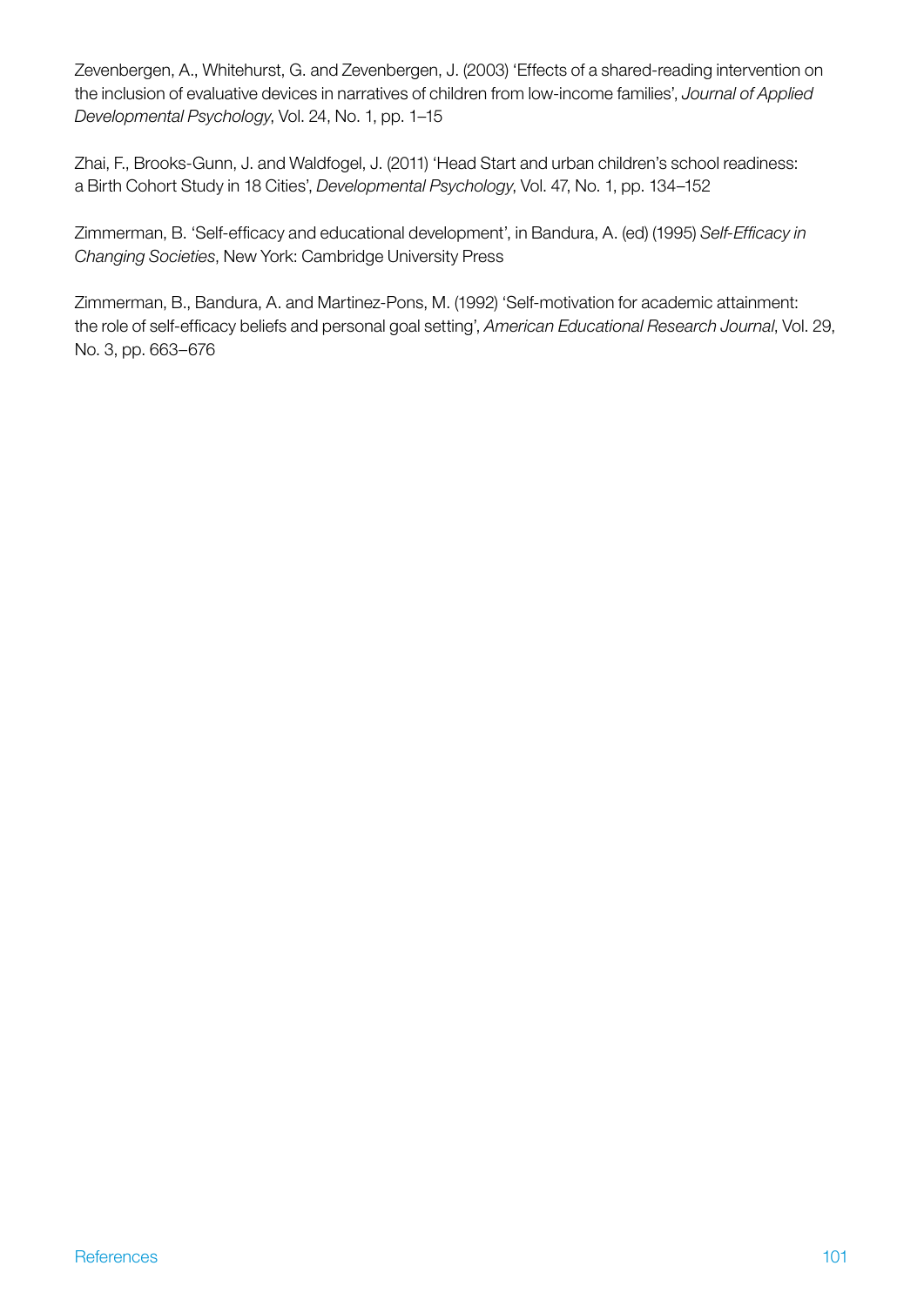Zevenbergen, A., Whitehurst, G. and Zevenbergen, J. (2003) 'Effects of a shared-reading intervention on the inclusion of evaluative devices in narratives of children from low-income families', *Journal of Applied Developmental Psychology*, Vol. 24, No. 1, pp. 1–15

Zhai, F., Brooks-Gunn, J. and Waldfogel, J. (2011) 'Head Start and urban children's school readiness: a Birth Cohort Study in 18 Cities', *Developmental Psychology*, Vol. 47, No. 1, pp. 134–152

Zimmerman, B. 'Self-efficacy and educational development', in Bandura, A. (ed) (1995) *Self-Efficacy in Changing Societies*, New York: Cambridge University Press

Zimmerman, B., Bandura, A. and Martinez-Pons, M. (1992) 'Self-motivation for academic attainment: the role of self-efficacy beliefs and personal goal setting', *American Educational Research Journal*, Vol. 29, No. 3, pp. 663–676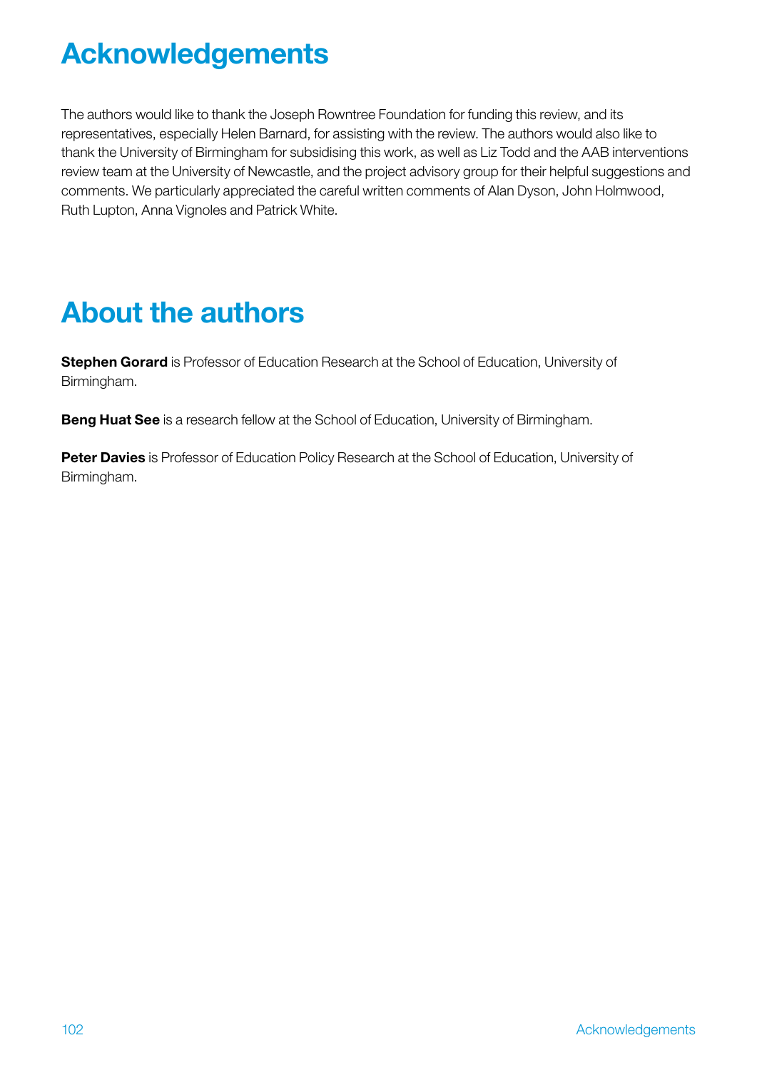# Acknowledgements

The authors would like to thank the Joseph Rowntree Foundation for funding this review, and its representatives, especially Helen Barnard, for assisting with the review. The authors would also like to thank the University of Birmingham for subsidising this work, as well as Liz Todd and the AAB interventions review team at the University of Newcastle, and the project advisory group for their helpful suggestions and comments. We particularly appreciated the careful written comments of Alan Dyson, John Holmwood, Ruth Lupton, Anna Vignoles and Patrick White.

# About the authors

**Stephen Gorard** is Professor of Education Research at the School of Education, University of Birmingham.

**Beng Huat See** is a research fellow at the School of Education, University of Birmingham.

**Peter Davies** is Professor of Education Policy Research at the School of Education, University of Birmingham.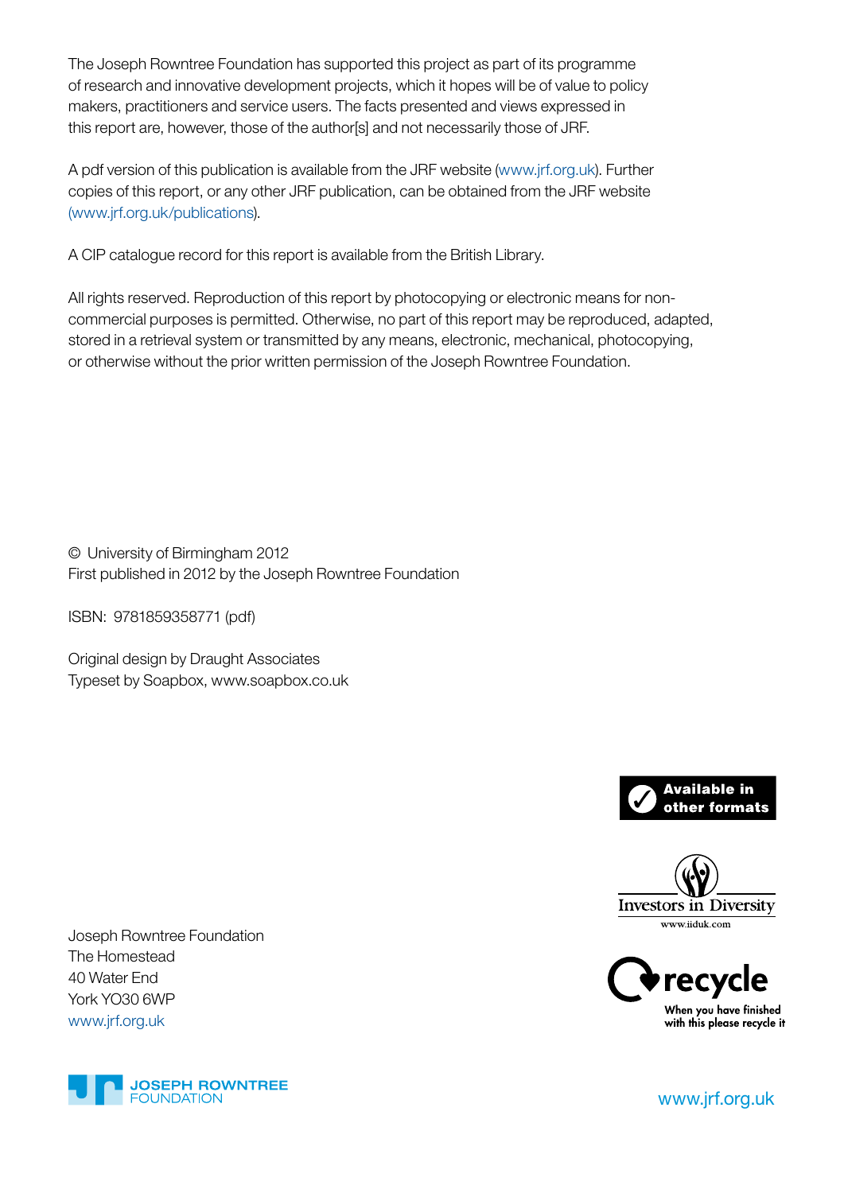The Joseph Rowntree Foundation has supported this project as part of its programme of research and innovative development projects, which it hopes will be of value to policy makers, practitioners and service users. The facts presented and views expressed in this report are, however, those of the author[s] and not necessarily those of JRF.

A pdf version of this publication is available from the JRF website (www.jrf.org.uk). Further copies of this report, or any other JRF publication, can be obtained from the JRF website (www.jrf.org.uk/publications).

A CIP catalogue record for this report is available from the British Library.

All rights reserved. Reproduction of this report by photocopying or electronic means for non-commercial purposes is permitted. Otherwise, no part of this report may be reproduced, adapted, stored in a retrieval system or transmitted by any means, electronic, mechanical, photocopying, or otherwise without the prior written permission of the Joseph Rowntree Foundation.

© University of Birmingham 2012
First published in 2012 by the Joseph Rowntree Foundation

ISBN: 9781859358771 (pdf)

Original design by Draught Associates
Typeset by Soapbox, www.soapbox.co.uk

Available in other formats

Investors in Diversity
www.iiduk.com

recycle
When you have finished with this please recycle it

Joseph Rowntree Foundation
The Homestead
40 Water End
York YO30 6WP
www.jrf.org.uk

JOSEPH ROWNTREE FOUNDATION

www.jrf.org.uk